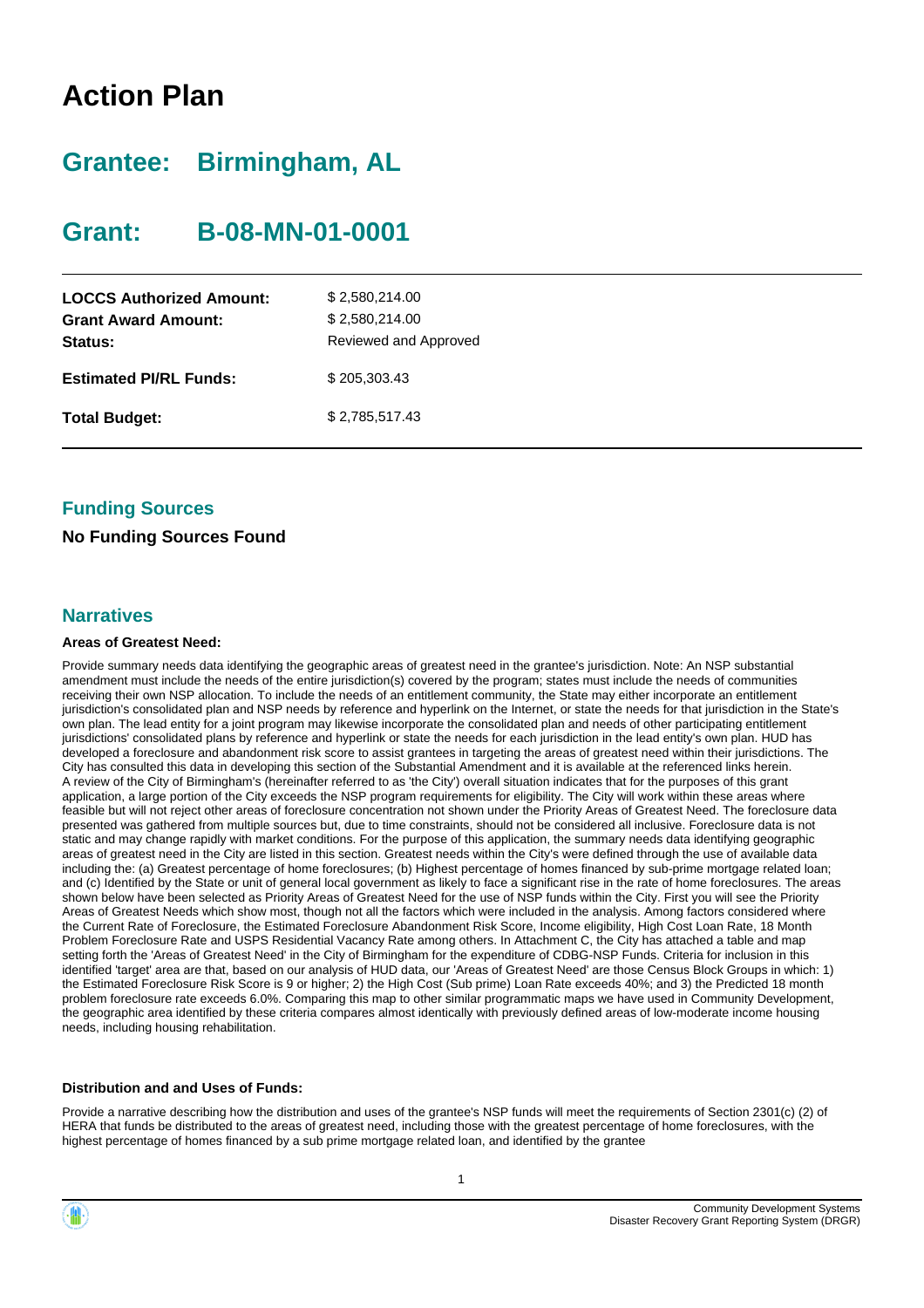# Action Plan

## Grantee: Birmingham, AL

## Grant: B-08-MN-01-0001

| | |
|---|---|
| **LOCCS Authorized Amount:** | $ 2,580,214.00 |
| **Grant Award Amount:** | $ 2,580,214.00 |
| **Status:** | Reviewed and Approved |
| **Estimated PI/RL Funds:** | $ 205,303.43 |
| **Total Budget:** | $ 2,785,517.43 |

### Funding Sources

**No Funding Sources Found**

### Narratives

**Areas of Greatest Need:**

Provide summary needs data identifying the geographic areas of greatest need in the grantee's jurisdiction. Note: An NSP substantial amendment must include the needs of the entire jurisdiction(s) covered by the program; states must include the needs of communities receiving their own NSP allocation. To include the needs of an entitlement community, the State may either incorporate an entitlement jurisdiction's consolidated plan and NSP needs by reference and hyperlink on the Internet, or state the needs for that jurisdiction in the State's own plan. The lead entity for a joint program may likewise incorporate the consolidated plan and needs of other participating entitlement jurisdictions' consolidated plans by reference and hyperlink or state the needs for each jurisdiction in the lead entity's own plan. HUD has developed a foreclosure and abandonment risk score to assist grantees in targeting the areas of greatest need within their jurisdictions. The City has consulted this data in developing this section of the Substantial Amendment and it is available at the referenced links herein. A review of the City of Birmingham's (hereinafter referred to as 'the City') overall situation indicates that for the purposes of this grant application, a large portion of the City exceeds the NSP program requirements for eligibility. The City will work within these areas where feasible but will not reject other areas of foreclosure concentration not shown under the Priority Areas of Greatest Need. The foreclosure data presented was gathered from multiple sources but, due to time constraints, should not be considered all inclusive. Foreclosure data is not static and may change rapidly with market conditions. For the purpose of this application, the summary needs data identifying geographic areas of greatest need in the City are listed in this section. Greatest needs within the City's were defined through the use of available data including the: (a) Greatest percentage of home foreclosures; (b) Highest percentage of homes financed by sub-prime mortgage related loan; and (c) Identified by the State or unit of general local government as likely to face a significant rise in the rate of home foreclosures. The areas shown below have been selected as Priority Areas of Greatest Need for the use of NSP funds within the City. First you will see the Priority Areas of Greatest Needs which show most, though not all the factors which were included in the analysis. Among factors considered where the Current Rate of Foreclosure, the Estimated Foreclosure Abandonment Risk Score, Income eligibility, High Cost Loan Rate, 18 Month Problem Foreclosure Rate and USPS Residential Vacancy Rate among others. In Attachment C, the City has attached a table and map setting forth the 'Areas of Greatest Need' in the City of Birmingham for the expenditure of CDBG-NSP Funds. Criteria for inclusion in this identified 'target' area are that, based on our analysis of HUD data, our 'Areas of Greatest Need' are those Census Block Groups in which: 1) the Estimated Foreclosure Risk Score is 9 or higher; 2) the High Cost (Sub prime) Loan Rate exceeds 40%; and 3) the Predicted 18 month problem foreclosure rate exceeds 6.0%. Comparing this map to other similar programmatic maps we have used in Community Development, the geographic area identified by these criteria compares almost identically with previously defined areas of low-moderate income housing needs, including housing rehabilitation.

**Distribution and and Uses of Funds:**

Provide a narrative describing how the distribution and uses of the grantee's NSP funds will meet the requirements of Section 2301(c) (2) of HERA that funds be distributed to the areas of greatest need, including those with the greatest percentage of home foreclosures, with the highest percentage of homes financed by a sub prime mortgage related loan, and identified by the grantee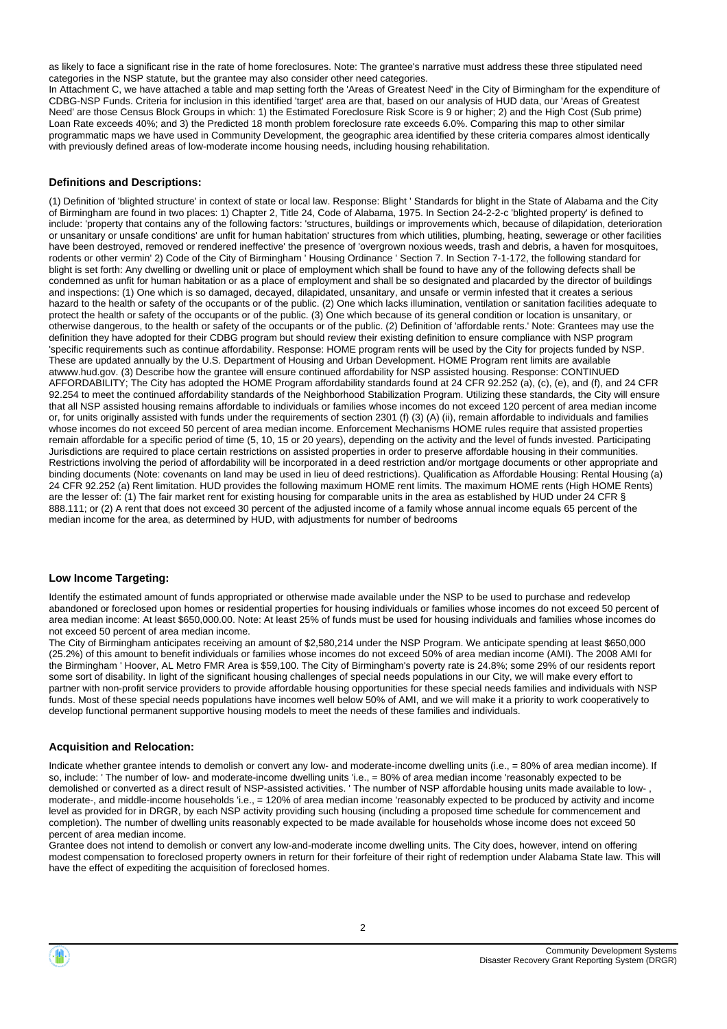as likely to face a significant rise in the rate of home foreclosures. Note: The grantee's narrative must address these three stipulated need categories in the NSP statute, but the grantee may also consider other need categories.

In Attachment C, we have attached a table and map setting forth the 'Areas of Greatest Need' in the City of Birmingham for the expenditure of CDBG-NSP Funds. Criteria for inclusion in this identified 'target' area are that, based on our analysis of HUD data, our 'Areas of Greatest Need' are those Census Block Groups in which: 1) the Estimated Foreclosure Risk Score is 9 or higher; 2) and the High Cost (Sub prime) Loan Rate exceeds 40%; and 3) the Predicted 18 month problem foreclosure rate exceeds 6.0%. Comparing this map to other similar programmatic maps we have used in Community Development, the geographic area identified by these criteria compares almost identically with previously defined areas of low-moderate income housing needs, including housing rehabilitation.

**Definitions and Descriptions:**

(1) Definition of 'blighted structure' in context of state or local law. Response: Blight ' Standards for blight in the State of Alabama and the City of Birmingham are found in two places: 1) Chapter 2, Title 24, Code of Alabama, 1975. In Section 24-2-2-c 'blighted property' is defined to include: 'property that contains any of the following factors: 'structures, buildings or improvements which, because of dilapidation, deterioration or unsanitary or unsafe conditions' are unfit for human habitation' structures from which utilities, plumbing, heating, sewerage or other facilities have been destroyed, removed or rendered ineffective' the presence of 'overgrown noxious weeds, trash and debris, a haven for mosquitoes, rodents or other vermin' 2) Code of the City of Birmingham ' Housing Ordinance ' Section 7. In Section 7-1-172, the following standard for blight is set forth: Any dwelling or dwelling unit or place of employment which shall be found to have any of the following defects shall be condemned as unfit for human habitation or as a place of employment and shall be so designated and placarded by the director of buildings and inspections: (1) One which is so damaged, decayed, dilapidated, unsanitary, and unsafe or vermin infested that it creates a serious hazard to the health or safety of the occupants or of the public. (2) One which lacks illumination, ventilation or sanitation facilities adequate to protect the health or safety of the occupants or of the public. (3) One which because of its general condition or location is unsanitary, or otherwise dangerous, to the health or safety of the occupants or of the public. (2) Definition of 'affordable rents.' Note: Grantees may use the definition they have adopted for their CDBG program but should review their existing definition to ensure compliance with NSP program 'specific requirements such as continue affordability. Response: HOME program rents will be used by the City for projects funded by NSP. These are updated annually by the U.S. Department of Housing and Urban Development. HOME Program rent limits are available atwww.hud.gov. (3) Describe how the grantee will ensure continued affordability for NSP assisted housing. Response: CONTINUED AFFORDABILITY; The City has adopted the HOME Program affordability standards found at 24 CFR 92.252 (a), (c), (e), and (f), and 24 CFR 92.254 to meet the continued affordability standards of the Neighborhood Stabilization Program. Utilizing these standards, the City will ensure that all NSP assisted housing remains affordable to individuals or families whose incomes do not exceed 120 percent of area median income or, for units originally assisted with funds under the requirements of section 2301 (f) (3) (A) (ii), remain affordable to individuals and families whose incomes do not exceed 50 percent of area median income. Enforcement Mechanisms HOME rules require that assisted properties remain affordable for a specific period of time (5, 10, 15 or 20 years), depending on the activity and the level of funds invested. Participating Jurisdictions are required to place certain restrictions on assisted properties in order to preserve affordable housing in their communities. Restrictions involving the period of affordability will be incorporated in a deed restriction and/or mortgage documents or other appropriate and binding documents (Note: covenants on land may be used in lieu of deed restrictions). Qualification as Affordable Housing: Rental Housing (a) 24 CFR 92.252 (a) Rent limitation. HUD provides the following maximum HOME rent limits. The maximum HOME rents (High HOME Rents) are the lesser of: (1) The fair market rent for existing housing for comparable units in the area as established by HUD under 24 CFR § 888.111; or (2) A rent that does not exceed 30 percent of the adjusted income of a family whose annual income equals 65 percent of the median income for the area, as determined by HUD, with adjustments for number of bedrooms

**Low Income Targeting:**

Identify the estimated amount of funds appropriated or otherwise made available under the NSP to be used to purchase and redevelop abandoned or foreclosed upon homes or residential properties for housing individuals or families whose incomes do not exceed 50 percent of area median income: At least $650,000.00. Note: At least 25% of funds must be used for housing individuals and families whose incomes do not exceed 50 percent of area median income.

The City of Birmingham anticipates receiving an amount of $2,580,214 under the NSP Program. We anticipate spending at least $650,000 (25.2%) of this amount to benefit individuals or families whose incomes do not exceed 50% of area median income (AMI). The 2008 AMI for the Birmingham ' Hoover, AL Metro FMR Area is $59,100. The City of Birmingham's poverty rate is 24.8%; some 29% of our residents report some sort of disability. In light of the significant housing challenges of special needs populations in our City, we will make every effort to partner with non-profit service providers to provide affordable housing opportunities for these special needs families and individuals with NSP funds. Most of these special needs populations have incomes well below 50% of AMI, and we will make it a priority to work cooperatively to develop functional permanent supportive housing models to meet the needs of these families and individuals.

**Acquisition and Relocation:**

Indicate whether grantee intends to demolish or convert any low- and moderate-income dwelling units (i.e., = 80% of area median income). If so, include: ' The number of low- and moderate-income dwelling units 'i.e., = 80% of area median income 'reasonably expected to be demolished or converted as a direct result of NSP-assisted activities. ' The number of NSP affordable housing units made available to low- , moderate-, and middle-income households 'i.e., = 120% of area median income 'reasonably expected to be produced by activity and income level as provided for in DRGR, by each NSP activity providing such housing (including a proposed time schedule for commencement and completion). The number of dwelling units reasonably expected to be made available for households whose income does not exceed 50 percent of area median income.

Grantee does not intend to demolish or convert any low-and-moderate income dwelling units. The City does, however, intend on offering modest compensation to foreclosed property owners in return for their forfeiture of their right of redemption under Alabama State law. This will have the effect of expediting the acquisition of foreclosed homes.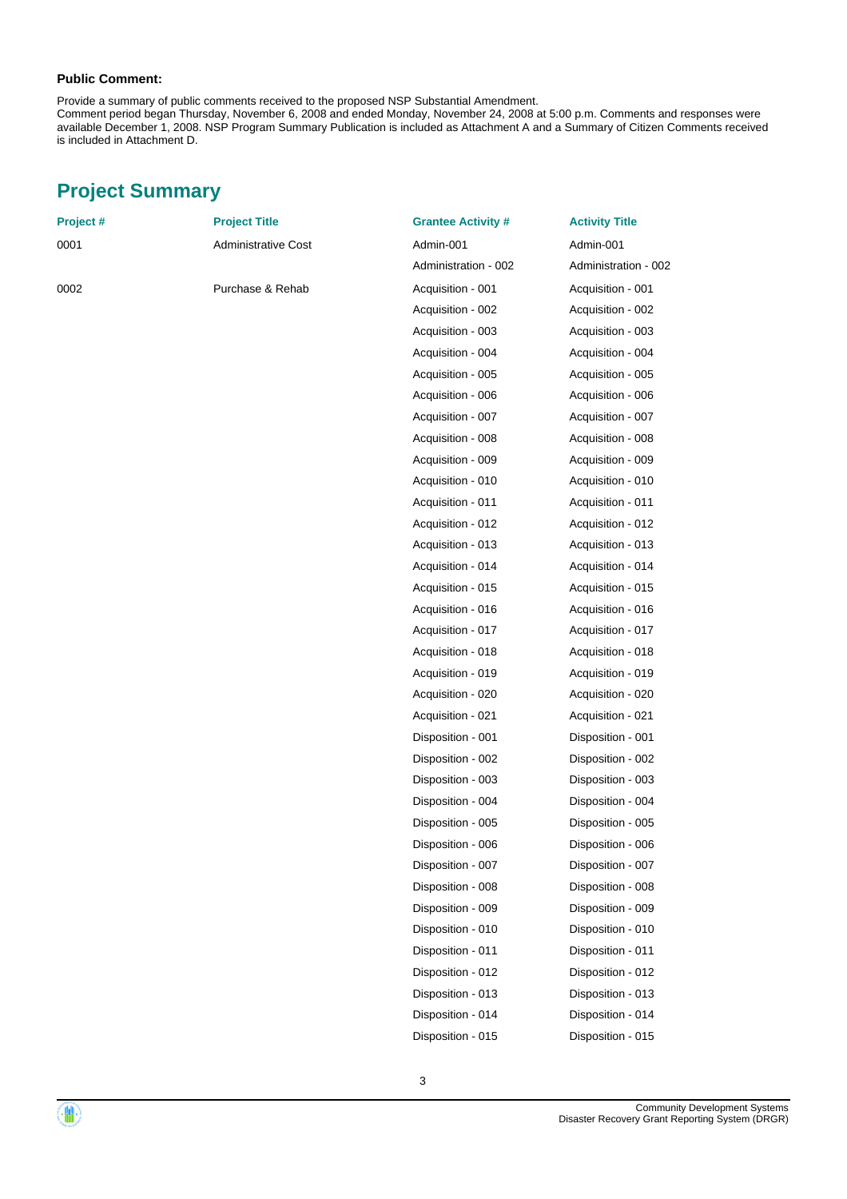**Public Comment:**

Provide a summary of public comments received to the proposed NSP Substantial Amendment.
Comment period began Thursday, November 6, 2008 and ended Monday, November 24, 2008 at 5:00 p.m. Comments and responses were available December 1, 2008. NSP Program Summary Publication is included as Attachment A and a Summary of Citizen Comments received is included in Attachment D.

## Project Summary

| Project # | Project Title | Grantee Activity # | Activity Title |
|---|---|---|---|
| 0001 | Administrative Cost | Admin-001 | Admin-001 |
| | | Administration - 002 | Administration - 002 |
| 0002 | Purchase & Rehab | Acquisition - 001 | Acquisition - 001 |
| | | Acquisition - 002 | Acquisition - 002 |
| | | Acquisition - 003 | Acquisition - 003 |
| | | Acquisition - 004 | Acquisition - 004 |
| | | Acquisition - 005 | Acquisition - 005 |
| | | Acquisition - 006 | Acquisition - 006 |
| | | Acquisition - 007 | Acquisition - 007 |
| | | Acquisition - 008 | Acquisition - 008 |
| | | Acquisition - 009 | Acquisition - 009 |
| | | Acquisition - 010 | Acquisition - 010 |
| | | Acquisition - 011 | Acquisition - 011 |
| | | Acquisition - 012 | Acquisition - 012 |
| | | Acquisition - 013 | Acquisition - 013 |
| | | Acquisition - 014 | Acquisition - 014 |
| | | Acquisition - 015 | Acquisition - 015 |
| | | Acquisition - 016 | Acquisition - 016 |
| | | Acquisition - 017 | Acquisition - 017 |
| | | Acquisition - 018 | Acquisition - 018 |
| | | Acquisition - 019 | Acquisition - 019 |
| | | Acquisition - 020 | Acquisition - 020 |
| | | Acquisition - 021 | Acquisition - 021 |
| | | Disposition - 001 | Disposition - 001 |
| | | Disposition - 002 | Disposition - 002 |
| | | Disposition - 003 | Disposition - 003 |
| | | Disposition - 004 | Disposition - 004 |
| | | Disposition - 005 | Disposition - 005 |
| | | Disposition - 006 | Disposition - 006 |
| | | Disposition - 007 | Disposition - 007 |
| | | Disposition - 008 | Disposition - 008 |
| | | Disposition - 009 | Disposition - 009 |
| | | Disposition - 010 | Disposition - 010 |
| | | Disposition - 011 | Disposition - 011 |
| | | Disposition - 012 | Disposition - 012 |
| | | Disposition - 013 | Disposition - 013 |
| | | Disposition - 014 | Disposition - 014 |
| | | Disposition - 015 | Disposition - 015 |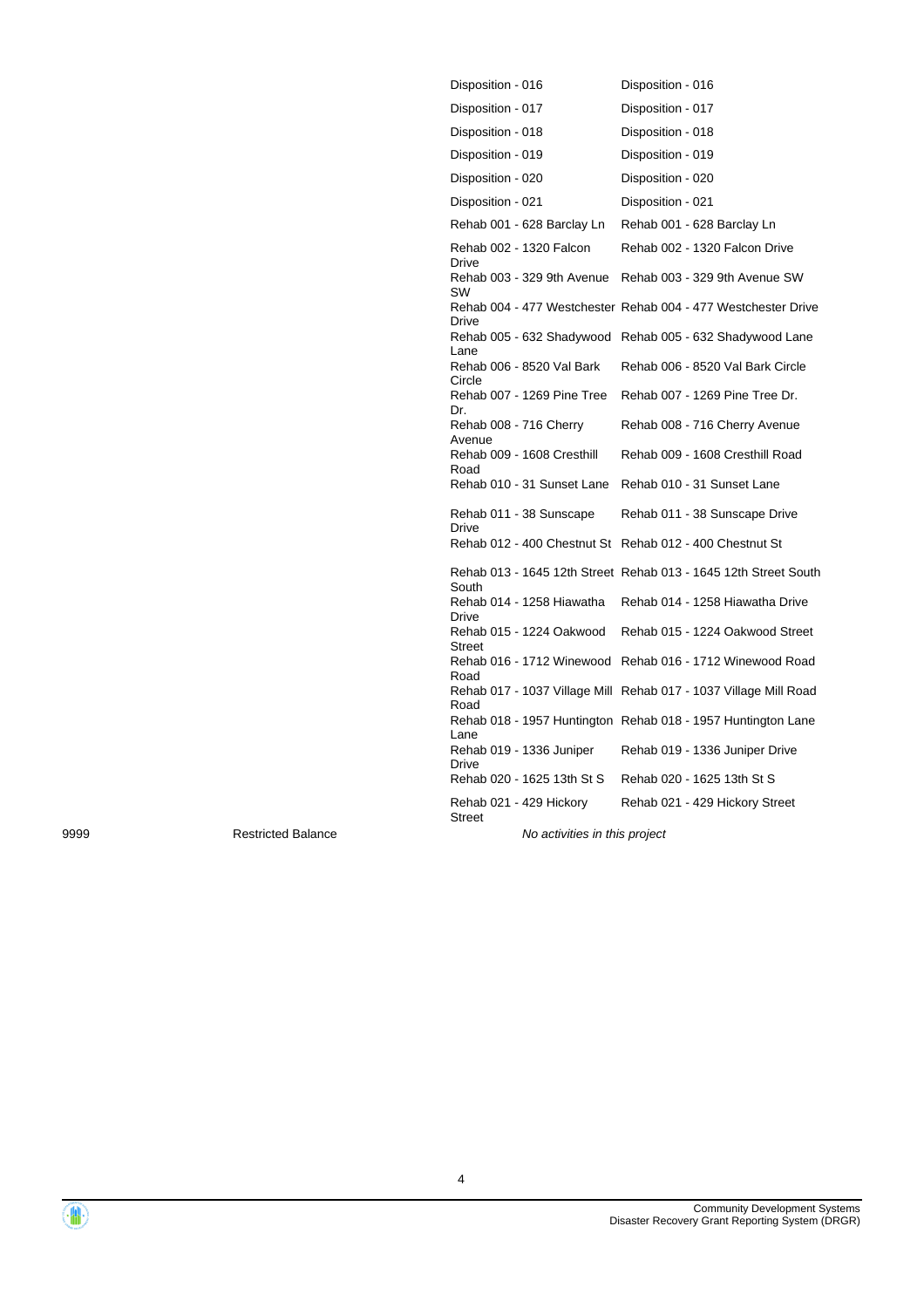| Project # | Project Title | Grantee Activity # | Activity Title |
|---|---|---|---|
| | | Disposition - 016 | Disposition - 016 |
| | | Disposition - 017 | Disposition - 017 |
| | | Disposition - 018 | Disposition - 018 |
| | | Disposition - 019 | Disposition - 019 |
| | | Disposition - 020 | Disposition - 020 |
| | | Disposition - 021 | Disposition - 021 |
| | | Rehab 001 - 628 Barclay Ln | Rehab 001 - 628 Barclay Ln |
| | | Rehab 002 - 1320 Falcon Drive | Rehab 002 - 1320 Falcon Drive |
| | | Rehab 003 - 329 9th Avenue SW | Rehab 003 - 329 9th Avenue SW |
| | | Rehab 004 - 477 Westchester Drive | Rehab 004 - 477 Westchester Drive |
| | | Rehab 005 - 632 Shadywood Lane | Rehab 005 - 632 Shadywood Lane |
| | | Rehab 006 - 8520 Val Bark Circle | Rehab 006 - 8520 Val Bark Circle |
| | | Rehab 007 - 1269 Pine Tree Dr. | Rehab 007 - 1269 Pine Tree Dr. |
| | | Rehab 008 - 716 Cherry Avenue | Rehab 008 - 716 Cherry Avenue |
| | | Rehab 009 - 1608 Cresthill Road | Rehab 009 - 1608 Cresthill Road |
| | | Rehab 010 - 31 Sunset Lane | Rehab 010 - 31 Sunset Lane |
| | | Rehab 011 - 38 Sunscape Drive | Rehab 011 - 38 Sunscape Drive |
| | | Rehab 012 - 400 Chestnut St | Rehab 012 - 400 Chestnut St |
| | | Rehab 013 - 1645 12th Street South | Rehab 013 - 1645 12th Street South |
| | | Rehab 014 - 1258 Hiawatha Drive | Rehab 014 - 1258 Hiawatha Drive |
| | | Rehab 015 - 1224 Oakwood Street | Rehab 015 - 1224 Oakwood Street |
| | | Rehab 016 - 1712 Winewood Road | Rehab 016 - 1712 Winewood Road |
| | | Rehab 017 - 1037 Village Mill Road | Rehab 017 - 1037 Village Mill Road |
| | | Rehab 018 - 1957 Huntington Lane | Rehab 018 - 1957 Huntington Lane |
| | | Rehab 019 - 1336 Juniper Drive | Rehab 019 - 1336 Juniper Drive |
| | | Rehab 020 - 1625 13th St S | Rehab 020 - 1625 13th St S |
| | | Rehab 021 - 429 Hickory Street | Rehab 021 - 429 Hickory Street |
| 9999 | Restricted Balance | *No activities in this project* | |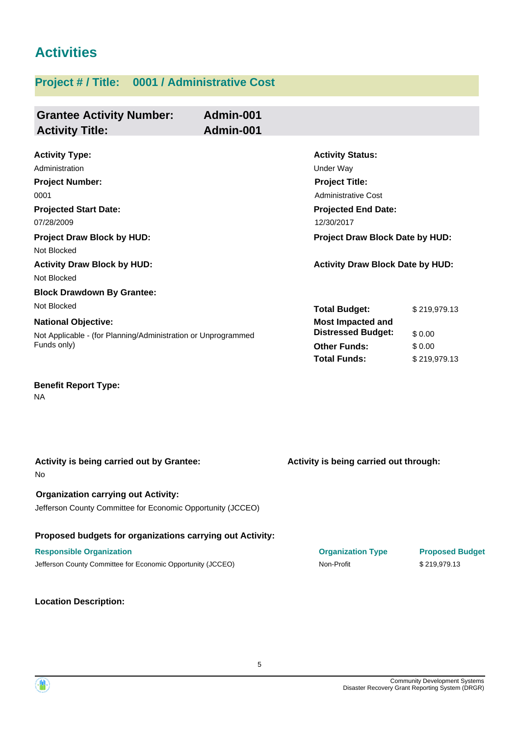# Activities

## Project # / Title: 0001 / Administrative Cost

| **Grantee Activity Number:** | **Admin-001** |
|---|---|
| **Activity Title:** | **Admin-001** |

**Activity Type:**
Administration

**Activity Status:**
Under Way

**Project Number:**
0001

**Project Title:**
Administrative Cost

**Projected Start Date:**
07/28/2009

**Projected End Date:**
12/30/2017

**Project Draw Block by HUD:**
Not Blocked

**Project Draw Block Date by HUD:**

**Activity Draw Block by HUD:**
Not Blocked

**Activity Draw Block Date by HUD:**

**Block Drawdown By Grantee:**
Not Blocked

**National Objective:**
Not Applicable - (for Planning/Administration or Unprogrammed Funds only)

| | |
|---|---|
| **Total Budget:** | $ 219,979.13 |
| **Most Impacted and Distressed Budget:** | $ 0.00 |
| **Other Funds:** | $ 0.00 |
| **Total Funds:** | $ 219,979.13 |

**Benefit Report Type:**
NA

**Activity is being carried out by Grantee:**
No

**Activity is being carried out through:**

**Organization carrying out Activity:**
Jefferson County Committee for Economic Opportunity (JCCEO)

**Proposed budgets for organizations carrying out Activity:**

| Responsible Organization | Organization Type | Proposed Budget |
|---|---|---|
| Jefferson County Committee for Economic Opportunity (JCCEO) | Non-Profit | $ 219,979.13 |

**Location Description:**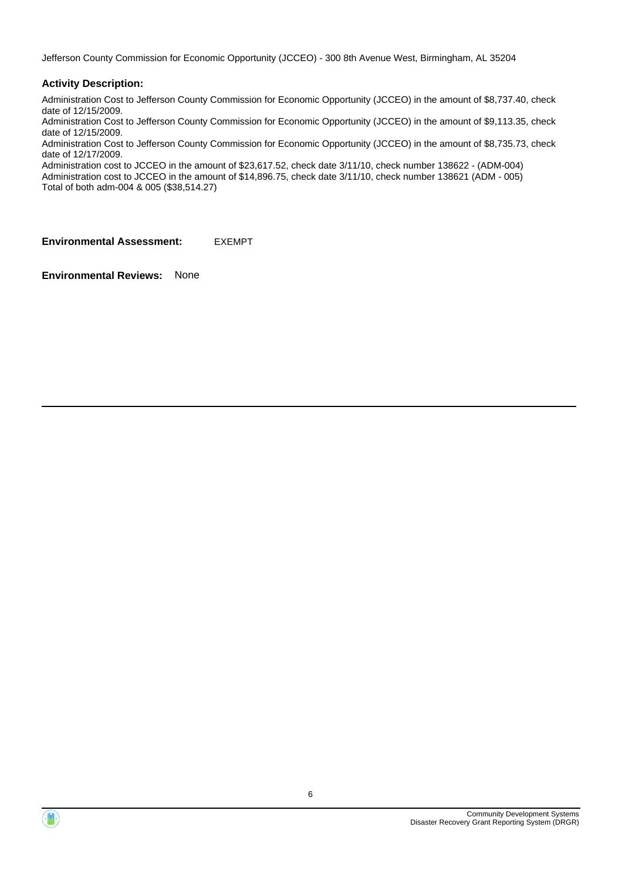Jefferson County Commission for Economic Opportunity (JCCEO) - 300 8th Avenue West, Birmingham, AL 35204

### Activity Description:

Administration Cost to Jefferson County Commission for Economic Opportunity (JCCEO) in the amount of $8,737.40, check date of 12/15/2009.
Administration Cost to Jefferson County Commission for Economic Opportunity (JCCEO) in the amount of $9,113.35, check date of 12/15/2009.
Administration Cost to Jefferson County Commission for Economic Opportunity (JCCEO) in the amount of $8,735.73, check date of 12/17/2009.
Administration cost to JCCEO in the amount of $23,617.52, check date 3/11/10, check number 138622 - (ADM-004)
Administration cost to JCCEO in the amount of $14,896.75, check date 3/11/10, check number 138621 (ADM - 005)
Total of both adm-004 & 005 ($38,514.27)

**Environmental Assessment:** EXEMPT

**Environmental Reviews:** None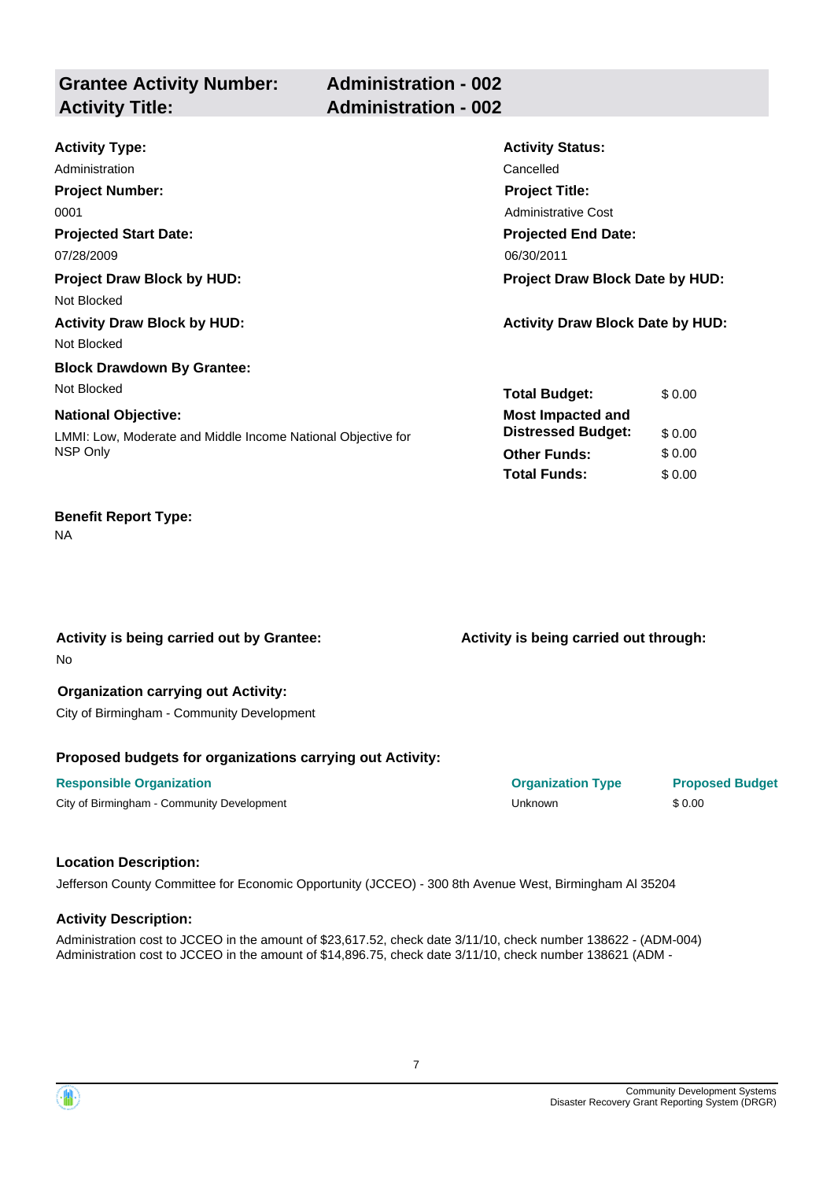## Grantee Activity Number: Administration - 002
## Activity Title: Administration - 002

**Activity Type:**
Administration

**Activity Status:**
Cancelled

**Project Number:**
0001

**Project Title:**
Administrative Cost

**Projected Start Date:**
07/28/2009

**Projected End Date:**
06/30/2011

**Project Draw Block by HUD:**
Not Blocked

**Project Draw Block Date by HUD:**

**Activity Draw Block by HUD:**
Not Blocked

**Activity Draw Block Date by HUD:**

**Block Drawdown By Grantee:**
Not Blocked

**National Objective:**
LMMI: Low, Moderate and Middle Income National Objective for NSP Only

| | |
|---|---|
| **Total Budget:** | $ 0.00 |
| **Most Impacted and Distressed Budget:** | $ 0.00 |
| **Other Funds:** | $ 0.00 |
| **Total Funds:** | $ 0.00 |

**Benefit Report Type:**
NA

**Activity is being carried out by Grantee:**
No

**Activity is being carried out through:**

**Organization carrying out Activity:**
City of Birmingham - Community Development

**Proposed budgets for organizations carrying out Activity:**

| Responsible Organization | Organization Type | Proposed Budget |
|---|---|---|
| City of Birmingham - Community Development | Unknown | $ 0.00 |

**Location Description:**

Jefferson County Committee for Economic Opportunity (JCCEO) - 300 8th Avenue West, Birmingham Al 35204

**Activity Description:**

Administration cost to JCCEO in the amount of $23,617.52, check date 3/11/10, check number 138622 - (ADM-004)
Administration cost to JCCEO in the amount of $14,896.75, check date 3/11/10, check number 138621 (ADM -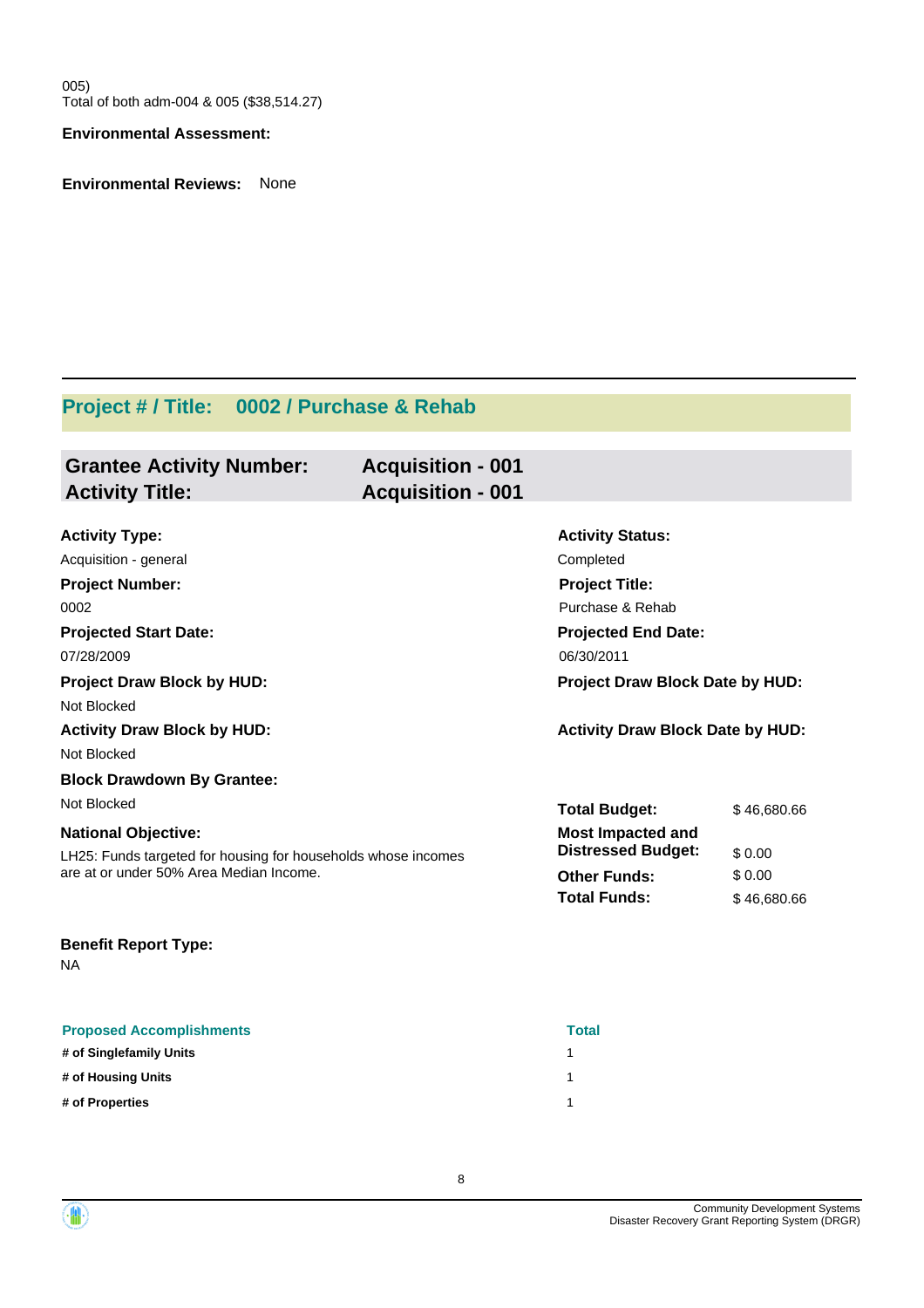005)
Total of both adm-004 & 005 ($38,514.27)

**Environmental Assessment:**

**Environmental Reviews:** None

## Project # / Title: 0002 / Purchase & Rehab

### Grantee Activity Number: Acquisition - 001
### Activity Title: Acquisition - 001

**Activity Type:**
Acquisition - general

**Activity Status:**
Completed

**Project Number:**
0002

**Project Title:**
Purchase & Rehab

**Projected Start Date:**
07/28/2009

**Projected End Date:**
06/30/2011

**Project Draw Block by HUD:**
Not Blocked

**Project Draw Block Date by HUD:**

**Activity Draw Block by HUD:**
Not Blocked

**Activity Draw Block Date by HUD:**

**Block Drawdown By Grantee:**
Not Blocked

**National Objective:**
LH25: Funds targeted for housing for households whose incomes are at or under 50% Area Median Income.

| | |
|---|---|
| **Total Budget:** | $ 46,680.66 |
| **Most Impacted and Distressed Budget:** | $ 0.00 |
| **Other Funds:** | $ 0.00 |
| **Total Funds:** | $ 46,680.66 |

**Benefit Report Type:**
NA

| Proposed Accomplishments | Total |
|---|---|
| # of Singlefamily Units | 1 |
| # of Housing Units | 1 |
| # of Properties | 1 |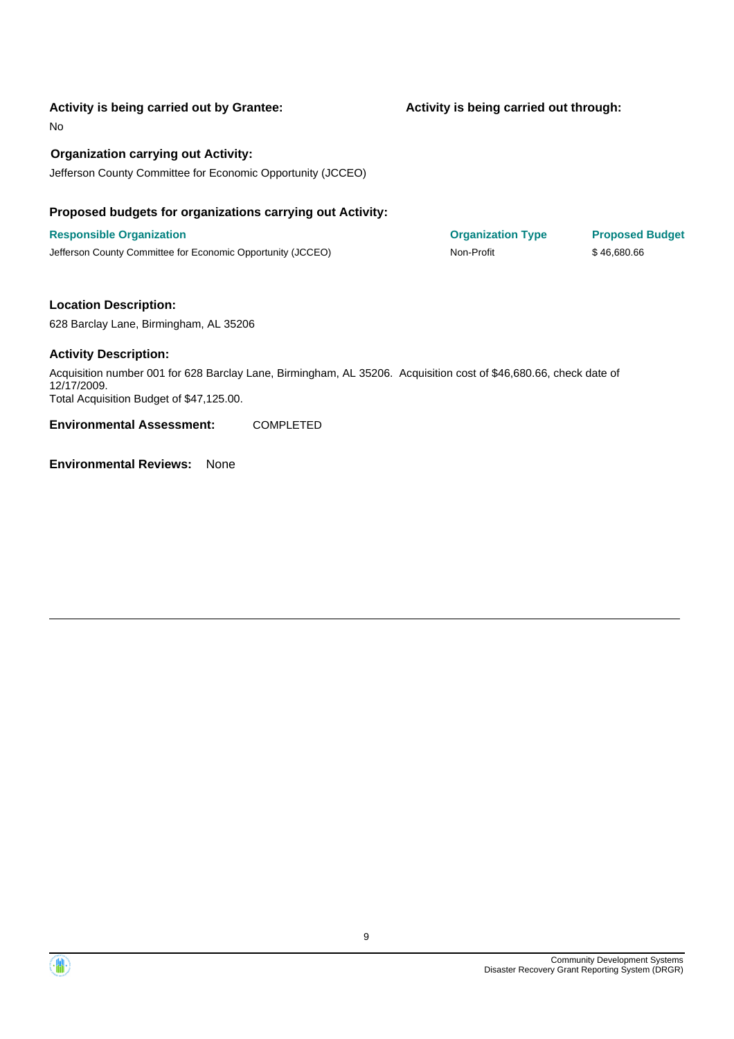**Activity is being carried out by Grantee:**

No

**Activity is being carried out through:**

**Organization carrying out Activity:**

Jefferson County Committee for Economic Opportunity (JCCEO)

**Proposed budgets for organizations carrying out Activity:**

| Responsible Organization | Organization Type | Proposed Budget |
| --- | --- | --- |
| Jefferson County Committee for Economic Opportunity (JCCEO) | Non-Profit | $ 46,680.66 |

**Location Description:**

628 Barclay Lane, Birmingham, AL 35206

**Activity Description:**

Acquisition number 001 for 628 Barclay Lane, Birmingham, AL 35206. Acquisition cost of $46,680.66, check date of 12/17/2009.
Total Acquisition Budget of $47,125.00.

**Environmental Assessment:** COMPLETED

**Environmental Reviews:** None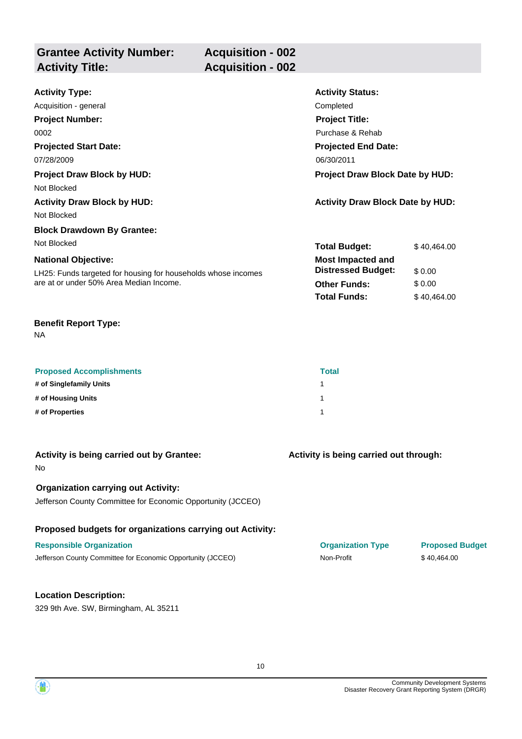## Grantee Activity Number: Acquisition - 002
## Activity Title: Acquisition - 002

**Activity Type:**
Acquisition - general

**Activity Status:**
Completed

**Project Number:**
0002

**Project Title:**
Purchase & Rehab

**Projected Start Date:**
07/28/2009

**Projected End Date:**
06/30/2011

**Project Draw Block by HUD:**
Not Blocked

**Project Draw Block Date by HUD:**

**Activity Draw Block by HUD:**
Not Blocked

**Activity Draw Block Date by HUD:**

**Block Drawdown By Grantee:**
Not Blocked

**National Objective:**
LH25: Funds targeted for housing for households whose incomes are at or under 50% Area Median Income.

| | |
|---|---|
| **Total Budget:** | $ 40,464.00 |
| **Most Impacted and Distressed Budget:** | $ 0.00 |
| **Other Funds:** | $ 0.00 |
| **Total Funds:** | $ 40,464.00 |

**Benefit Report Type:**
NA

| Proposed Accomplishments | Total |
|---|---|
| **# of Singlefamily Units** | 1 |
| **# of Housing Units** | 1 |
| **# of Properties** | 1 |

**Activity is being carried out by Grantee:**
No

**Activity is being carried out through:**

**Organization carrying out Activity:**
Jefferson County Committee for Economic Opportunity (JCCEO)

**Proposed budgets for organizations carrying out Activity:**

| Responsible Organization | Organization Type | Proposed Budget |
|---|---|---|
| Jefferson County Committee for Economic Opportunity (JCCEO) | Non-Profit | $ 40,464.00 |

**Location Description:**
329 9th Ave. SW, Birmingham, AL 35211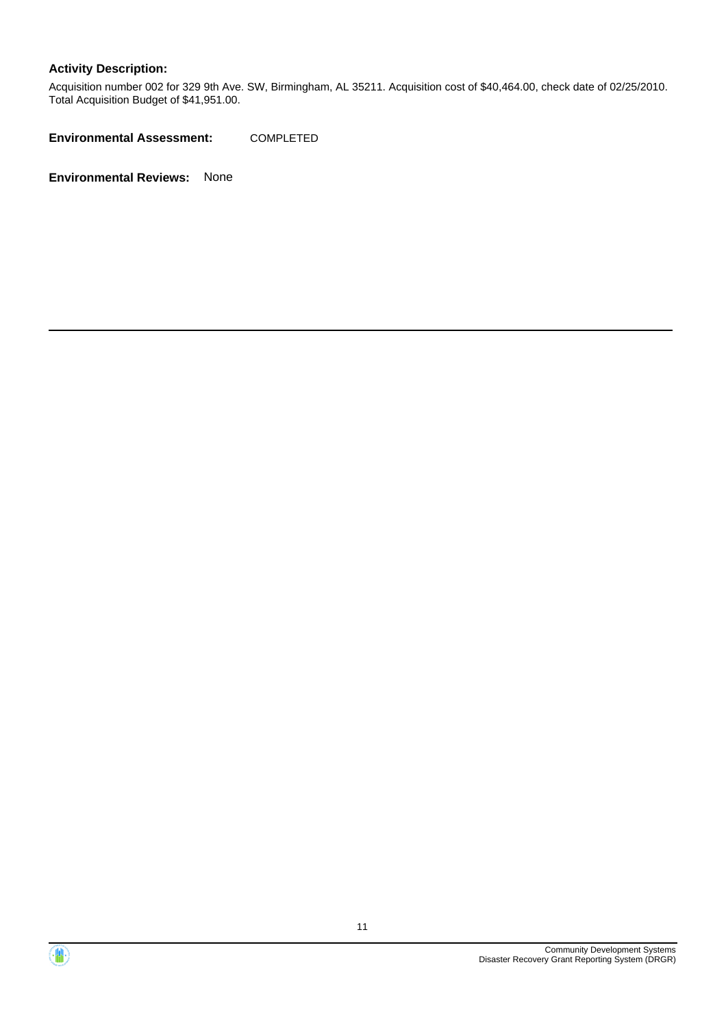**Activity Description:**

Acquisition number 002 for 329 9th Ave. SW, Birmingham, AL 35211. Acquisition cost of $40,464.00, check date of 02/25/2010. Total Acquisition Budget of $41,951.00.

**Environmental Assessment:** COMPLETED

**Environmental Reviews:** None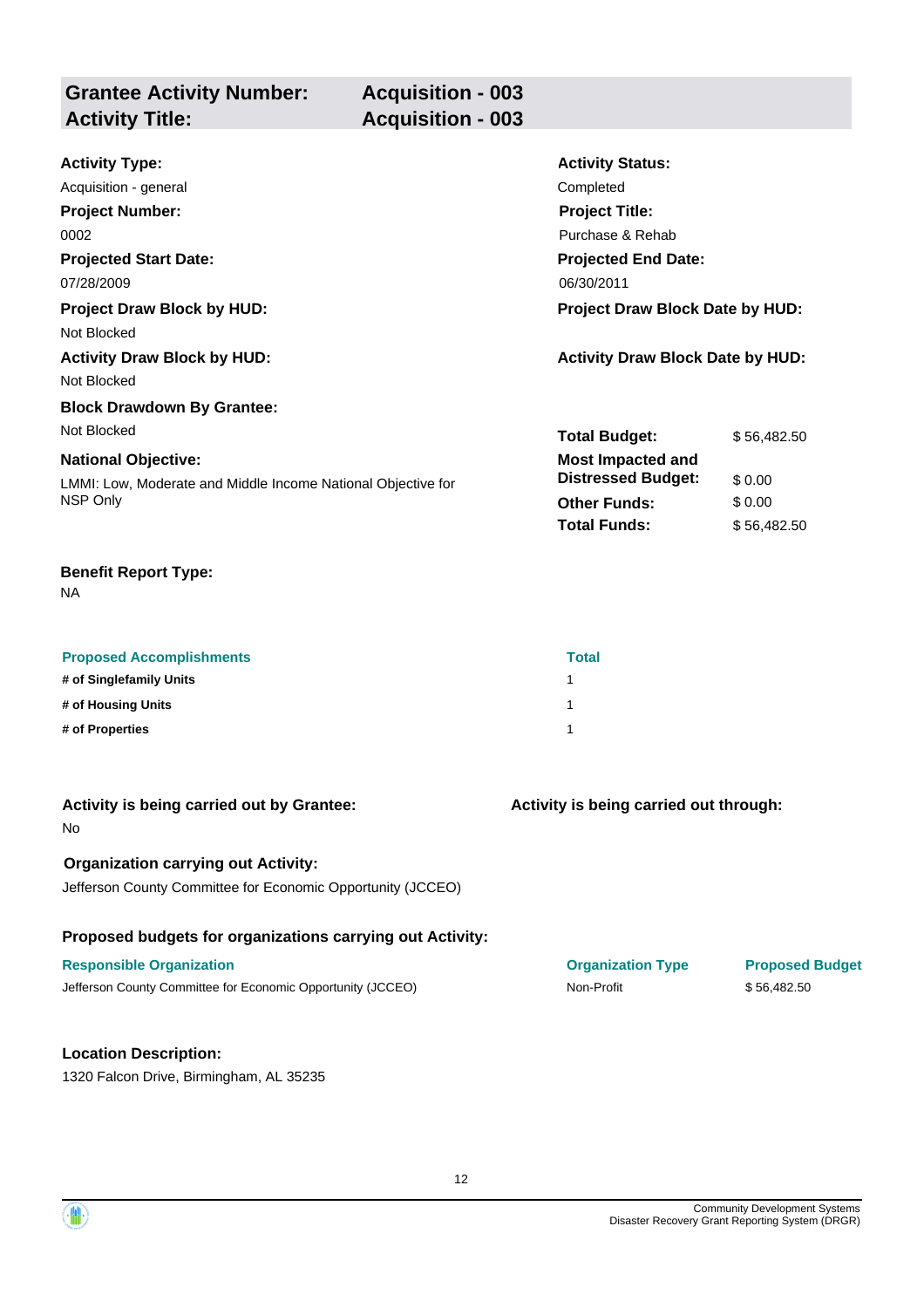| **Grantee Activity Number:** | **Acquisition - 003** |
|---|---|
| **Activity Title:** | **Acquisition - 003** |

**Activity Type:**
Acquisition - general

**Activity Status:**
Completed

**Project Number:**
0002

**Project Title:**
Purchase & Rehab

**Projected Start Date:**
07/28/2009

**Projected End Date:**
06/30/2011

**Project Draw Block by HUD:**
Not Blocked

**Project Draw Block Date by HUD:**

**Activity Draw Block by HUD:**
Not Blocked

**Activity Draw Block Date by HUD:**

**Block Drawdown By Grantee:**
Not Blocked

**National Objective:**
LMMI: Low, Moderate and Middle Income National Objective for NSP Only

| | |
|---|---|
| **Total Budget:** | $ 56,482.50 |
| **Most Impacted and Distressed Budget:** | $ 0.00 |
| **Other Funds:** | $ 0.00 |
| **Total Funds:** | $ 56,482.50 |

**Benefit Report Type:**
NA

| Proposed Accomplishments | Total |
|---|---|
| **# of Singlefamily Units** | 1 |
| **# of Housing Units** | 1 |
| **# of Properties** | 1 |

**Activity is being carried out by Grantee:**
No

**Activity is being carried out through:**

**Organization carrying out Activity:**
Jefferson County Committee for Economic Opportunity (JCCEO)

**Proposed budgets for organizations carrying out Activity:**

| Responsible Organization | Organization Type | Proposed Budget |
|---|---|---|
| Jefferson County Committee for Economic Opportunity (JCCEO) | Non-Profit | $ 56,482.50 |

**Location Description:**
1320 Falcon Drive, Birmingham, AL 35235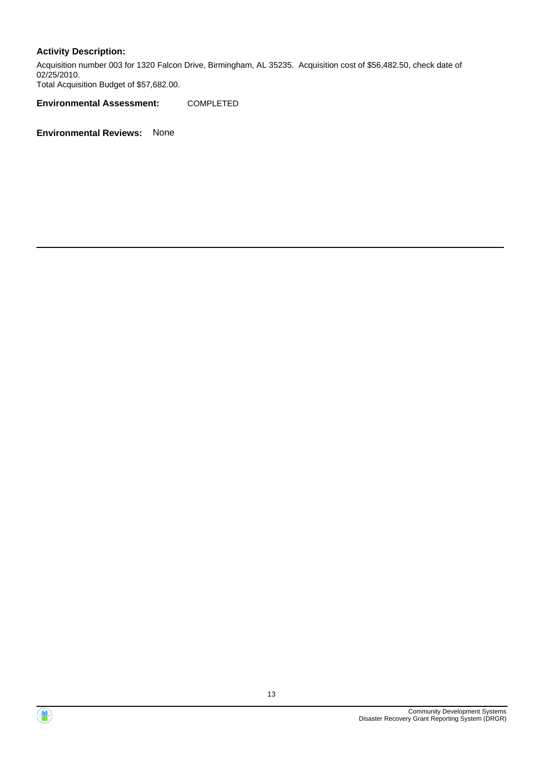**Activity Description:**

Acquisition number 003 for 1320 Falcon Drive, Birmingham, AL 35235. Acquisition cost of $56,482.50, check date of 02/25/2010.
Total Acquisition Budget of $57,682.00.

**Environmental Assessment:** COMPLETED

**Environmental Reviews:** None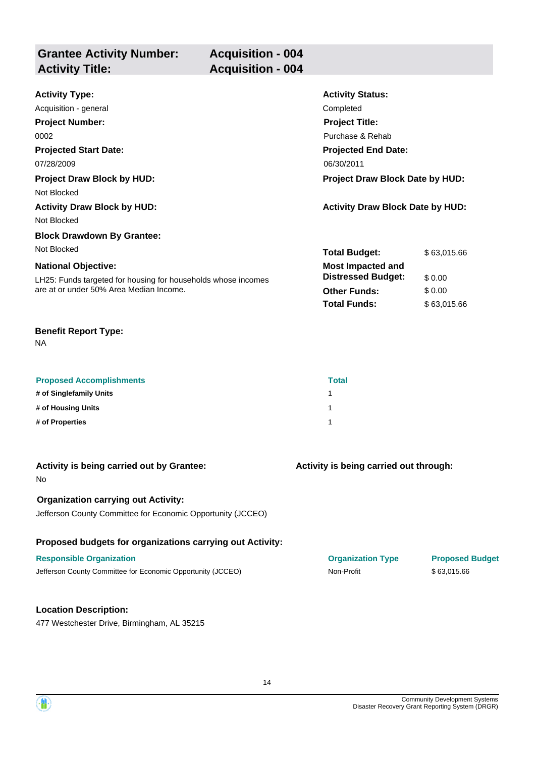## Grantee Activity Number: Acquisition - 004
## Activity Title: Acquisition - 004

**Activity Type:**
Acquisition - general

**Activity Status:**
Completed

**Project Number:**
0002

**Project Title:**
Purchase & Rehab

**Projected Start Date:**
07/28/2009

**Projected End Date:**
06/30/2011

**Project Draw Block by HUD:**
Not Blocked

**Project Draw Block Date by HUD:**

**Activity Draw Block by HUD:**
Not Blocked

**Activity Draw Block Date by HUD:**

**Block Drawdown By Grantee:**
Not Blocked

**National Objective:**
LH25: Funds targeted for housing for households whose incomes are at or under 50% Area Median Income.

| | |
|---|---|
| **Total Budget:** | $ 63,015.66 |
| **Most Impacted and Distressed Budget:** | $ 0.00 |
| **Other Funds:** | $ 0.00 |
| **Total Funds:** | $ 63,015.66 |

**Benefit Report Type:**
NA

| Proposed Accomplishments | Total |
|---|---|
| **# of Singlefamily Units** | 1 |
| **# of Housing Units** | 1 |
| **# of Properties** | 1 |

**Activity is being carried out by Grantee:**
No

**Activity is being carried out through:**

**Organization carrying out Activity:**
Jefferson County Committee for Economic Opportunity (JCCEO)

**Proposed budgets for organizations carrying out Activity:**

| Responsible Organization | Organization Type | Proposed Budget |
|---|---|---|
| Jefferson County Committee for Economic Opportunity (JCCEO) | Non-Profit | $ 63,015.66 |

**Location Description:**
477 Westchester Drive, Birmingham, AL 35215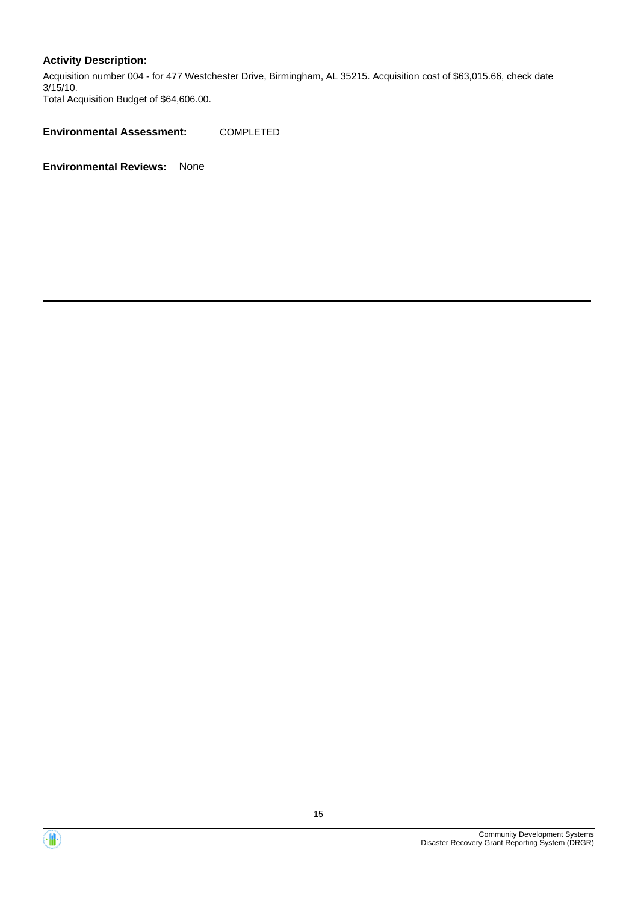**Activity Description:**

Acquisition number 004 - for 477 Westchester Drive, Birmingham, AL 35215. Acquisition cost of $63,015.66, check date 3/15/10.
Total Acquisition Budget of $64,606.00.

**Environmental Assessment:** COMPLETED

**Environmental Reviews:** None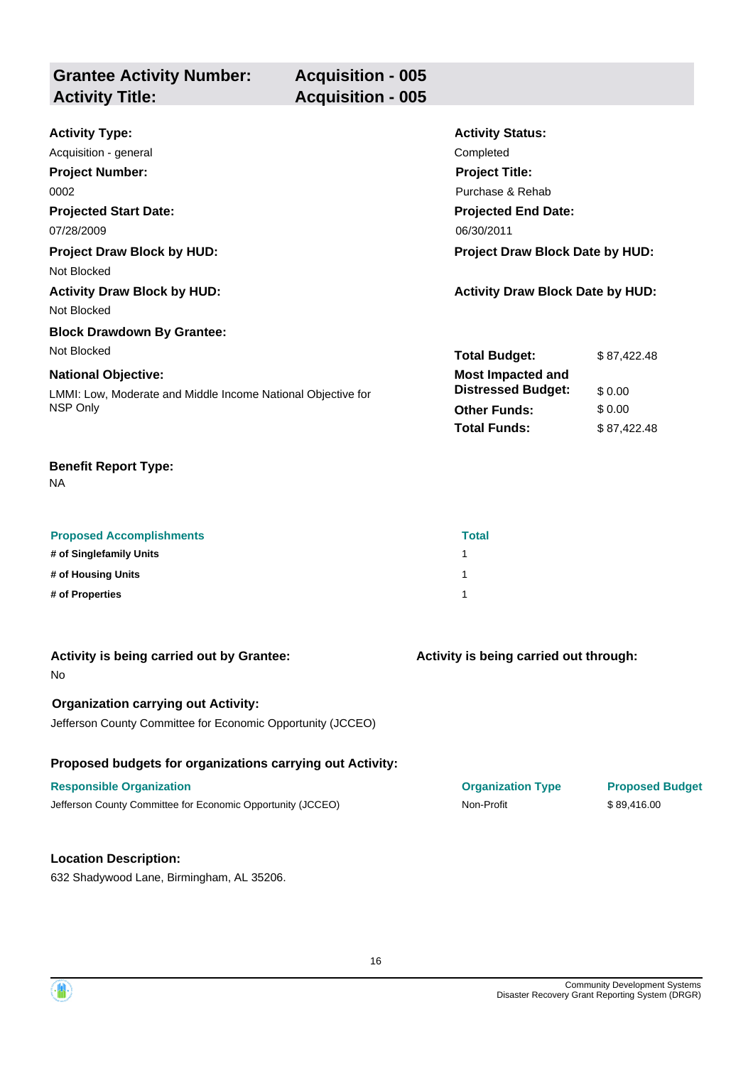| **Grantee Activity Number:** | **Acquisition - 005** |
|---|---|
| **Activity Title:** | **Acquisition - 005** |

**Activity Type:**
Acquisition - general

**Activity Status:**
Completed

**Project Number:**
0002

**Project Title:**
Purchase & Rehab

**Projected Start Date:**
07/28/2009

**Projected End Date:**
06/30/2011

**Project Draw Block by HUD:**
Not Blocked

**Project Draw Block Date by HUD:**

**Activity Draw Block by HUD:**
Not Blocked

**Activity Draw Block Date by HUD:**

**Block Drawdown By Grantee:**
Not Blocked

**National Objective:**
LMMI: Low, Moderate and Middle Income National Objective for NSP Only

| | |
|---|---|
| **Total Budget:** | $ 87,422.48 |
| **Most Impacted and Distressed Budget:** | $ 0.00 |
| **Other Funds:** | $ 0.00 |
| **Total Funds:** | $ 87,422.48 |

**Benefit Report Type:**
NA

| Proposed Accomplishments | Total |
|---|---|
| **# of Singlefamily Units** | 1 |
| **# of Housing Units** | 1 |
| **# of Properties** | 1 |

**Activity is being carried out by Grantee:**
No

**Activity is being carried out through:**

**Organization carrying out Activity:**
Jefferson County Committee for Economic Opportunity (JCCEO)

**Proposed budgets for organizations carrying out Activity:**

| Responsible Organization | Organization Type | Proposed Budget |
|---|---|---|
| Jefferson County Committee for Economic Opportunity (JCCEO) | Non-Profit | $ 89,416.00 |

**Location Description:**
632 Shadywood Lane, Birmingham, AL 35206.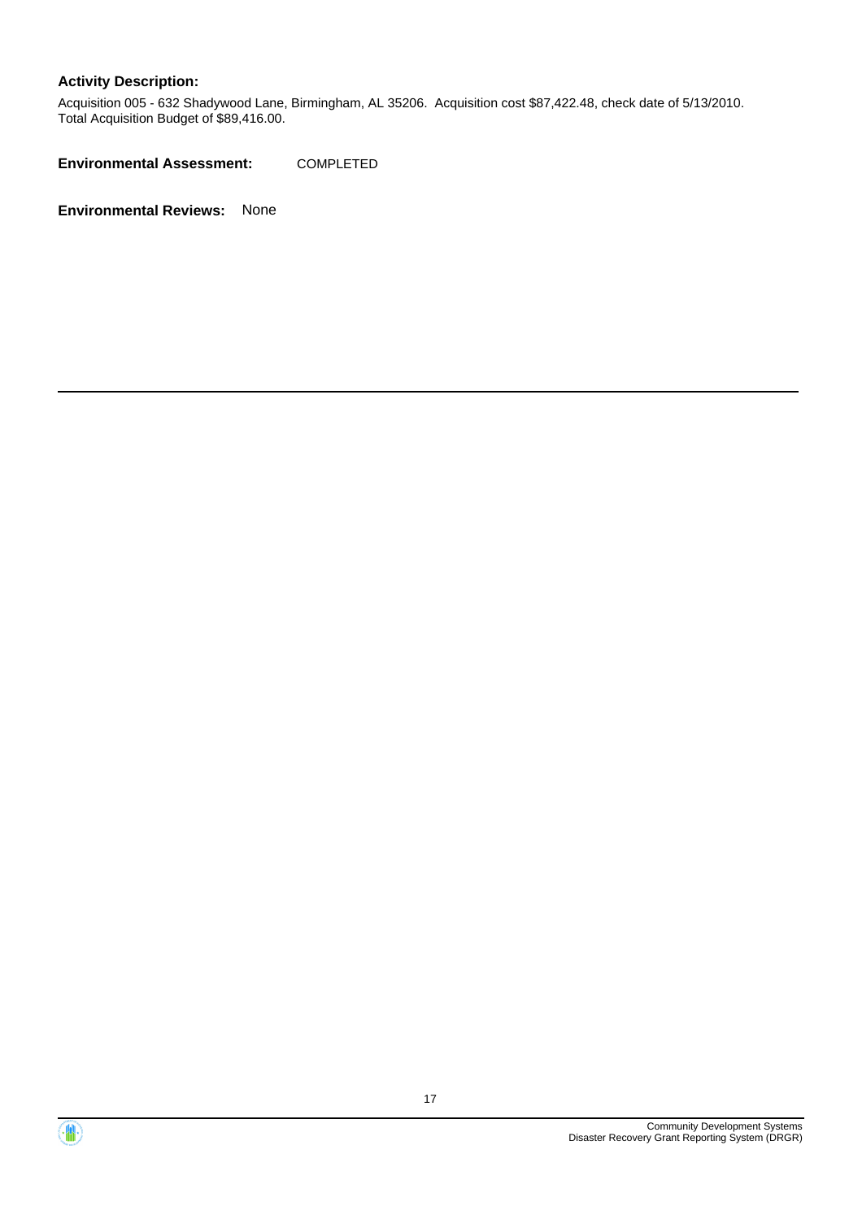**Activity Description:**

Acquisition 005 - 632 Shadywood Lane, Birmingham, AL 35206. Acquisition cost $87,422.48, check date of 5/13/2010. Total Acquisition Budget of $89,416.00.

**Environmental Assessment:** COMPLETED

**Environmental Reviews:** None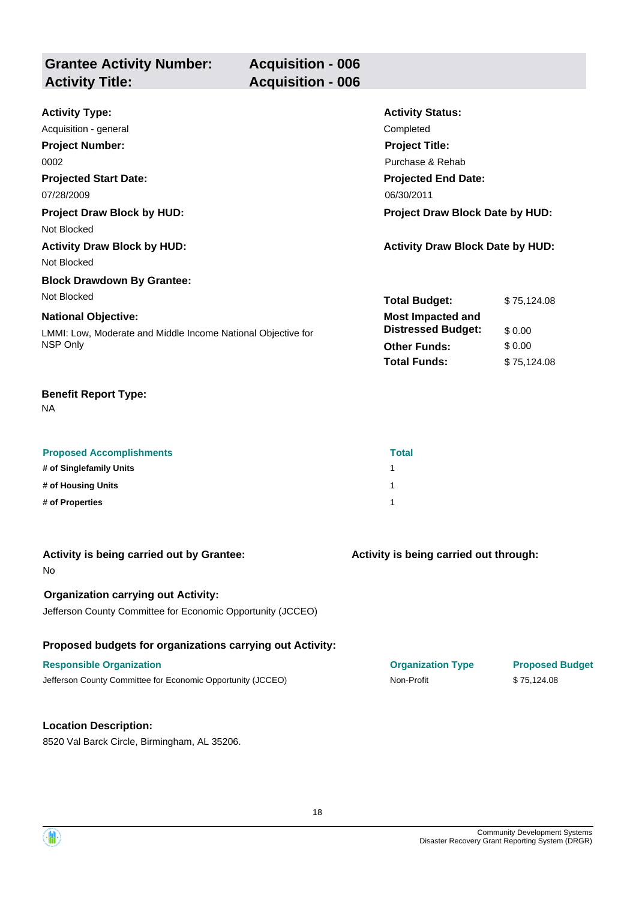| **Grantee Activity Number:** | **Acquisition - 006** |
|---|---|
| **Activity Title:** | **Acquisition - 006** |

**Activity Type:**
Acquisition - general

**Activity Status:**
Completed

**Project Number:**
0002

**Project Title:**
Purchase & Rehab

**Projected Start Date:**
07/28/2009

**Projected End Date:**
06/30/2011

**Project Draw Block by HUD:**
Not Blocked

**Project Draw Block Date by HUD:**

**Activity Draw Block by HUD:**
Not Blocked

**Activity Draw Block Date by HUD:**

**Block Drawdown By Grantee:**
Not Blocked

**National Objective:**
LMMI: Low, Moderate and Middle Income National Objective for NSP Only

| | |
|---|---|
| **Total Budget:** | $ 75,124.08 |
| **Most Impacted and Distressed Budget:** | $ 0.00 |
| **Other Funds:** | $ 0.00 |
| **Total Funds:** | $ 75,124.08 |

**Benefit Report Type:**
NA

| Proposed Accomplishments | Total |
|---|---|
| **# of Singlefamily Units** | 1 |
| **# of Housing Units** | 1 |
| **# of Properties** | 1 |

**Activity is being carried out by Grantee:**
No

**Activity is being carried out through:**

**Organization carrying out Activity:**
Jefferson County Committee for Economic Opportunity (JCCEO)

**Proposed budgets for organizations carrying out Activity:**

| Responsible Organization | Organization Type | Proposed Budget |
|---|---|---|
| Jefferson County Committee for Economic Opportunity (JCCEO) | Non-Profit | $ 75,124.08 |

**Location Description:**
8520 Val Barck Circle, Birmingham, AL 35206.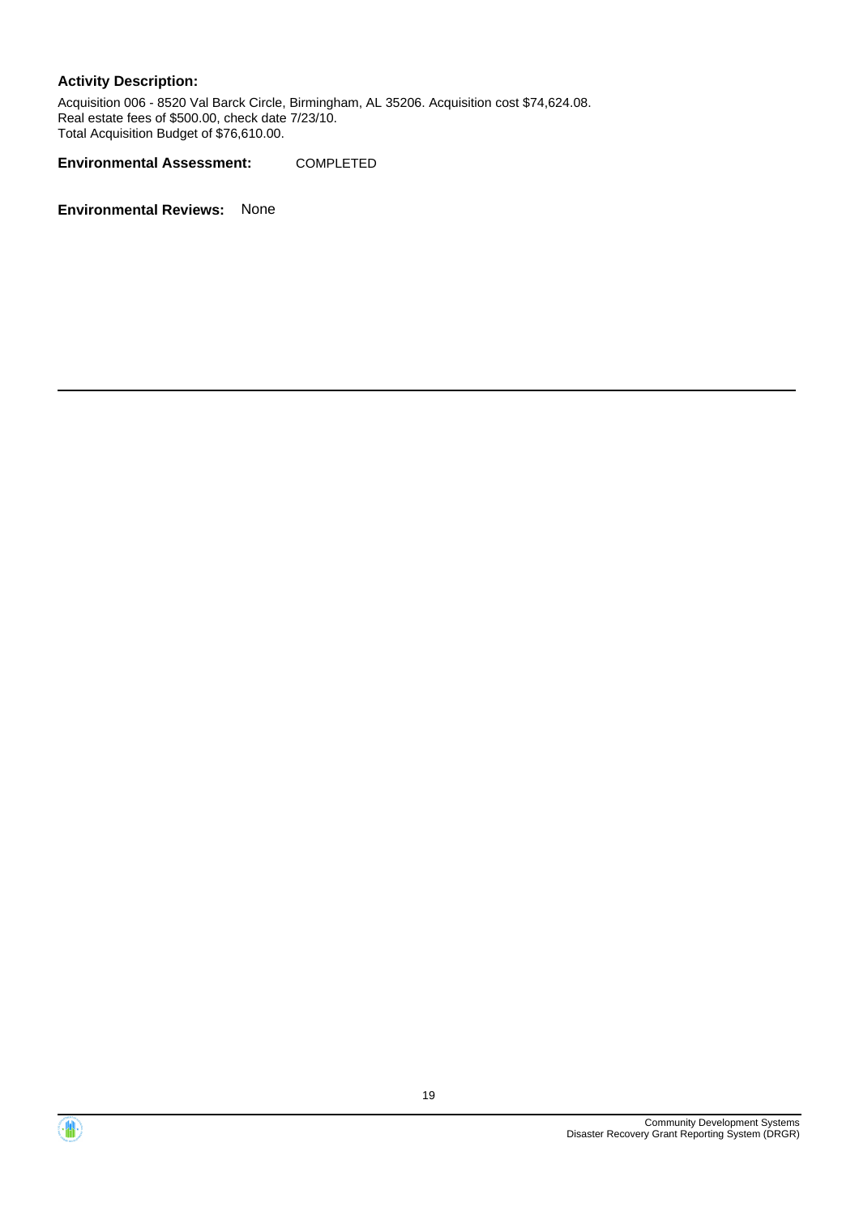**Activity Description:**

Acquisition 006 - 8520 Val Barck Circle, Birmingham, AL 35206. Acquisition cost $74,624.08.
Real estate fees of $500.00, check date 7/23/10.
Total Acquisition Budget of $76,610.00.

**Environmental Assessment:** COMPLETED

**Environmental Reviews:** None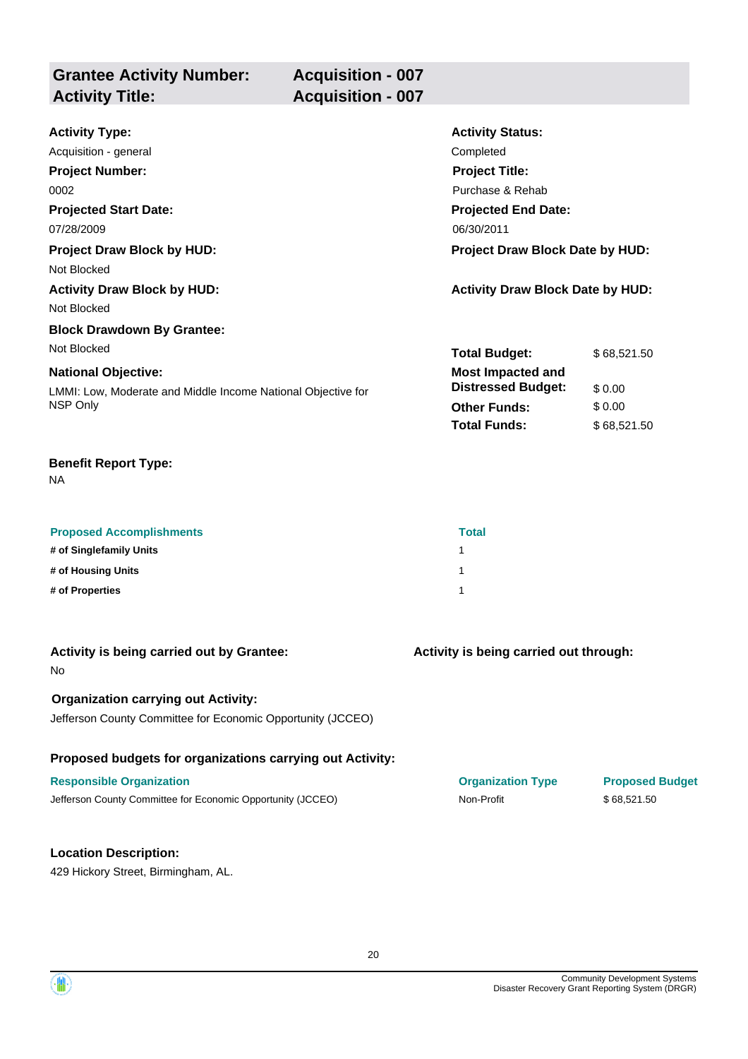## Grantee Activity Number: Acquisition - 007
## Activity Title: Acquisition - 007

**Activity Type:**
Acquisition - general

**Activity Status:**
Completed

**Project Number:**
0002

**Project Title:**
Purchase & Rehab

**Projected Start Date:**
07/28/2009

**Projected End Date:**
06/30/2011

**Project Draw Block by HUD:**
Not Blocked

**Project Draw Block Date by HUD:**

**Activity Draw Block by HUD:**
Not Blocked

**Activity Draw Block Date by HUD:**

**Block Drawdown By Grantee:**
Not Blocked

**National Objective:**
LMMI: Low, Moderate and Middle Income National Objective for NSP Only

| | |
|---|---|
| **Total Budget:** | $ 68,521.50 |
| **Most Impacted and Distressed Budget:** | $ 0.00 |
| **Other Funds:** | $ 0.00 |
| **Total Funds:** | $ 68,521.50 |

**Benefit Report Type:**
NA

| Proposed Accomplishments | Total |
|---|---|
| **# of Singlefamily Units** | 1 |
| **# of Housing Units** | 1 |
| **# of Properties** | 1 |

**Activity is being carried out by Grantee:**
No

**Activity is being carried out through:**

**Organization carrying out Activity:**
Jefferson County Committee for Economic Opportunity (JCCEO)

**Proposed budgets for organizations carrying out Activity:**

| Responsible Organization | Organization Type | Proposed Budget |
|---|---|---|
| Jefferson County Committee for Economic Opportunity (JCCEO) | Non-Profit | $ 68,521.50 |

**Location Description:**
429 Hickory Street, Birmingham, AL.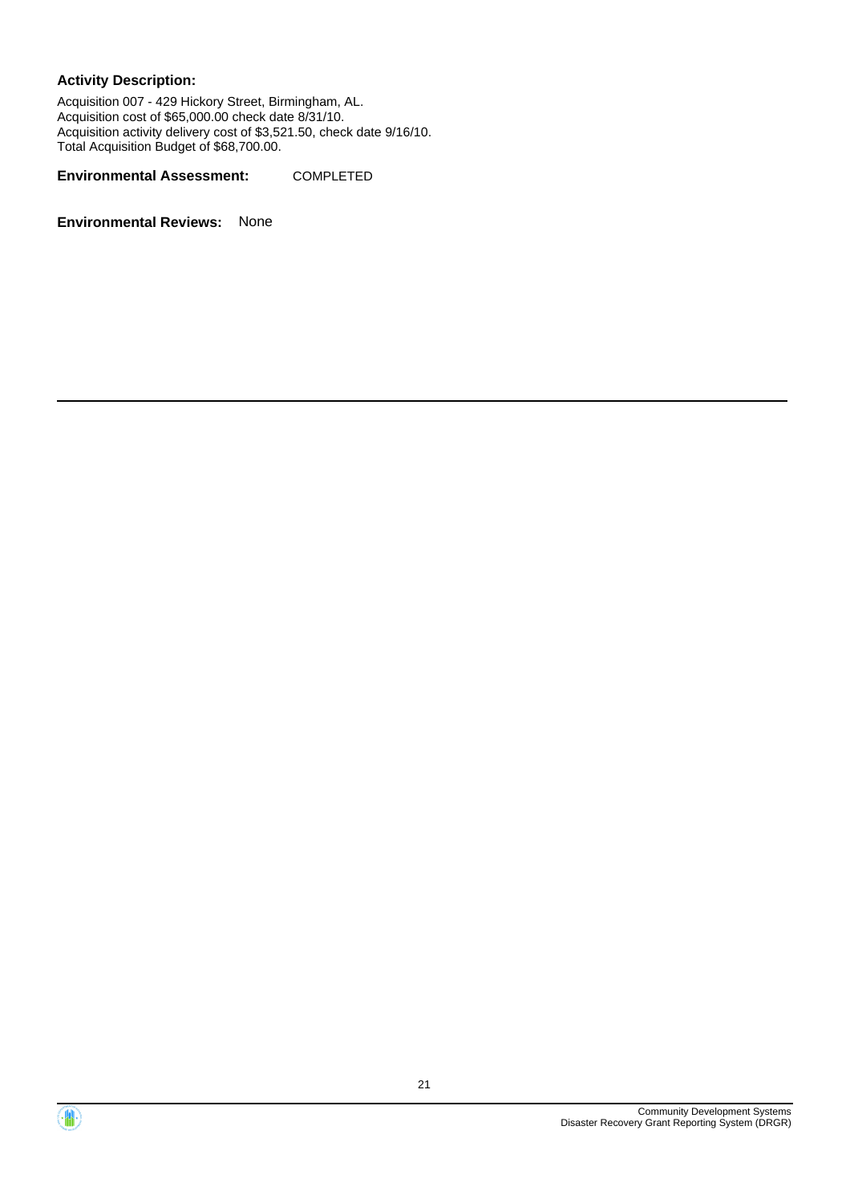**Activity Description:**

Acquisition 007 - 429 Hickory Street, Birmingham, AL.
Acquisition cost of $65,000.00 check date 8/31/10.
Acquisition activity delivery cost of $3,521.50, check date 9/16/10.
Total Acquisition Budget of $68,700.00.

**Environmental Assessment:** COMPLETED

**Environmental Reviews:** None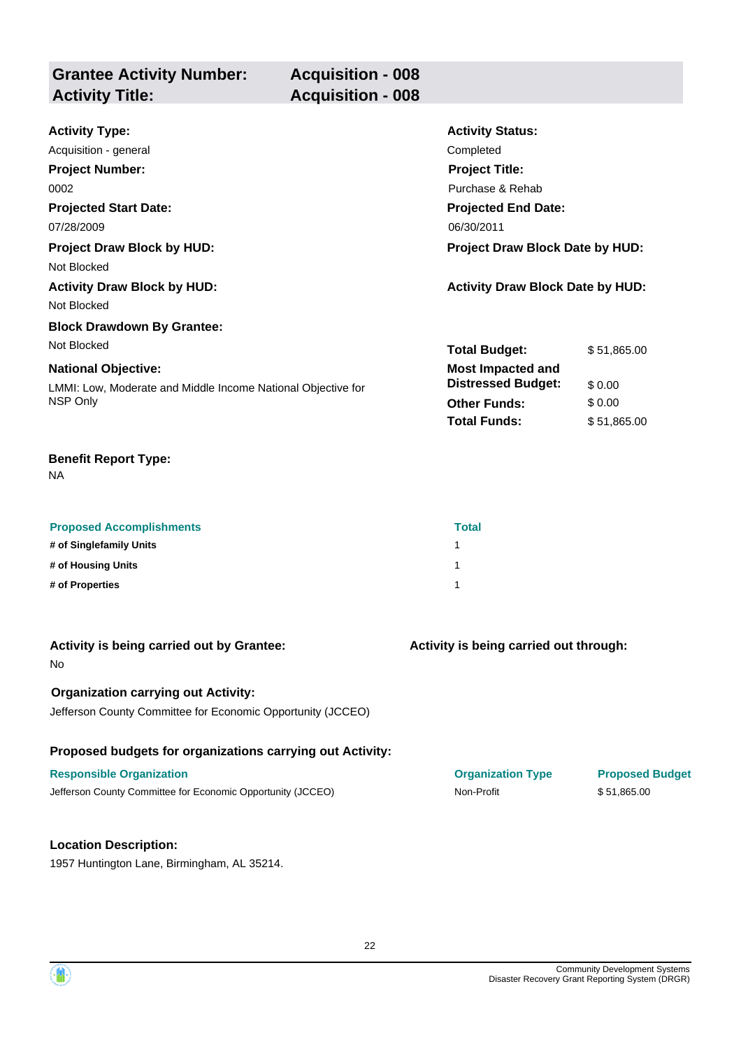## Grantee Activity Number: Acquisition - 008
## Activity Title: Acquisition - 008

**Activity Type:**
Acquisition - general

**Activity Status:**
Completed

**Project Number:**
0002

**Project Title:**
Purchase & Rehab

**Projected Start Date:**
07/28/2009

**Projected End Date:**
06/30/2011

**Project Draw Block by HUD:**
Not Blocked

**Project Draw Block Date by HUD:**

**Activity Draw Block by HUD:**
Not Blocked

**Activity Draw Block Date by HUD:**

**Block Drawdown By Grantee:**
Not Blocked

**National Objective:**
LMMI: Low, Moderate and Middle Income National Objective for NSP Only

| | |
|---|---|
| **Total Budget:** | $ 51,865.00 |
| **Most Impacted and Distressed Budget:** | $ 0.00 |
| **Other Funds:** | $ 0.00 |
| **Total Funds:** | $ 51,865.00 |

**Benefit Report Type:**
NA

| Proposed Accomplishments | Total |
|---|---|
| # of Singlefamily Units | 1 |
| # of Housing Units | 1 |
| # of Properties | 1 |

**Activity is being carried out by Grantee:**
No

**Activity is being carried out through:**

**Organization carrying out Activity:**
Jefferson County Committee for Economic Opportunity (JCCEO)

**Proposed budgets for organizations carrying out Activity:**

| Responsible Organization | Organization Type | Proposed Budget |
|---|---|---|
| Jefferson County Committee for Economic Opportunity (JCCEO) | Non-Profit | $ 51,865.00 |

**Location Description:**
1957 Huntington Lane, Birmingham, AL 35214.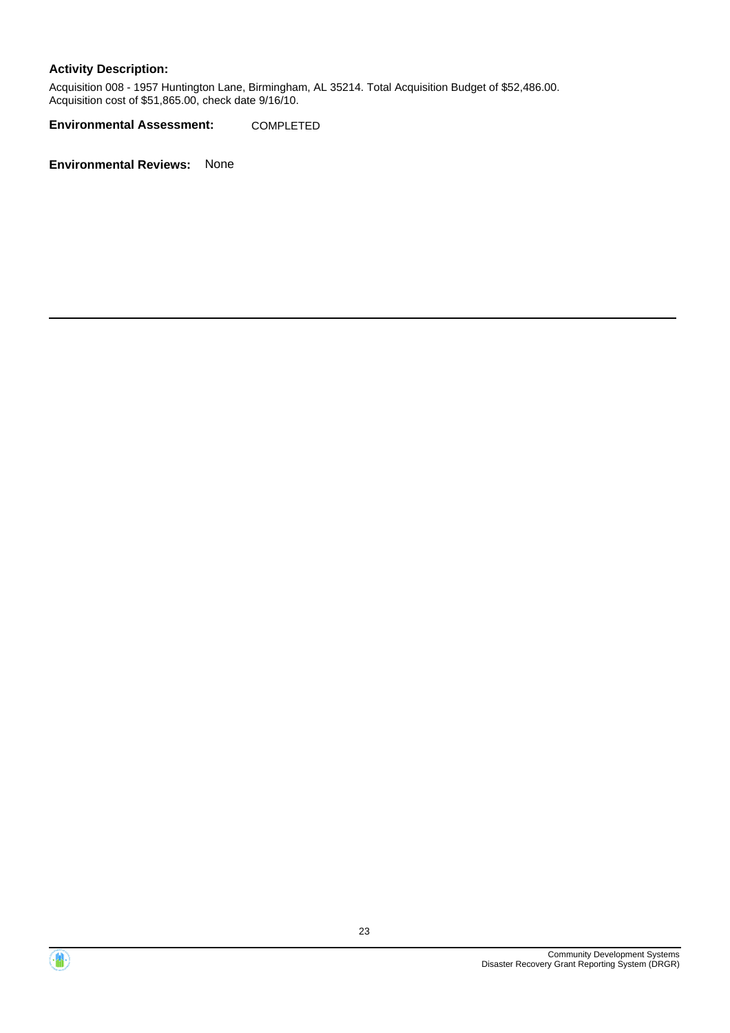**Activity Description:**

Acquisition 008 - 1957 Huntington Lane, Birmingham, AL 35214. Total Acquisition Budget of $52,486.00.
Acquisition cost of $51,865.00, check date 9/16/10.

**Environmental Assessment:** COMPLETED

**Environmental Reviews:** None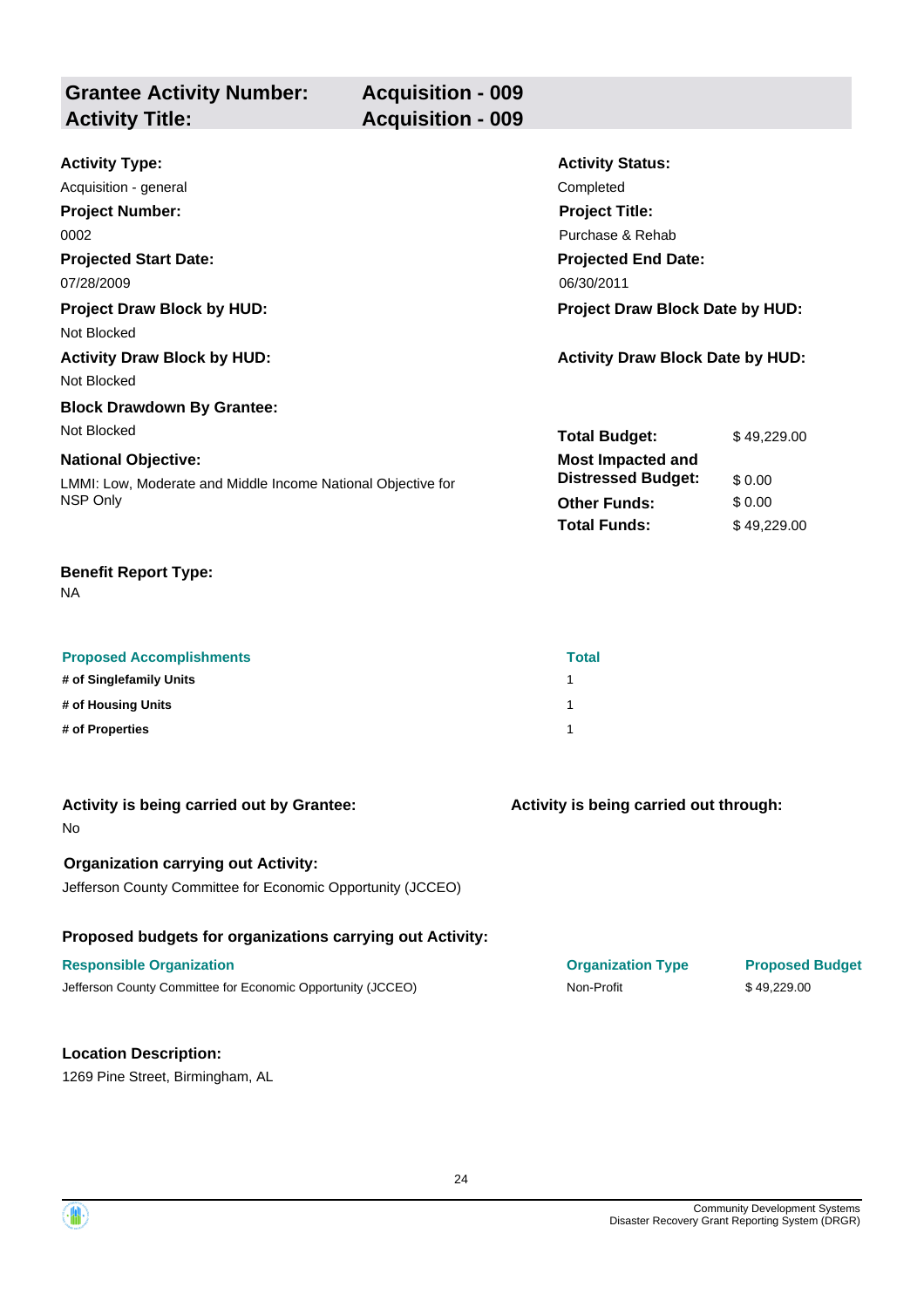| **Grantee Activity Number:** | **Acquisition - 009** |
|---|---|
| **Activity Title:** | **Acquisition - 009** |

**Activity Type:**
Acquisition - general

**Activity Status:**
Completed

**Project Number:**
0002

**Project Title:**
Purchase & Rehab

**Projected Start Date:**
07/28/2009

**Projected End Date:**
06/30/2011

**Project Draw Block by HUD:**
Not Blocked

**Project Draw Block Date by HUD:**

**Activity Draw Block by HUD:**
Not Blocked

**Activity Draw Block Date by HUD:**

**Block Drawdown By Grantee:**
Not Blocked

**National Objective:**
LMMI: Low, Moderate and Middle Income National Objective for NSP Only

| | |
|---|---|
| **Total Budget:** | $ 49,229.00 |
| **Most Impacted and Distressed Budget:** | $ 0.00 |
| **Other Funds:** | $ 0.00 |
| **Total Funds:** | $ 49,229.00 |

**Benefit Report Type:**
NA

| Proposed Accomplishments | Total |
|---|---|
| **# of Singlefamily Units** | 1 |
| **# of Housing Units** | 1 |
| **# of Properties** | 1 |

**Activity is being carried out by Grantee:**
No

**Activity is being carried out through:**

**Organization carrying out Activity:**
Jefferson County Committee for Economic Opportunity (JCCEO)

**Proposed budgets for organizations carrying out Activity:**

| Responsible Organization | Organization Type | Proposed Budget |
|---|---|---|
| Jefferson County Committee for Economic Opportunity (JCCEO) | Non-Profit | $ 49,229.00 |

**Location Description:**
1269 Pine Street, Birmingham, AL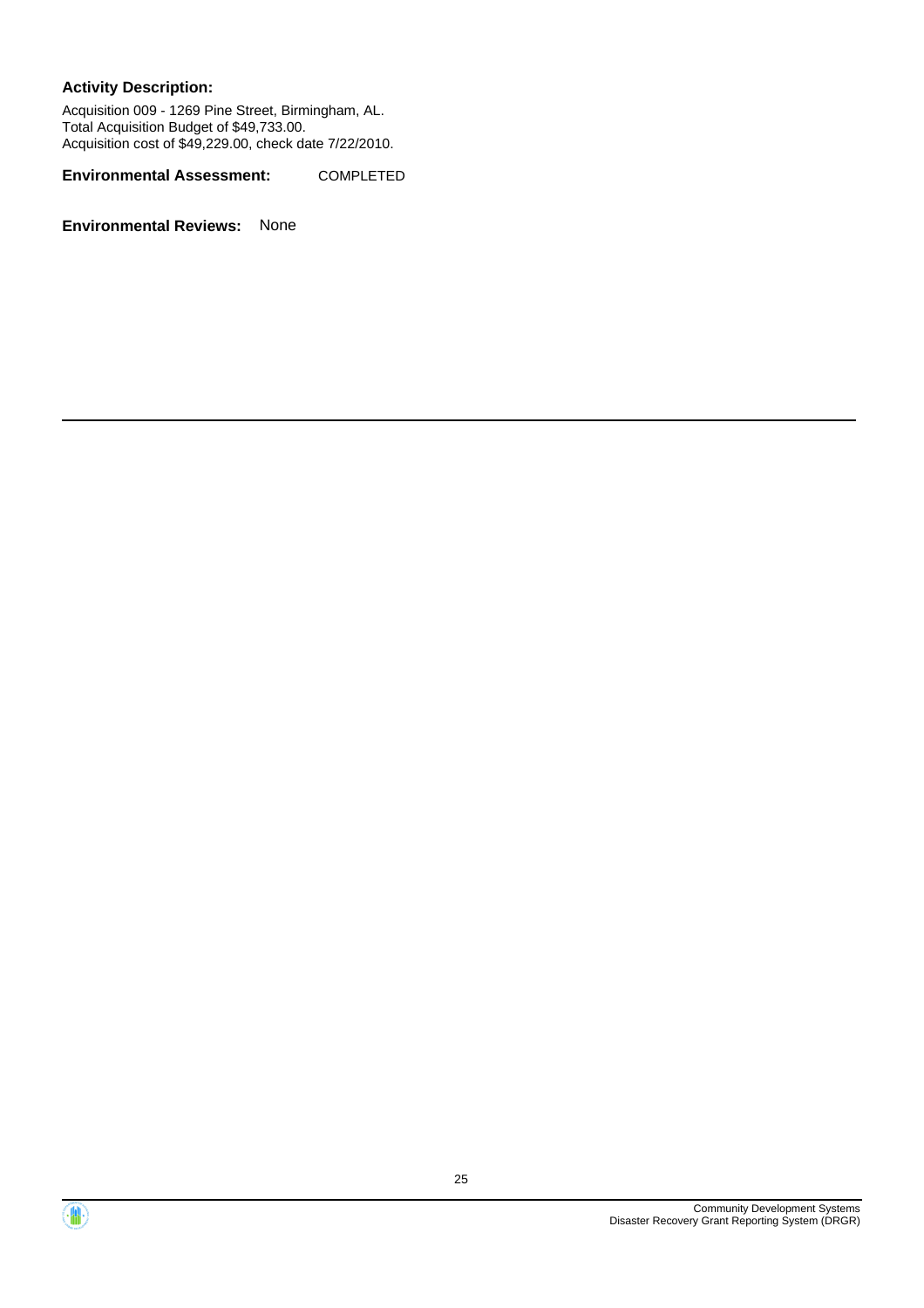**Activity Description:**

Acquisition 009 - 1269 Pine Street, Birmingham, AL.
Total Acquisition Budget of $49,733.00.
Acquisition cost of $49,229.00, check date 7/22/2010.

**Environmental Assessment:** COMPLETED

**Environmental Reviews:** None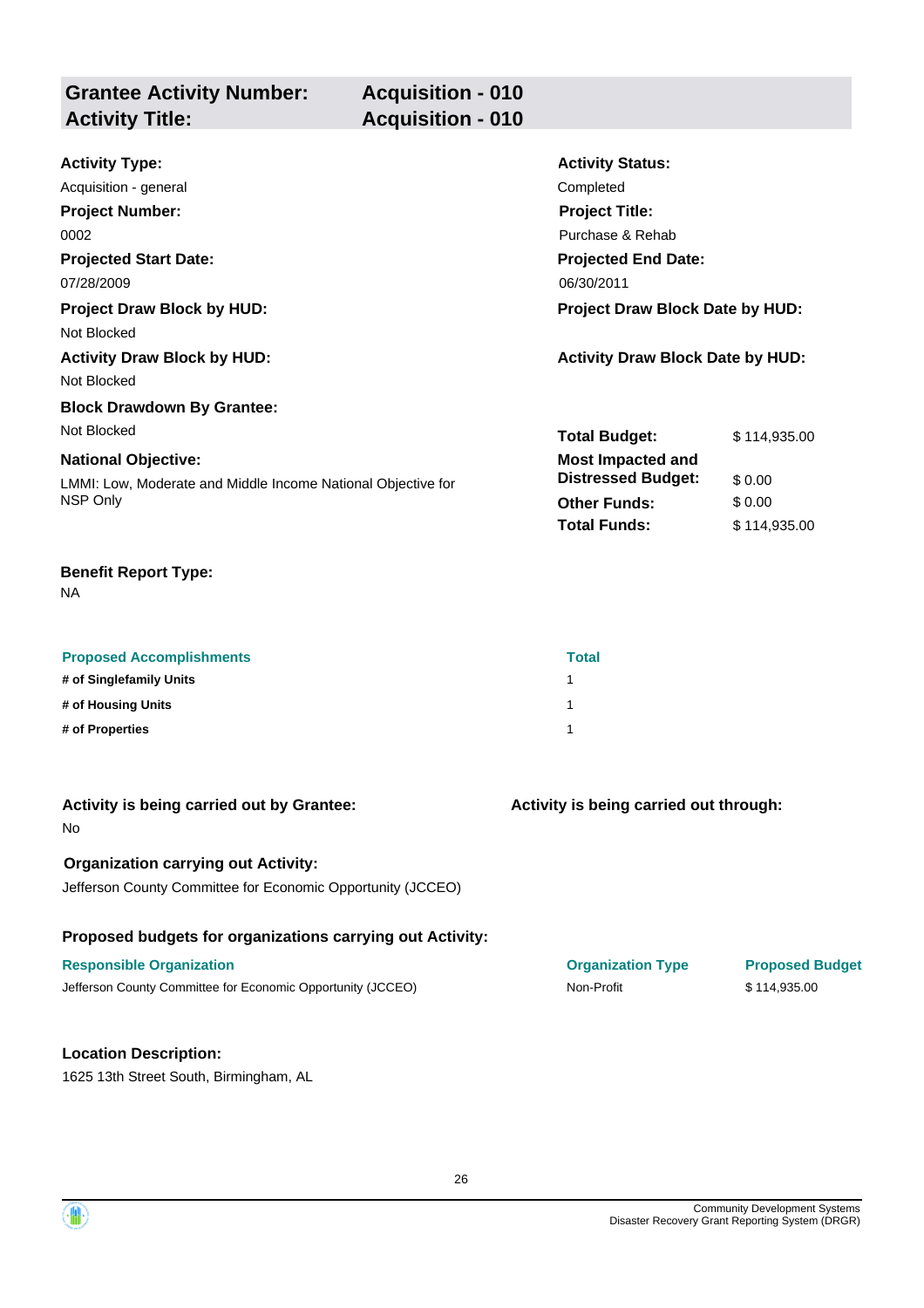| **Grantee Activity Number:** | **Acquisition - 010** |
|---|---|
| **Activity Title:** | **Acquisition - 010** |

**Activity Type:**
Acquisition - general

**Activity Status:**
Completed

**Project Number:**
0002

**Project Title:**
Purchase & Rehab

**Projected Start Date:**
07/28/2009

**Projected End Date:**
06/30/2011

**Project Draw Block by HUD:**
Not Blocked

**Project Draw Block Date by HUD:**

**Activity Draw Block by HUD:**
Not Blocked

**Activity Draw Block Date by HUD:**

**Block Drawdown By Grantee:**
Not Blocked

**National Objective:**
LMMI: Low, Moderate and Middle Income National Objective for NSP Only

| | |
|---|---|
| **Total Budget:** | $ 114,935.00 |
| **Most Impacted and Distressed Budget:** | $ 0.00 |
| **Other Funds:** | $ 0.00 |
| **Total Funds:** | $ 114,935.00 |

**Benefit Report Type:**
NA

| Proposed Accomplishments | Total |
|---|---|
| **# of Singlefamily Units** | 1 |
| **# of Housing Units** | 1 |
| **# of Properties** | 1 |

**Activity is being carried out by Grantee:**
No

**Activity is being carried out through:**

**Organization carrying out Activity:**
Jefferson County Committee for Economic Opportunity (JCCEO)

**Proposed budgets for organizations carrying out Activity:**

| Responsible Organization | Organization Type | Proposed Budget |
|---|---|---|
| Jefferson County Committee for Economic Opportunity (JCCEO) | Non-Profit | $ 114,935.00 |

**Location Description:**
1625 13th Street South, Birmingham, AL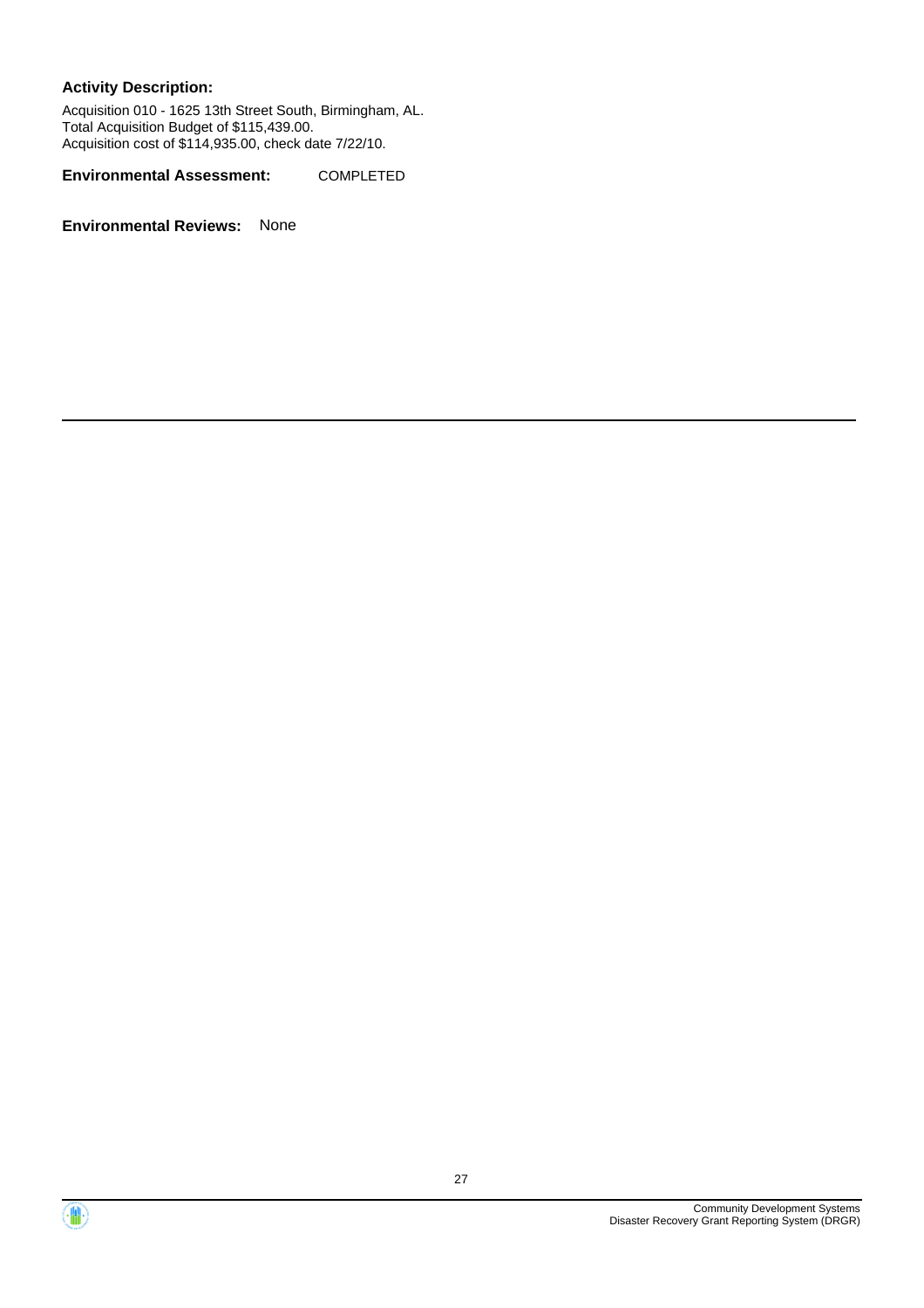**Activity Description:**

Acquisition 010 - 1625 13th Street South, Birmingham, AL.
Total Acquisition Budget of $115,439.00.
Acquisition cost of $114,935.00, check date 7/22/10.

**Environmental Assessment:** COMPLETED

**Environmental Reviews:** None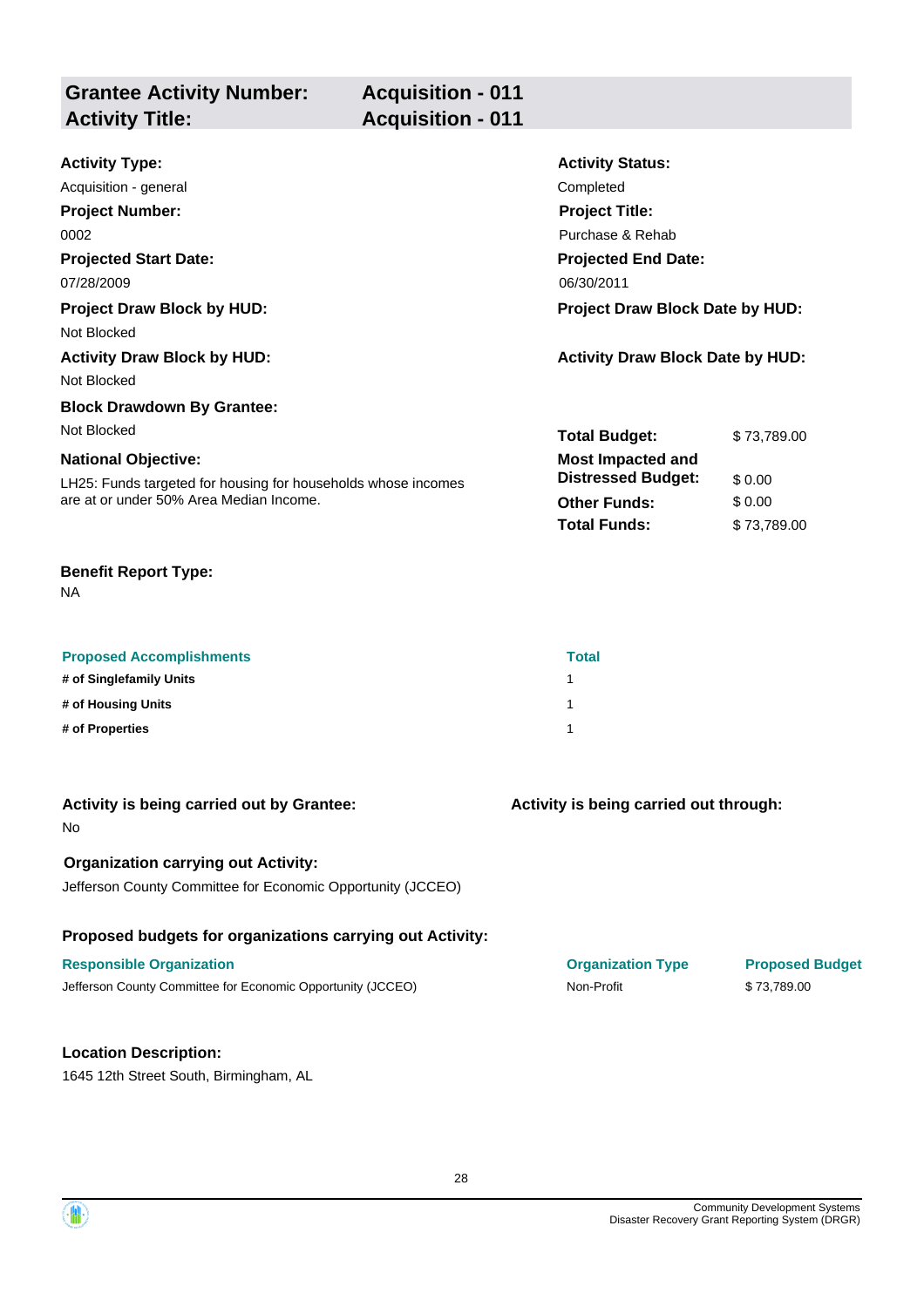| **Grantee Activity Number:** | **Acquisition - 011** |
|---|---|
| **Activity Title:** | **Acquisition - 011** |

**Activity Type:**
Acquisition - general

**Activity Status:**
Completed

**Project Number:**
0002

**Project Title:**
Purchase & Rehab

**Projected Start Date:**
07/28/2009

**Projected End Date:**
06/30/2011

**Project Draw Block by HUD:**
Not Blocked

**Project Draw Block Date by HUD:**

**Activity Draw Block by HUD:**
Not Blocked

**Activity Draw Block Date by HUD:**

**Block Drawdown By Grantee:**
Not Blocked

**National Objective:**
LH25: Funds targeted for housing for households whose incomes are at or under 50% Area Median Income.

| | |
|---|---|
| **Total Budget:** | $ 73,789.00 |
| **Most Impacted and Distressed Budget:** | $ 0.00 |
| **Other Funds:** | $ 0.00 |
| **Total Funds:** | $ 73,789.00 |

**Benefit Report Type:**
NA

| Proposed Accomplishments | Total |
|---|---|
| **# of Singlefamily Units** | 1 |
| **# of Housing Units** | 1 |
| **# of Properties** | 1 |

**Activity is being carried out by Grantee:**
No

**Activity is being carried out through:**

**Organization carrying out Activity:**
Jefferson County Committee for Economic Opportunity (JCCEO)

**Proposed budgets for organizations carrying out Activity:**

| Responsible Organization | Organization Type | Proposed Budget |
|---|---|---|
| Jefferson County Committee for Economic Opportunity (JCCEO) | Non-Profit | $ 73,789.00 |

**Location Description:**
1645 12th Street South, Birmingham, AL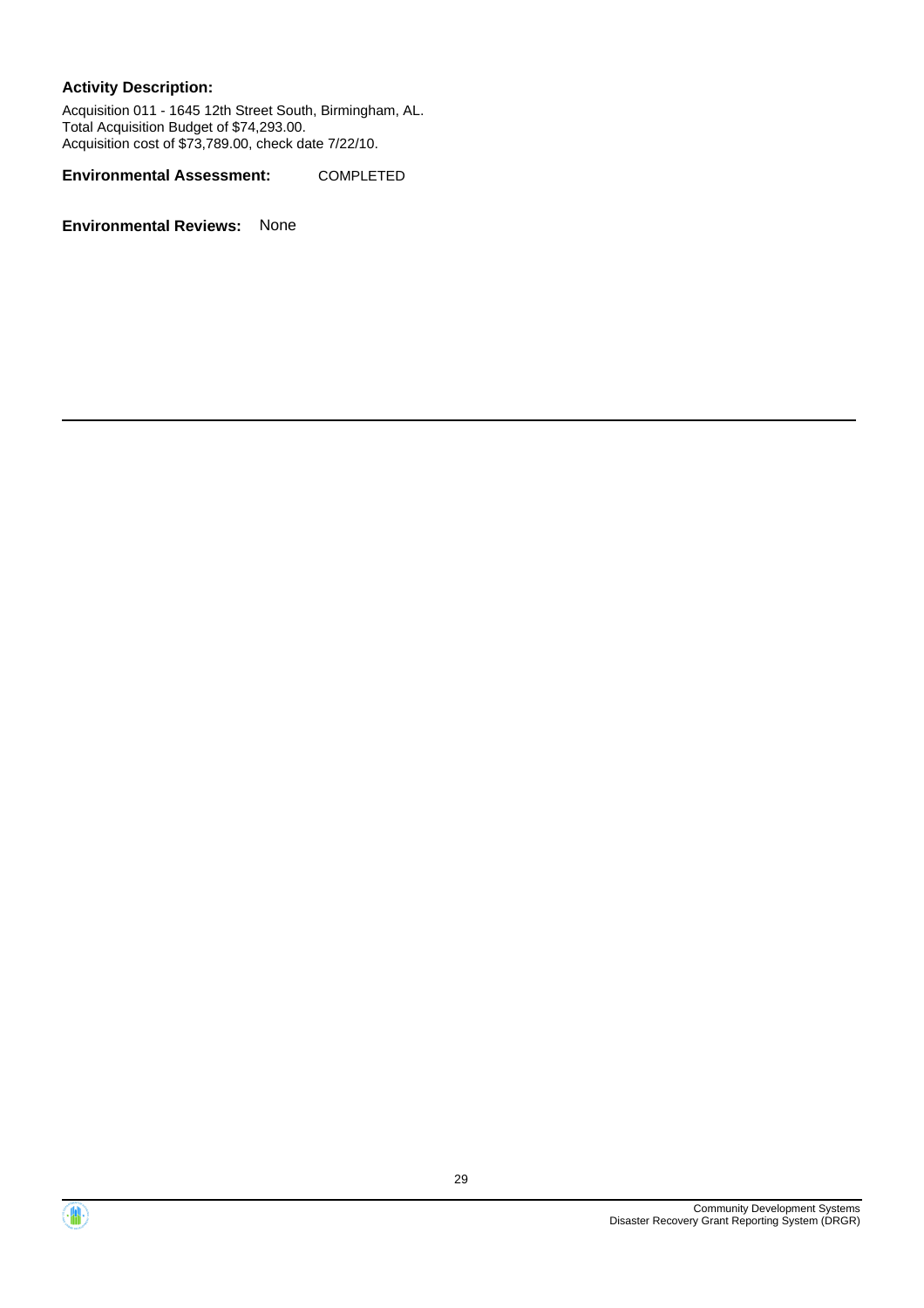**Activity Description:**

Acquisition 011 - 1645 12th Street South, Birmingham, AL.
Total Acquisition Budget of $74,293.00.
Acquisition cost of $73,789.00, check date 7/22/10.

**Environmental Assessment:** COMPLETED

**Environmental Reviews:** None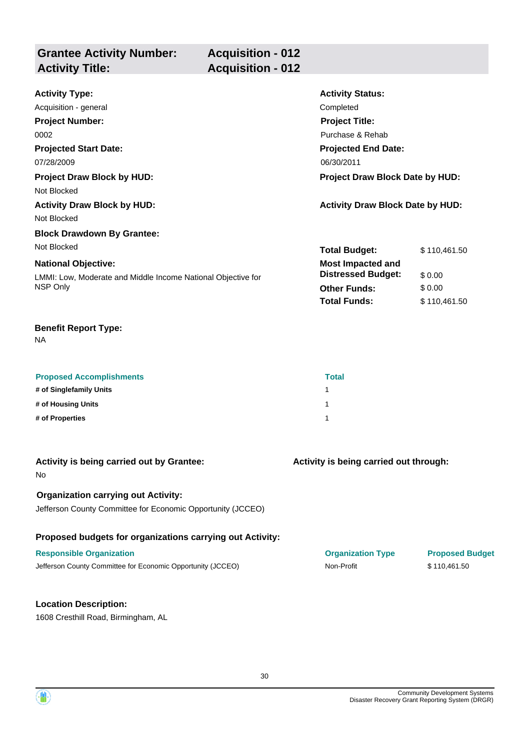## Grantee Activity Number: Acquisition - 012
## Activity Title: Acquisition - 012

**Activity Type:**
Acquisition - general

**Activity Status:**
Completed

**Project Number:**
0002

**Project Title:**
Purchase & Rehab

**Projected Start Date:**
07/28/2009

**Projected End Date:**
06/30/2011

**Project Draw Block by HUD:**
Not Blocked

**Project Draw Block Date by HUD:**

**Activity Draw Block by HUD:**
Not Blocked

**Activity Draw Block Date by HUD:**

**Block Drawdown By Grantee:**
Not Blocked

**National Objective:**
LMMI: Low, Moderate and Middle Income National Objective for NSP Only

| | |
|---|---|
| **Total Budget:** | $ 110,461.50 |
| **Most Impacted and Distressed Budget:** | $ 0.00 |
| **Other Funds:** | $ 0.00 |
| **Total Funds:** | $ 110,461.50 |

**Benefit Report Type:**
NA

| Proposed Accomplishments | Total |
|---|---|
| # of Singlefamily Units | 1 |
| # of Housing Units | 1 |
| # of Properties | 1 |

**Activity is being carried out by Grantee:**
No

**Activity is being carried out through:**

**Organization carrying out Activity:**
Jefferson County Committee for Economic Opportunity (JCCEO)

**Proposed budgets for organizations carrying out Activity:**

| Responsible Organization | Organization Type | Proposed Budget |
|---|---|---|
| Jefferson County Committee for Economic Opportunity (JCCEO) | Non-Profit | $ 110,461.50 |

**Location Description:**
1608 Cresthill Road, Birmingham, AL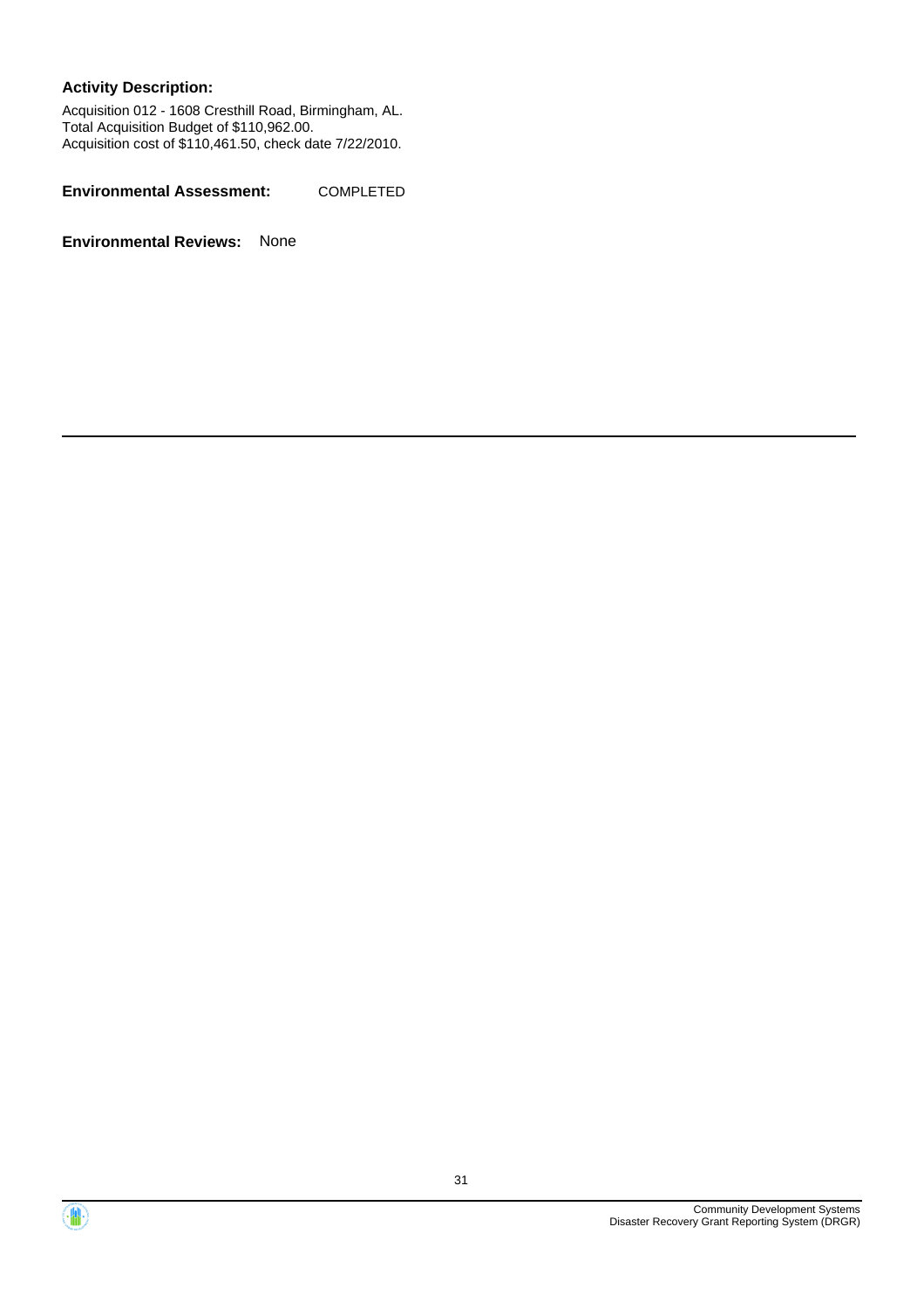**Activity Description:**

Acquisition 012 - 1608 Cresthill Road, Birmingham, AL.
Total Acquisition Budget of $110,962.00.
Acquisition cost of $110,461.50, check date 7/22/2010.

**Environmental Assessment:** COMPLETED

**Environmental Reviews:** None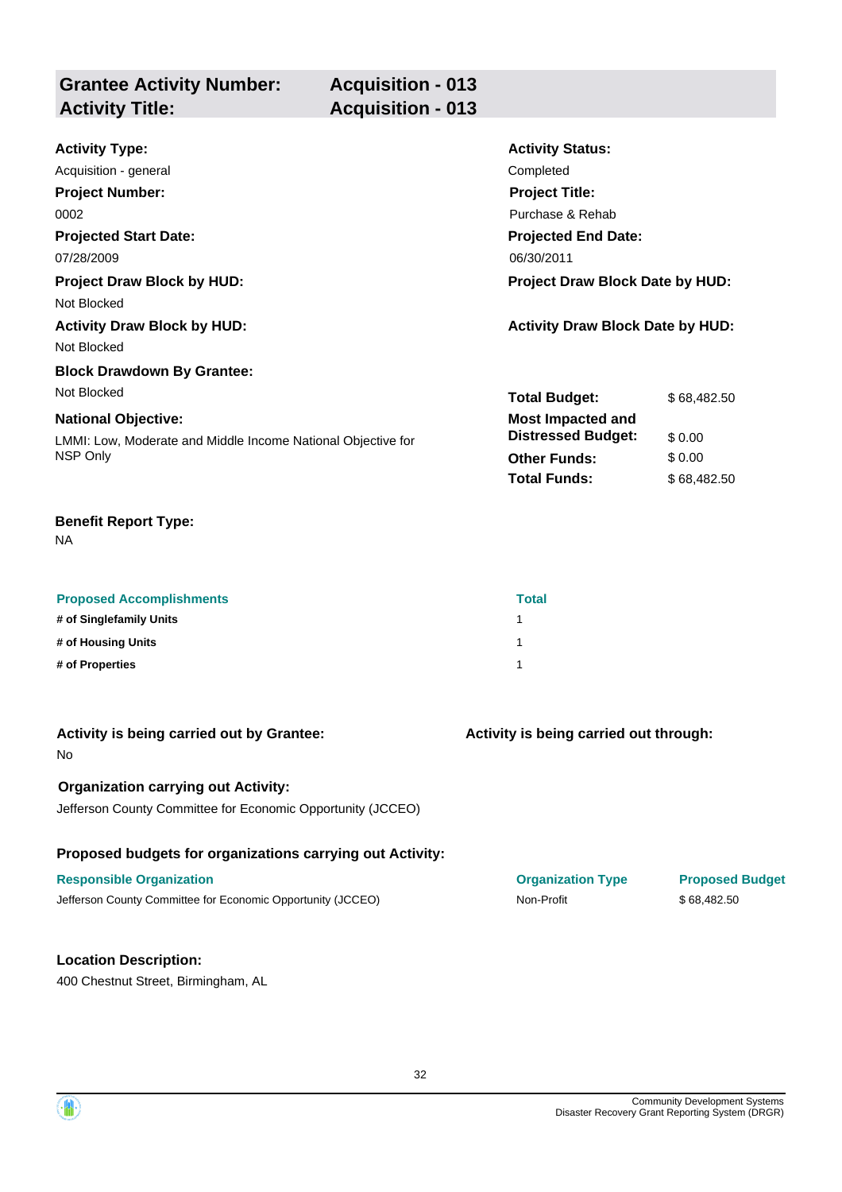## Grantee Activity Number: Acquisition - 013
## Activity Title: Acquisition - 013

**Activity Type:**
Acquisition - general

**Activity Status:**
Completed

**Project Number:**
0002

**Project Title:**
Purchase & Rehab

**Projected Start Date:**
07/28/2009

**Projected End Date:**
06/30/2011

**Project Draw Block by HUD:**
Not Blocked

**Project Draw Block Date by HUD:**

**Activity Draw Block by HUD:**
Not Blocked

**Activity Draw Block Date by HUD:**

**Block Drawdown By Grantee:**
Not Blocked

**National Objective:**
LMMI: Low, Moderate and Middle Income National Objective for NSP Only

| | |
|---|---|
| **Total Budget:** | $ 68,482.50 |
| **Most Impacted and Distressed Budget:** | $ 0.00 |
| **Other Funds:** | $ 0.00 |
| **Total Funds:** | $ 68,482.50 |

**Benefit Report Type:**
NA

| Proposed Accomplishments | Total |
|---|---|
| **# of Singlefamily Units** | 1 |
| **# of Housing Units** | 1 |
| **# of Properties** | 1 |

**Activity is being carried out by Grantee:**
No

**Activity is being carried out through:**

**Organization carrying out Activity:**
Jefferson County Committee for Economic Opportunity (JCCEO)

**Proposed budgets for organizations carrying out Activity:**

| Responsible Organization | Organization Type | Proposed Budget |
|---|---|---|
| Jefferson County Committee for Economic Opportunity (JCCEO) | Non-Profit | $ 68,482.50 |

**Location Description:**
400 Chestnut Street, Birmingham, AL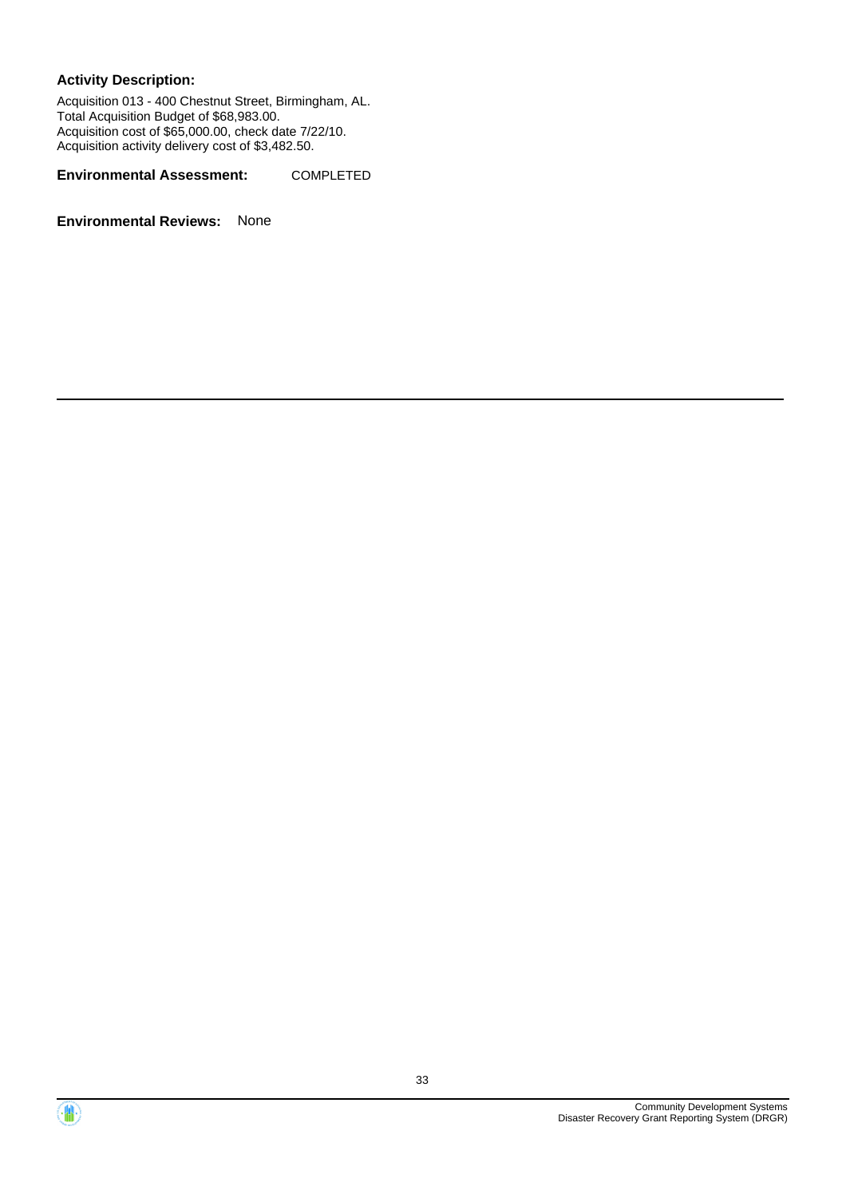**Activity Description:**

Acquisition 013 - 400 Chestnut Street, Birmingham, AL.
Total Acquisition Budget of $68,983.00.
Acquisition cost of $65,000.00, check date 7/22/10.
Acquisition activity delivery cost of $3,482.50.

**Environmental Assessment:** COMPLETED

**Environmental Reviews:** None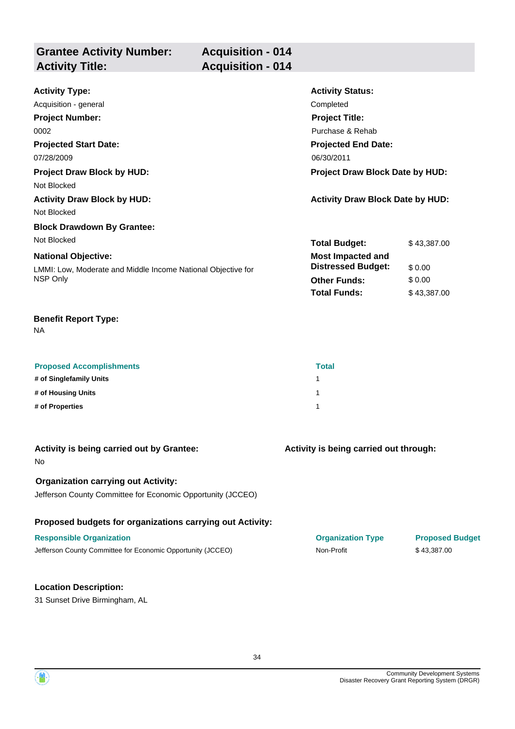## Grantee Activity Number: Acquisition - 014
## Activity Title: Acquisition - 014

**Activity Type:**
Acquisition - general

**Activity Status:**
Completed

**Project Number:**
0002

**Project Title:**
Purchase & Rehab

**Projected Start Date:**
07/28/2009

**Projected End Date:**
06/30/2011

**Project Draw Block by HUD:**
Not Blocked

**Project Draw Block Date by HUD:**

**Activity Draw Block by HUD:**
Not Blocked

**Activity Draw Block Date by HUD:**

**Block Drawdown By Grantee:**
Not Blocked

**National Objective:**
LMMI: Low, Moderate and Middle Income National Objective for NSP Only

| | |
|---|---|
| **Total Budget:** | $ 43,387.00 |
| **Most Impacted and Distressed Budget:** | $ 0.00 |
| **Other Funds:** | $ 0.00 |
| **Total Funds:** | $ 43,387.00 |

**Benefit Report Type:**
NA

| Proposed Accomplishments | Total |
|---|---|
| **# of Singlefamily Units** | 1 |
| **# of Housing Units** | 1 |
| **# of Properties** | 1 |

**Activity is being carried out by Grantee:**
No

**Activity is being carried out through:**

**Organization carrying out Activity:**
Jefferson County Committee for Economic Opportunity (JCCEO)

**Proposed budgets for organizations carrying out Activity:**

| Responsible Organization | Organization Type | Proposed Budget |
|---|---|---|
| Jefferson County Committee for Economic Opportunity (JCCEO) | Non-Profit | $ 43,387.00 |

**Location Description:**
31 Sunset Drive Birmingham, AL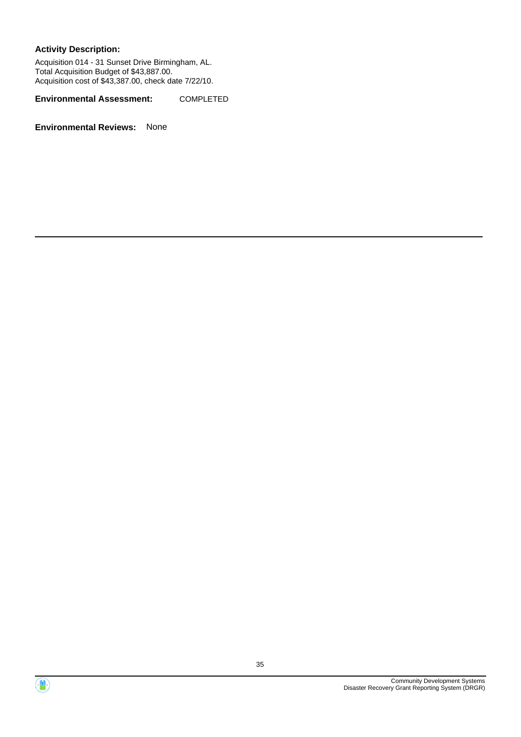**Activity Description:**

Acquisition 014 - 31 Sunset Drive Birmingham, AL.
Total Acquisition Budget of $43,887.00.
Acquisition cost of $43,387.00, check date 7/22/10.

**Environmental Assessment:** COMPLETED

**Environmental Reviews:** None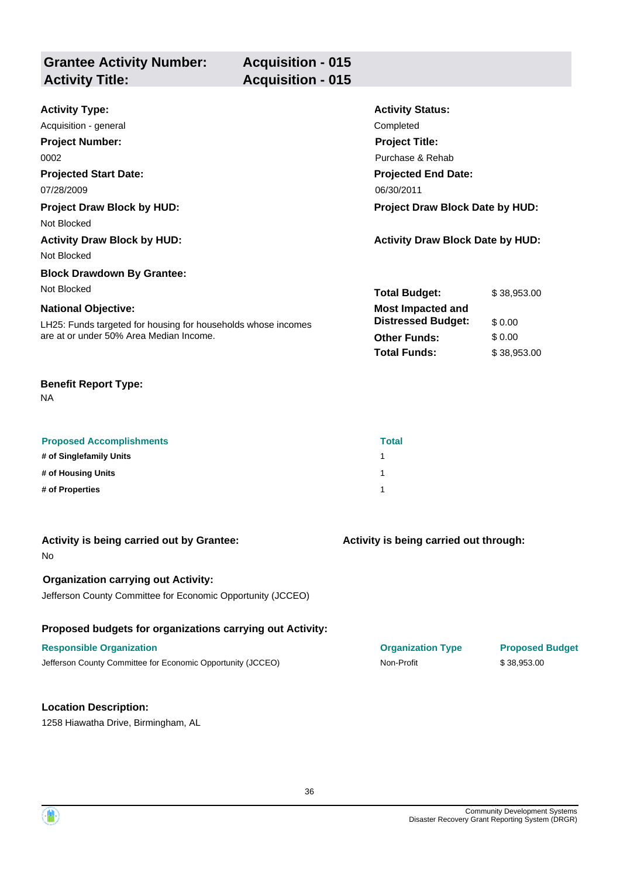| **Grantee Activity Number:** | **Acquisition - 015** |
|---|---|
| **Activity Title:** | **Acquisition - 015** |

**Activity Type:**
Acquisition - general

**Activity Status:**
Completed

**Project Number:**
0002

**Project Title:**
Purchase & Rehab

**Projected Start Date:**
07/28/2009

**Projected End Date:**
06/30/2011

**Project Draw Block by HUD:**
Not Blocked

**Project Draw Block Date by HUD:**

**Activity Draw Block by HUD:**
Not Blocked

**Activity Draw Block Date by HUD:**

**Block Drawdown By Grantee:**
Not Blocked

**National Objective:**
LH25: Funds targeted for housing for households whose incomes are at or under 50% Area Median Income.

| | |
|---|---|
| **Total Budget:** | $ 38,953.00 |
| **Most Impacted and Distressed Budget:** | $ 0.00 |
| **Other Funds:** | $ 0.00 |
| **Total Funds:** | $ 38,953.00 |

**Benefit Report Type:**
NA

| Proposed Accomplishments | Total |
|---|---|
| **# of Singlefamily Units** | 1 |
| **# of Housing Units** | 1 |
| **# of Properties** | 1 |

**Activity is being carried out by Grantee:**
No

**Activity is being carried out through:**

**Organization carrying out Activity:**
Jefferson County Committee for Economic Opportunity (JCCEO)

**Proposed budgets for organizations carrying out Activity:**

| Responsible Organization | Organization Type | Proposed Budget |
|---|---|---|
| Jefferson County Committee for Economic Opportunity (JCCEO) | Non-Profit | $ 38,953.00 |

**Location Description:**
1258 Hiawatha Drive, Birmingham, AL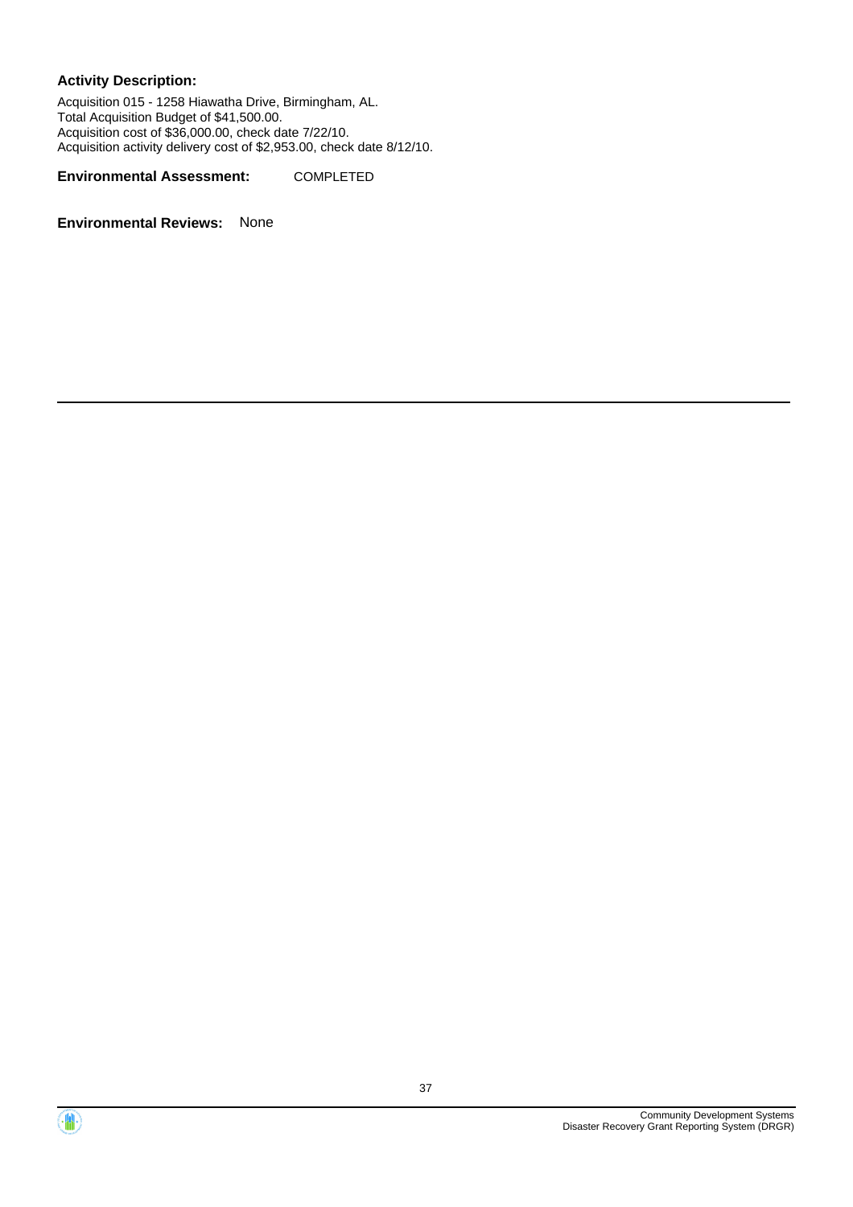**Activity Description:**

Acquisition 015 - 1258 Hiawatha Drive, Birmingham, AL.
Total Acquisition Budget of $41,500.00.
Acquisition cost of $36,000.00, check date 7/22/10.
Acquisition activity delivery cost of $2,953.00, check date 8/12/10.

**Environmental Assessment:** COMPLETED

**Environmental Reviews:** None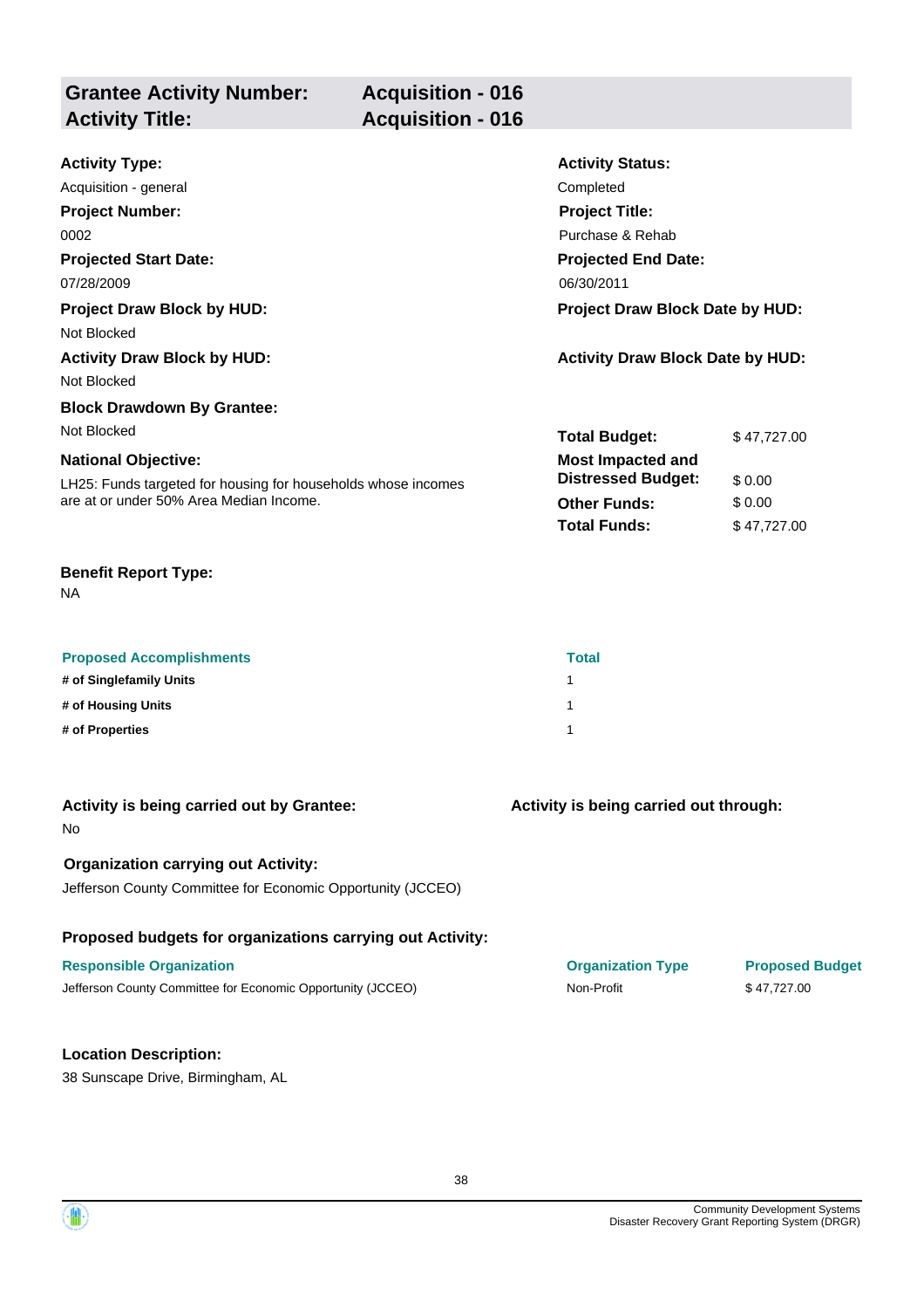## Grantee Activity Number: Acquisition - 016
## Activity Title: Acquisition - 016

**Activity Type:**
Acquisition - general

**Activity Status:**
Completed

**Project Number:**
0002

**Project Title:**
Purchase & Rehab

**Projected Start Date:**
07/28/2009

**Projected End Date:**
06/30/2011

**Project Draw Block by HUD:**
Not Blocked

**Project Draw Block Date by HUD:**

**Activity Draw Block by HUD:**
Not Blocked

**Activity Draw Block Date by HUD:**

**Block Drawdown By Grantee:**
Not Blocked

**National Objective:**
LH25: Funds targeted for housing for households whose incomes are at or under 50% Area Median Income.

| | |
|---|---|
| **Total Budget:** | $ 47,727.00 |
| **Most Impacted and Distressed Budget:** | $ 0.00 |
| **Other Funds:** | $ 0.00 |
| **Total Funds:** | $ 47,727.00 |

**Benefit Report Type:**
NA

| Proposed Accomplishments | Total |
|---|---|
| # of Singlefamily Units | 1 |
| # of Housing Units | 1 |
| # of Properties | 1 |

**Activity is being carried out by Grantee:**
No

**Activity is being carried out through:**

**Organization carrying out Activity:**
Jefferson County Committee for Economic Opportunity (JCCEO)

**Proposed budgets for organizations carrying out Activity:**

| Responsible Organization | Organization Type | Proposed Budget |
|---|---|---|
| Jefferson County Committee for Economic Opportunity (JCCEO) | Non-Profit | $ 47,727.00 |

**Location Description:**
38 Sunscape Drive, Birmingham, AL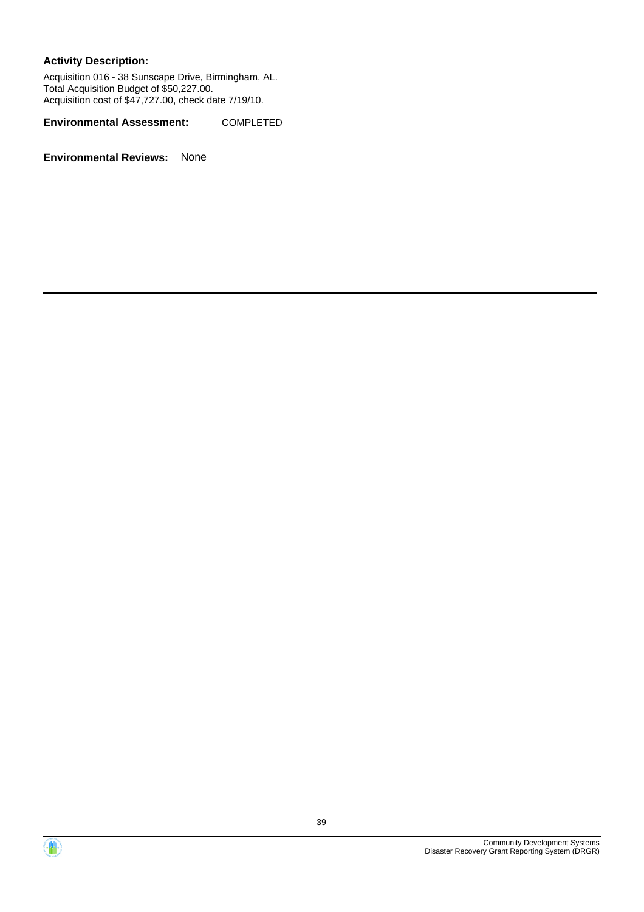**Activity Description:**

Acquisition 016 - 38 Sunscape Drive, Birmingham, AL.
Total Acquisition Budget of $50,227.00.
Acquisition cost of $47,727.00, check date 7/19/10.

**Environmental Assessment:** COMPLETED

**Environmental Reviews:** None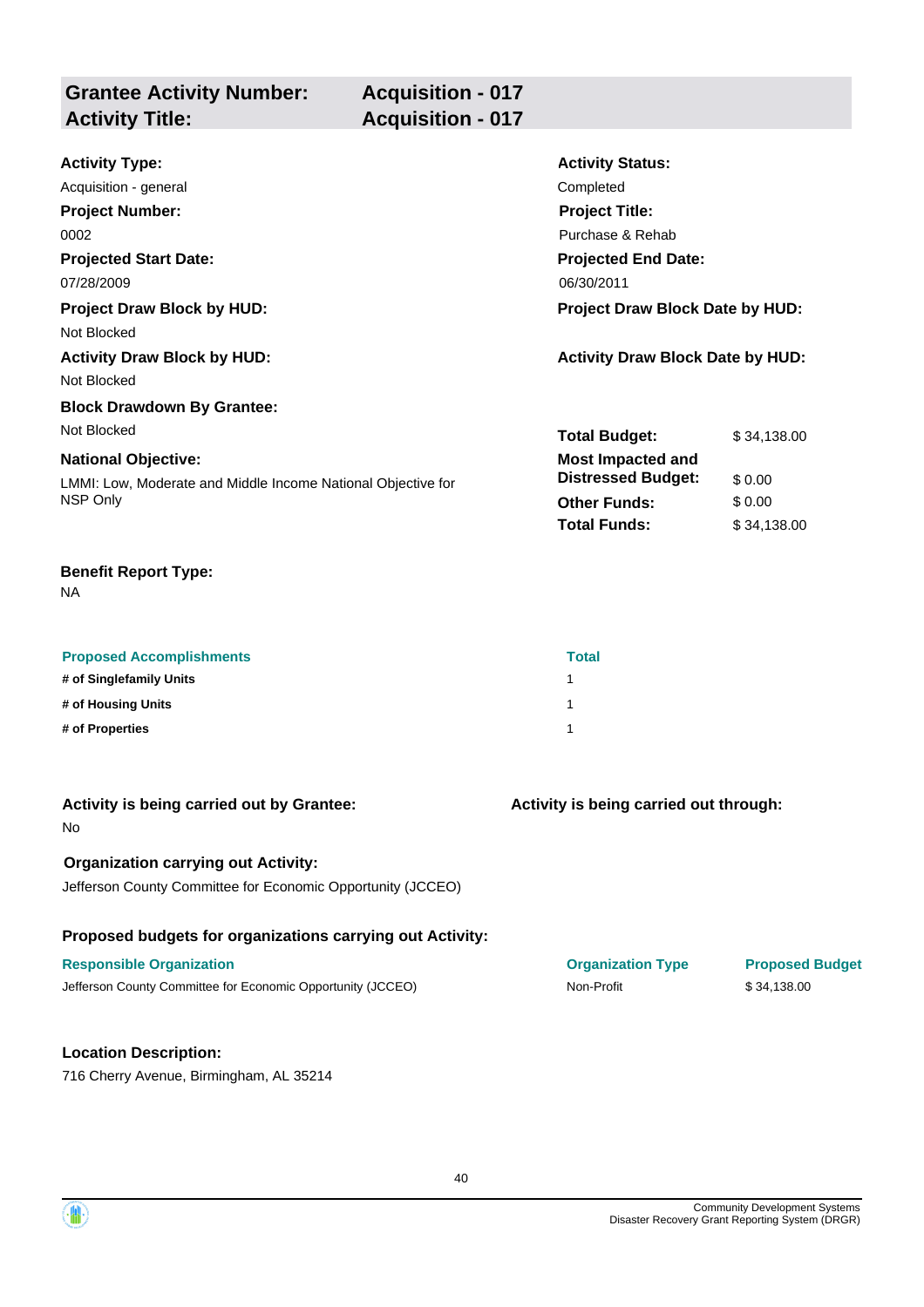| **Grantee Activity Number:** | **Acquisition - 017** |
|---|---|
| **Activity Title:** | **Acquisition - 017** |

**Activity Type:**
Acquisition - general

**Activity Status:**
Completed

**Project Number:**
0002

**Project Title:**
Purchase & Rehab

**Projected Start Date:**
07/28/2009

**Projected End Date:**
06/30/2011

**Project Draw Block by HUD:**
Not Blocked

**Project Draw Block Date by HUD:**

**Activity Draw Block by HUD:**
Not Blocked

**Activity Draw Block Date by HUD:**

**Block Drawdown By Grantee:**
Not Blocked

**National Objective:**
LMMI: Low, Moderate and Middle Income National Objective for NSP Only

| | |
|---|---|
| **Total Budget:** | $ 34,138.00 |
| **Most Impacted and Distressed Budget:** | $ 0.00 |
| **Other Funds:** | $ 0.00 |
| **Total Funds:** | $ 34,138.00 |

**Benefit Report Type:**
NA

| Proposed Accomplishments | Total |
|---|---|
| **# of Singlefamily Units** | 1 |
| **# of Housing Units** | 1 |
| **# of Properties** | 1 |

**Activity is being carried out by Grantee:**
No

**Activity is being carried out through:**

**Organization carrying out Activity:**
Jefferson County Committee for Economic Opportunity (JCCEO)

**Proposed budgets for organizations carrying out Activity:**

| Responsible Organization | Organization Type | Proposed Budget |
|---|---|---|
| Jefferson County Committee for Economic Opportunity (JCCEO) | Non-Profit | $ 34,138.00 |

**Location Description:**
716 Cherry Avenue, Birmingham, AL 35214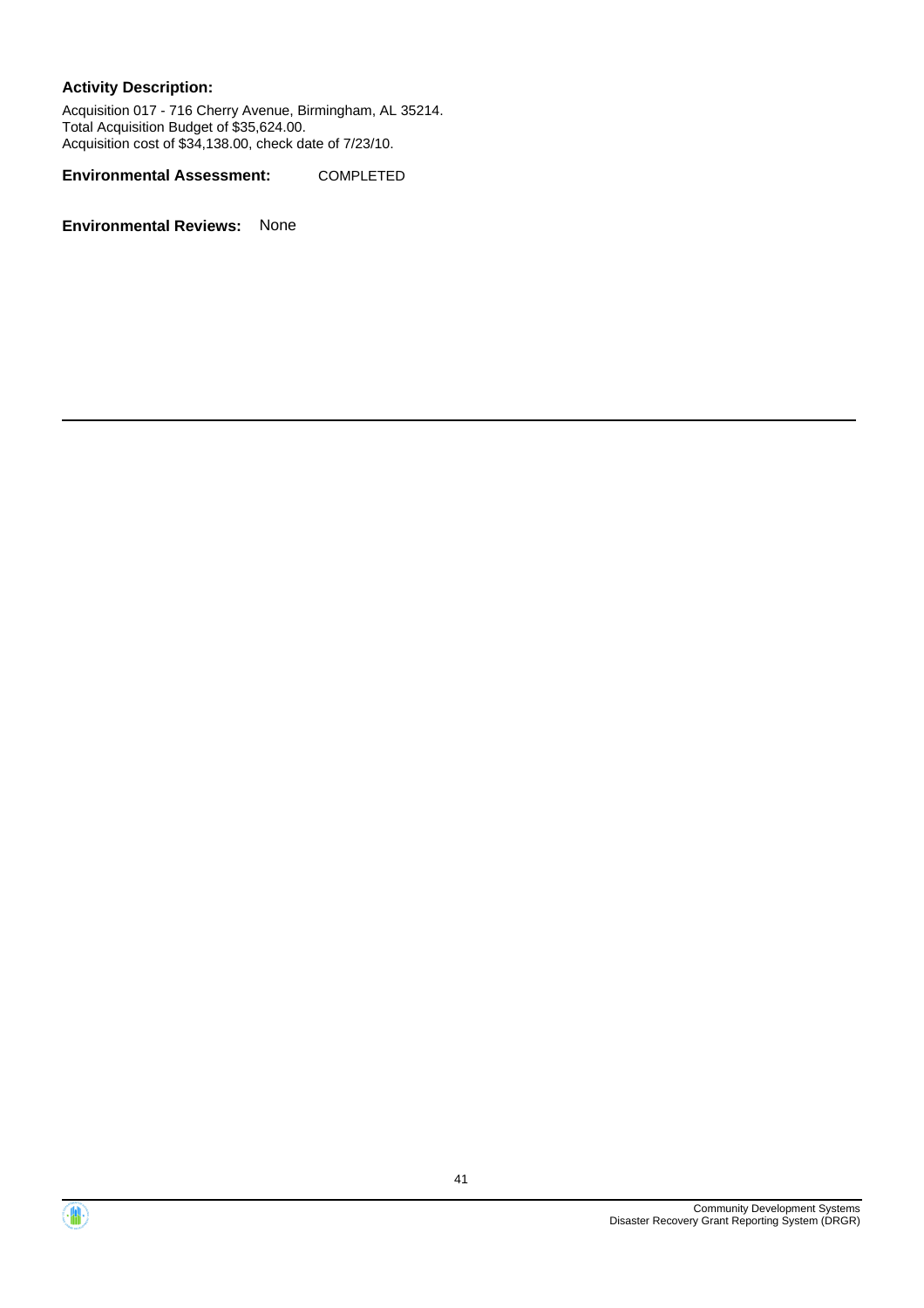**Activity Description:**

Acquisition 017 - 716 Cherry Avenue, Birmingham, AL 35214.
Total Acquisition Budget of $35,624.00.
Acquisition cost of $34,138.00, check date of 7/23/10.

**Environmental Assessment:** COMPLETED

**Environmental Reviews:** None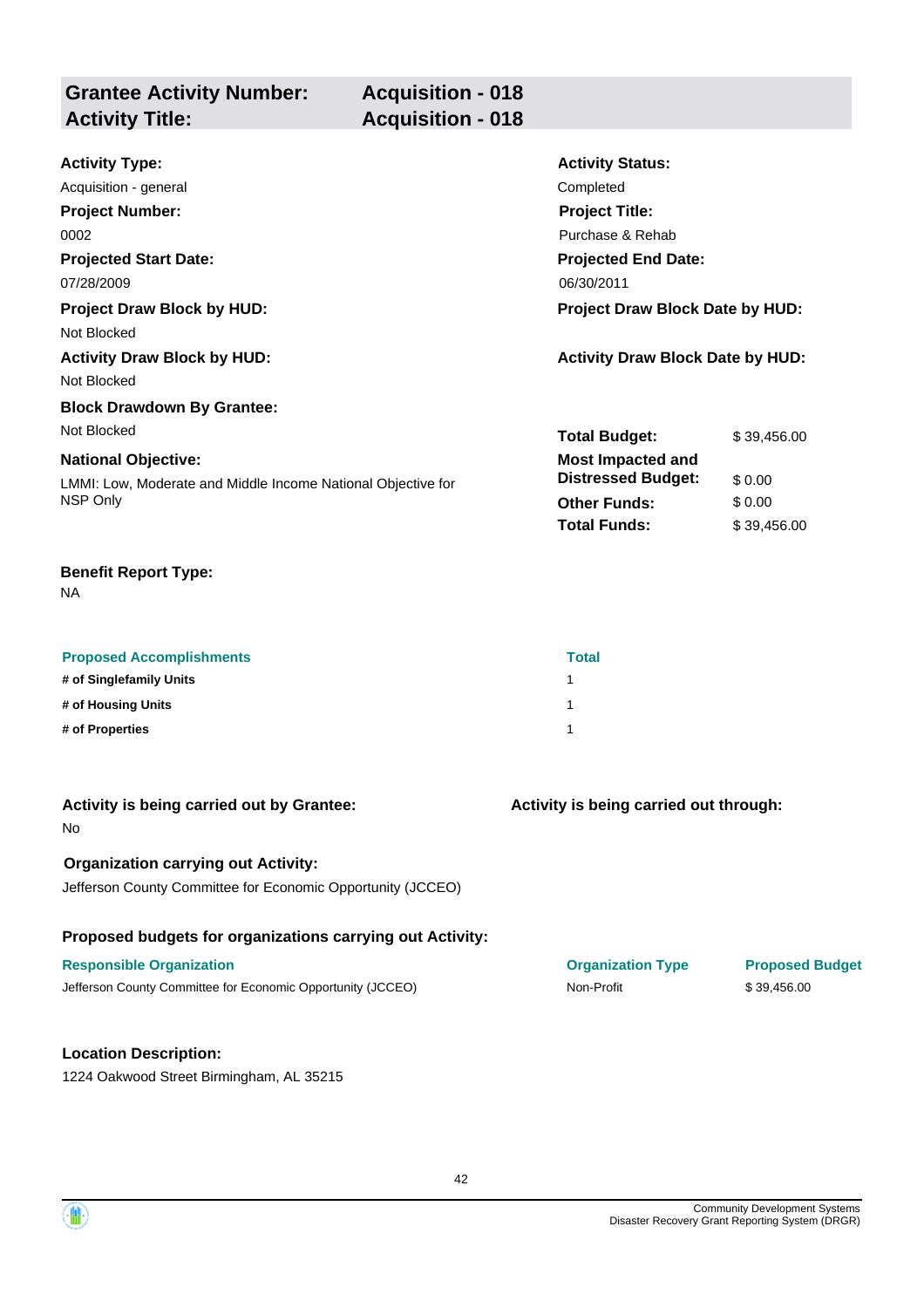| **Grantee Activity Number:** | **Acquisition - 018** |
|---|---|
| **Activity Title:** | **Acquisition - 018** |

**Activity Type:**
Acquisition - general

**Activity Status:**
Completed

**Project Number:**
0002

**Project Title:**
Purchase & Rehab

**Projected Start Date:**
07/28/2009

**Projected End Date:**
06/30/2011

**Project Draw Block by HUD:**
Not Blocked

**Project Draw Block Date by HUD:**

**Activity Draw Block by HUD:**
Not Blocked

**Activity Draw Block Date by HUD:**

**Block Drawdown By Grantee:**
Not Blocked

**National Objective:**
LMMI: Low, Moderate and Middle Income National Objective for NSP Only

| | |
|---|---|
| **Total Budget:** | $ 39,456.00 |
| **Most Impacted and Distressed Budget:** | $ 0.00 |
| **Other Funds:** | $ 0.00 |
| **Total Funds:** | $ 39,456.00 |

**Benefit Report Type:**
NA

| Proposed Accomplishments | Total |
|---|---|
| **# of Singlefamily Units** | 1 |
| **# of Housing Units** | 1 |
| **# of Properties** | 1 |

**Activity is being carried out by Grantee:**
No

**Activity is being carried out through:**

**Organization carrying out Activity:**
Jefferson County Committee for Economic Opportunity (JCCEO)

**Proposed budgets for organizations carrying out Activity:**

| Responsible Organization | Organization Type | Proposed Budget |
|---|---|---|
| Jefferson County Committee for Economic Opportunity (JCCEO) | Non-Profit | $ 39,456.00 |

**Location Description:**
1224 Oakwood Street Birmingham, AL 35215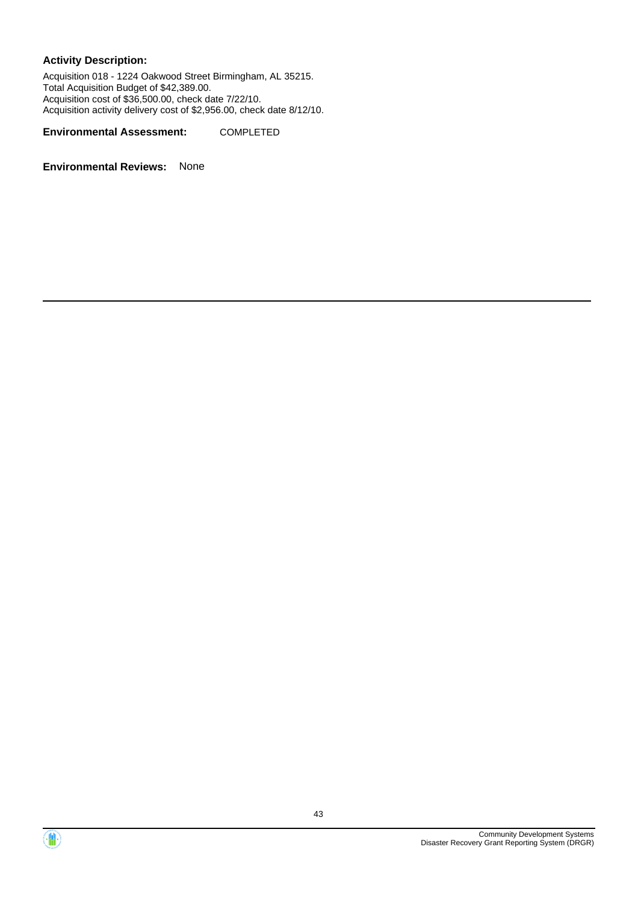**Activity Description:**

Acquisition 018 - 1224 Oakwood Street Birmingham, AL 35215.
Total Acquisition Budget of $42,389.00.
Acquisition cost of $36,500.00, check date 7/22/10.
Acquisition activity delivery cost of $2,956.00, check date 8/12/10.

**Environmental Assessment:** COMPLETED

**Environmental Reviews:** None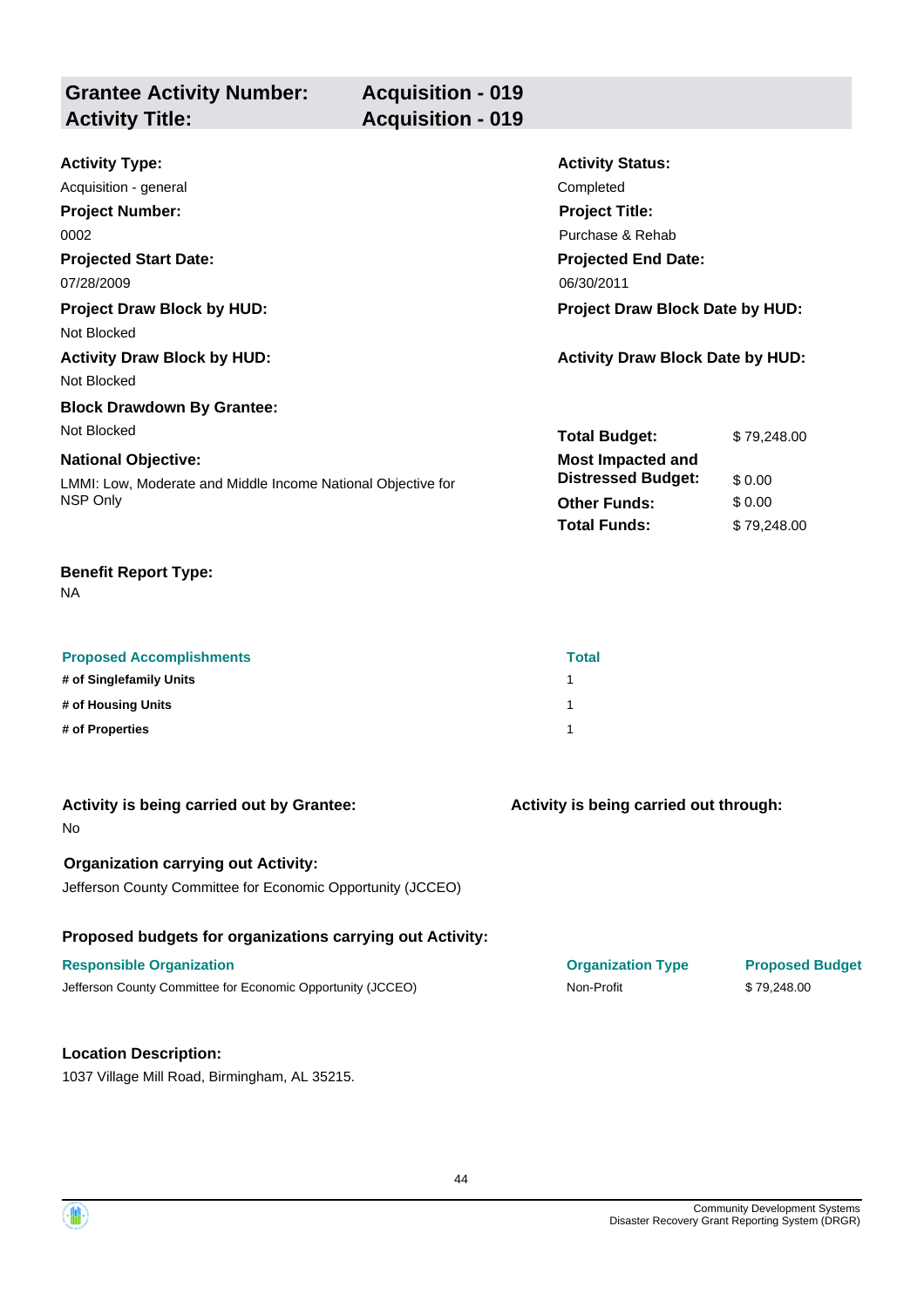## Grantee Activity Number: Acquisition - 019
## Activity Title: Acquisition - 019

**Activity Type:**
Acquisition - general

**Activity Status:**
Completed

**Project Number:**
0002

**Project Title:**
Purchase & Rehab

**Projected Start Date:**
07/28/2009

**Projected End Date:**
06/30/2011

**Project Draw Block by HUD:**
Not Blocked

**Project Draw Block Date by HUD:**

**Activity Draw Block by HUD:**
Not Blocked

**Activity Draw Block Date by HUD:**

**Block Drawdown By Grantee:**
Not Blocked

**National Objective:**
LMMI: Low, Moderate and Middle Income National Objective for NSP Only

| | |
|---|---|
| **Total Budget:** | $ 79,248.00 |
| **Most Impacted and Distressed Budget:** | $ 0.00 |
| **Other Funds:** | $ 0.00 |
| **Total Funds:** | $ 79,248.00 |

**Benefit Report Type:**
NA

| Proposed Accomplishments | Total |
|---|---|
| # of Singlefamily Units | 1 |
| # of Housing Units | 1 |
| # of Properties | 1 |

**Activity is being carried out by Grantee:**
No

**Activity is being carried out through:**

**Organization carrying out Activity:**
Jefferson County Committee for Economic Opportunity (JCCEO)

**Proposed budgets for organizations carrying out Activity:**

| Responsible Organization | Organization Type | Proposed Budget |
|---|---|---|
| Jefferson County Committee for Economic Opportunity (JCCEO) | Non-Profit | $ 79,248.00 |

**Location Description:**
1037 Village Mill Road, Birmingham, AL 35215.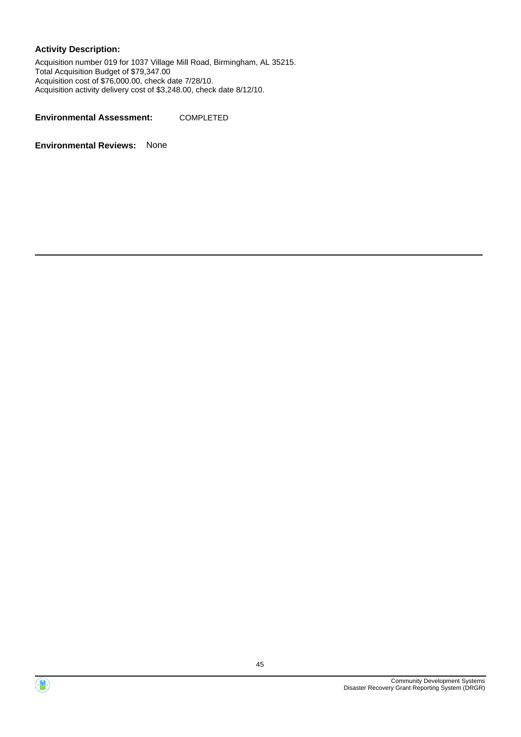**Activity Description:**

Acquisition number 019 for 1037 Village Mill Road, Birmingham, AL 35215.
Total Acquisition Budget of $79,347.00
Acquisition cost of $76,000.00, check date 7/28/10.
Acquisition activity delivery cost of $3,248.00, check date 8/12/10.

**Environmental Assessment:** COMPLETED

**Environmental Reviews:** None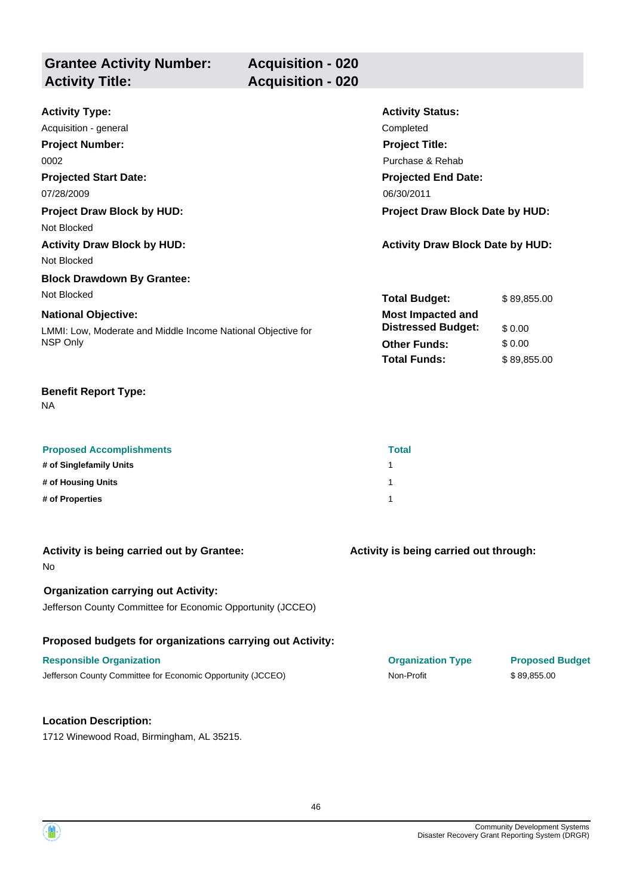| **Grantee Activity Number:** | **Acquisition - 020** |
|---|---|
| **Activity Title:** | **Acquisition - 020** |

**Activity Type:**
Acquisition - general

**Activity Status:**
Completed

**Project Number:**
0002

**Project Title:**
Purchase & Rehab

**Projected Start Date:**
07/28/2009

**Projected End Date:**
06/30/2011

**Project Draw Block by HUD:**
Not Blocked

**Project Draw Block Date by HUD:**

**Activity Draw Block by HUD:**
Not Blocked

**Activity Draw Block Date by HUD:**

**Block Drawdown By Grantee:**
Not Blocked

**National Objective:**
LMMI: Low, Moderate and Middle Income National Objective for NSP Only

| | |
|---|---|
| **Total Budget:** | $ 89,855.00 |
| **Most Impacted and Distressed Budget:** | $ 0.00 |
| **Other Funds:** | $ 0.00 |
| **Total Funds:** | $ 89,855.00 |

**Benefit Report Type:**
NA

| Proposed Accomplishments | Total |
|---|---|
| **# of Singlefamily Units** | 1 |
| **# of Housing Units** | 1 |
| **# of Properties** | 1 |

**Activity is being carried out by Grantee:**
No

**Activity is being carried out through:**

**Organization carrying out Activity:**
Jefferson County Committee for Economic Opportunity (JCCEO)

**Proposed budgets for organizations carrying out Activity:**

| Responsible Organization | Organization Type | Proposed Budget |
|---|---|---|
| Jefferson County Committee for Economic Opportunity (JCCEO) | Non-Profit | $ 89,855.00 |

**Location Description:**
1712 Winewood Road, Birmingham, AL 35215.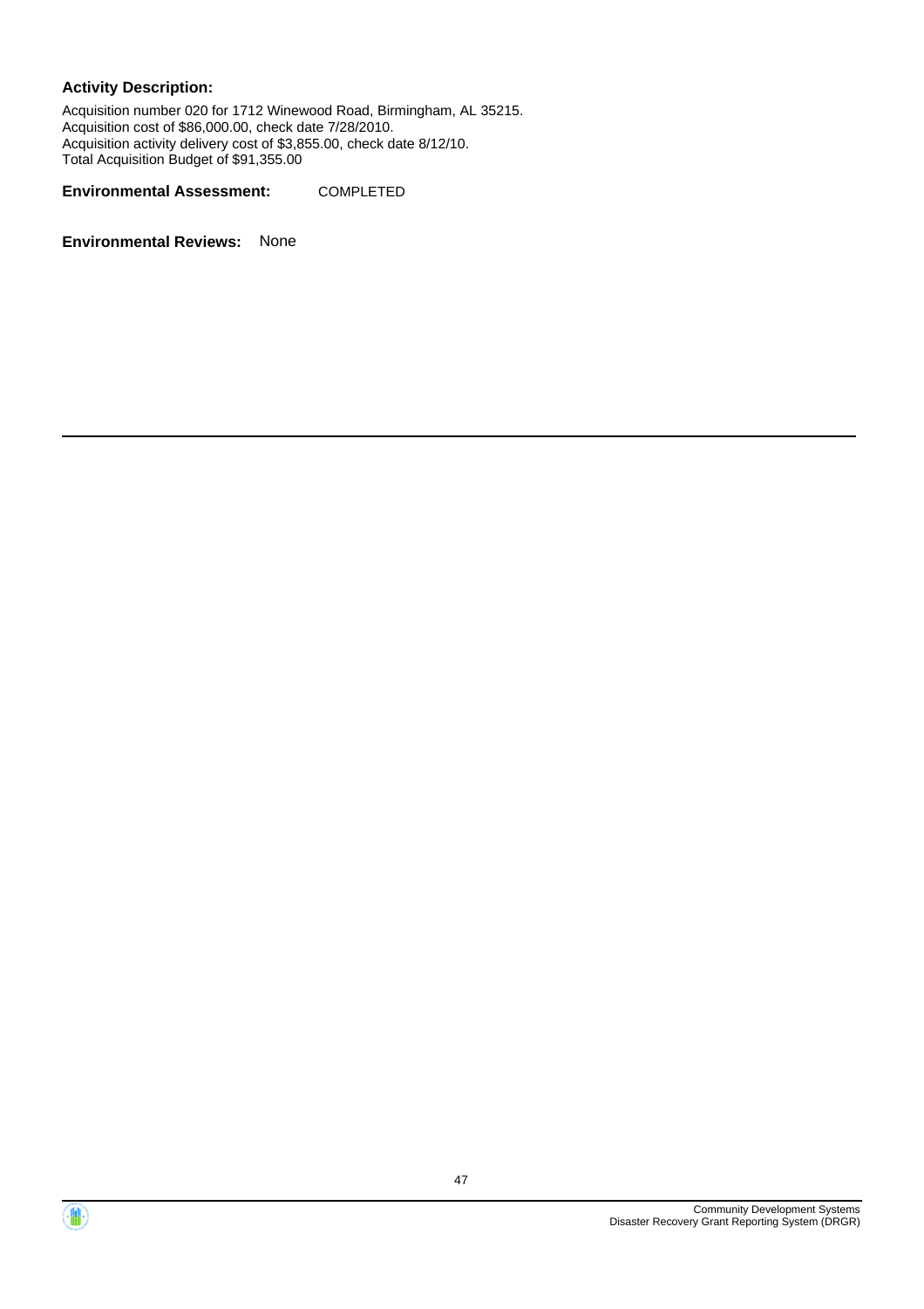**Activity Description:**

Acquisition number 020 for 1712 Winewood Road, Birmingham, AL 35215.
Acquisition cost of $86,000.00, check date 7/28/2010.
Acquisition activity delivery cost of $3,855.00, check date 8/12/10.
Total Acquisition Budget of $91,355.00

**Environmental Assessment:** COMPLETED

**Environmental Reviews:** None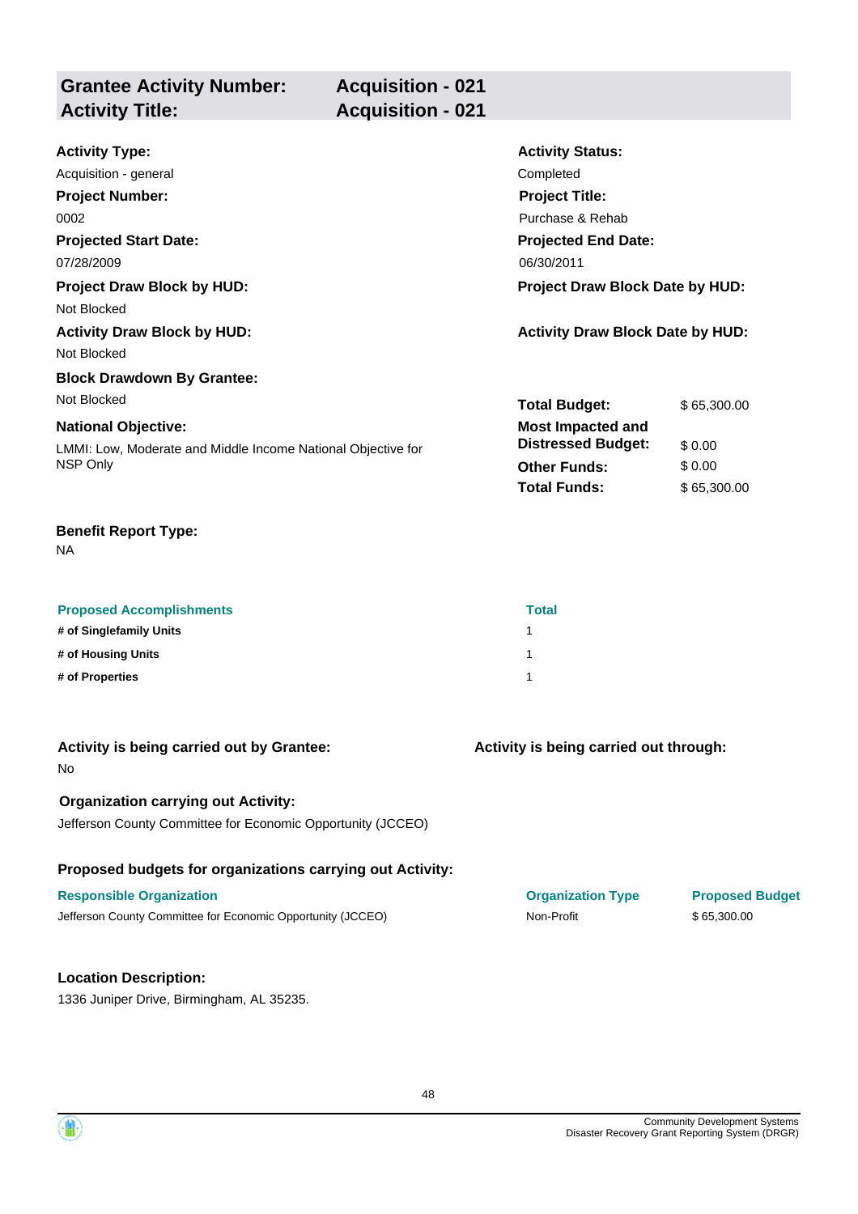| **Grantee Activity Number:** | **Acquisition - 021** |
|---|---|
| **Activity Title:** | **Acquisition - 021** |

**Activity Type:**
Acquisition - general

**Activity Status:**
Completed

**Project Number:**
0002

**Project Title:**
Purchase & Rehab

**Projected Start Date:**
07/28/2009

**Projected End Date:**
06/30/2011

**Project Draw Block by HUD:**
Not Blocked

**Project Draw Block Date by HUD:**

**Activity Draw Block by HUD:**
Not Blocked

**Activity Draw Block Date by HUD:**

**Block Drawdown By Grantee:**
Not Blocked

**National Objective:**
LMMI: Low, Moderate and Middle Income National Objective for NSP Only

| | |
|---|---|
| **Total Budget:** | $ 65,300.00 |
| **Most Impacted and Distressed Budget:** | $ 0.00 |
| **Other Funds:** | $ 0.00 |
| **Total Funds:** | $ 65,300.00 |

**Benefit Report Type:**
NA

| Proposed Accomplishments | Total |
|---|---|
| **# of Singlefamily Units** | 1 |
| **# of Housing Units** | 1 |
| **# of Properties** | 1 |

**Activity is being carried out by Grantee:**
No

**Activity is being carried out through:**

**Organization carrying out Activity:**
Jefferson County Committee for Economic Opportunity (JCCEO)

**Proposed budgets for organizations carrying out Activity:**

| Responsible Organization | Organization Type | Proposed Budget |
|---|---|---|
| Jefferson County Committee for Economic Opportunity (JCCEO) | Non-Profit | $ 65,300.00 |

**Location Description:**
1336 Juniper Drive, Birmingham, AL 35235.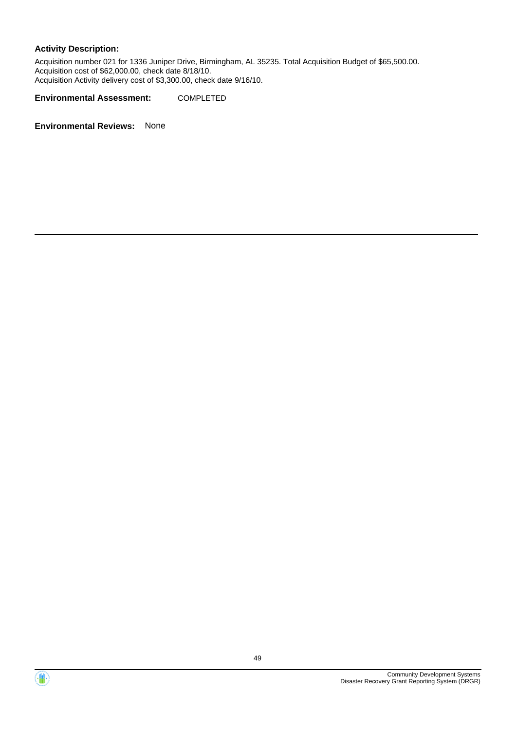**Activity Description:**

Acquisition number 021 for 1336 Juniper Drive, Birmingham, AL 35235. Total Acquisition Budget of $65,500.00.
Acquisition cost of $62,000.00, check date 8/18/10.
Acquisition Activity delivery cost of $3,300.00, check date 9/16/10.

**Environmental Assessment:** COMPLETED

**Environmental Reviews:** None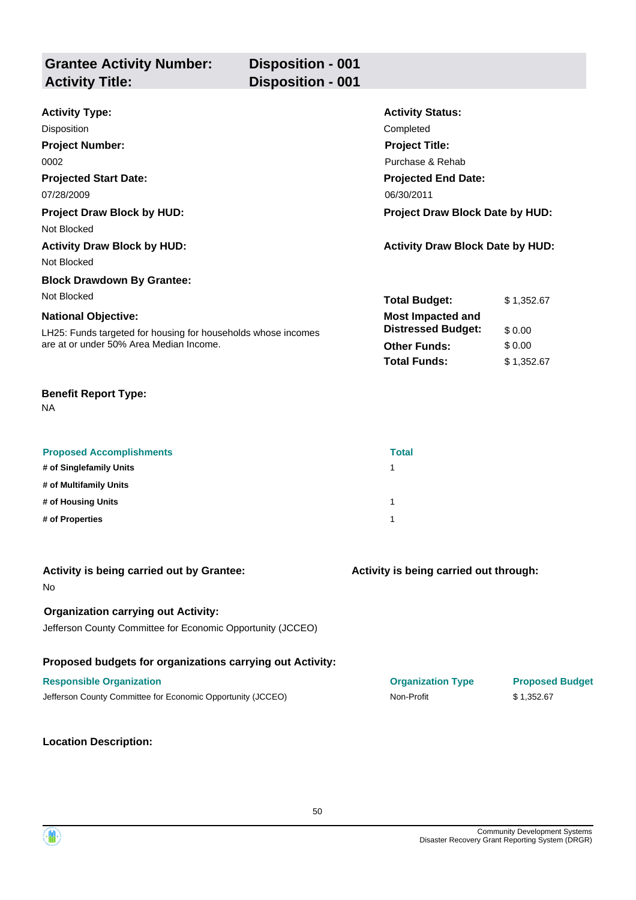| **Grantee Activity Number:** | **Disposition - 001** |
|---|---|
| **Activity Title:** | **Disposition - 001** |

**Activity Type:**
Disposition

**Activity Status:**
Completed

**Project Number:**
0002

**Project Title:**
Purchase & Rehab

**Projected Start Date:**
07/28/2009

**Projected End Date:**
06/30/2011

**Project Draw Block by HUD:**
Not Blocked

**Project Draw Block Date by HUD:**

**Activity Draw Block by HUD:**
Not Blocked

**Activity Draw Block Date by HUD:**

**Block Drawdown By Grantee:**
Not Blocked

**National Objective:**
LH25: Funds targeted for housing for households whose incomes are at or under 50% Area Median Income.

| | |
|---|---|
| **Total Budget:** | $ 1,352.67 |
| **Most Impacted and Distressed Budget:** | $ 0.00 |
| **Other Funds:** | $ 0.00 |
| **Total Funds:** | $ 1,352.67 |

**Benefit Report Type:**
NA

| Proposed Accomplishments | Total |
|---|---|
| # of Singlefamily Units | 1 |
| # of Multifamily Units | |
| # of Housing Units | 1 |
| # of Properties | 1 |

**Activity is being carried out by Grantee:**
No

**Activity is being carried out through:**

**Organization carrying out Activity:**
Jefferson County Committee for Economic Opportunity (JCCEO)

**Proposed budgets for organizations carrying out Activity:**

| Responsible Organization | Organization Type | Proposed Budget |
|---|---|---|
| Jefferson County Committee for Economic Opportunity (JCCEO) | Non-Profit | $ 1,352.67 |

**Location Description:**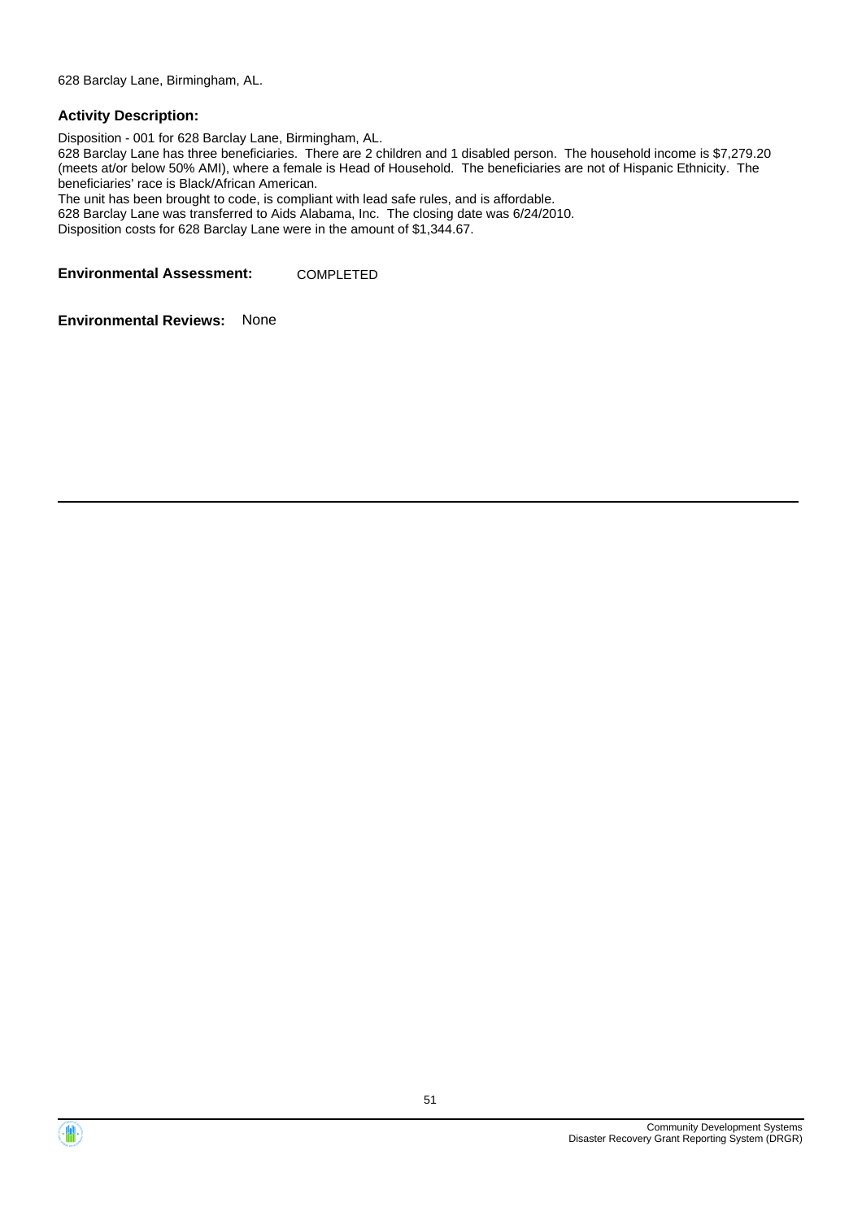628 Barclay Lane, Birmingham, AL.

**Activity Description:**

Disposition - 001 for 628 Barclay Lane, Birmingham, AL.
628 Barclay Lane has three beneficiaries. There are 2 children and 1 disabled person. The household income is $7,279.20 (meets at/or below 50% AMI), where a female is Head of Household. The beneficiaries are not of Hispanic Ethnicity. The beneficiaries' race is Black/African American.
The unit has been brought to code, is compliant with lead safe rules, and is affordable.
628 Barclay Lane was transferred to Aids Alabama, Inc. The closing date was 6/24/2010.
Disposition costs for 628 Barclay Lane were in the amount of $1,344.67.

**Environmental Assessment:** COMPLETED

**Environmental Reviews:** None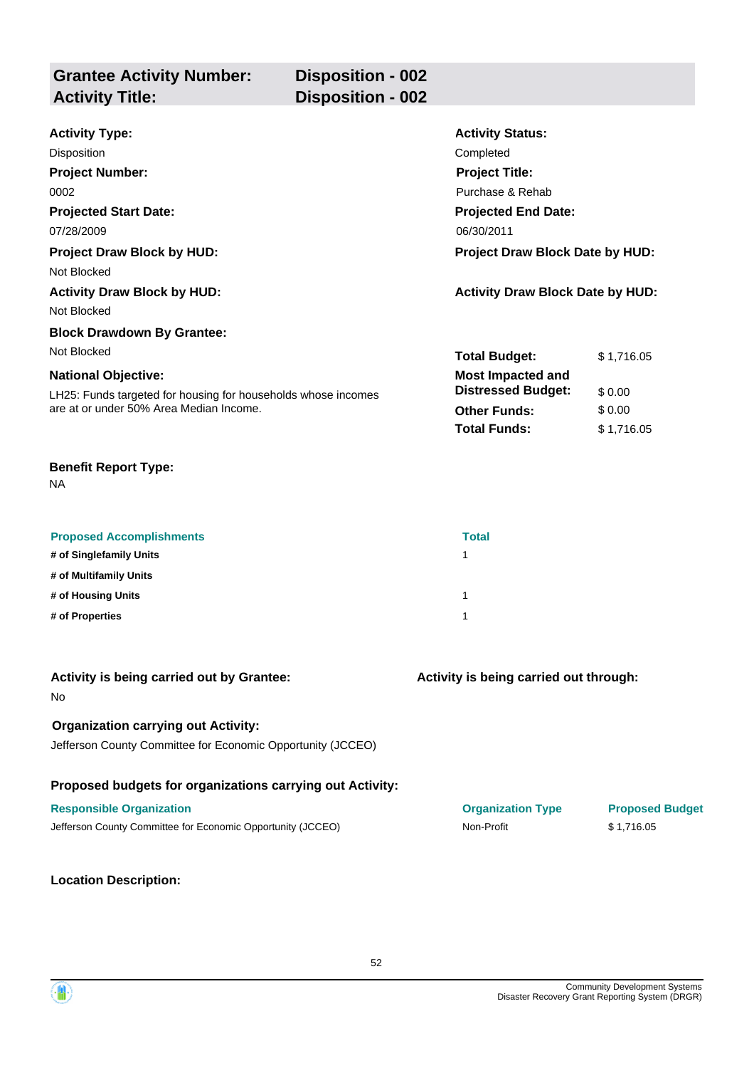## Grantee Activity Number: Disposition - 002
## Activity Title: Disposition - 002

**Activity Type:**
Disposition

**Activity Status:**
Completed

**Project Number:**
0002

**Project Title:**
Purchase & Rehab

**Projected Start Date:**
07/28/2009

**Projected End Date:**
06/30/2011

**Project Draw Block by HUD:**
Not Blocked

**Project Draw Block Date by HUD:**

**Activity Draw Block by HUD:**
Not Blocked

**Activity Draw Block Date by HUD:**

**Block Drawdown By Grantee:**
Not Blocked

**National Objective:**
LH25: Funds targeted for housing for households whose incomes are at or under 50% Area Median Income.

| | |
|---|---|
| **Total Budget:** | $ 1,716.05 |
| **Most Impacted and Distressed Budget:** | $ 0.00 |
| **Other Funds:** | $ 0.00 |
| **Total Funds:** | $ 1,716.05 |

**Benefit Report Type:**
NA

| Proposed Accomplishments | Total |
|---|---|
| # of Singlefamily Units | 1 |
| # of Multifamily Units | |
| # of Housing Units | 1 |
| # of Properties | 1 |

**Activity is being carried out by Grantee:**
No

**Activity is being carried out through:**

**Organization carrying out Activity:**
Jefferson County Committee for Economic Opportunity (JCCEO)

**Proposed budgets for organizations carrying out Activity:**

| Responsible Organization | Organization Type | Proposed Budget |
|---|---|---|
| Jefferson County Committee for Economic Opportunity (JCCEO) | Non-Profit | $ 1,716.05 |

**Location Description:**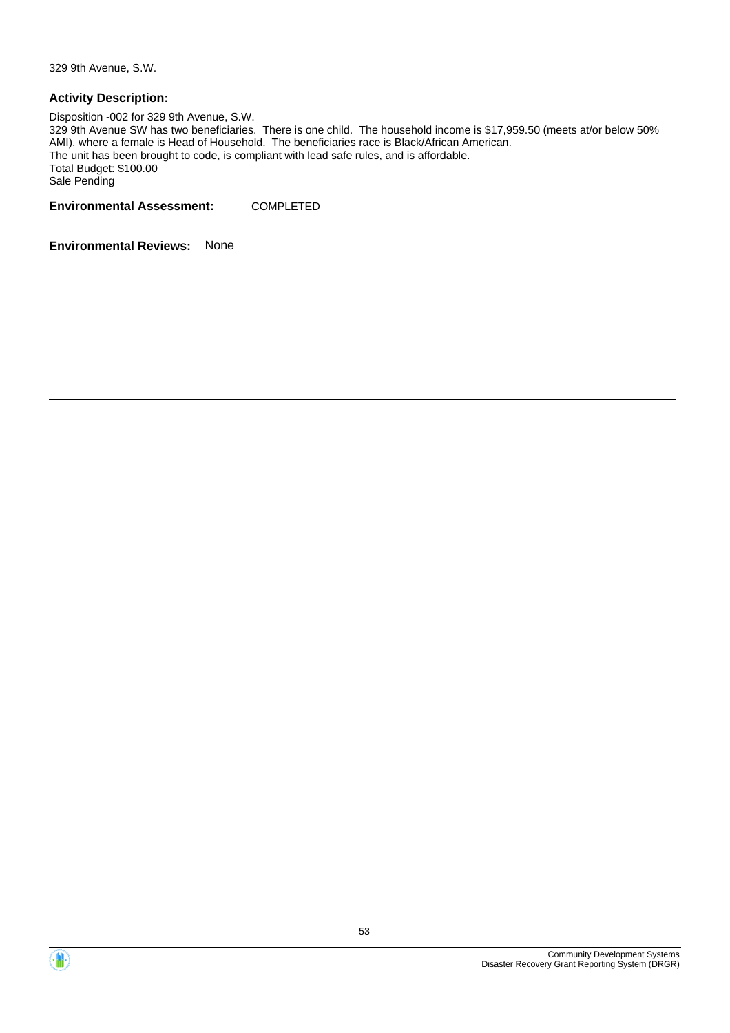329 9th Avenue, S.W.

**Activity Description:**

Disposition -002 for 329 9th Avenue, S.W.
329 9th Avenue SW has two beneficiaries. There is one child. The household income is $17,959.50 (meets at/or below 50% AMI), where a female is Head of Household. The beneficiaries race is Black/African American.
The unit has been brought to code, is compliant with lead safe rules, and is affordable.
Total Budget: $100.00
Sale Pending

**Environmental Assessment:** COMPLETED

**Environmental Reviews:** None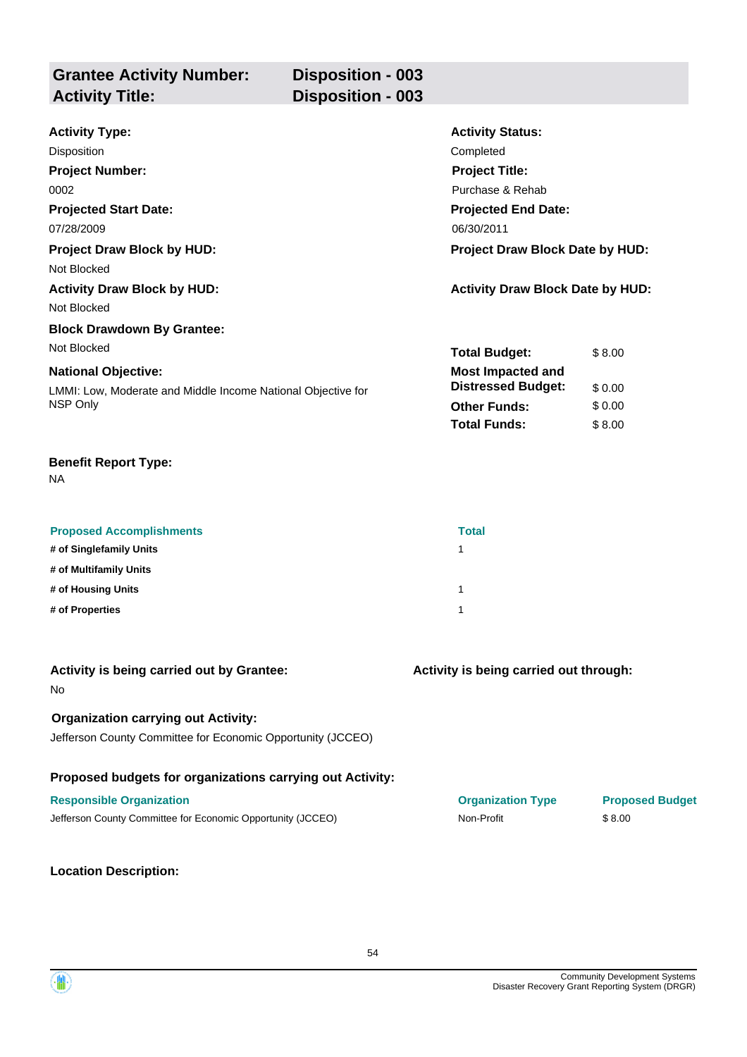## Grantee Activity Number: Disposition - 003
## Activity Title: Disposition - 003

**Activity Type:**
Disposition

**Activity Status:**
Completed

**Project Number:**
0002

**Project Title:**
Purchase & Rehab

**Projected Start Date:**
07/28/2009

**Projected End Date:**
06/30/2011

**Project Draw Block by HUD:**
Not Blocked

**Project Draw Block Date by HUD:**

**Activity Draw Block by HUD:**
Not Blocked

**Activity Draw Block Date by HUD:**

**Block Drawdown By Grantee:**
Not Blocked

**National Objective:**
LMMI: Low, Moderate and Middle Income National Objective for NSP Only

| | |
|---|---|
| **Total Budget:** | $ 8.00 |
| **Most Impacted and Distressed Budget:** | $ 0.00 |
| **Other Funds:** | $ 0.00 |
| **Total Funds:** | $ 8.00 |

**Benefit Report Type:**
NA

| Proposed Accomplishments | Total |
|---|---|
| # of Singlefamily Units | 1 |
| # of Multifamily Units | |
| # of Housing Units | 1 |
| # of Properties | 1 |

**Activity is being carried out by Grantee:**
No

**Activity is being carried out through:**

**Organization carrying out Activity:**
Jefferson County Committee for Economic Opportunity (JCCEO)

**Proposed budgets for organizations carrying out Activity:**

| Responsible Organization | Organization Type | Proposed Budget |
|---|---|---|
| Jefferson County Committee for Economic Opportunity (JCCEO) | Non-Profit | $ 8.00 |

**Location Description:**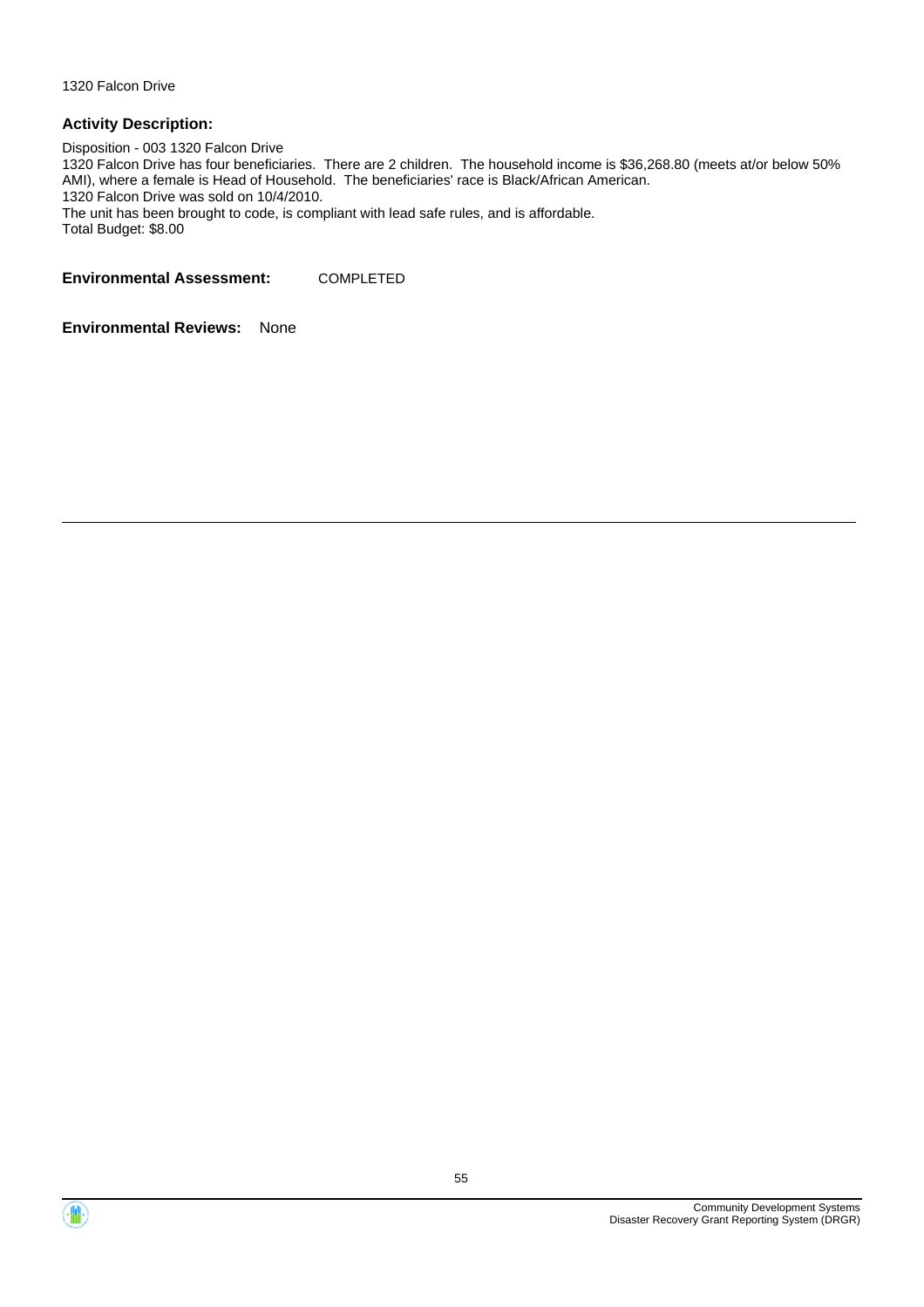1320 Falcon Drive

**Activity Description:**

Disposition - 003 1320 Falcon Drive
1320 Falcon Drive has four beneficiaries. There are 2 children. The household income is $36,268.80 (meets at/or below 50% AMI), where a female is Head of Household. The beneficiaries' race is Black/African American.
1320 Falcon Drive was sold on 10/4/2010.
The unit has been brought to code, is compliant with lead safe rules, and is affordable.
Total Budget: $8.00

**Environmental Assessment:** COMPLETED

**Environmental Reviews:** None

---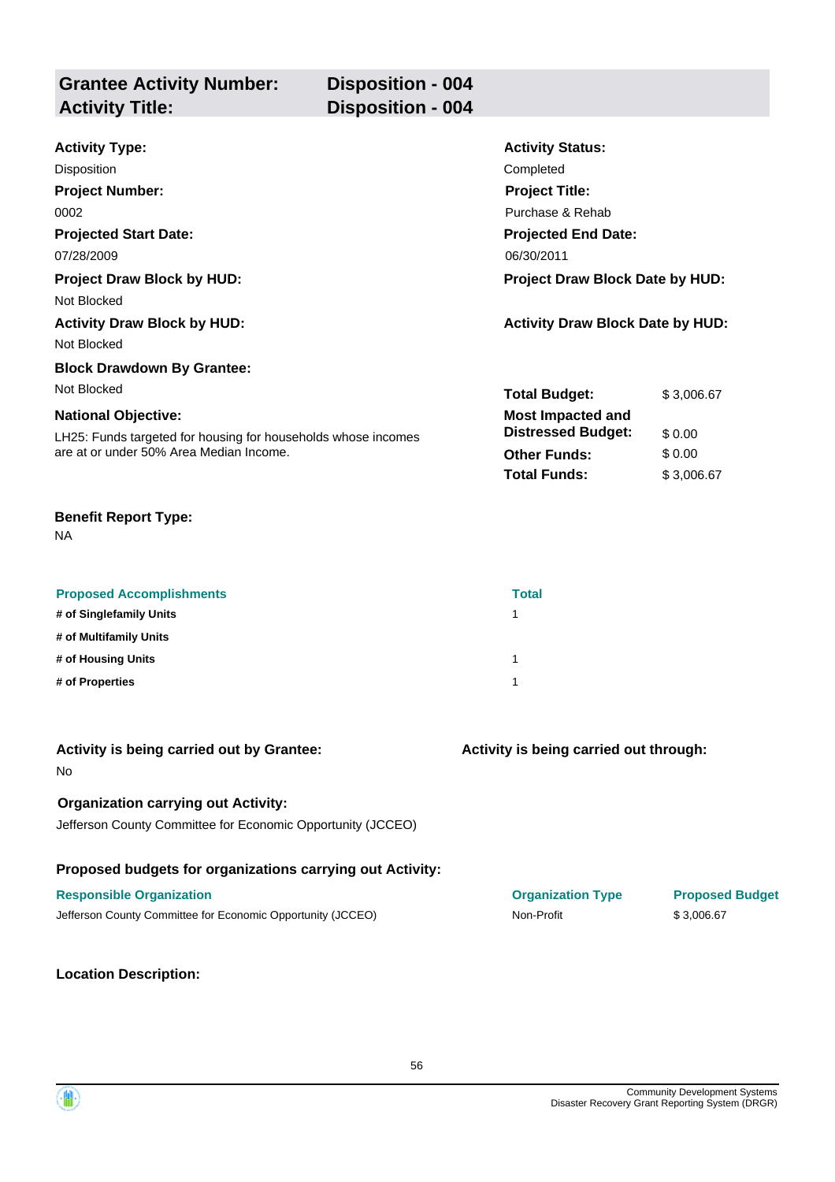## Grantee Activity Number: Disposition - 004
## Activity Title: Disposition - 004

**Activity Type:**
Disposition

**Activity Status:**
Completed

**Project Number:**
0002

**Project Title:**
Purchase & Rehab

**Projected Start Date:**
07/28/2009

**Projected End Date:**
06/30/2011

**Project Draw Block by HUD:**
Not Blocked

**Project Draw Block Date by HUD:**

**Activity Draw Block by HUD:**
Not Blocked

**Activity Draw Block Date by HUD:**

**Block Drawdown By Grantee:**
Not Blocked

**National Objective:**
LH25: Funds targeted for housing for households whose incomes are at or under 50% Area Median Income.

| | |
|---|---|
| **Total Budget:** | $ 3,006.67 |
| **Most Impacted and Distressed Budget:** | $ 0.00 |
| **Other Funds:** | $ 0.00 |
| **Total Funds:** | $ 3,006.67 |

**Benefit Report Type:**
NA

| Proposed Accomplishments | Total |
|---|---|
| # of Singlefamily Units | 1 |
| # of Multifamily Units | |
| # of Housing Units | 1 |
| # of Properties | 1 |

**Activity is being carried out by Grantee:**
No

**Activity is being carried out through:**

**Organization carrying out Activity:**
Jefferson County Committee for Economic Opportunity (JCCEO)

**Proposed budgets for organizations carrying out Activity:**

| Responsible Organization | Organization Type | Proposed Budget |
|---|---|---|
| Jefferson County Committee for Economic Opportunity (JCCEO) | Non-Profit | $ 3,006.67 |

**Location Description:**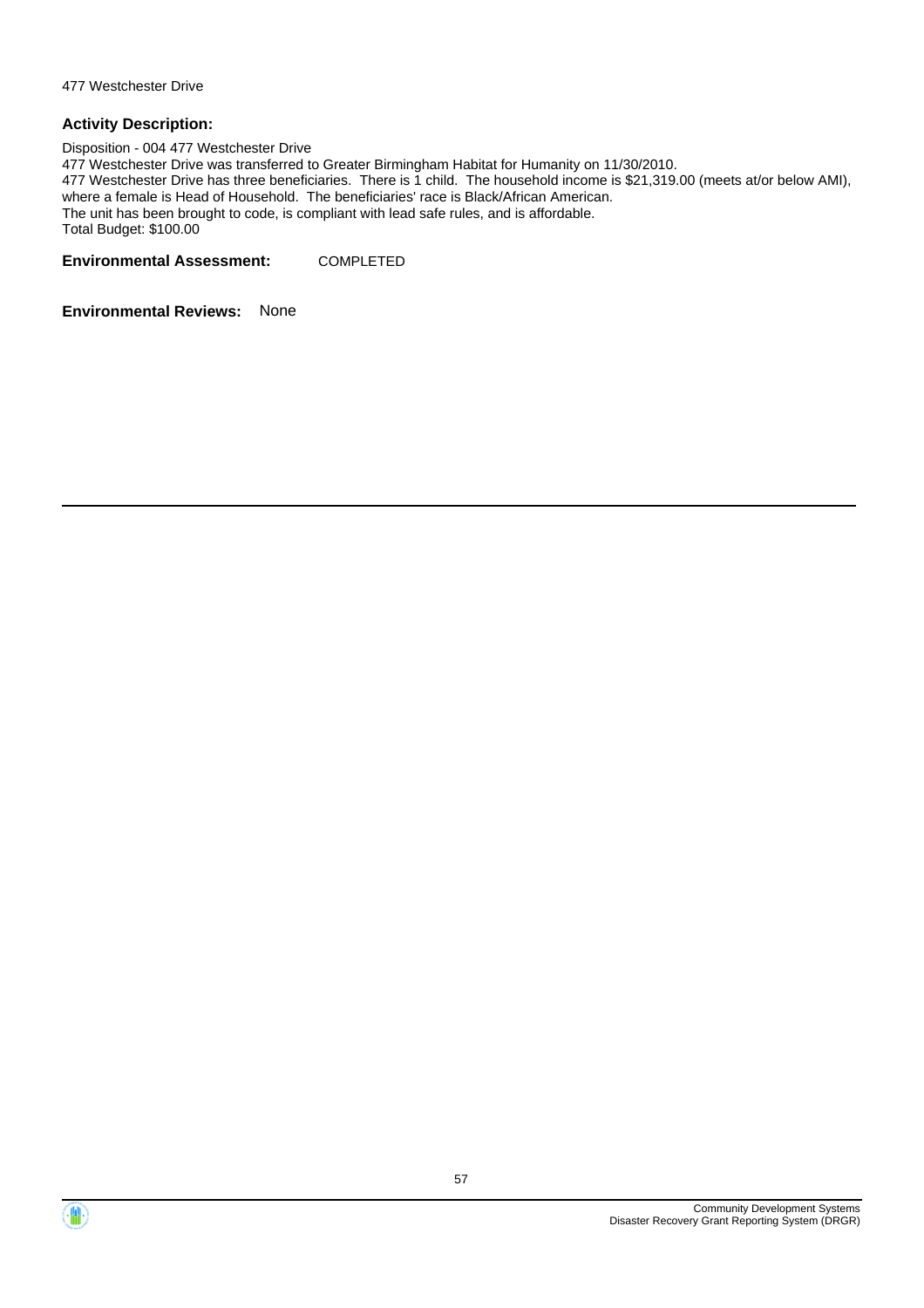477 Westchester Drive

**Activity Description:**

Disposition - 004 477 Westchester Drive
477 Westchester Drive was transferred to Greater Birmingham Habitat for Humanity on 11/30/2010.
477 Westchester Drive has three beneficiaries. There is 1 child. The household income is $21,319.00 (meets at/or below AMI), where a female is Head of Household. The beneficiaries' race is Black/African American.
The unit has been brought to code, is compliant with lead safe rules, and is affordable.
Total Budget: $100.00

**Environmental Assessment:** COMPLETED

**Environmental Reviews:** None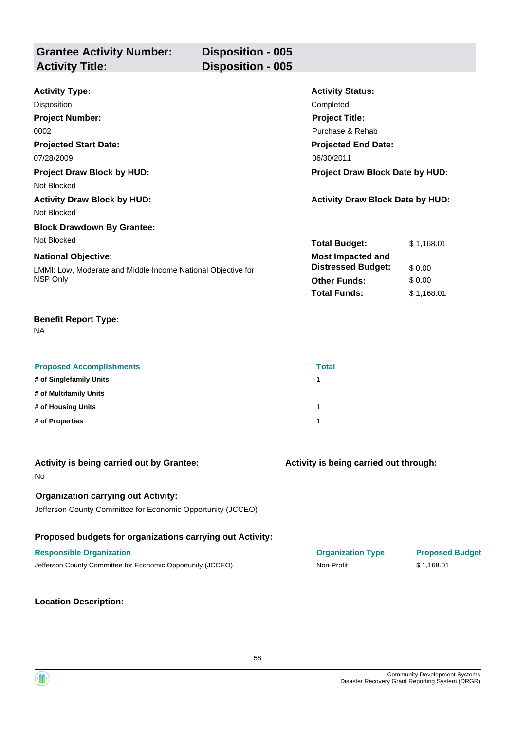| **Grantee Activity Number:** | **Disposition - 005** |
|---|---|
| **Activity Title:** | **Disposition - 005** |

**Activity Type:**
Disposition

**Activity Status:**
Completed

**Project Number:**
0002

**Project Title:**
Purchase & Rehab

**Projected Start Date:**
07/28/2009

**Projected End Date:**
06/30/2011

**Project Draw Block by HUD:**
Not Blocked

**Project Draw Block Date by HUD:**

**Activity Draw Block by HUD:**
Not Blocked

**Activity Draw Block Date by HUD:**

**Block Drawdown By Grantee:**
Not Blocked

**National Objective:**
LMMI: Low, Moderate and Middle Income National Objective for NSP Only

| | |
|---|---|
| **Total Budget:** | $ 1,168.01 |
| **Most Impacted and Distressed Budget:** | $ 0.00 |
| **Other Funds:** | $ 0.00 |
| **Total Funds:** | $ 1,168.01 |

**Benefit Report Type:**
NA

| Proposed Accomplishments | Total |
|---|---|
| **# of Singlefamily Units** | 1 |
| **# of Multifamily Units** | |
| **# of Housing Units** | 1 |
| **# of Properties** | 1 |

**Activity is being carried out by Grantee:**
No

**Activity is being carried out through:**

**Organization carrying out Activity:**
Jefferson County Committee for Economic Opportunity (JCCEO)

**Proposed budgets for organizations carrying out Activity:**

| Responsible Organization | Organization Type | Proposed Budget |
|---|---|---|
| Jefferson County Committee for Economic Opportunity (JCCEO) | Non-Profit | $ 1,168.01 |

**Location Description:**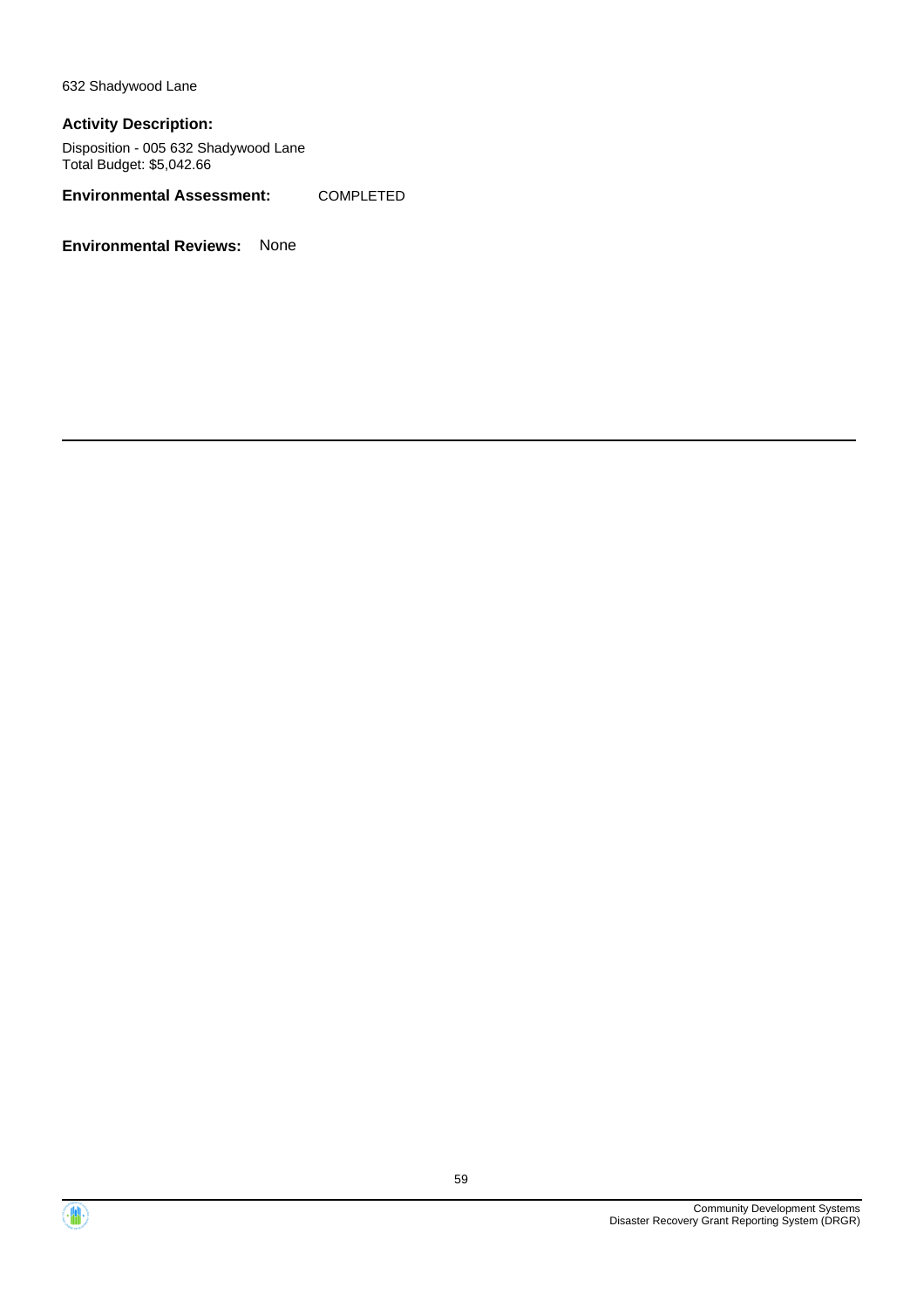632 Shadywood Lane

**Activity Description:**

Disposition - 005 632 Shadywood Lane
Total Budget: $5,042.66

**Environmental Assessment:** COMPLETED

**Environmental Reviews:** None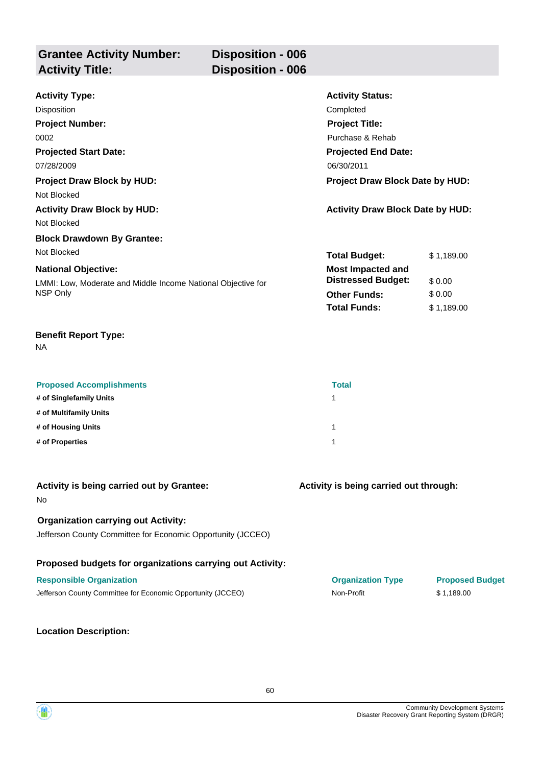| **Grantee Activity Number:** | **Disposition - 006** |
|---|---|
| **Activity Title:** | **Disposition - 006** |

**Activity Type:**
Disposition

**Activity Status:**
Completed

**Project Number:**
0002

**Project Title:**
Purchase & Rehab

**Projected Start Date:**
07/28/2009

**Projected End Date:**
06/30/2011

**Project Draw Block by HUD:**
Not Blocked

**Project Draw Block Date by HUD:**

**Activity Draw Block by HUD:**
Not Blocked

**Activity Draw Block Date by HUD:**

**Block Drawdown By Grantee:**
Not Blocked

**National Objective:**
LMMI: Low, Moderate and Middle Income National Objective for NSP Only

| | |
|---|---|
| **Total Budget:** | $ 1,189.00 |
| **Most Impacted and Distressed Budget:** | $ 0.00 |
| **Other Funds:** | $ 0.00 |
| **Total Funds:** | $ 1,189.00 |

**Benefit Report Type:**
NA

| Proposed Accomplishments | Total |
|---|---|
| **# of Singlefamily Units** | 1 |
| **# of Multifamily Units** | |
| **# of Housing Units** | 1 |
| **# of Properties** | 1 |

**Activity is being carried out by Grantee:**
No

**Activity is being carried out through:**

**Organization carrying out Activity:**
Jefferson County Committee for Economic Opportunity (JCCEO)

**Proposed budgets for organizations carrying out Activity:**

| Responsible Organization | Organization Type | Proposed Budget |
|---|---|---|
| Jefferson County Committee for Economic Opportunity (JCCEO) | Non-Profit | $ 1,189.00 |

**Location Description:**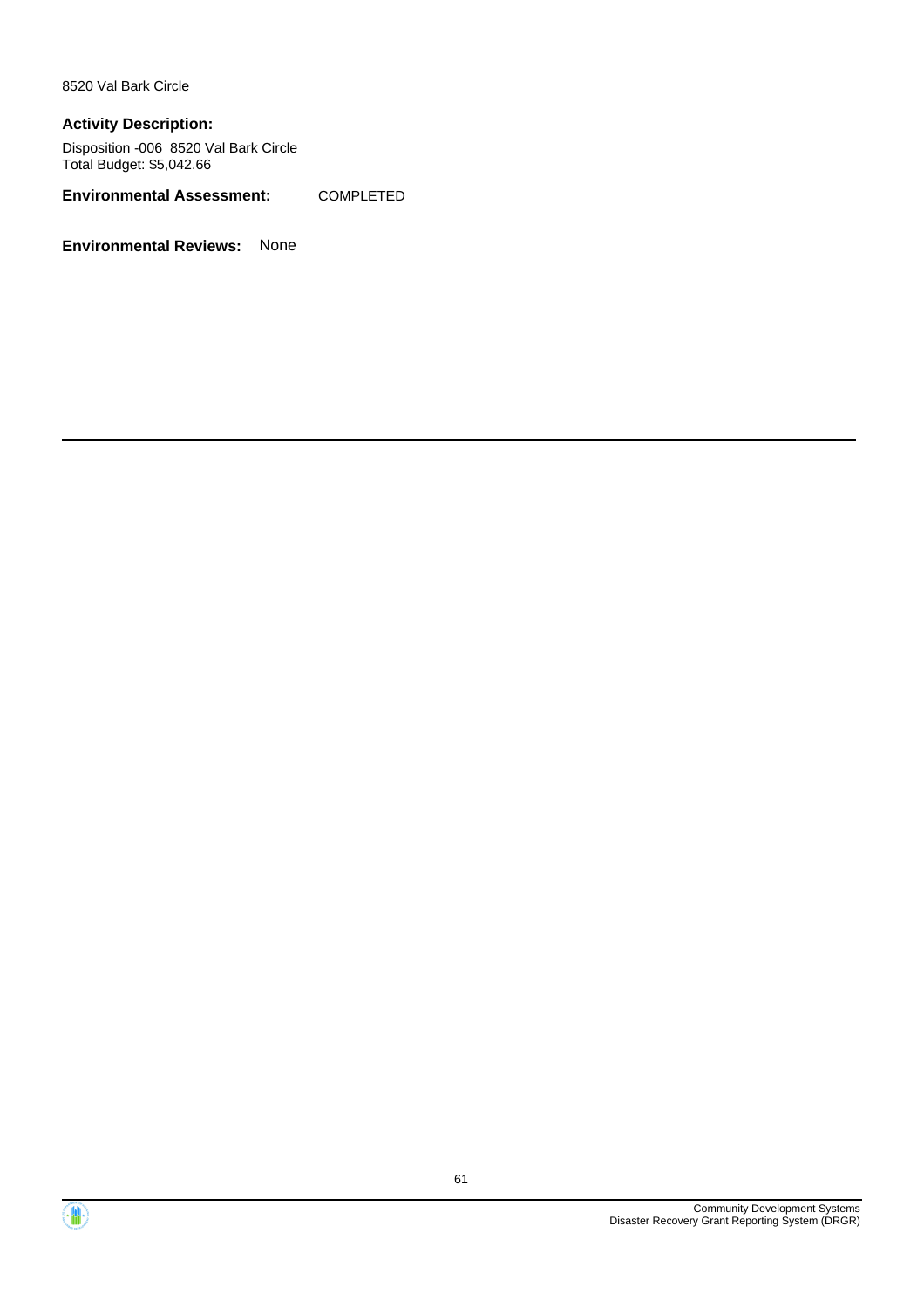8520 Val Bark Circle

**Activity Description:**

Disposition -006 8520 Val Bark Circle
Total Budget: $5,042.66

**Environmental Assessment:** COMPLETED

**Environmental Reviews:** None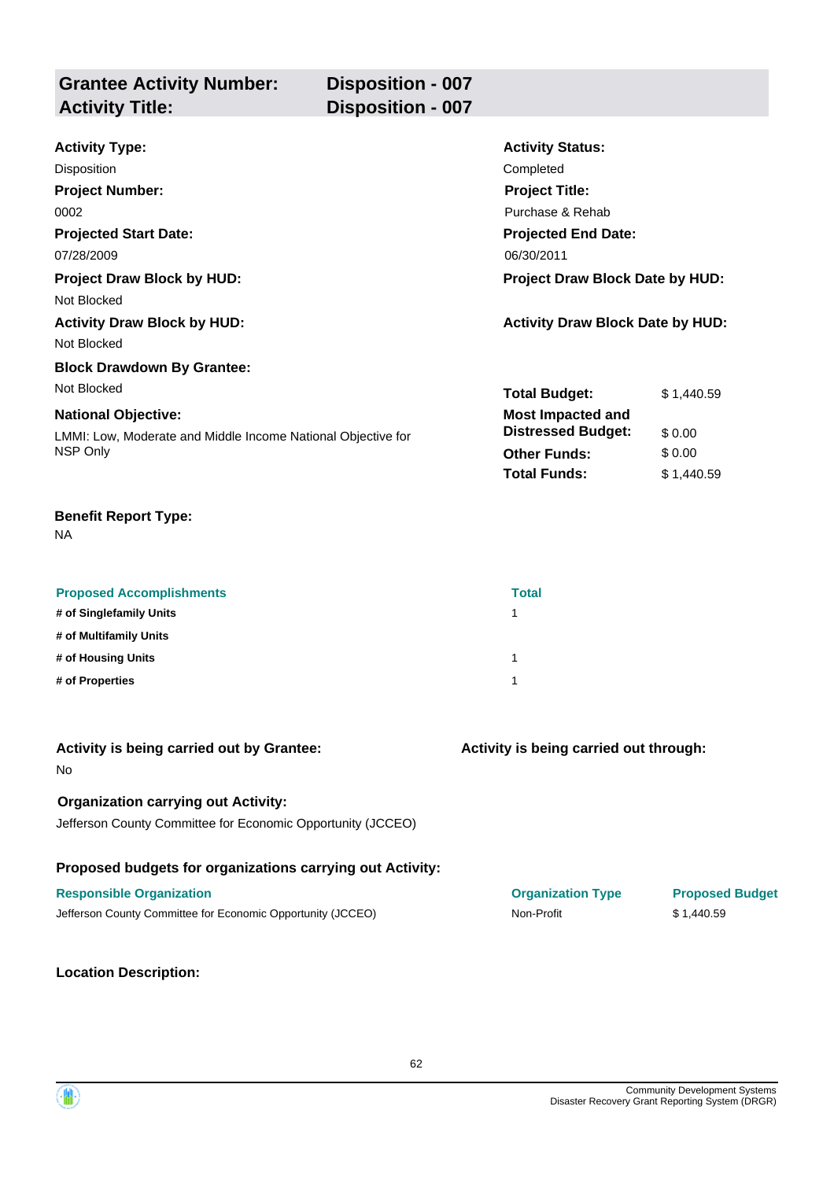## Grantee Activity Number: Disposition - 007
## Activity Title: Disposition - 007

**Activity Type:**
Disposition

**Activity Status:**
Completed

**Project Number:**
0002

**Project Title:**
Purchase & Rehab

**Projected Start Date:**
07/28/2009

**Projected End Date:**
06/30/2011

**Project Draw Block by HUD:**
Not Blocked

**Project Draw Block Date by HUD:**

**Activity Draw Block by HUD:**
Not Blocked

**Activity Draw Block Date by HUD:**

**Block Drawdown By Grantee:**
Not Blocked

**National Objective:**
LMMI: Low, Moderate and Middle Income National Objective for NSP Only

| | |
|---|---|
| **Total Budget:** | $ 1,440.59 |
| **Most Impacted and Distressed Budget:** | $ 0.00 |
| **Other Funds:** | $ 0.00 |
| **Total Funds:** | $ 1,440.59 |

**Benefit Report Type:**
NA

| Proposed Accomplishments | Total |
|---|---|
| # of Singlefamily Units | 1 |
| # of Multifamily Units | |
| # of Housing Units | 1 |
| # of Properties | 1 |

**Activity is being carried out by Grantee:**
No

**Activity is being carried out through:**

**Organization carrying out Activity:**
Jefferson County Committee for Economic Opportunity (JCCEO)

**Proposed budgets for organizations carrying out Activity:**

| Responsible Organization | Organization Type | Proposed Budget |
|---|---|---|
| Jefferson County Committee for Economic Opportunity (JCCEO) | Non-Profit | $ 1,440.59 |

**Location Description:**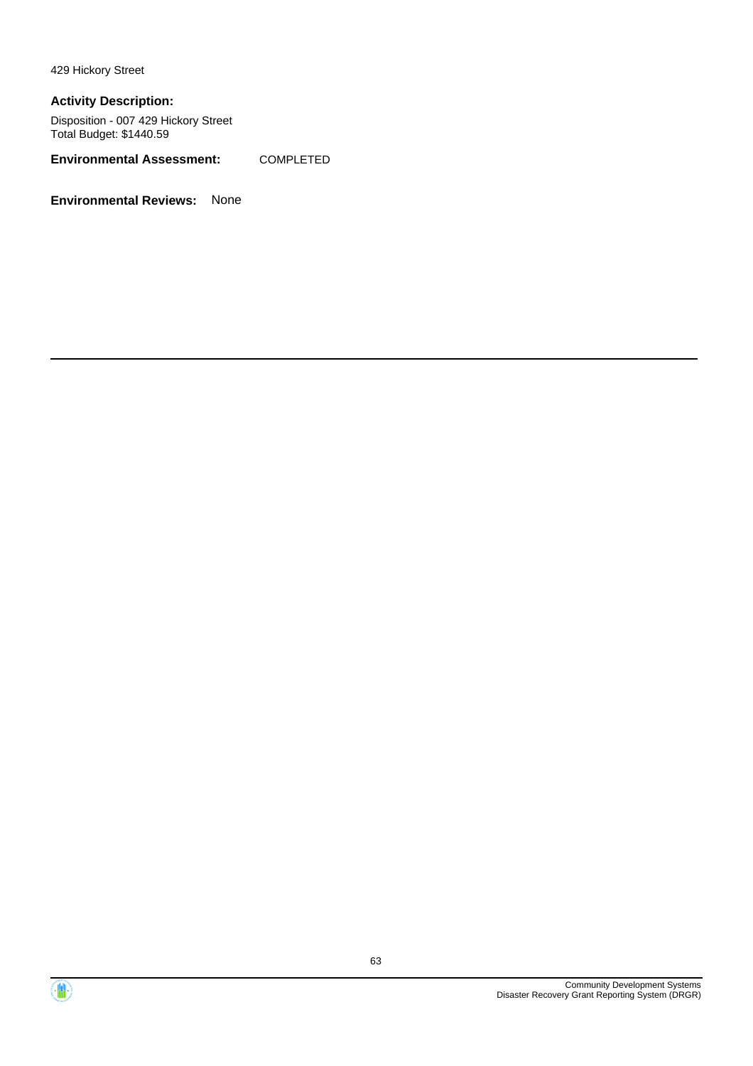429 Hickory Street

**Activity Description:**

Disposition - 007 429 Hickory Street
Total Budget: $1440.59

**Environmental Assessment:** COMPLETED

**Environmental Reviews:** None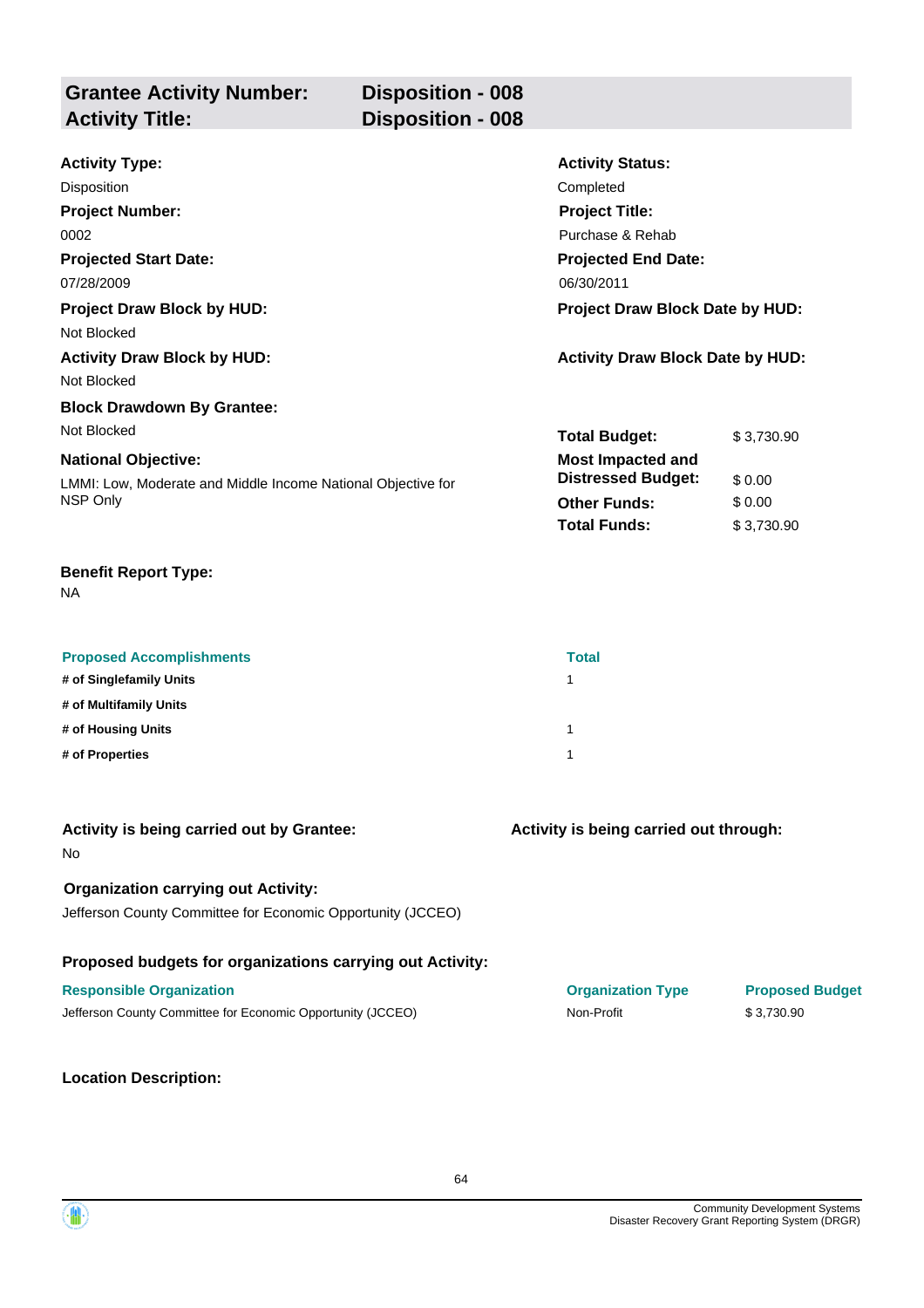| **Grantee Activity Number:** | **Disposition - 008** |
|---|---|
| **Activity Title:** | **Disposition - 008** |

**Activity Type:**
Disposition

**Activity Status:**
Completed

**Project Number:**
0002

**Project Title:**
Purchase & Rehab

**Projected Start Date:**
07/28/2009

**Projected End Date:**
06/30/2011

**Project Draw Block by HUD:**
Not Blocked

**Project Draw Block Date by HUD:**

**Activity Draw Block by HUD:**
Not Blocked

**Activity Draw Block Date by HUD:**

**Block Drawdown By Grantee:**
Not Blocked

**National Objective:**
LMMI: Low, Moderate and Middle Income National Objective for NSP Only

| | |
|---|---|
| **Total Budget:** | $ 3,730.90 |
| **Most Impacted and Distressed Budget:** | $ 0.00 |
| **Other Funds:** | $ 0.00 |
| **Total Funds:** | $ 3,730.90 |

**Benefit Report Type:**
NA

| Proposed Accomplishments | Total |
|---|---|
| # of Singlefamily Units | 1 |
| # of Multifamily Units | |
| # of Housing Units | 1 |
| # of Properties | 1 |

**Activity is being carried out by Grantee:**
No

**Activity is being carried out through:**

**Organization carrying out Activity:**
Jefferson County Committee for Economic Opportunity (JCCEO)

**Proposed budgets for organizations carrying out Activity:**

| Responsible Organization | Organization Type | Proposed Budget |
|---|---|---|
| Jefferson County Committee for Economic Opportunity (JCCEO) | Non-Profit | $ 3,730.90 |

**Location Description:**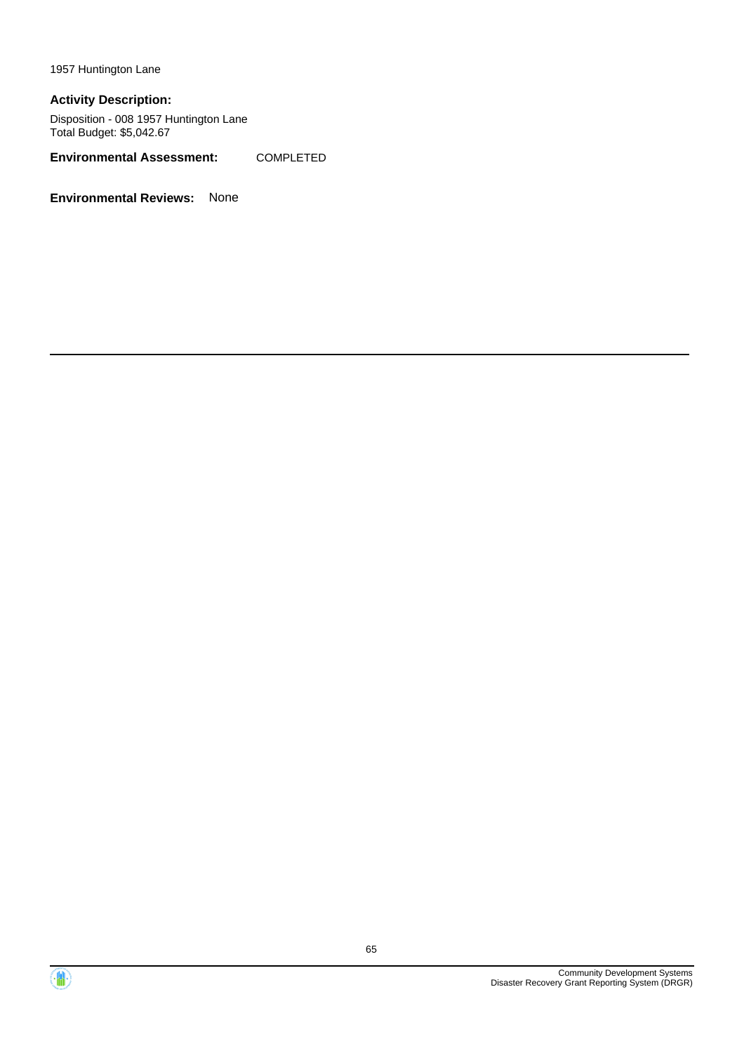1957 Huntington Lane

**Activity Description:**

Disposition - 008 1957 Huntington Lane
Total Budget: $5,042.67

**Environmental Assessment:** COMPLETED

**Environmental Reviews:** None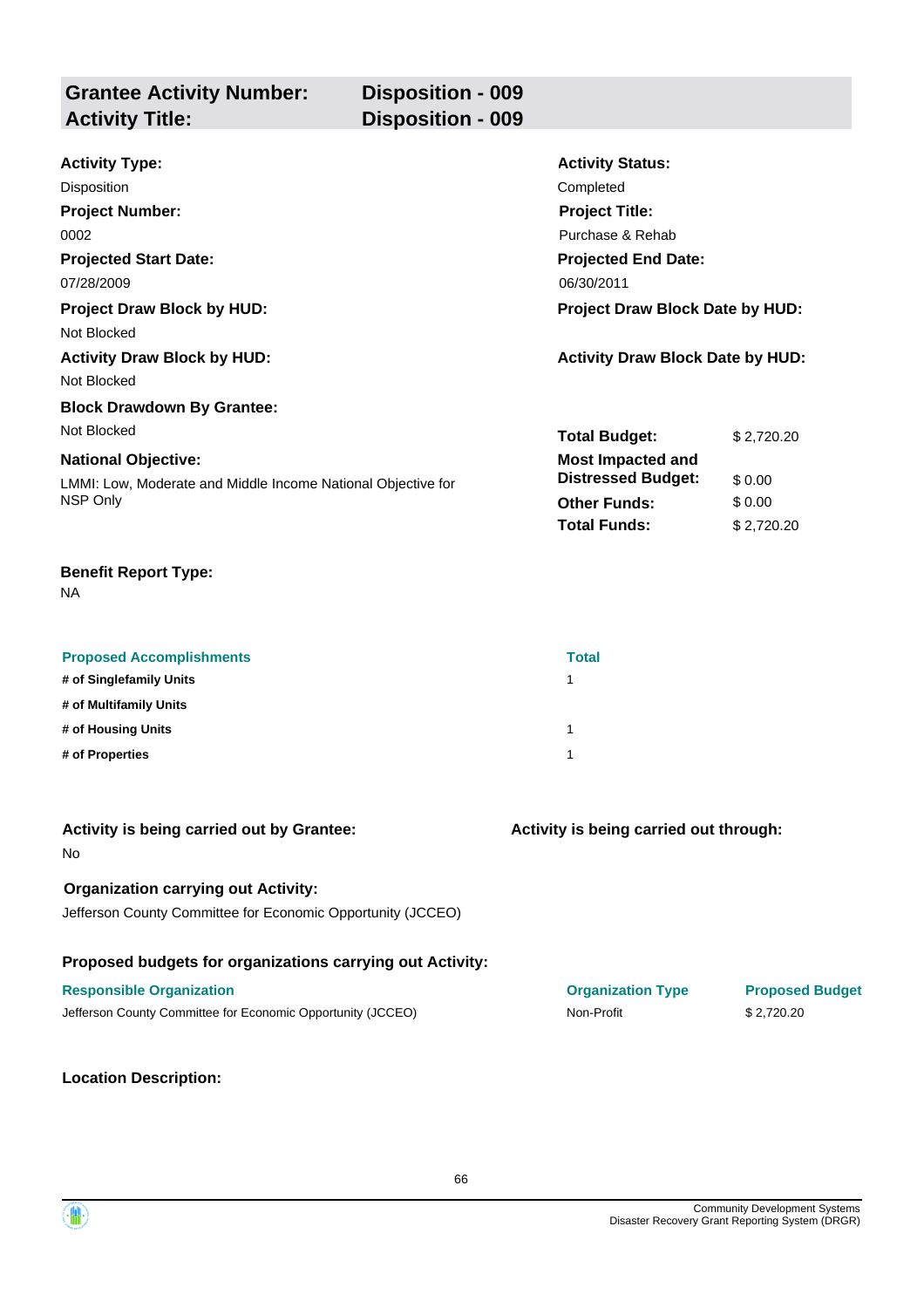| **Grantee Activity Number:** | **Disposition - 009** |
| --- | --- |
| **Activity Title:** | **Disposition - 009** |

**Activity Type:**
Disposition

**Activity Status:**
Completed

**Project Number:**
0002

**Project Title:**
Purchase & Rehab

**Projected Start Date:**
07/28/2009

**Projected End Date:**
06/30/2011

**Project Draw Block by HUD:**
Not Blocked

**Project Draw Block Date by HUD:**

**Activity Draw Block by HUD:**
Not Blocked

**Activity Draw Block Date by HUD:**

**Block Drawdown By Grantee:**
Not Blocked

**National Objective:**
LMMI: Low, Moderate and Middle Income National Objective for NSP Only

| | |
| --- | --- |
| **Total Budget:** | $ 2,720.20 |
| **Most Impacted and Distressed Budget:** | $ 0.00 |
| **Other Funds:** | $ 0.00 |
| **Total Funds:** | $ 2,720.20 |

**Benefit Report Type:**
NA

| Proposed Accomplishments | Total |
| --- | --- |
| # of Singlefamily Units | 1 |
| # of Multifamily Units | |
| # of Housing Units | 1 |
| # of Properties | 1 |

**Activity is being carried out by Grantee:**
No

**Activity is being carried out through:**

**Organization carrying out Activity:**
Jefferson County Committee for Economic Opportunity (JCCEO)

**Proposed budgets for organizations carrying out Activity:**

| Responsible Organization | Organization Type | Proposed Budget |
| --- | --- | --- |
| Jefferson County Committee for Economic Opportunity (JCCEO) | Non-Profit | $ 2,720.20 |

**Location Description:**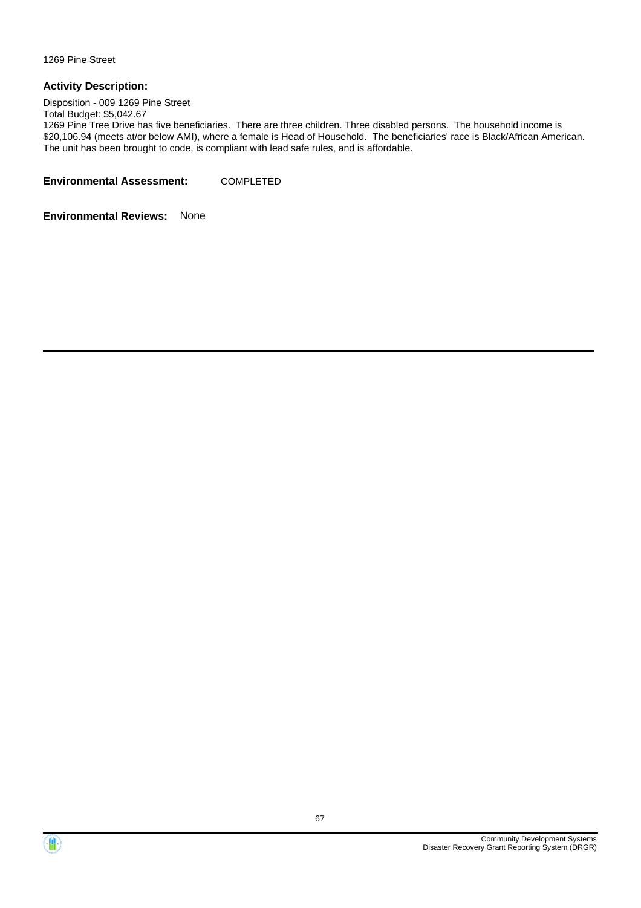1269 Pine Street

**Activity Description:**

Disposition - 009 1269 Pine Street
Total Budget: $5,042.67
1269 Pine Tree Drive has five beneficiaries. There are three children. Three disabled persons. The household income is $20,106.94 (meets at/or below AMI), where a female is Head of Household. The beneficiaries' race is Black/African American. The unit has been brought to code, is compliant with lead safe rules, and is affordable.

**Environmental Assessment:** COMPLETED

**Environmental Reviews:** None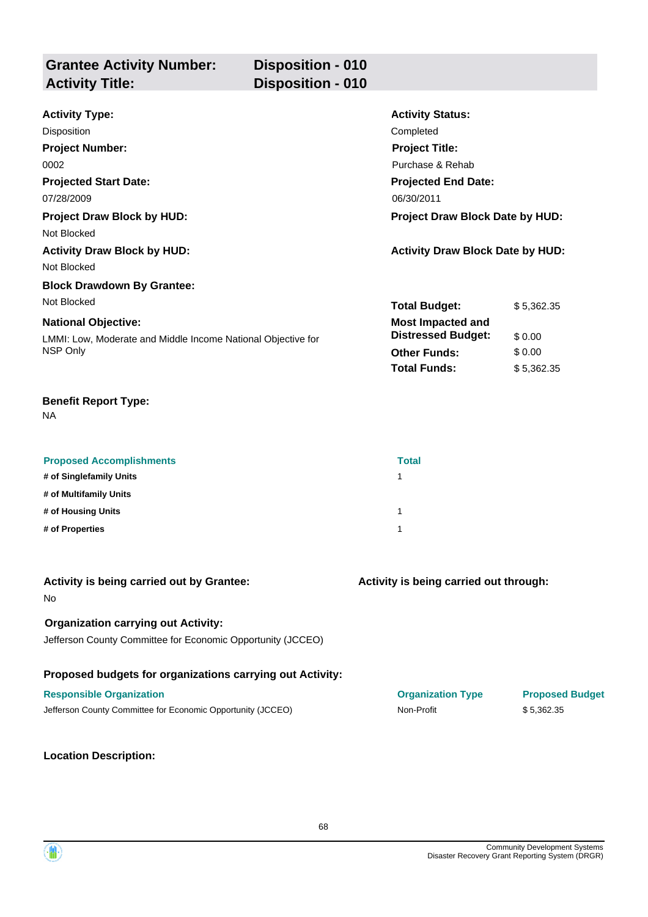| **Grantee Activity Number:** | **Disposition - 010** |
|---|---|
| **Activity Title:** | **Disposition - 010** |

**Activity Type:**
Disposition

**Activity Status:**
Completed

**Project Number:**
0002

**Project Title:**
Purchase & Rehab

**Projected Start Date:**
07/28/2009

**Projected End Date:**
06/30/2011

**Project Draw Block by HUD:**
Not Blocked

**Project Draw Block Date by HUD:**

**Activity Draw Block by HUD:**
Not Blocked

**Activity Draw Block Date by HUD:**

**Block Drawdown By Grantee:**
Not Blocked

**National Objective:**
LMMI: Low, Moderate and Middle Income National Objective for NSP Only

| | |
|---|---|
| **Total Budget:** | $ 5,362.35 |
| **Most Impacted and Distressed Budget:** | $ 0.00 |
| **Other Funds:** | $ 0.00 |
| **Total Funds:** | $ 5,362.35 |

**Benefit Report Type:**
NA

| Proposed Accomplishments | Total |
|---|---|
| **# of Singlefamily Units** | 1 |
| **# of Multifamily Units** | |
| **# of Housing Units** | 1 |
| **# of Properties** | 1 |

**Activity is being carried out by Grantee:**
No

**Activity is being carried out through:**

**Organization carrying out Activity:**
Jefferson County Committee for Economic Opportunity (JCCEO)

**Proposed budgets for organizations carrying out Activity:**

| Responsible Organization | Organization Type | Proposed Budget |
|---|---|---|
| Jefferson County Committee for Economic Opportunity (JCCEO) | Non-Profit | $ 5,362.35 |

**Location Description:**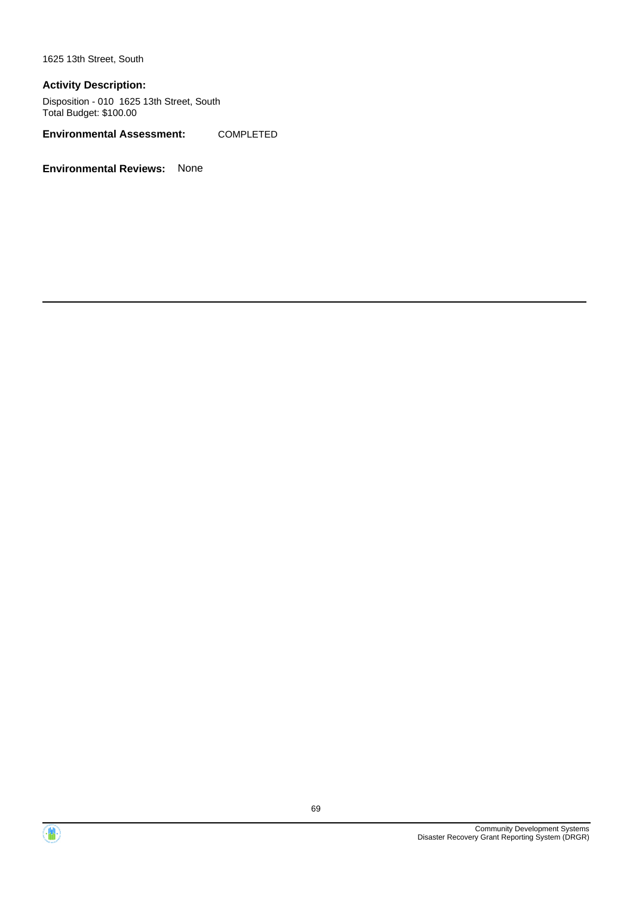1625 13th Street, South

**Activity Description:**

Disposition - 010 1625 13th Street, South
Total Budget: $100.00

**Environmental Assessment:** COMPLETED

**Environmental Reviews:** None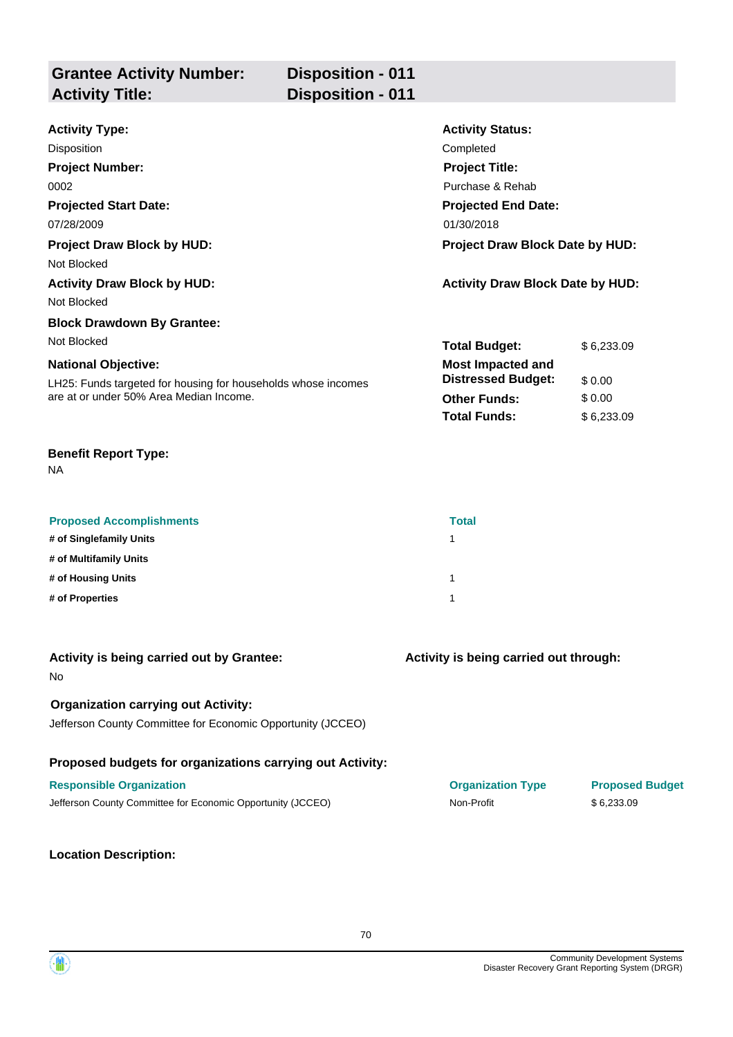## Grantee Activity Number: Disposition - 011
## Activity Title: Disposition - 011

**Activity Type:**
Disposition

**Activity Status:**
Completed

**Project Number:**
0002

**Project Title:**
Purchase & Rehab

**Projected Start Date:**
07/28/2009

**Projected End Date:**
01/30/2018

**Project Draw Block by HUD:**
Not Blocked

**Project Draw Block Date by HUD:**

**Activity Draw Block by HUD:**
Not Blocked

**Activity Draw Block Date by HUD:**

**Block Drawdown By Grantee:**
Not Blocked

**National Objective:**
LH25: Funds targeted for housing for households whose incomes are at or under 50% Area Median Income.

| | |
|---|---|
| **Total Budget:** | $ 6,233.09 |
| **Most Impacted and Distressed Budget:** | $ 0.00 |
| **Other Funds:** | $ 0.00 |
| **Total Funds:** | $ 6,233.09 |

**Benefit Report Type:**
NA

| Proposed Accomplishments | Total |
|---|---|
| # of Singlefamily Units | 1 |
| # of Multifamily Units | |
| # of Housing Units | 1 |
| # of Properties | 1 |

**Activity is being carried out by Grantee:**
No

**Activity is being carried out through:**

**Organization carrying out Activity:**
Jefferson County Committee for Economic Opportunity (JCCEO)

**Proposed budgets for organizations carrying out Activity:**

| Responsible Organization | Organization Type | Proposed Budget |
|---|---|---|
| Jefferson County Committee for Economic Opportunity (JCCEO) | Non-Profit | $ 6,233.09 |

**Location Description:**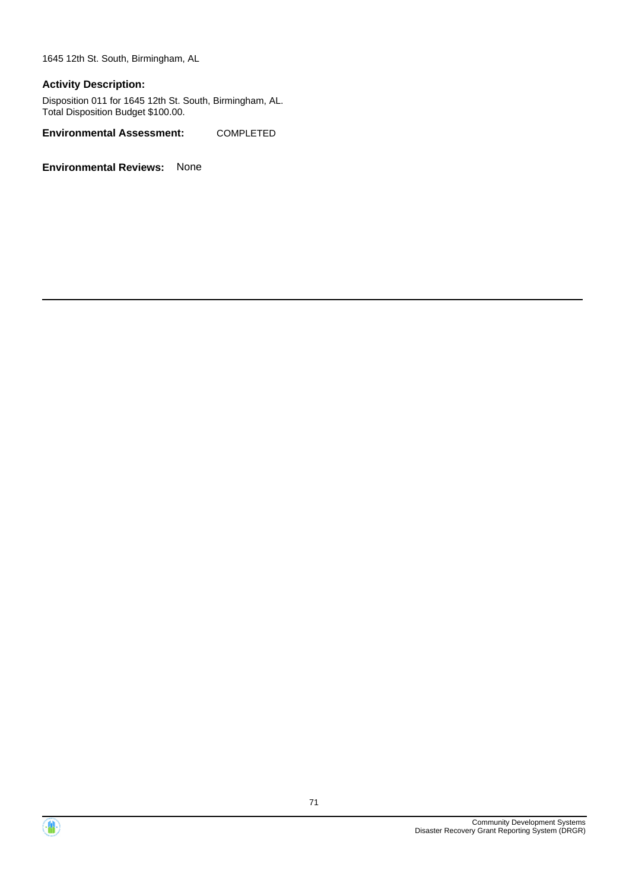1645 12th St. South, Birmingham, AL

**Activity Description:**

Disposition 011 for 1645 12th St. South, Birmingham, AL.
Total Disposition Budget $100.00.

**Environmental Assessment:** COMPLETED

**Environmental Reviews:** None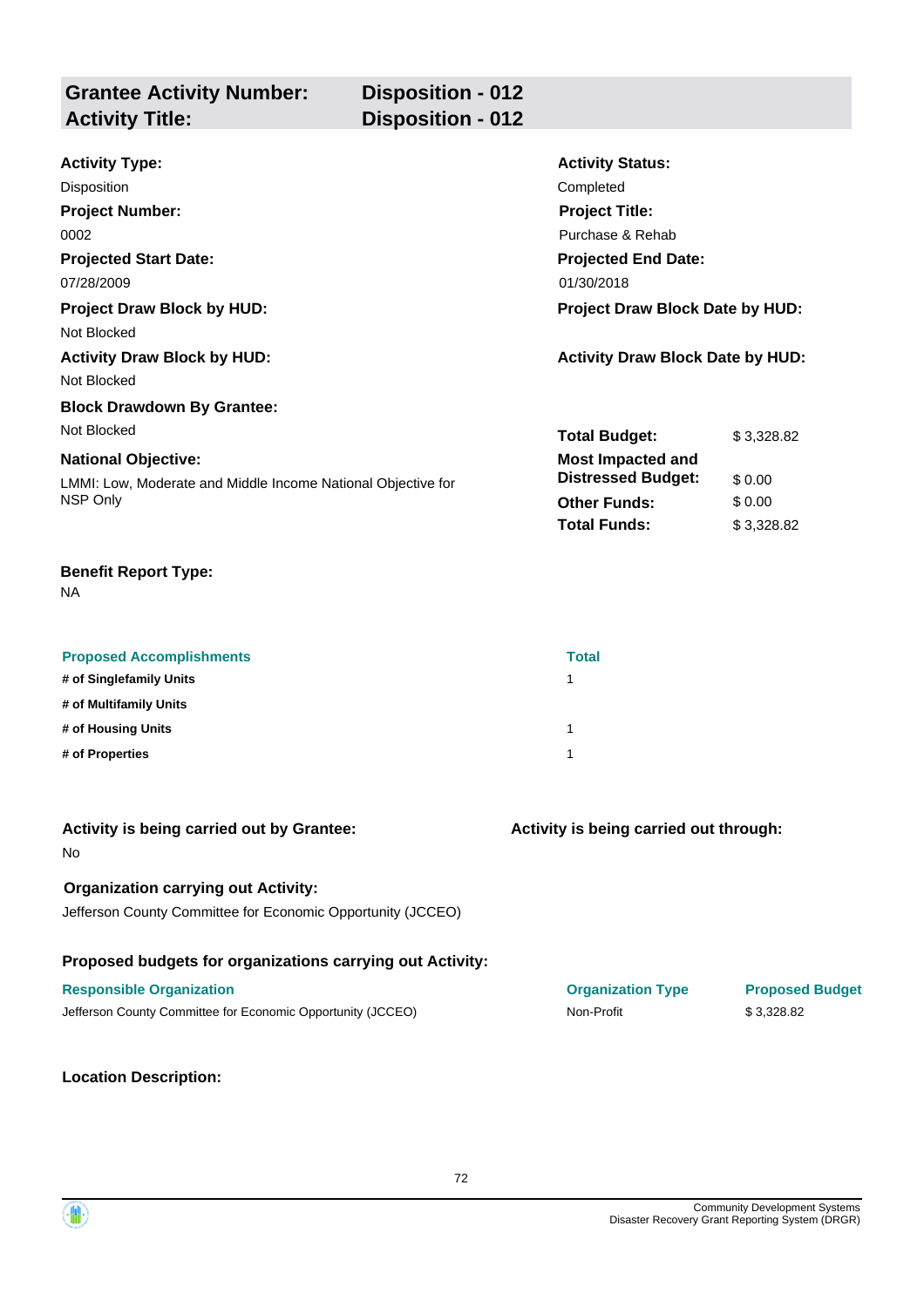## Grantee Activity Number: Disposition - 012
## Activity Title: Disposition - 012

**Activity Type:**
Disposition

**Activity Status:**
Completed

**Project Number:**
0002

**Project Title:**
Purchase & Rehab

**Projected Start Date:**
07/28/2009

**Projected End Date:**
01/30/2018

**Project Draw Block by HUD:**
Not Blocked

**Project Draw Block Date by HUD:**

**Activity Draw Block by HUD:**
Not Blocked

**Activity Draw Block Date by HUD:**

**Block Drawdown By Grantee:**
Not Blocked

**National Objective:**
LMMI: Low, Moderate and Middle Income National Objective for NSP Only

| | |
|---|---|
| **Total Budget:** | $ 3,328.82 |
| **Most Impacted and Distressed Budget:** | $ 0.00 |
| **Other Funds:** | $ 0.00 |
| **Total Funds:** | $ 3,328.82 |

**Benefit Report Type:**
NA

| Proposed Accomplishments | Total |
|---|---|
| # of Singlefamily Units | 1 |
| # of Multifamily Units | |
| # of Housing Units | 1 |
| # of Properties | 1 |

**Activity is being carried out by Grantee:**
No

**Activity is being carried out through:**

**Organization carrying out Activity:**
Jefferson County Committee for Economic Opportunity (JCCEO)

**Proposed budgets for organizations carrying out Activity:**

| Responsible Organization | Organization Type | Proposed Budget |
|---|---|---|
| Jefferson County Committee for Economic Opportunity (JCCEO) | Non-Profit | $ 3,328.82 |

**Location Description:**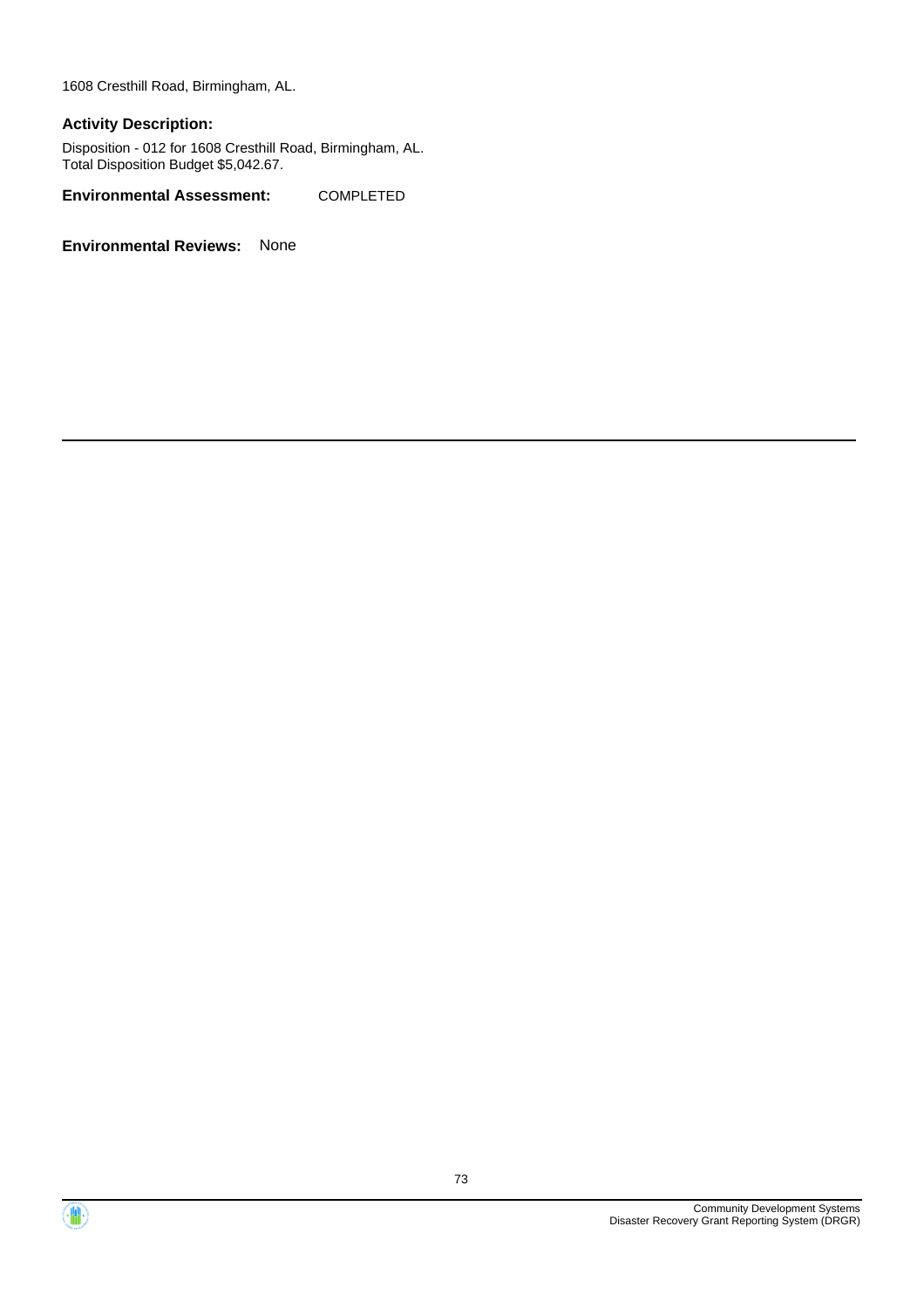1608 Cresthill Road, Birmingham, AL.

**Activity Description:**

Disposition - 012 for 1608 Cresthill Road, Birmingham, AL.
Total Disposition Budget $5,042.67.

**Environmental Assessment:** COMPLETED

**Environmental Reviews:** None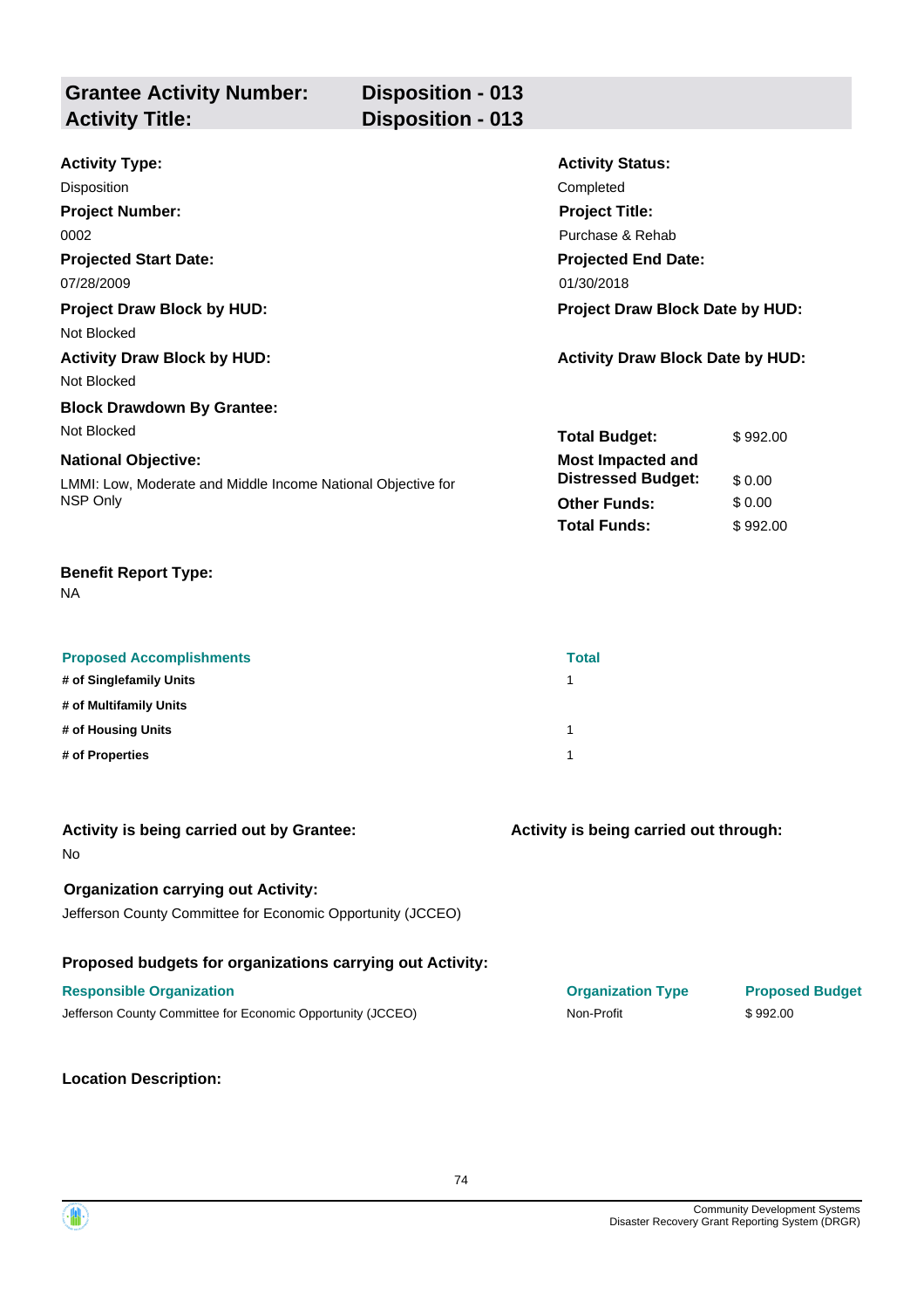| **Grantee Activity Number:** | **Disposition - 013** |
| --- | --- |
| **Activity Title:** | **Disposition - 013** |

**Activity Type:**
Disposition

**Activity Status:**
Completed

**Project Number:**
0002

**Project Title:**
Purchase & Rehab

**Projected Start Date:**
07/28/2009

**Projected End Date:**
01/30/2018

**Project Draw Block by HUD:**
Not Blocked

**Project Draw Block Date by HUD:**

**Activity Draw Block by HUD:**
Not Blocked

**Activity Draw Block Date by HUD:**

**Block Drawdown By Grantee:**
Not Blocked

**National Objective:**
LMMI: Low, Moderate and Middle Income National Objective for NSP Only

| | |
| --- | --- |
| **Total Budget:** | $ 992.00 |
| **Most Impacted and Distressed Budget:** | $ 0.00 |
| **Other Funds:** | $ 0.00 |
| **Total Funds:** | $ 992.00 |

**Benefit Report Type:**
NA

| Proposed Accomplishments | Total |
| --- | --- |
| # of Singlefamily Units | 1 |
| # of Multifamily Units | |
| # of Housing Units | 1 |
| # of Properties | 1 |

**Activity is being carried out by Grantee:**
No

**Activity is being carried out through:**

**Organization carrying out Activity:**
Jefferson County Committee for Economic Opportunity (JCCEO)

**Proposed budgets for organizations carrying out Activity:**

| Responsible Organization | Organization Type | Proposed Budget |
| --- | --- | --- |
| Jefferson County Committee for Economic Opportunity (JCCEO) | Non-Profit | $ 992.00 |

**Location Description:**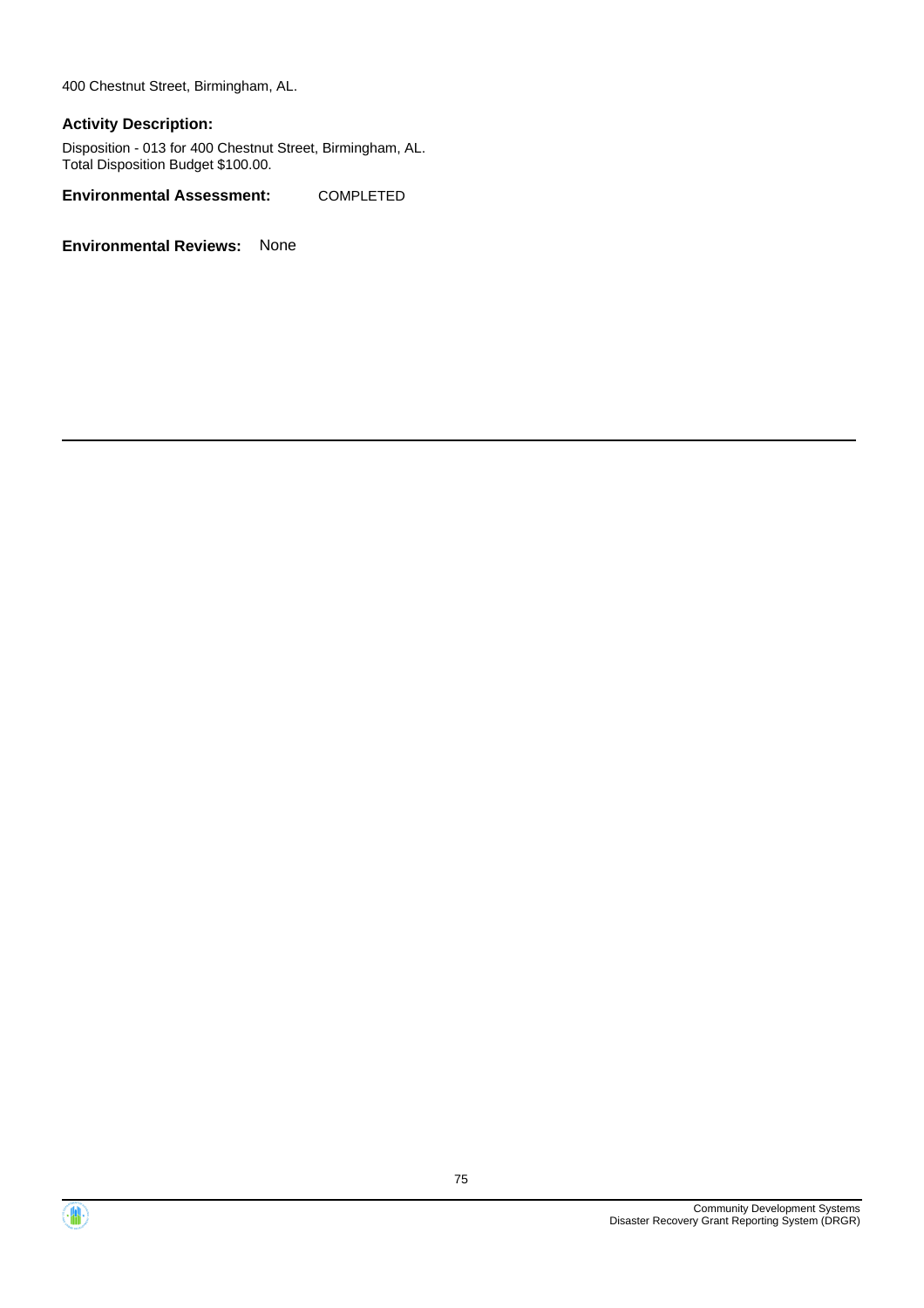400 Chestnut Street, Birmingham, AL.

**Activity Description:**

Disposition - 013 for 400 Chestnut Street, Birmingham, AL.
Total Disposition Budget $100.00.

**Environmental Assessment:** COMPLETED

**Environmental Reviews:** None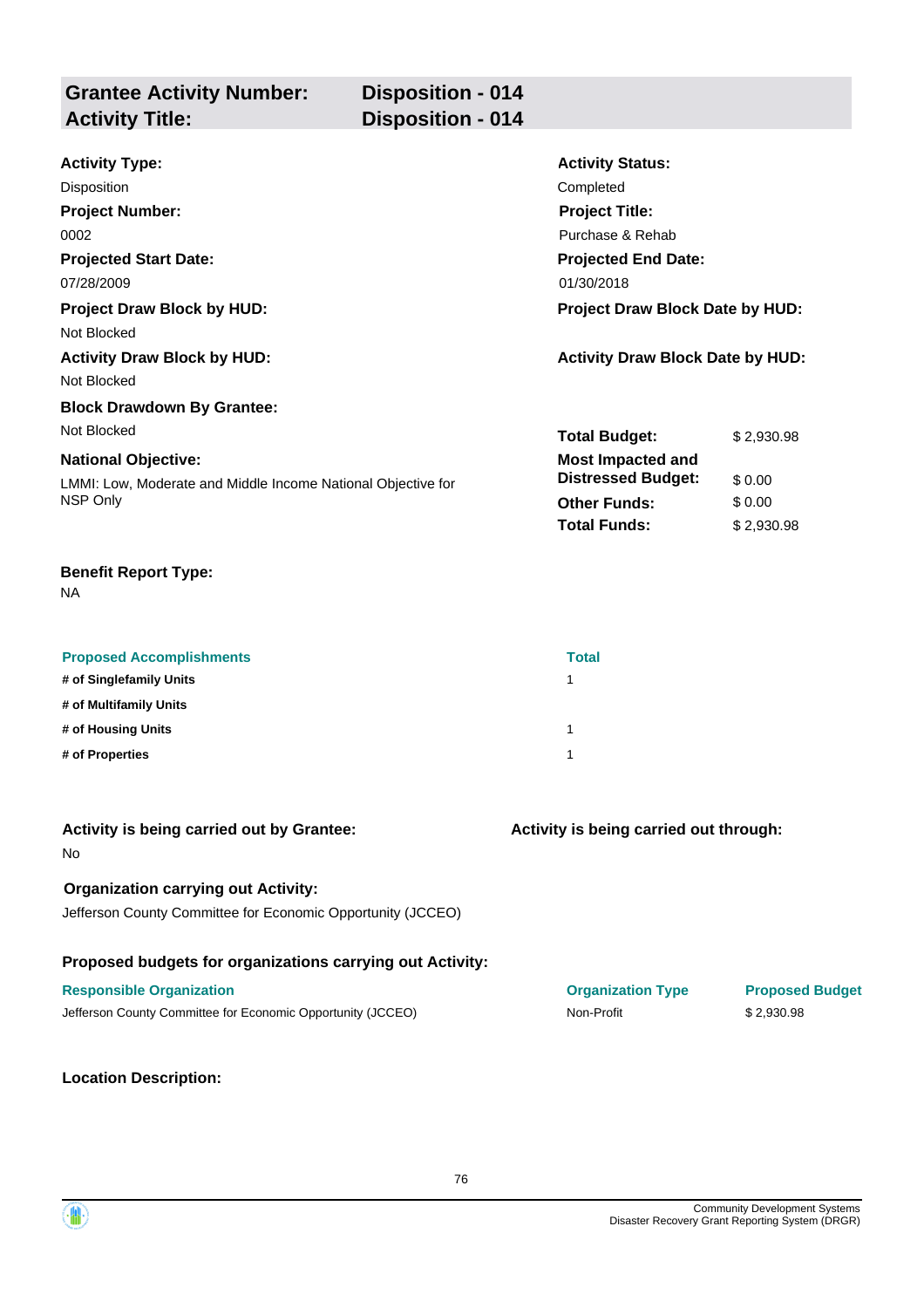| **Grantee Activity Number:** | **Disposition - 014** |
|---|---|
| **Activity Title:** | **Disposition - 014** |

**Activity Type:**
Disposition

**Activity Status:**
Completed

**Project Number:**
0002

**Project Title:**
Purchase & Rehab

**Projected Start Date:**
07/28/2009

**Projected End Date:**
01/30/2018

**Project Draw Block by HUD:**
Not Blocked

**Project Draw Block Date by HUD:**

**Activity Draw Block by HUD:**
Not Blocked

**Activity Draw Block Date by HUD:**

**Block Drawdown By Grantee:**
Not Blocked

**National Objective:**
LMMI: Low, Moderate and Middle Income National Objective for NSP Only

| | |
|---|---|
| **Total Budget:** | $ 2,930.98 |
| **Most Impacted and Distressed Budget:** | $ 0.00 |
| **Other Funds:** | $ 0.00 |
| **Total Funds:** | $ 2,930.98 |

**Benefit Report Type:**
NA

| Proposed Accomplishments | Total |
|---|---|
| # of Singlefamily Units | 1 |
| # of Multifamily Units | |
| # of Housing Units | 1 |
| # of Properties | 1 |

**Activity is being carried out by Grantee:**
No

**Activity is being carried out through:**

**Organization carrying out Activity:**
Jefferson County Committee for Economic Opportunity (JCCEO)

**Proposed budgets for organizations carrying out Activity:**

| Responsible Organization | Organization Type | Proposed Budget |
|---|---|---|
| Jefferson County Committee for Economic Opportunity (JCCEO) | Non-Profit | $ 2,930.98 |

**Location Description:**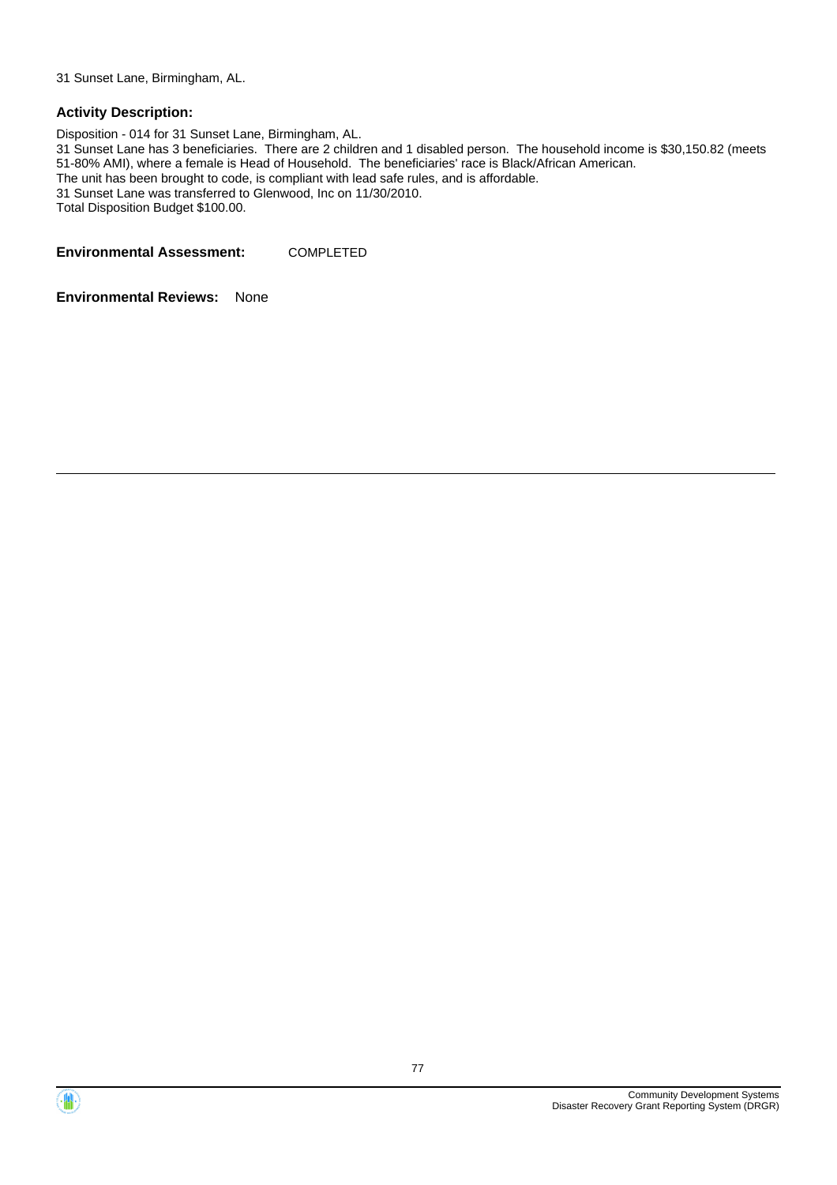31 Sunset Lane, Birmingham, AL.

**Activity Description:**

Disposition - 014 for 31 Sunset Lane, Birmingham, AL.
31 Sunset Lane has 3 beneficiaries. There are 2 children and 1 disabled person. The household income is $30,150.82 (meets 51-80% AMI), where a female is Head of Household. The beneficiaries' race is Black/African American.
The unit has been brought to code, is compliant with lead safe rules, and is affordable.
31 Sunset Lane was transferred to Glenwood, Inc on 11/30/2010.
Total Disposition Budget $100.00.

**Environmental Assessment:** COMPLETED

**Environmental Reviews:** None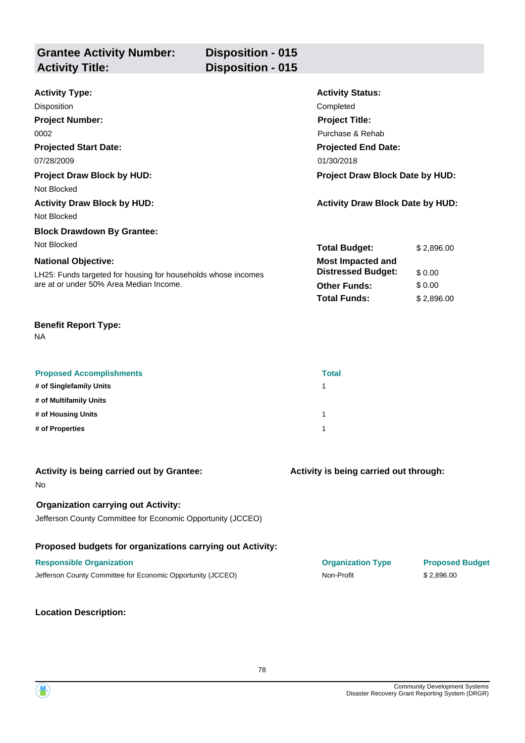## Grantee Activity Number: Disposition - 015
## Activity Title: Disposition - 015

**Activity Type:**
Disposition

**Activity Status:**
Completed

**Project Number:**
0002

**Project Title:**
Purchase & Rehab

**Projected Start Date:**
07/28/2009

**Projected End Date:**
01/30/2018

**Project Draw Block by HUD:**
Not Blocked

**Project Draw Block Date by HUD:**

**Activity Draw Block by HUD:**
Not Blocked

**Activity Draw Block Date by HUD:**

**Block Drawdown By Grantee:**
Not Blocked

**National Objective:**
LH25: Funds targeted for housing for households whose incomes are at or under 50% Area Median Income.

| | |
|---|---|
| **Total Budget:** | $ 2,896.00 |
| **Most Impacted and Distressed Budget:** | $ 0.00 |
| **Other Funds:** | $ 0.00 |
| **Total Funds:** | $ 2,896.00 |

**Benefit Report Type:**
NA

| Proposed Accomplishments | Total |
|---|---|
| # of Singlefamily Units | 1 |
| # of Multifamily Units | |
| # of Housing Units | 1 |
| # of Properties | 1 |

**Activity is being carried out by Grantee:**
No

**Activity is being carried out through:**

**Organization carrying out Activity:**
Jefferson County Committee for Economic Opportunity (JCCEO)

**Proposed budgets for organizations carrying out Activity:**

| Responsible Organization | Organization Type | Proposed Budget |
|---|---|---|
| Jefferson County Committee for Economic Opportunity (JCCEO) | Non-Profit | $ 2,896.00 |

**Location Description:**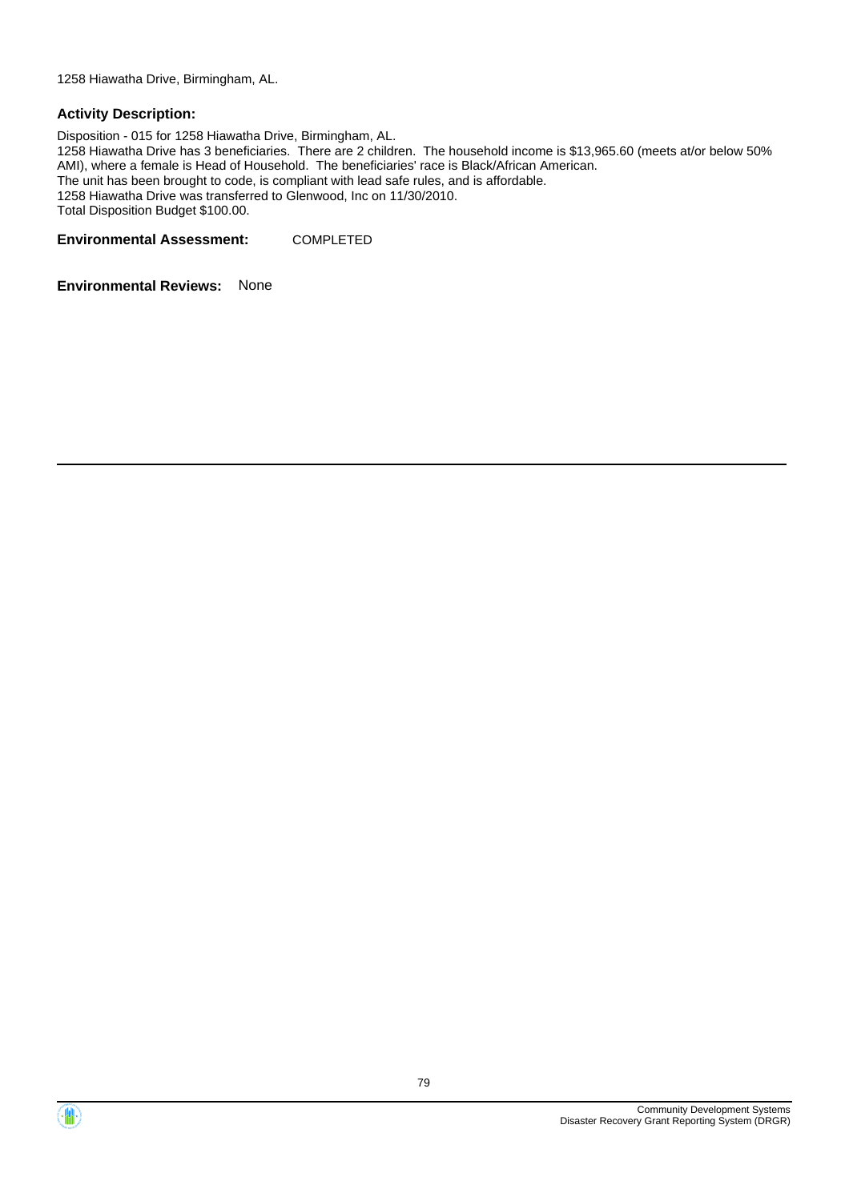1258 Hiawatha Drive, Birmingham, AL.

**Activity Description:**

Disposition - 015 for 1258 Hiawatha Drive, Birmingham, AL.
1258 Hiawatha Drive has 3 beneficiaries. There are 2 children. The household income is $13,965.60 (meets at/or below 50% AMI), where a female is Head of Household. The beneficiaries' race is Black/African American.
The unit has been brought to code, is compliant with lead safe rules, and is affordable.
1258 Hiawatha Drive was transferred to Glenwood, Inc on 11/30/2010.
Total Disposition Budget $100.00.

**Environmental Assessment:** COMPLETED

**Environmental Reviews:** None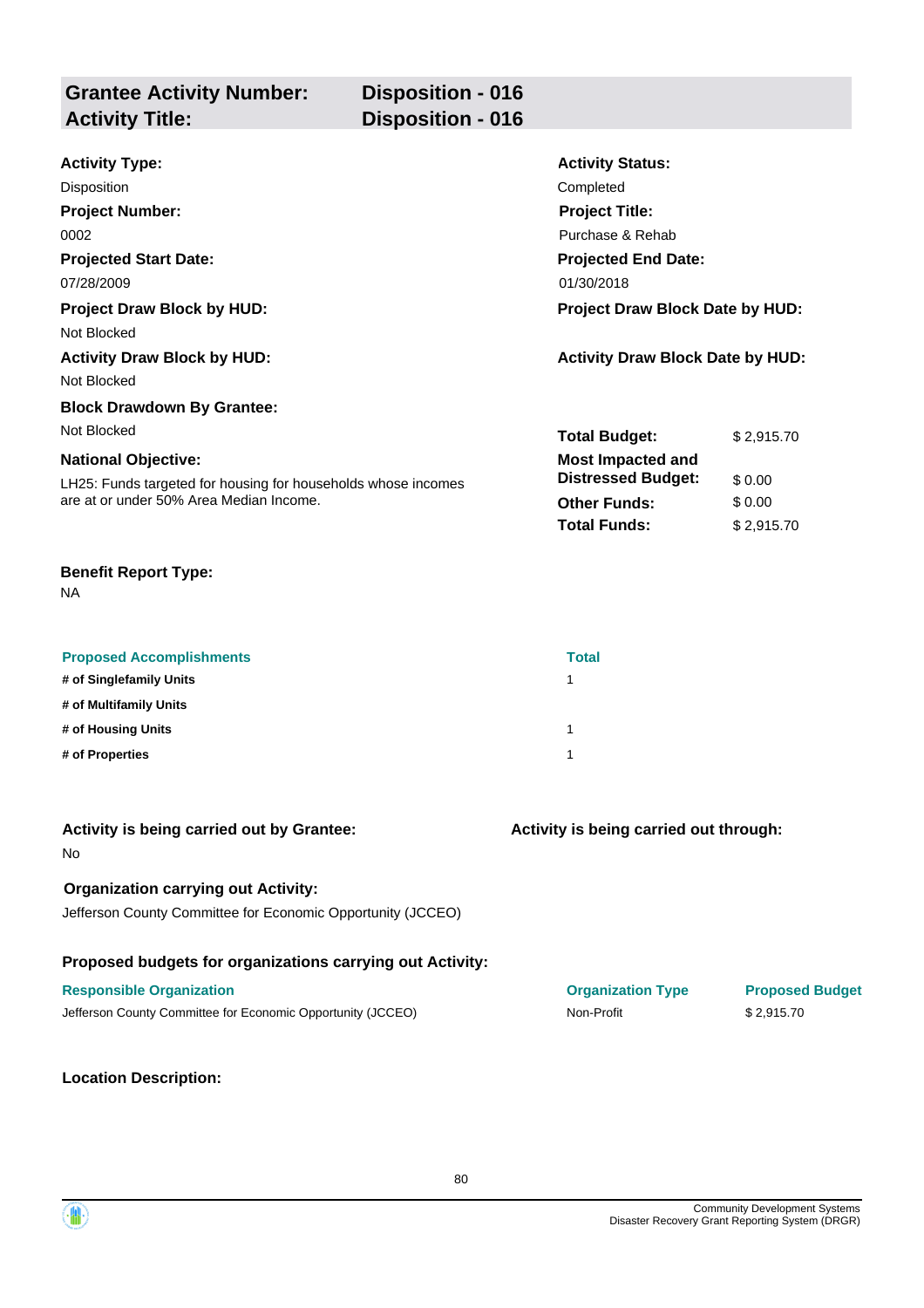## Grantee Activity Number: Disposition - 016
## Activity Title: Disposition - 016

**Activity Type:**
Disposition

**Activity Status:**
Completed

**Project Number:**
0002

**Project Title:**
Purchase & Rehab

**Projected Start Date:**
07/28/2009

**Projected End Date:**
01/30/2018

**Project Draw Block by HUD:**
Not Blocked

**Project Draw Block Date by HUD:**

**Activity Draw Block by HUD:**
Not Blocked

**Activity Draw Block Date by HUD:**

**Block Drawdown By Grantee:**
Not Blocked

**National Objective:**
LH25: Funds targeted for housing for households whose incomes are at or under 50% Area Median Income.

| | |
|---|---|
| **Total Budget:** | $ 2,915.70 |
| **Most Impacted and Distressed Budget:** | $ 0.00 |
| **Other Funds:** | $ 0.00 |
| **Total Funds:** | $ 2,915.70 |

**Benefit Report Type:**
NA

| Proposed Accomplishments | Total |
|---|---|
| # of Singlefamily Units | 1 |
| # of Multifamily Units | |
| # of Housing Units | 1 |
| # of Properties | 1 |

**Activity is being carried out by Grantee:**
No

**Activity is being carried out through:**

**Organization carrying out Activity:**
Jefferson County Committee for Economic Opportunity (JCCEO)

**Proposed budgets for organizations carrying out Activity:**

| Responsible Organization | Organization Type | Proposed Budget |
|---|---|---|
| Jefferson County Committee for Economic Opportunity (JCCEO) | Non-Profit | $ 2,915.70 |

**Location Description:**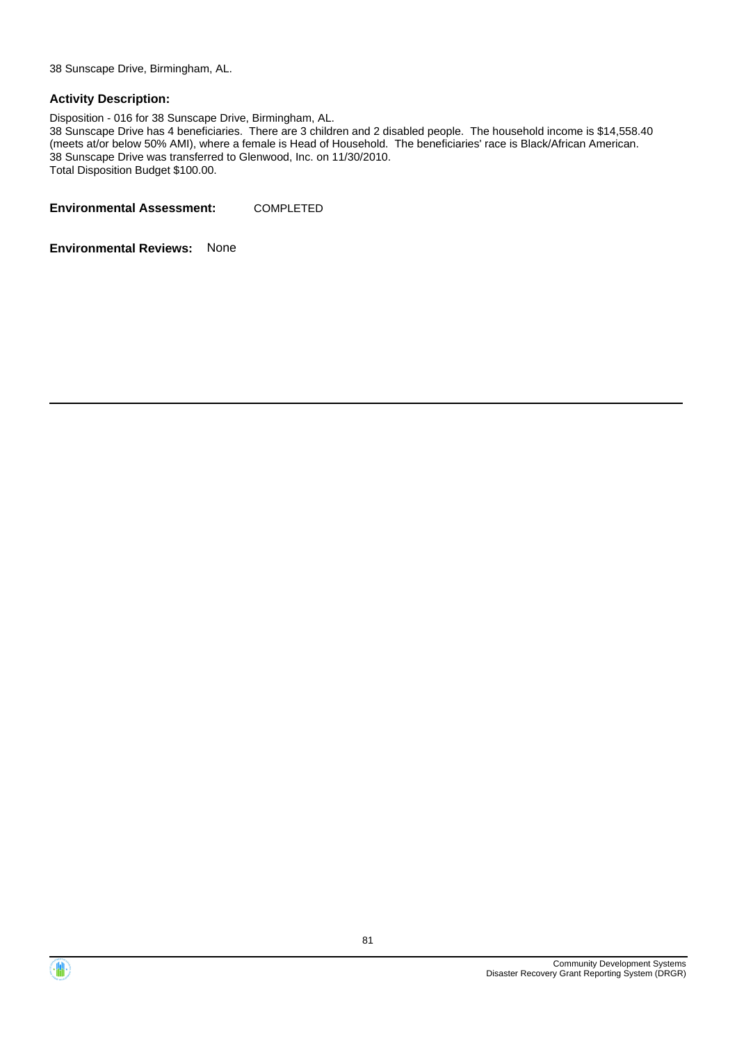38 Sunscape Drive, Birmingham, AL.

**Activity Description:**

Disposition - 016 for 38 Sunscape Drive, Birmingham, AL.
38 Sunscape Drive has 4 beneficiaries. There are 3 children and 2 disabled people. The household income is $14,558.40 (meets at/or below 50% AMI), where a female is Head of Household. The beneficiaries' race is Black/African American.
38 Sunscape Drive was transferred to Glenwood, Inc. on 11/30/2010.
Total Disposition Budget $100.00.

**Environmental Assessment:** COMPLETED

**Environmental Reviews:** None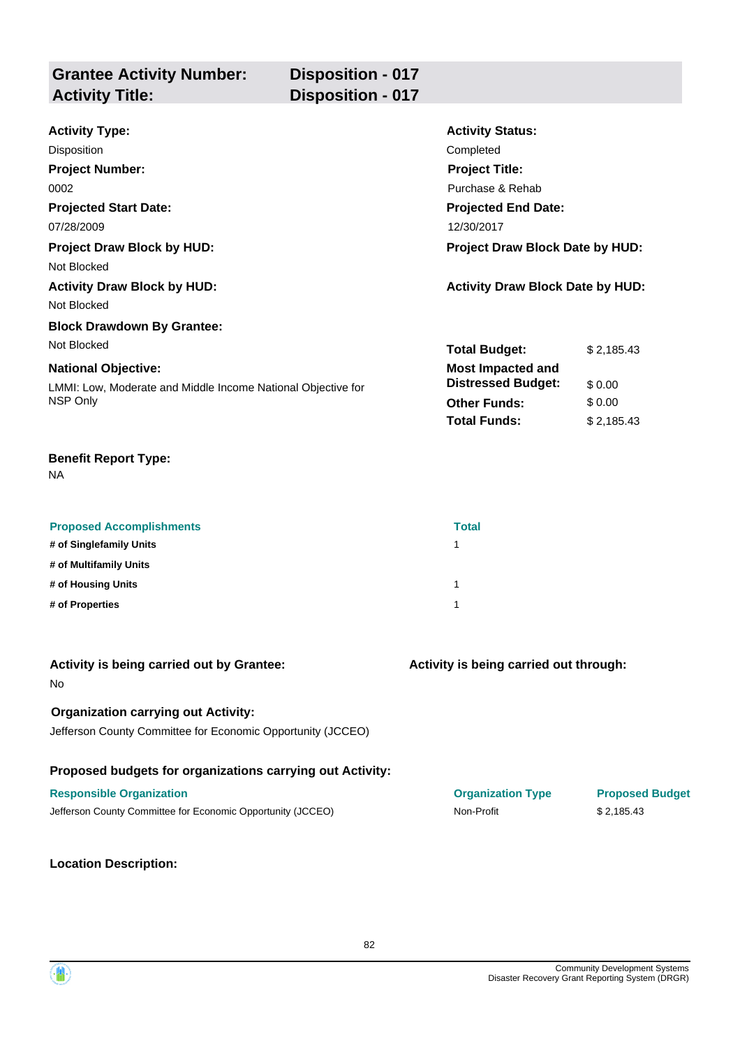| **Grantee Activity Number:** | **Disposition - 017** |
|---|---|
| **Activity Title:** | **Disposition - 017** |

**Activity Type:**
Disposition

**Activity Status:**
Completed

**Project Number:**
0002

**Project Title:**
Purchase & Rehab

**Projected Start Date:**
07/28/2009

**Projected End Date:**
12/30/2017

**Project Draw Block by HUD:**
Not Blocked

**Project Draw Block Date by HUD:**

**Activity Draw Block by HUD:**
Not Blocked

**Activity Draw Block Date by HUD:**

**Block Drawdown By Grantee:**
Not Blocked

**National Objective:**
LMMI: Low, Moderate and Middle Income National Objective for NSP Only

| | |
|---|---|
| **Total Budget:** | $ 2,185.43 |
| **Most Impacted and Distressed Budget:** | $ 0.00 |
| **Other Funds:** | $ 0.00 |
| **Total Funds:** | $ 2,185.43 |

**Benefit Report Type:**
NA

| Proposed Accomplishments | Total |
|---|---|
| **# of Singlefamily Units** | 1 |
| **# of Multifamily Units** | |
| **# of Housing Units** | 1 |
| **# of Properties** | 1 |

**Activity is being carried out by Grantee:**
No

**Activity is being carried out through:**

**Organization carrying out Activity:**
Jefferson County Committee for Economic Opportunity (JCCEO)

**Proposed budgets for organizations carrying out Activity:**

| Responsible Organization | Organization Type | Proposed Budget |
|---|---|---|
| Jefferson County Committee for Economic Opportunity (JCCEO) | Non-Profit | $ 2,185.43 |

**Location Description:**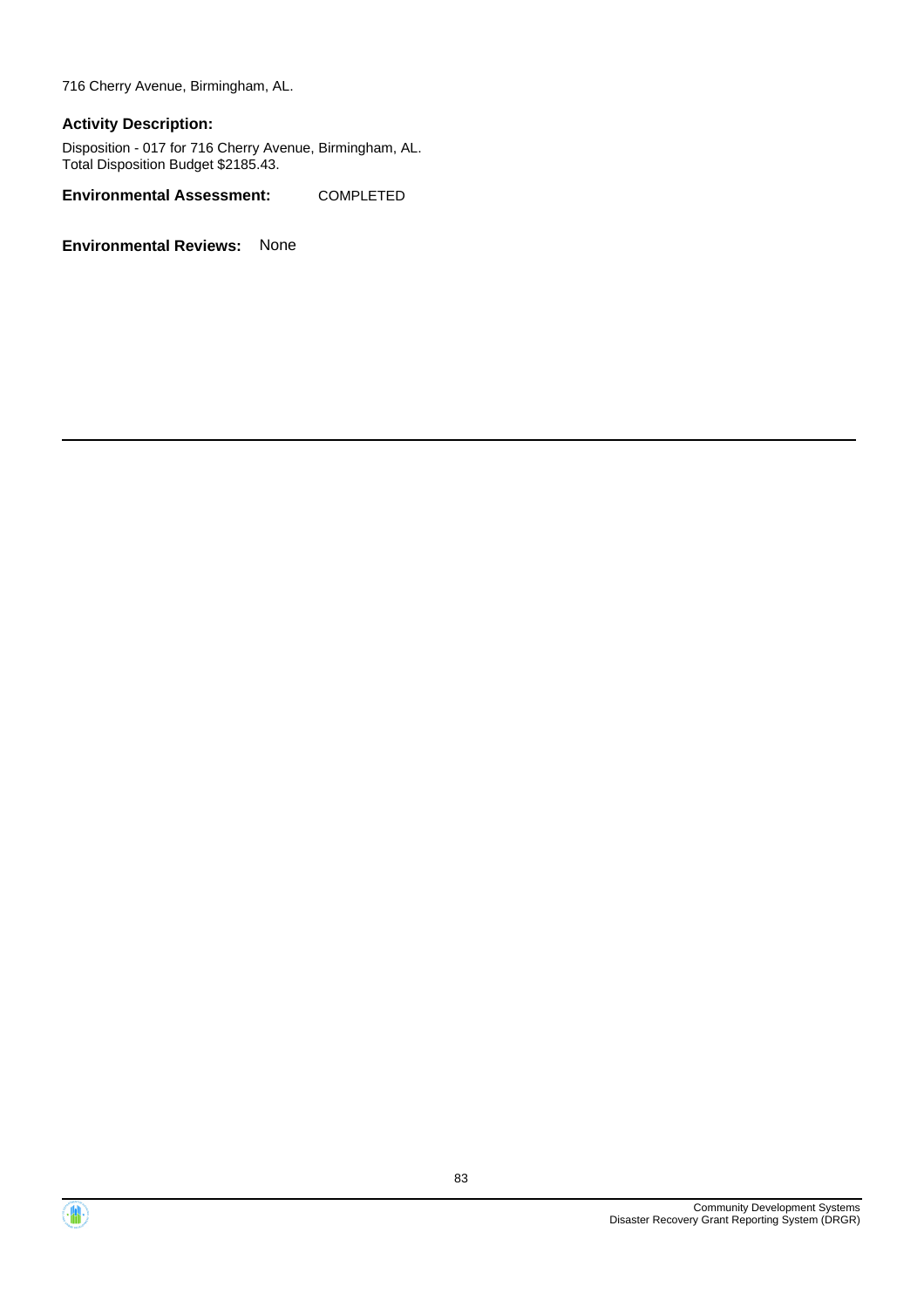716 Cherry Avenue, Birmingham, AL.

**Activity Description:**

Disposition - 017 for 716 Cherry Avenue, Birmingham, AL.
Total Disposition Budget $2185.43.

**Environmental Assessment:** COMPLETED

**Environmental Reviews:** None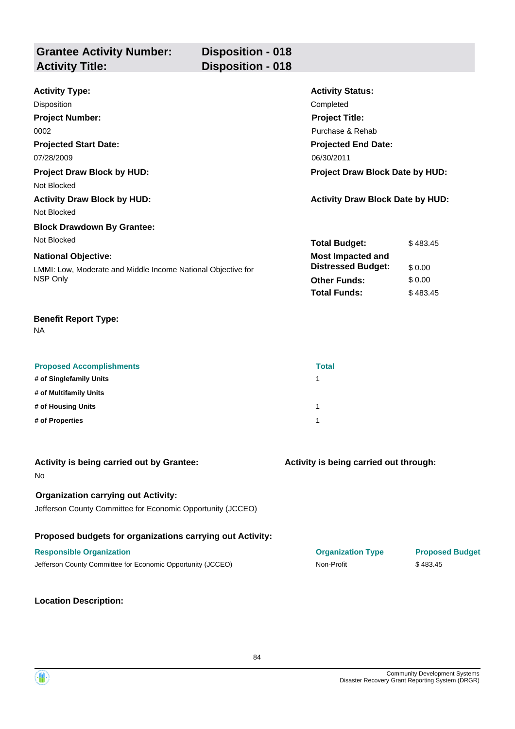| **Grantee Activity Number:** | **Disposition - 018** |
|---|---|
| **Activity Title:** | **Disposition - 018** |

**Activity Type:**
Disposition

**Activity Status:**
Completed

**Project Number:**
0002

**Project Title:**
Purchase & Rehab

**Projected Start Date:**
07/28/2009

**Projected End Date:**
06/30/2011

**Project Draw Block by HUD:**
Not Blocked

**Project Draw Block Date by HUD:**

**Activity Draw Block by HUD:**
Not Blocked

**Activity Draw Block Date by HUD:**

**Block Drawdown By Grantee:**
Not Blocked

**National Objective:**
LMMI: Low, Moderate and Middle Income National Objective for NSP Only

| | |
|---|---|
| **Total Budget:** | $ 483.45 |
| **Most Impacted and Distressed Budget:** | $ 0.00 |
| **Other Funds:** | $ 0.00 |
| **Total Funds:** | $ 483.45 |

**Benefit Report Type:**
NA

| Proposed Accomplishments | Total |
|---|---|
| # of Singlefamily Units | 1 |
| # of Multifamily Units | |
| # of Housing Units | 1 |
| # of Properties | 1 |

**Activity is being carried out by Grantee:**
No

**Activity is being carried out through:**

**Organization carrying out Activity:**
Jefferson County Committee for Economic Opportunity (JCCEO)

**Proposed budgets for organizations carrying out Activity:**

| Responsible Organization | Organization Type | Proposed Budget |
|---|---|---|
| Jefferson County Committee for Economic Opportunity (JCCEO) | Non-Profit | $ 483.45 |

**Location Description:**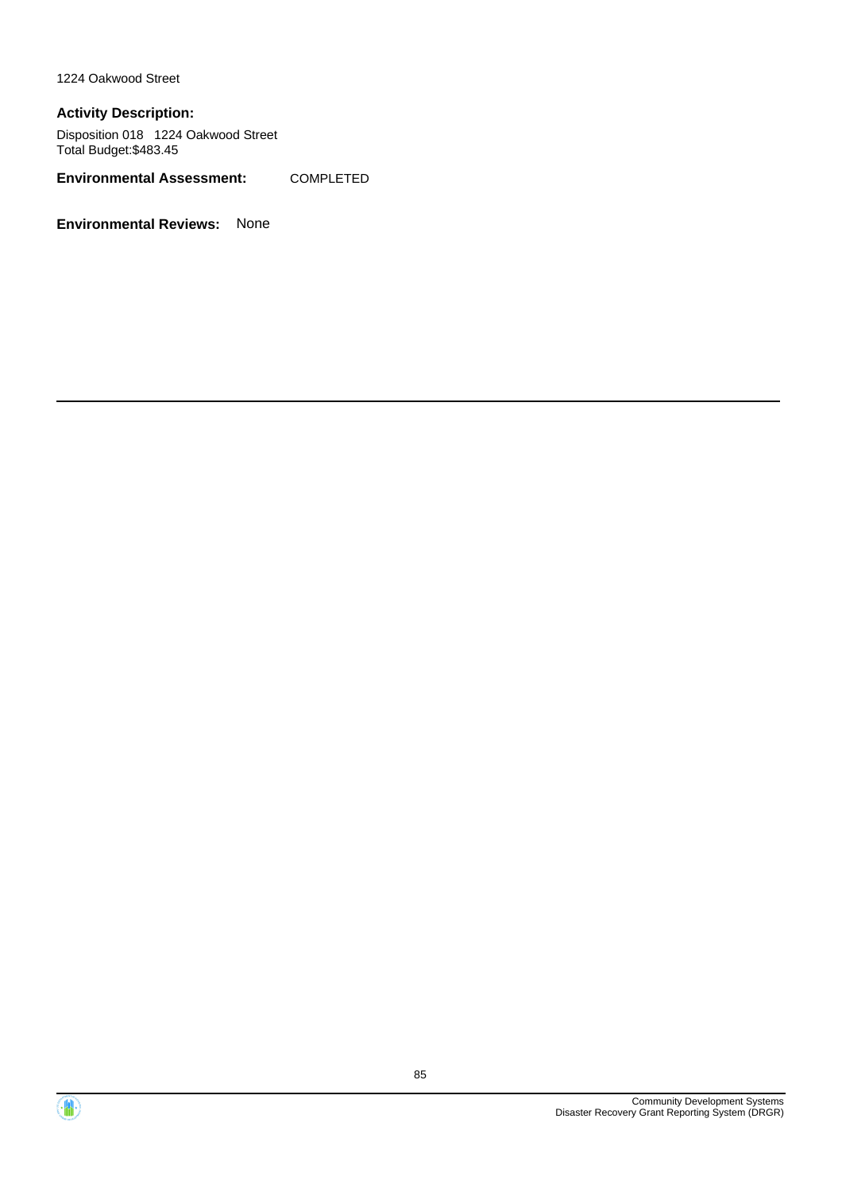1224 Oakwood Street

**Activity Description:**

Disposition 018 1224 Oakwood Street
Total Budget:$483.45

**Environmental Assessment:** COMPLETED

**Environmental Reviews:** None

---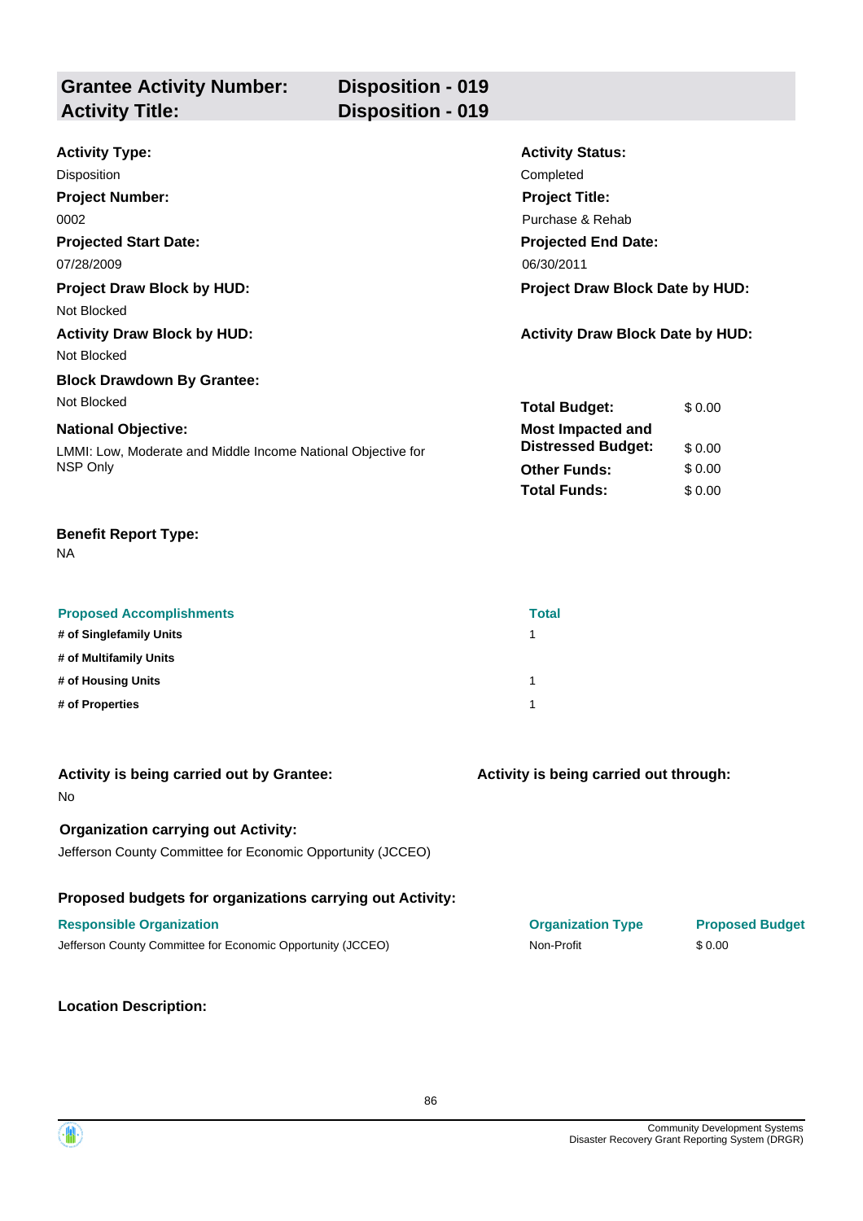| **Grantee Activity Number:** | **Disposition - 019** |
|---|---|
| **Activity Title:** | **Disposition - 019** |

**Activity Type:**
Disposition

**Activity Status:**
Completed

**Project Number:**
0002

**Project Title:**
Purchase & Rehab

**Projected Start Date:**
07/28/2009

**Projected End Date:**
06/30/2011

**Project Draw Block by HUD:**
Not Blocked

**Project Draw Block Date by HUD:**

**Activity Draw Block by HUD:**
Not Blocked

**Activity Draw Block Date by HUD:**

**Block Drawdown By Grantee:**
Not Blocked

**National Objective:**
LMMI: Low, Moderate and Middle Income National Objective for NSP Only

| | |
|---|---|
| **Total Budget:** | $ 0.00 |
| **Most Impacted and Distressed Budget:** | $ 0.00 |
| **Other Funds:** | $ 0.00 |
| **Total Funds:** | $ 0.00 |

**Benefit Report Type:**
NA

| Proposed Accomplishments | Total |
|---|---|
| **# of Singlefamily Units** | 1 |
| **# of Multifamily Units** | |
| **# of Housing Units** | 1 |
| **# of Properties** | 1 |

**Activity is being carried out by Grantee:**
No

**Activity is being carried out through:**

**Organization carrying out Activity:**
Jefferson County Committee for Economic Opportunity (JCCEO)

**Proposed budgets for organizations carrying out Activity:**

| Responsible Organization | Organization Type | Proposed Budget |
|---|---|---|
| Jefferson County Committee for Economic Opportunity (JCCEO) | Non-Profit | $ 0.00 |

**Location Description:**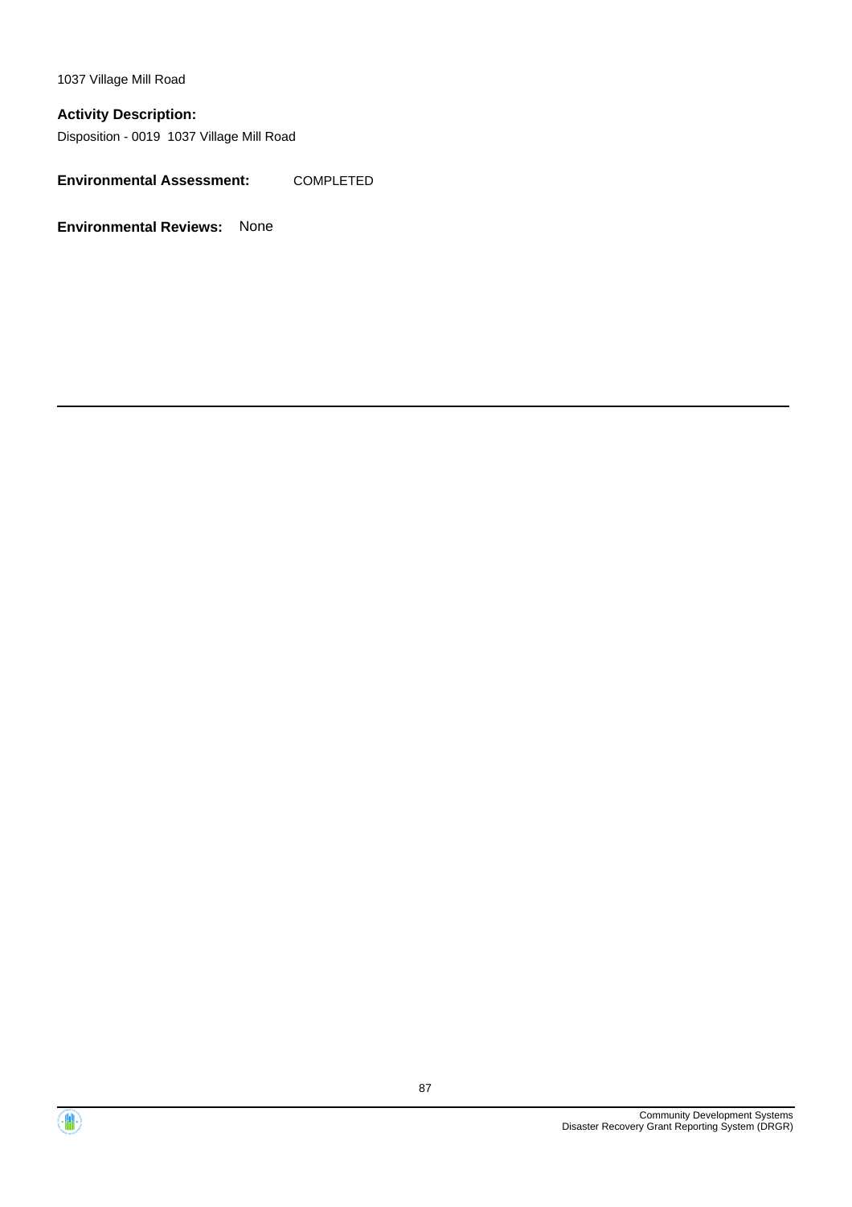1037 Village Mill Road

**Activity Description:**

Disposition - 0019  1037 Village Mill Road

**Environmental Assessment:** COMPLETED

**Environmental Reviews:** None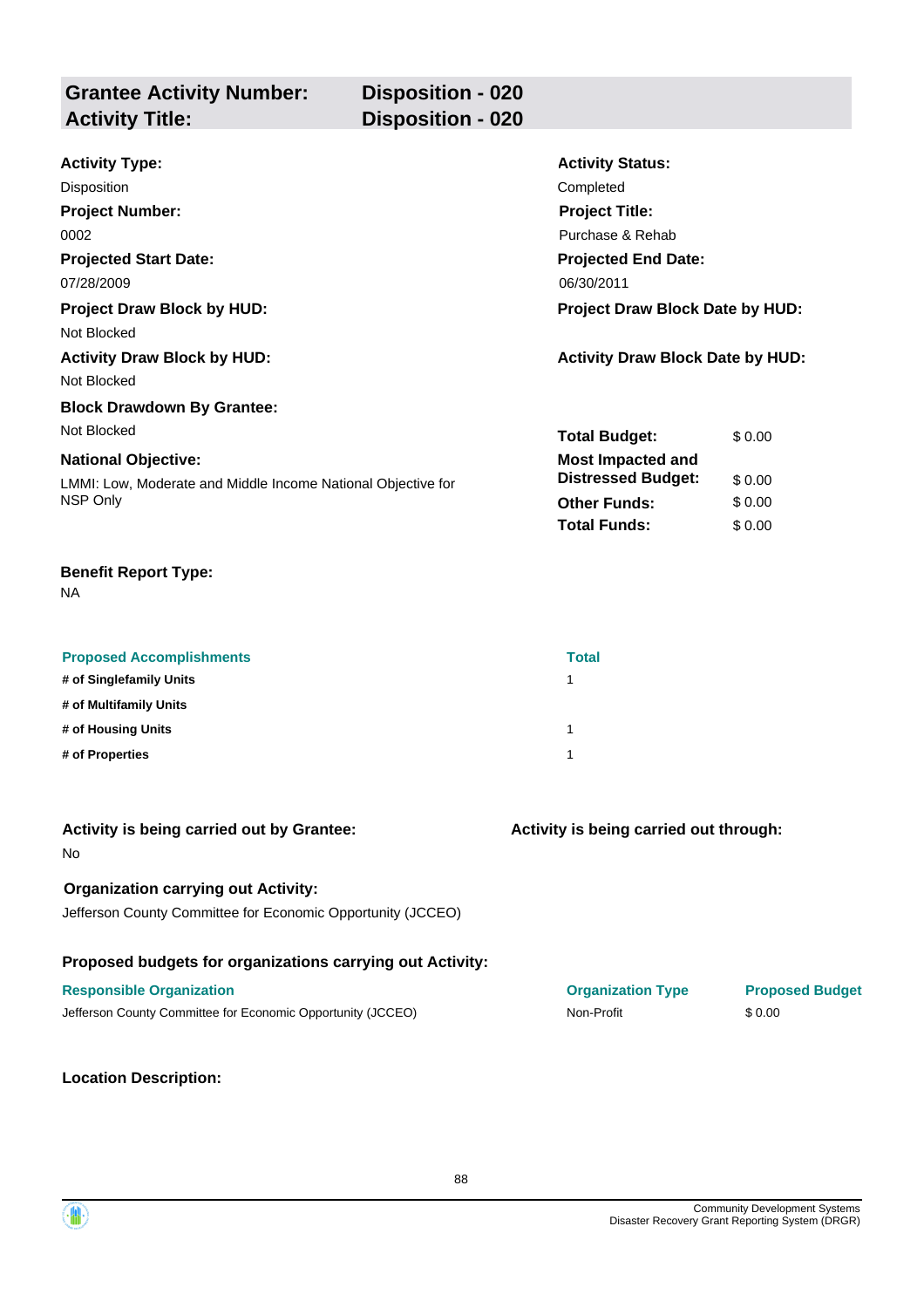**Grantee Activity Number:** Disposition - 020
**Activity Title:** Disposition - 020

**Activity Type:**
Disposition

**Activity Status:**
Completed

**Project Number:**
0002

**Project Title:**
Purchase & Rehab

**Projected Start Date:**
07/28/2009

**Projected End Date:**
06/30/2011

**Project Draw Block by HUD:**
Not Blocked

**Project Draw Block Date by HUD:**

**Activity Draw Block by HUD:**
Not Blocked

**Activity Draw Block Date by HUD:**

**Block Drawdown By Grantee:**
Not Blocked

**National Objective:**
LMMI: Low, Moderate and Middle Income National Objective for NSP Only

| | |
|---|---|
| **Total Budget:** | $ 0.00 |
| **Most Impacted and Distressed Budget:** | $ 0.00 |
| **Other Funds:** | $ 0.00 |
| **Total Funds:** | $ 0.00 |

**Benefit Report Type:**
NA

| Proposed Accomplishments | Total |
|---|---|
| # of Singlefamily Units | 1 |
| # of Multifamily Units | |
| # of Housing Units | 1 |
| # of Properties | 1 |

**Activity is being carried out by Grantee:**
No

**Activity is being carried out through:**

**Organization carrying out Activity:**
Jefferson County Committee for Economic Opportunity (JCCEO)

**Proposed budgets for organizations carrying out Activity:**

| Responsible Organization | Organization Type | Proposed Budget |
|---|---|---|
| Jefferson County Committee for Economic Opportunity (JCCEO) | Non-Profit | $ 0.00 |

**Location Description:**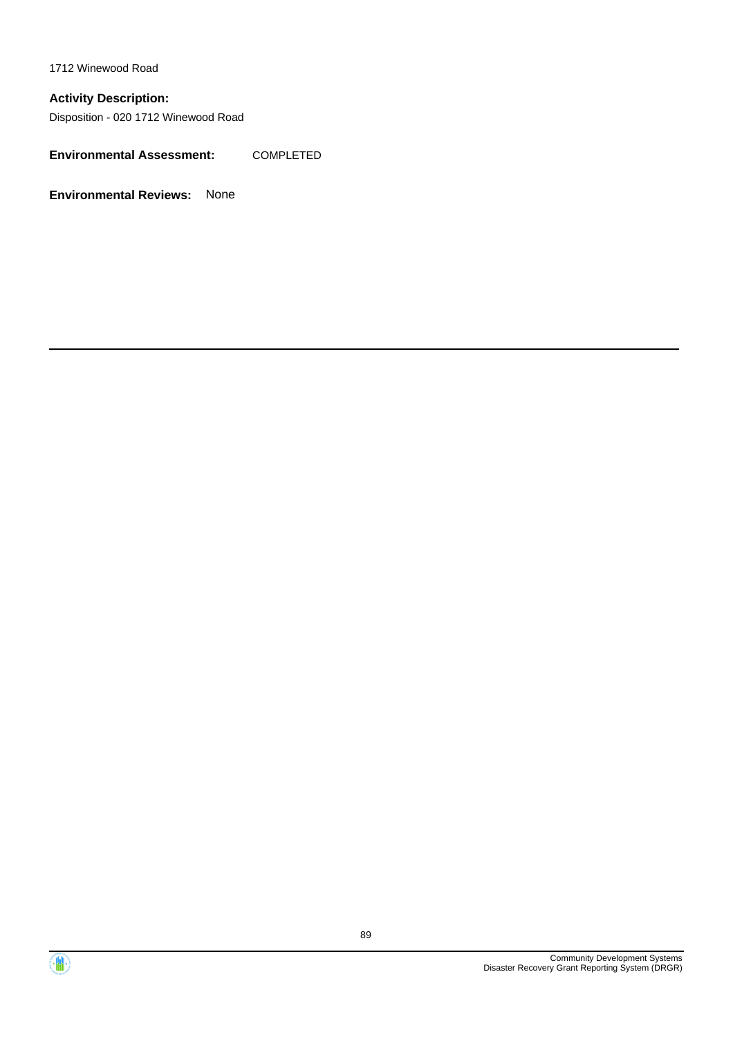1712 Winewood Road

**Activity Description:**

Disposition - 020 1712 Winewood Road

**Environmental Assessment:** COMPLETED

**Environmental Reviews:** None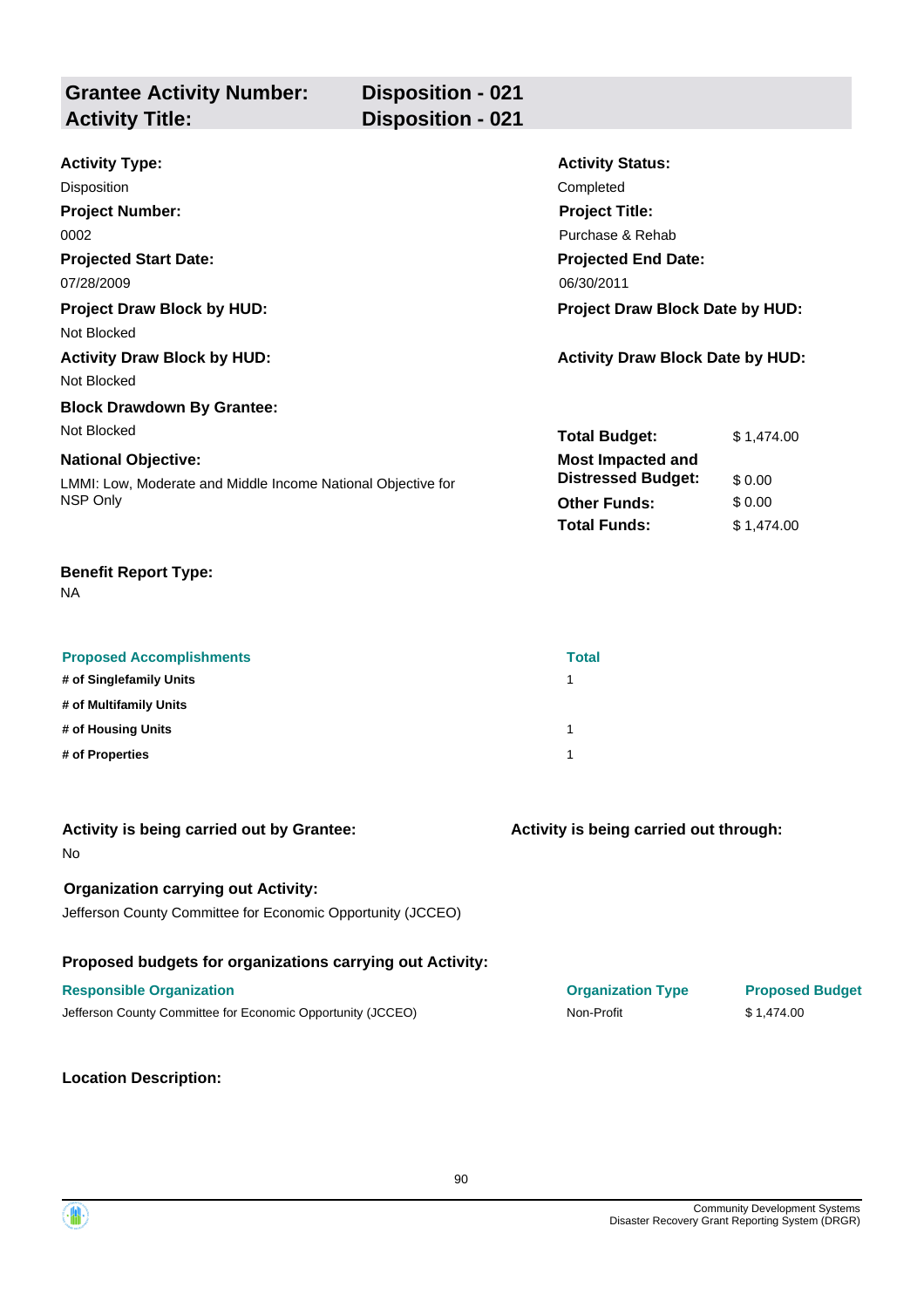| **Grantee Activity Number:** | **Disposition - 021** |
|---|---|
| **Activity Title:** | **Disposition - 021** |

**Activity Type:**
Disposition

**Activity Status:**
Completed

**Project Number:**
0002

**Project Title:**
Purchase & Rehab

**Projected Start Date:**
07/28/2009

**Projected End Date:**
06/30/2011

**Project Draw Block by HUD:**
Not Blocked

**Project Draw Block Date by HUD:**

**Activity Draw Block by HUD:**
Not Blocked

**Activity Draw Block Date by HUD:**

**Block Drawdown By Grantee:**
Not Blocked

**National Objective:**
LMMI: Low, Moderate and Middle Income National Objective for NSP Only

| | |
|---|---|
| **Total Budget:** | $ 1,474.00 |
| **Most Impacted and Distressed Budget:** | $ 0.00 |
| **Other Funds:** | $ 0.00 |
| **Total Funds:** | $ 1,474.00 |

**Benefit Report Type:**
NA

| Proposed Accomplishments | Total |
|---|---|
| # of Singlefamily Units | 1 |
| # of Multifamily Units | |
| # of Housing Units | 1 |
| # of Properties | 1 |

**Activity is being carried out by Grantee:**
No

**Activity is being carried out through:**

**Organization carrying out Activity:**
Jefferson County Committee for Economic Opportunity (JCCEO)

**Proposed budgets for organizations carrying out Activity:**

| Responsible Organization | Organization Type | Proposed Budget |
|---|---|---|
| Jefferson County Committee for Economic Opportunity (JCCEO) | Non-Profit | $ 1,474.00 |

**Location Description:**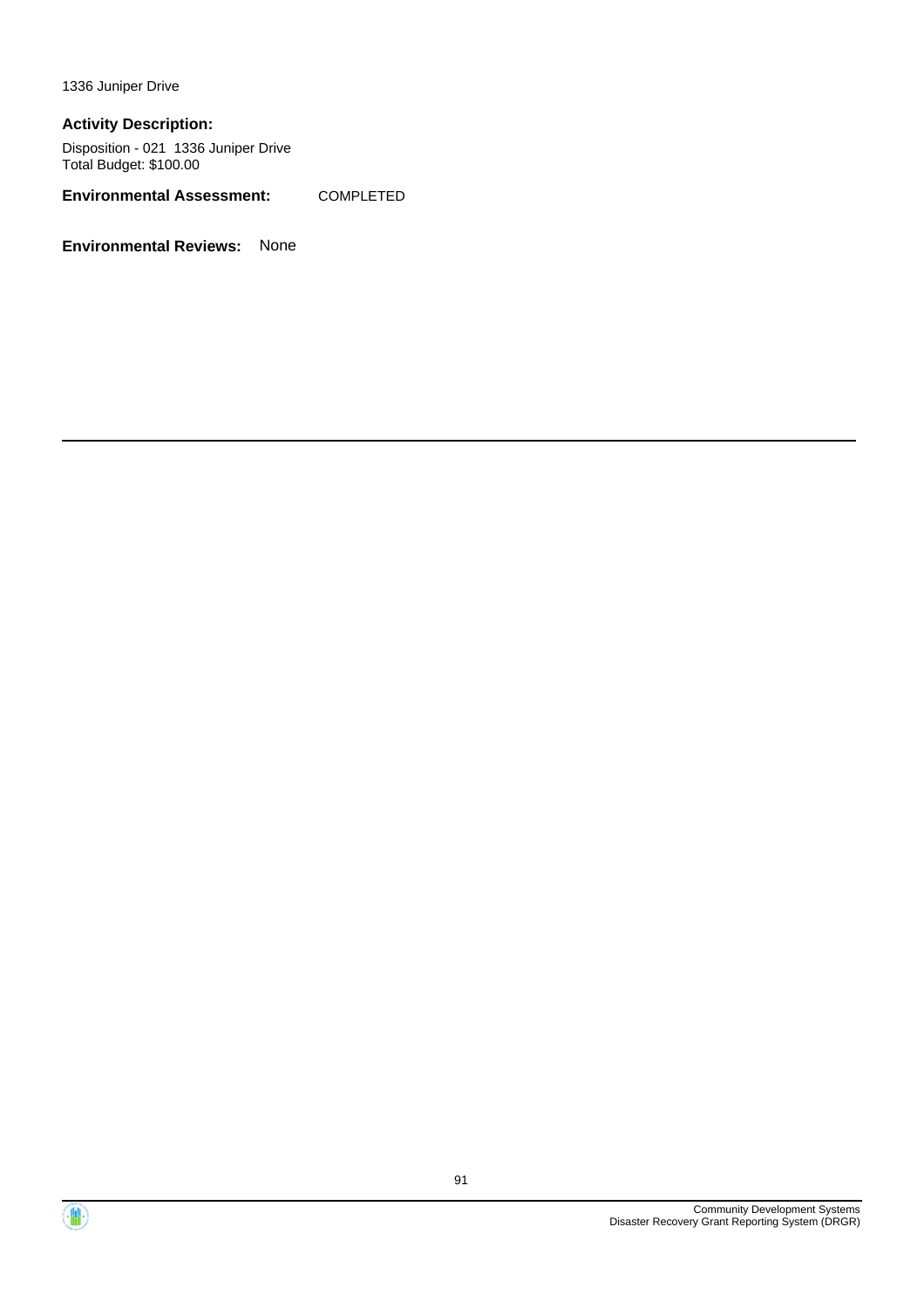1336 Juniper Drive

**Activity Description:**

Disposition - 021 1336 Juniper Drive
Total Budget: $100.00

**Environmental Assessment:** COMPLETED

**Environmental Reviews:** None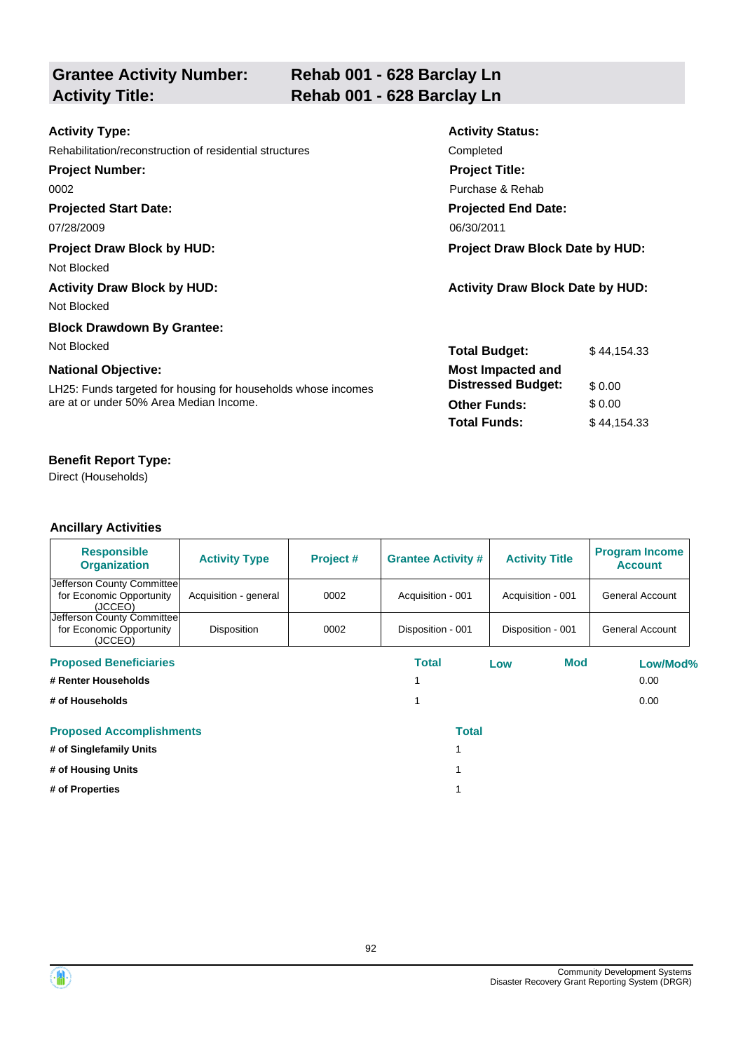## Grantee Activity Number: Rehab 001 - 628 Barclay Ln
## Activity Title: Rehab 001 - 628 Barclay Ln

**Activity Type:**
Rehabilitation/reconstruction of residential structures

**Activity Status:**
Completed

**Project Number:**
0002

**Project Title:**
Purchase & Rehab

**Projected Start Date:**
07/28/2009

**Projected End Date:**
06/30/2011

**Project Draw Block by HUD:**
Not Blocked

**Project Draw Block Date by HUD:**

**Activity Draw Block by HUD:**
Not Blocked

**Activity Draw Block Date by HUD:**

**Block Drawdown By Grantee:**
Not Blocked

**National Objective:**
LH25: Funds targeted for housing for households whose incomes are at or under 50% Area Median Income.

| | |
|---|---|
| **Total Budget:** | $ 44,154.33 |
| **Most Impacted and Distressed Budget:** | $ 0.00 |
| **Other Funds:** | $ 0.00 |
| **Total Funds:** | $ 44,154.33 |

**Benefit Report Type:**
Direct (Households)

### Ancillary Activities

| Responsible Organization | Activity Type | Project # | Grantee Activity # | Activity Title | Program Income Account |
|---|---|---|---|---|---|
| Jefferson County Committee for Economic Opportunity (JCCEO) | Acquisition - general | 0002 | Acquisition - 001 | Acquisition - 001 | General Account |
| Jefferson County Committee for Economic Opportunity (JCCEO) | Disposition | 0002 | Disposition - 001 | Disposition - 001 | General Account |

| Proposed Beneficiaries | Total | Low | Mod | Low/Mod% |
|---|---|---|---|---|
| # Renter Households | 1 | | | 0.00 |
| # of Households | 1 | | | 0.00 |

| Proposed Accomplishments | Total |
|---|---|
| # of Singlefamily Units | 1 |
| # of Housing Units | 1 |
| # of Properties | 1 |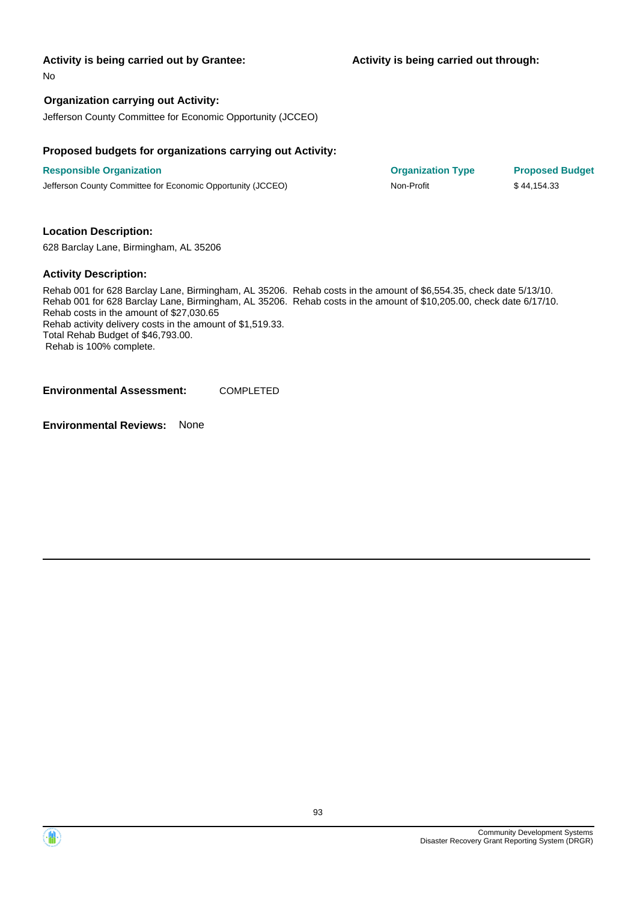**Activity is being carried out by Grantee:**

No

**Activity is being carried out through:**

**Organization carrying out Activity:**

Jefferson County Committee for Economic Opportunity (JCCEO)

**Proposed budgets for organizations carrying out Activity:**

| Responsible Organization | Organization Type | Proposed Budget |
| --- | --- | --- |
| Jefferson County Committee for Economic Opportunity (JCCEO) | Non-Profit | $ 44,154.33 |

**Location Description:**

628 Barclay Lane, Birmingham, AL 35206

**Activity Description:**

Rehab 001 for 628 Barclay Lane, Birmingham, AL 35206. Rehab costs in the amount of $6,554.35, check date 5/13/10.
Rehab 001 for 628 Barclay Lane, Birmingham, AL 35206. Rehab costs in the amount of $10,205.00, check date 6/17/10.
Rehab costs in the amount of $27,030.65
Rehab activity delivery costs in the amount of $1,519.33.
Total Rehab Budget of $46,793.00.
Rehab is 100% complete.

**Environmental Assessment:** COMPLETED

**Environmental Reviews:** None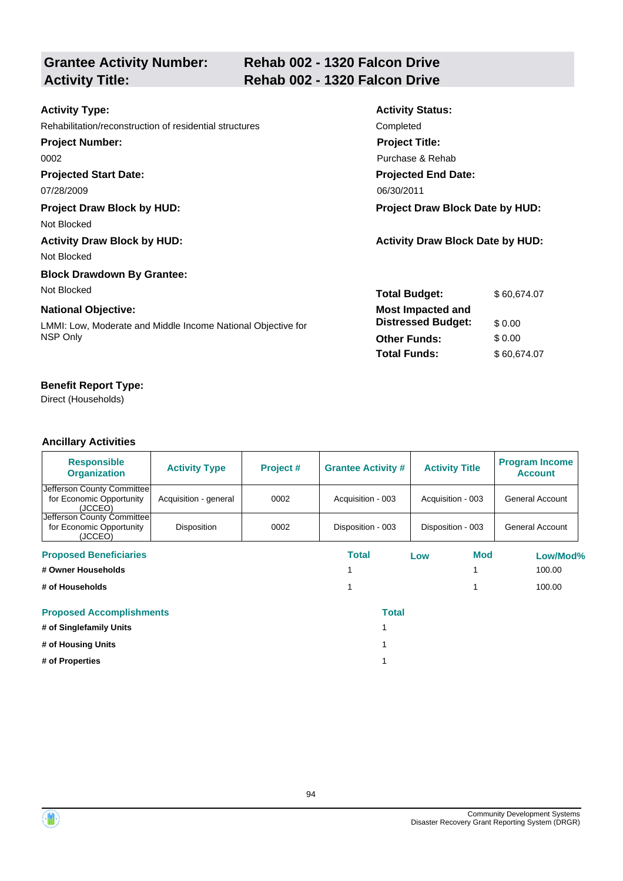## Grantee Activity Number: Rehab 002 - 1320 Falcon Drive
## Activity Title: Rehab 002 - 1320 Falcon Drive

**Activity Type:**
Rehabilitation/reconstruction of residential structures

**Activity Status:**
Completed

**Project Number:**
0002

**Project Title:**
Purchase & Rehab

**Projected Start Date:**
07/28/2009

**Projected End Date:**
06/30/2011

**Project Draw Block by HUD:**
Not Blocked

**Project Draw Block Date by HUD:**

**Activity Draw Block by HUD:**
Not Blocked

**Activity Draw Block Date by HUD:**

**Block Drawdown By Grantee:**
Not Blocked

**National Objective:**
LMMI: Low, Moderate and Middle Income National Objective for NSP Only

| | |
|---|---|
| **Total Budget:** | $ 60,674.07 |
| **Most Impacted and Distressed Budget:** | $ 0.00 |
| **Other Funds:** | $ 0.00 |
| **Total Funds:** | $ 60,674.07 |

**Benefit Report Type:**
Direct (Households)

### Ancillary Activities

| Responsible Organization | Activity Type | Project # | Grantee Activity # | Activity Title | Program Income Account |
|---|---|---|---|---|---|
| Jefferson County Committee for Economic Opportunity (JCCEO) | Acquisition - general | 0002 | Acquisition - 003 | Acquisition - 003 | General Account |
| Jefferson County Committee for Economic Opportunity (JCCEO) | Disposition | 0002 | Disposition - 003 | Disposition - 003 | General Account |

| Proposed Beneficiaries | Total | Low | Mod | Low/Mod% |
|---|---|---|---|---|
| # Owner Households | 1 | | 1 | 100.00 |
| # of Households | 1 | | 1 | 100.00 |

| Proposed Accomplishments | Total |
|---|---|
| # of Singlefamily Units | 1 |
| # of Housing Units | 1 |
| # of Properties | 1 |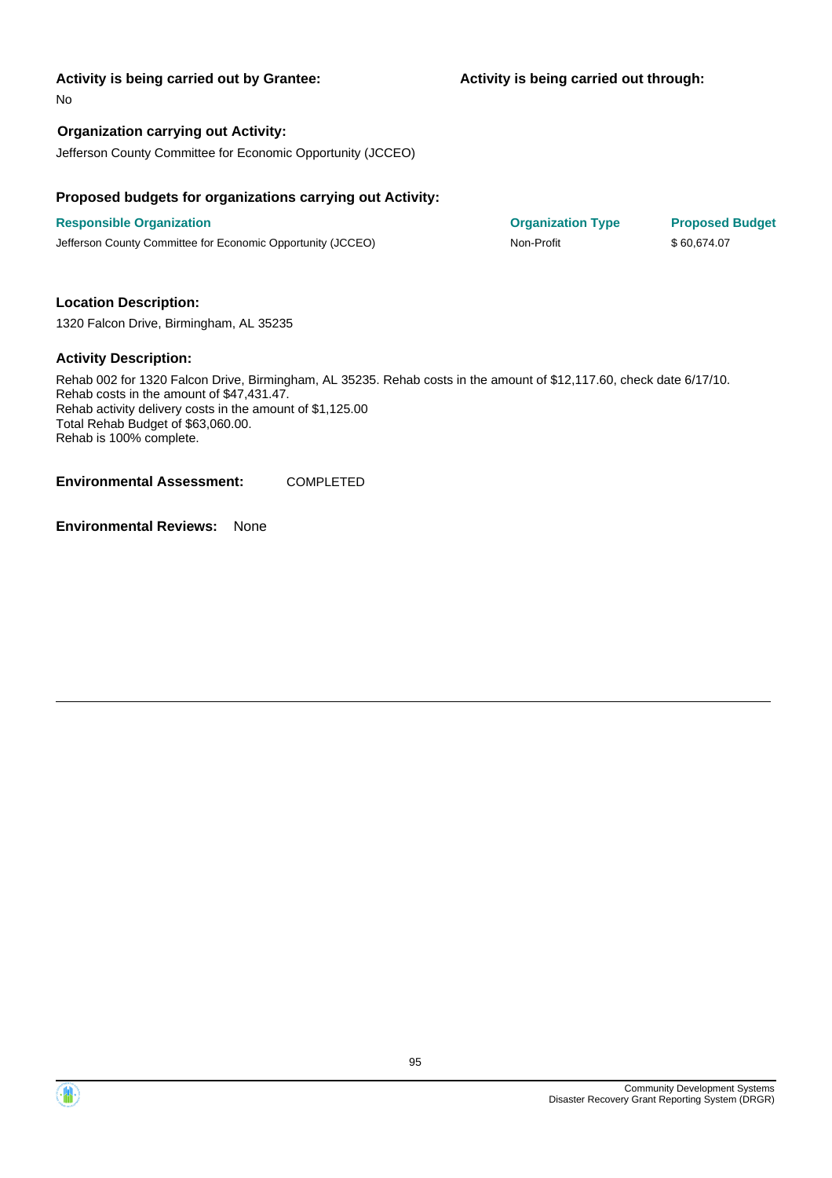**Activity is being carried out by Grantee:**

No

**Activity is being carried out through:**

**Organization carrying out Activity:**

Jefferson County Committee for Economic Opportunity (JCCEO)

**Proposed budgets for organizations carrying out Activity:**

| Responsible Organization | Organization Type | Proposed Budget |
|---|---|---|
| Jefferson County Committee for Economic Opportunity (JCCEO) | Non-Profit | $ 60,674.07 |

**Location Description:**

1320 Falcon Drive, Birmingham, AL 35235

**Activity Description:**

Rehab 002 for 1320 Falcon Drive, Birmingham, AL 35235. Rehab costs in the amount of $12,117.60, check date 6/17/10.
Rehab costs in the amount of $47,431.47.
Rehab activity delivery costs in the amount of $1,125.00
Total Rehab Budget of $63,060.00.
Rehab is 100% complete.

**Environmental Assessment:** COMPLETED

**Environmental Reviews:** None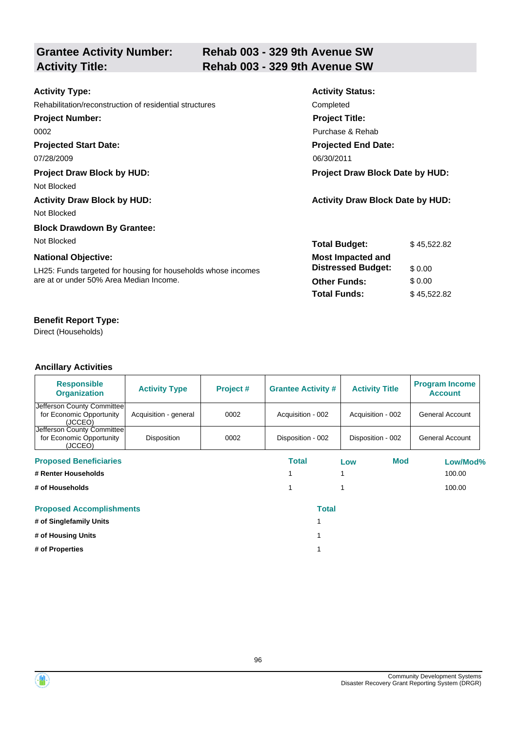## Grantee Activity Number: Rehab 003 - 329 9th Avenue SW
## Activity Title: Rehab 003 - 329 9th Avenue SW

**Activity Type:**
Rehabilitation/reconstruction of residential structures

**Activity Status:**
Completed

**Project Number:**
0002

**Project Title:**
Purchase & Rehab

**Projected Start Date:**
07/28/2009

**Projected End Date:**
06/30/2011

**Project Draw Block by HUD:**
Not Blocked

**Project Draw Block Date by HUD:**

**Activity Draw Block by HUD:**
Not Blocked

**Activity Draw Block Date by HUD:**

**Block Drawdown By Grantee:**
Not Blocked

**National Objective:**
LH25: Funds targeted for housing for households whose incomes are at or under 50% Area Median Income.

| | |
|---|---|
| **Total Budget:** | $ 45,522.82 |
| **Most Impacted and Distressed Budget:** | $ 0.00 |
| **Other Funds:** | $ 0.00 |
| **Total Funds:** | $ 45,522.82 |

**Benefit Report Type:**
Direct (Households)

### Ancillary Activities

| Responsible Organization | Activity Type | Project # | Grantee Activity # | Activity Title | Program Income Account |
|---|---|---|---|---|---|
| Jefferson County Committee for Economic Opportunity (JCCEO) | Acquisition - general | 0002 | Acquisition - 002 | Acquisition - 002 | General Account |
| Jefferson County Committee for Economic Opportunity (JCCEO) | Disposition | 0002 | Disposition - 002 | Disposition - 002 | General Account |

| Proposed Beneficiaries | Total | Low | Mod | Low/Mod% |
|---|---|---|---|---|
| # Renter Households | 1 | 1 | | 100.00 |
| # of Households | 1 | 1 | | 100.00 |

| Proposed Accomplishments | Total |
|---|---|
| # of Singlefamily Units | 1 |
| # of Housing Units | 1 |
| # of Properties | 1 |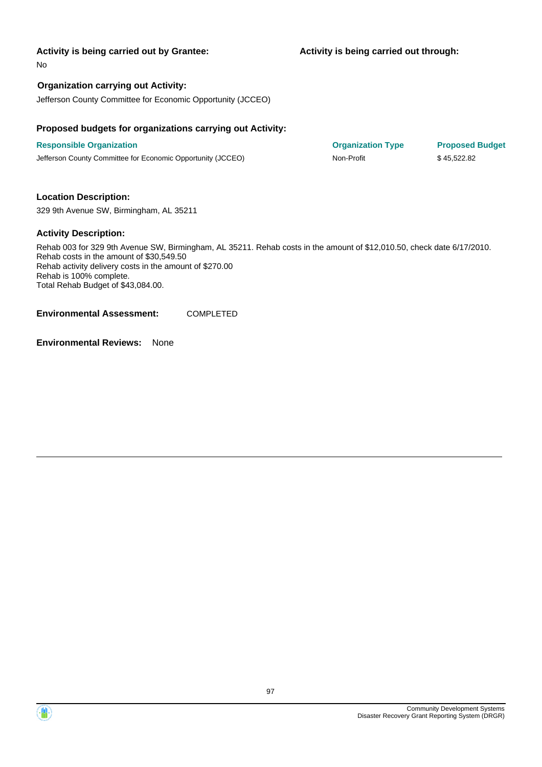**Activity is being carried out by Grantee:**

No

**Activity is being carried out through:**

**Organization carrying out Activity:**

Jefferson County Committee for Economic Opportunity (JCCEO)

**Proposed budgets for organizations carrying out Activity:**

| Responsible Organization | Organization Type | Proposed Budget |
| --- | --- | --- |
| Jefferson County Committee for Economic Opportunity (JCCEO) | Non-Profit | $ 45,522.82 |

**Location Description:**

329 9th Avenue SW, Birmingham, AL 35211

**Activity Description:**

Rehab 003 for 329 9th Avenue SW, Birmingham, AL 35211. Rehab costs in the amount of $12,010.50, check date 6/17/2010.
Rehab costs in the amount of $30,549.50
Rehab activity delivery costs in the amount of $270.00
Rehab is 100% complete.
Total Rehab Budget of $43,084.00.

**Environmental Assessment:** COMPLETED

**Environmental Reviews:** None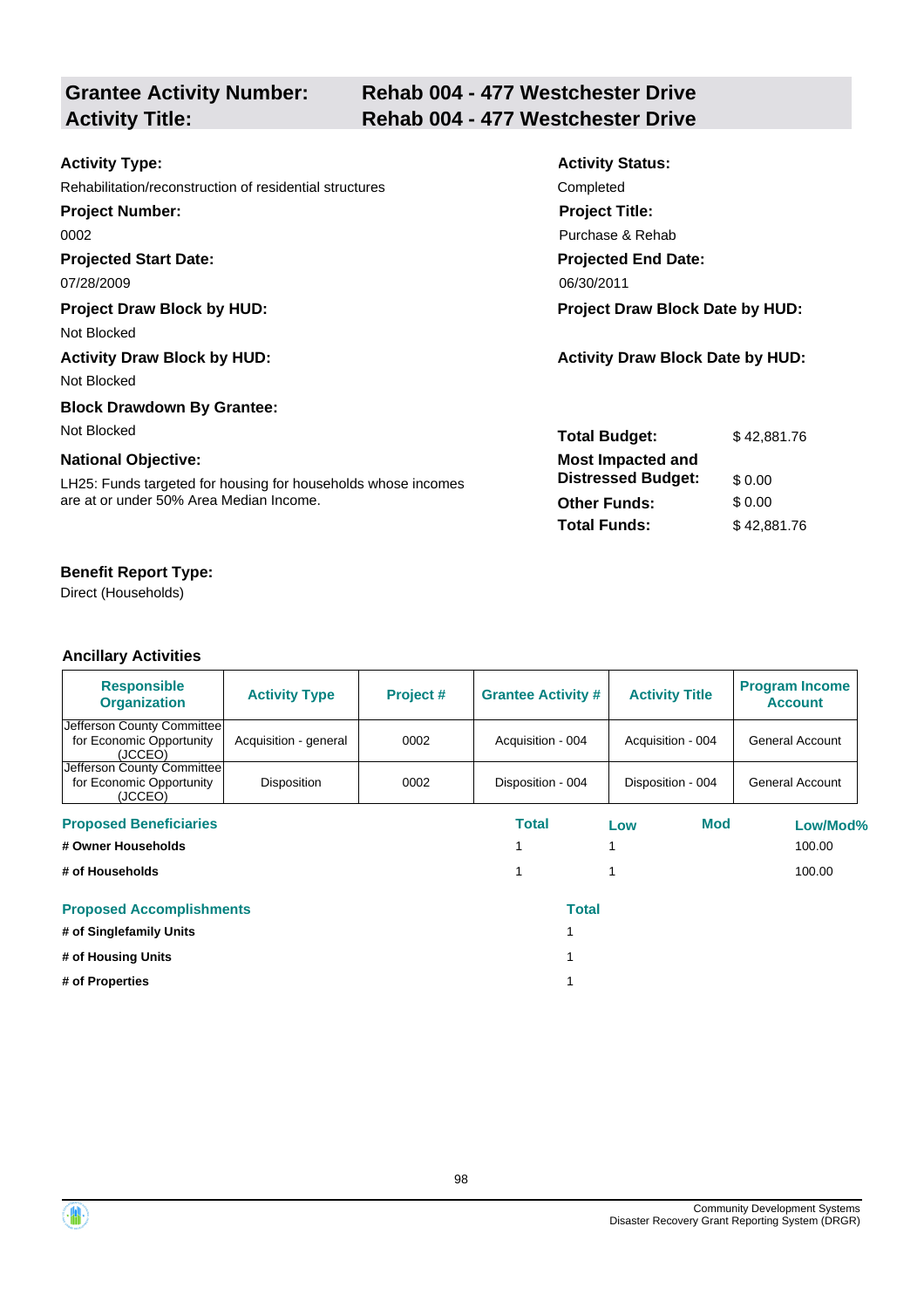## Grantee Activity Number: Rehab 004 - 477 Westchester Drive
## Activity Title: Rehab 004 - 477 Westchester Drive

**Activity Type:**
Rehabilitation/reconstruction of residential structures

**Activity Status:**
Completed

**Project Number:**
0002

**Project Title:**
Purchase & Rehab

**Projected Start Date:**
07/28/2009

**Projected End Date:**
06/30/2011

**Project Draw Block by HUD:**
Not Blocked

**Project Draw Block Date by HUD:**

**Activity Draw Block by HUD:**
Not Blocked

**Activity Draw Block Date by HUD:**

**Block Drawdown By Grantee:**
Not Blocked

**National Objective:**
LH25: Funds targeted for housing for households whose incomes are at or under 50% Area Median Income.

| | |
|---|---|
| **Total Budget:** | $ 42,881.76 |
| **Most Impacted and Distressed Budget:** | $ 0.00 |
| **Other Funds:** | $ 0.00 |
| **Total Funds:** | $ 42,881.76 |

**Benefit Report Type:**
Direct (Households)

### Ancillary Activities

| Responsible Organization | Activity Type | Project # | Grantee Activity # | Activity Title | Program Income Account |
|---|---|---|---|---|---|
| Jefferson County Committee for Economic Opportunity (JCCEO) | Acquisition - general | 0002 | Acquisition - 004 | Acquisition - 004 | General Account |
| Jefferson County Committee for Economic Opportunity (JCCEO) | Disposition | 0002 | Disposition - 004 | Disposition - 004 | General Account |

| Proposed Beneficiaries | Total | Low | Mod | Low/Mod% |
|---|---|---|---|---|
| # Owner Households | 1 | 1 | | 100.00 |
| # of Households | 1 | 1 | | 100.00 |

| Proposed Accomplishments | Total |
|---|---|
| # of Singlefamily Units | 1 |
| # of Housing Units | 1 |
| # of Properties | 1 |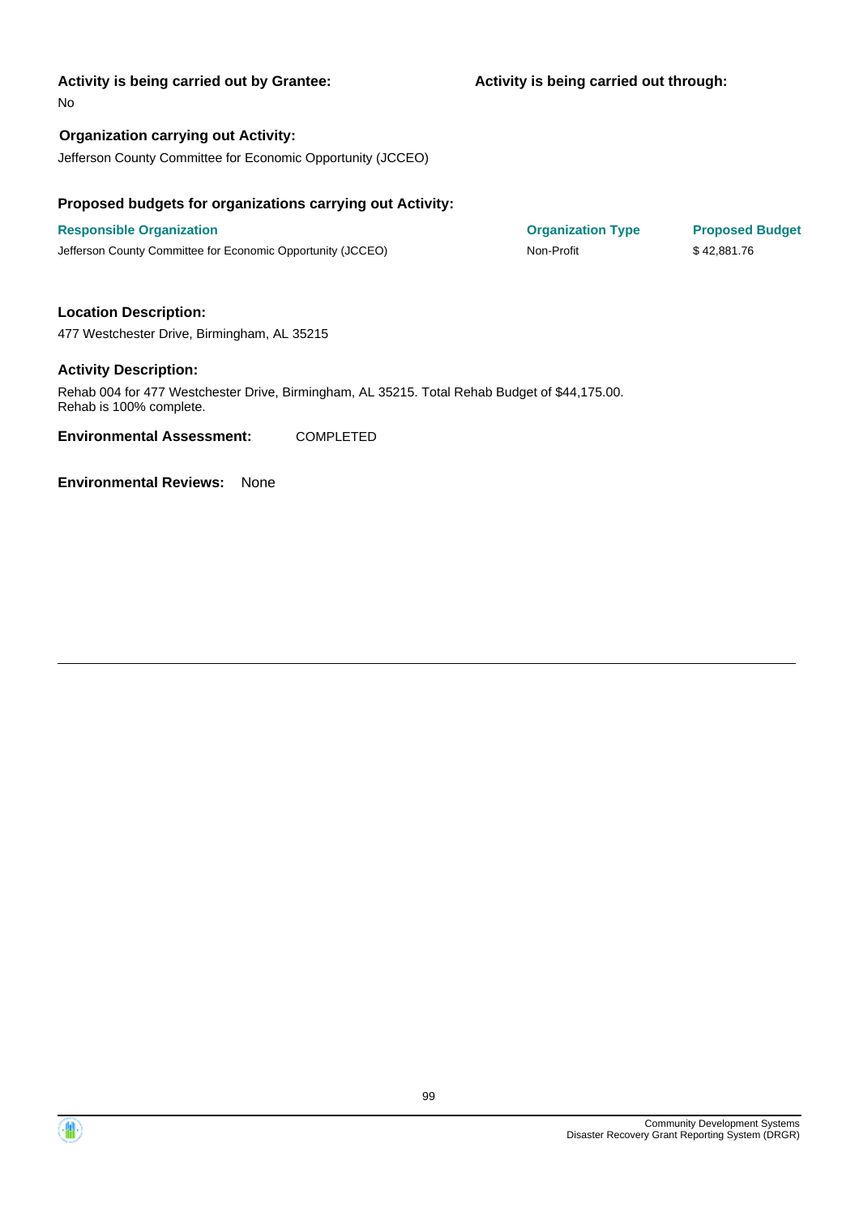**Activity is being carried out by Grantee:**

No

**Activity is being carried out through:**

**Organization carrying out Activity:**

Jefferson County Committee for Economic Opportunity (JCCEO)

**Proposed budgets for organizations carrying out Activity:**

| Responsible Organization | Organization Type | Proposed Budget |
| --- | --- | --- |
| Jefferson County Committee for Economic Opportunity (JCCEO) | Non-Profit | $ 42,881.76 |

**Location Description:**

477 Westchester Drive, Birmingham, AL 35215

**Activity Description:**

Rehab 004 for 477 Westchester Drive, Birmingham, AL 35215. Total Rehab Budget of $44,175.00. Rehab is 100% complete.

**Environmental Assessment:** COMPLETED

**Environmental Reviews:** None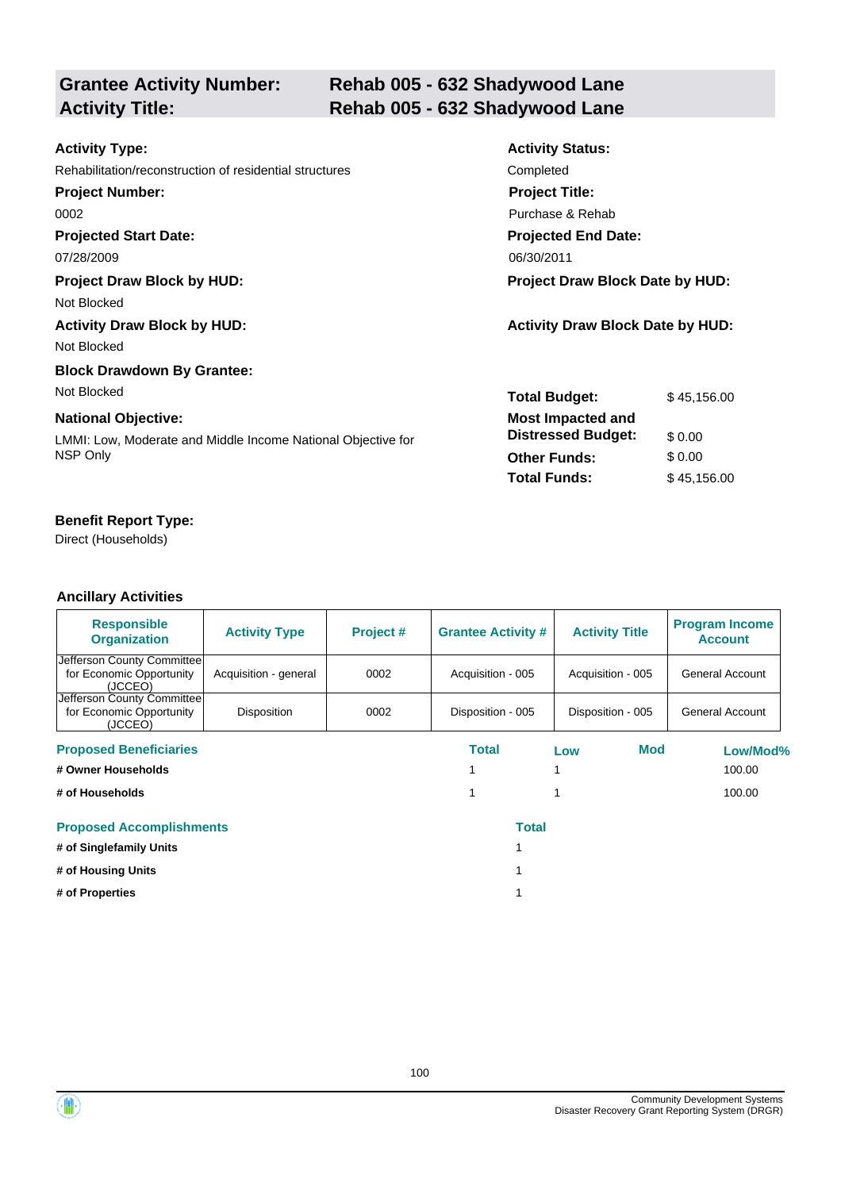| **Grantee Activity Number:** | **Rehab 005 - 632 Shadywood Lane** |
|---|---|
| **Activity Title:** | **Rehab 005 - 632 Shadywood Lane** |

**Activity Type:**
Rehabilitation/reconstruction of residential structures

**Activity Status:**
Completed

**Project Number:**
0002

**Project Title:**
Purchase & Rehab

**Projected Start Date:**
07/28/2009

**Projected End Date:**
06/30/2011

**Project Draw Block by HUD:**
Not Blocked

**Project Draw Block Date by HUD:**

**Activity Draw Block by HUD:**
Not Blocked

**Activity Draw Block Date by HUD:**

**Block Drawdown By Grantee:**
Not Blocked

**National Objective:**
LMMI: Low, Moderate and Middle Income National Objective for NSP Only

| | |
|---|---|
| **Total Budget:** | $ 45,156.00 |
| **Most Impacted and Distressed Budget:** | $ 0.00 |
| **Other Funds:** | $ 0.00 |
| **Total Funds:** | $ 45,156.00 |

**Benefit Report Type:**
Direct (Households)

### Ancillary Activities

| Responsible Organization | Activity Type | Project # | Grantee Activity # | Activity Title | Program Income Account |
|---|---|---|---|---|---|
| Jefferson County Committee for Economic Opportunity (JCCEO) | Acquisition - general | 0002 | Acquisition - 005 | Acquisition - 005 | General Account |
| Jefferson County Committee for Economic Opportunity (JCCEO) | Disposition | 0002 | Disposition - 005 | Disposition - 005 | General Account |

| Proposed Beneficiaries | Total | Low | Mod | Low/Mod% |
|---|---|---|---|---|
| # Owner Households | 1 | 1 | | 100.00 |
| # of Households | 1 | 1 | | 100.00 |

| Proposed Accomplishments | Total |
|---|---|
| # of Singlefamily Units | 1 |
| # of Housing Units | 1 |
| # of Properties | 1 |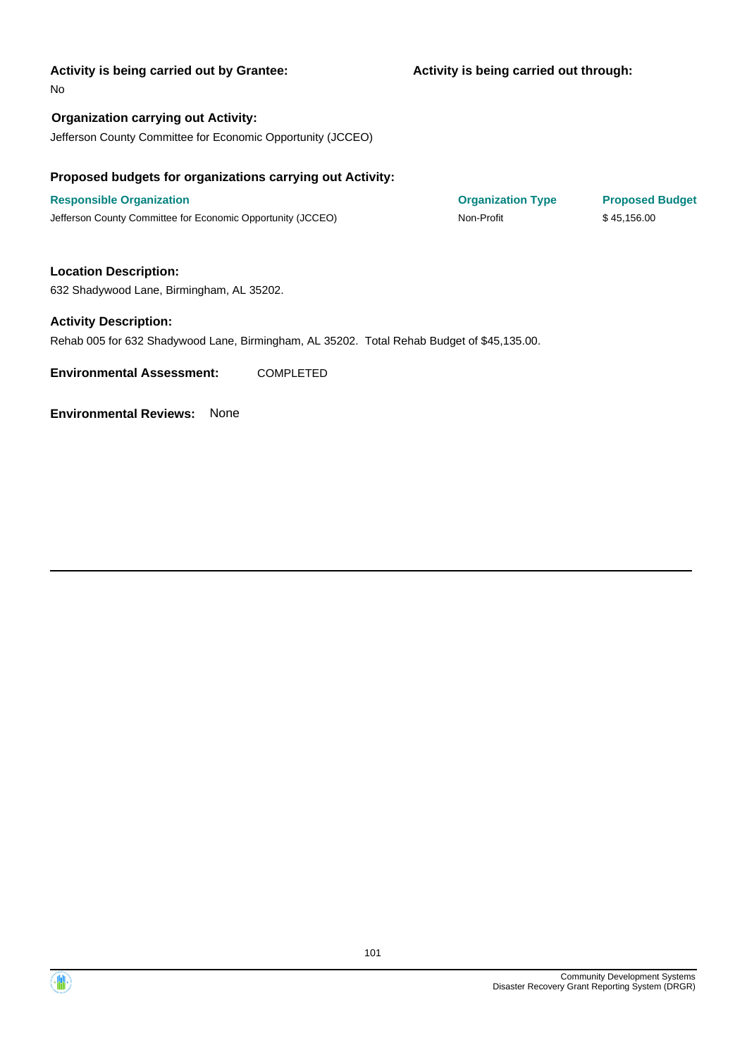**Activity is being carried out by Grantee:**

No

**Activity is being carried out through:**

**Organization carrying out Activity:**

Jefferson County Committee for Economic Opportunity (JCCEO)

**Proposed budgets for organizations carrying out Activity:**

| Responsible Organization | Organization Type | Proposed Budget |
| --- | --- | --- |
| Jefferson County Committee for Economic Opportunity (JCCEO) | Non-Profit | $ 45,156.00 |

**Location Description:**

632 Shadywood Lane, Birmingham, AL 35202.

**Activity Description:**

Rehab 005 for 632 Shadywood Lane, Birmingham, AL 35202. Total Rehab Budget of $45,135.00.

**Environmental Assessment:** COMPLETED

**Environmental Reviews:** None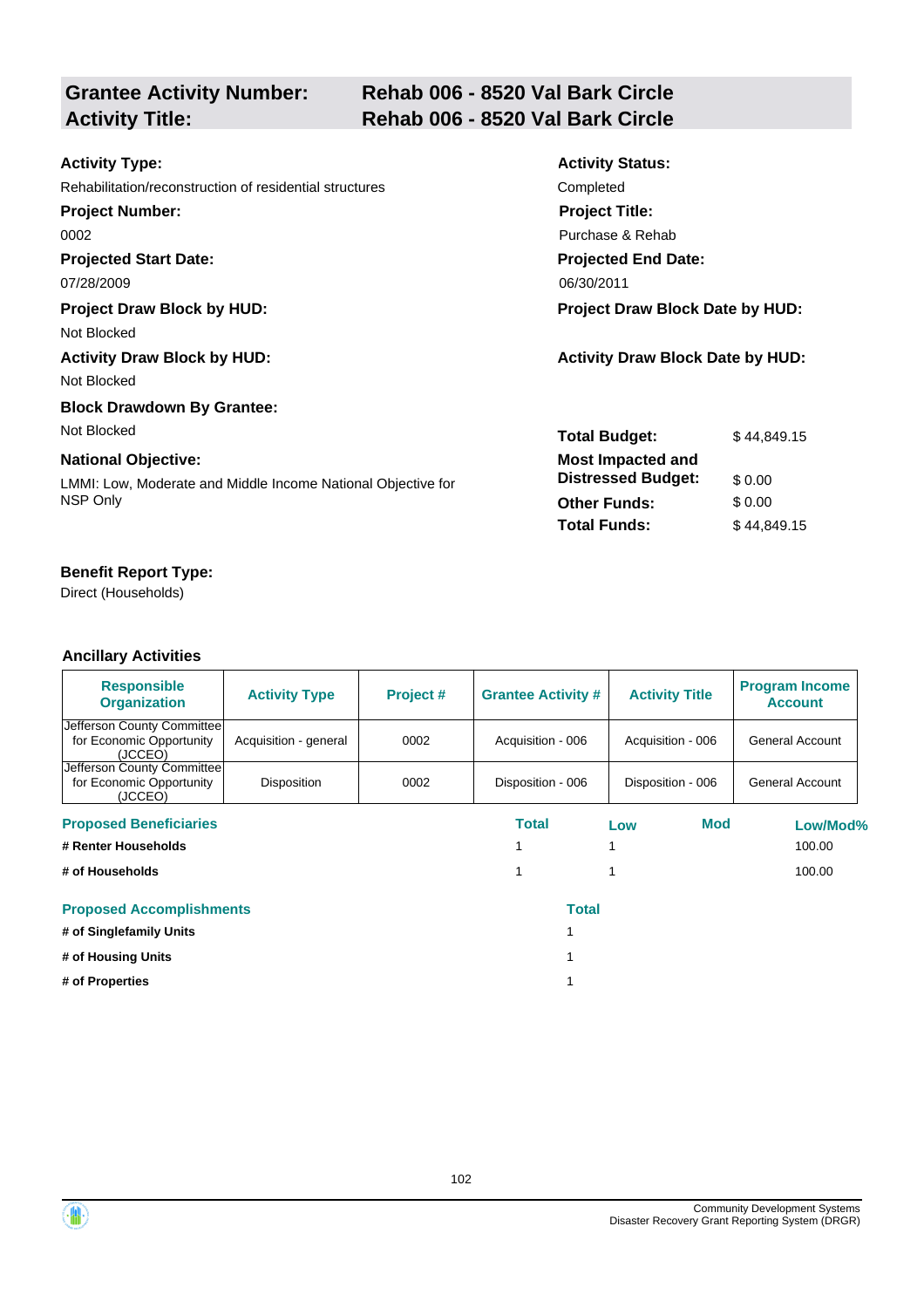## Grantee Activity Number: Rehab 006 - 8520 Val Bark Circle
## Activity Title: Rehab 006 - 8520 Val Bark Circle

**Activity Type:**
Rehabilitation/reconstruction of residential structures

**Activity Status:**
Completed

**Project Number:**
0002

**Project Title:**
Purchase & Rehab

**Projected Start Date:**
07/28/2009

**Projected End Date:**
06/30/2011

**Project Draw Block by HUD:**
Not Blocked

**Project Draw Block Date by HUD:**

**Activity Draw Block by HUD:**
Not Blocked

**Activity Draw Block Date by HUD:**

**Block Drawdown By Grantee:**
Not Blocked

**National Objective:**
LMMI: Low, Moderate and Middle Income National Objective for NSP Only

| | |
|---|---|
| **Total Budget:** | $ 44,849.15 |
| **Most Impacted and Distressed Budget:** | $ 0.00 |
| **Other Funds:** | $ 0.00 |
| **Total Funds:** | $ 44,849.15 |

**Benefit Report Type:**
Direct (Households)

### Ancillary Activities

| Responsible Organization | Activity Type | Project # | Grantee Activity # | Activity Title | Program Income Account |
|---|---|---|---|---|---|
| Jefferson County Committee for Economic Opportunity (JCCEO) | Acquisition - general | 0002 | Acquisition - 006 | Acquisition - 006 | General Account |
| Jefferson County Committee for Economic Opportunity (JCCEO) | Disposition | 0002 | Disposition - 006 | Disposition - 006 | General Account |

| Proposed Beneficiaries | Total | Low | Mod | Low/Mod% |
|---|---|---|---|---|
| # Renter Households | 1 | 1 | | 100.00 |
| # of Households | 1 | 1 | | 100.00 |

| Proposed Accomplishments | Total |
|---|---|
| # of Singlefamily Units | 1 |
| # of Housing Units | 1 |
| # of Properties | 1 |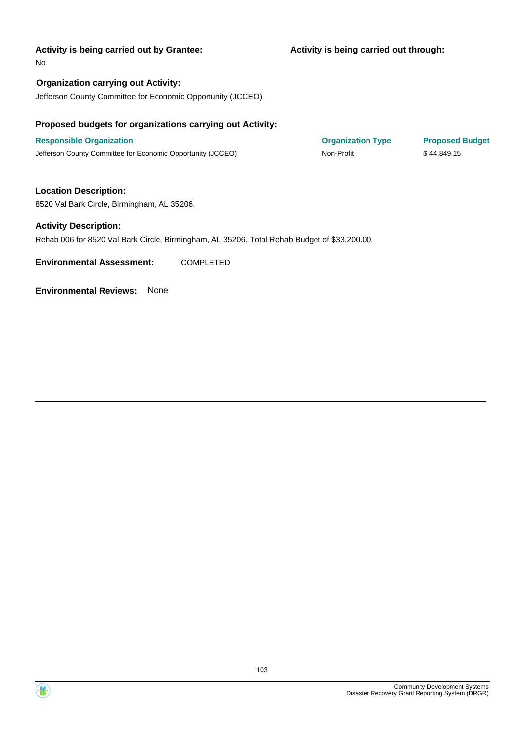**Activity is being carried out by Grantee:**

No

**Activity is being carried out through:**

**Organization carrying out Activity:**

Jefferson County Committee for Economic Opportunity (JCCEO)

**Proposed budgets for organizations carrying out Activity:**

| Responsible Organization | Organization Type | Proposed Budget |
|---|---|---|
| Jefferson County Committee for Economic Opportunity (JCCEO) | Non-Profit | $ 44,849.15 |

**Location Description:**

8520 Val Bark Circle, Birmingham, AL 35206.

**Activity Description:**

Rehab 006 for 8520 Val Bark Circle, Birmingham, AL 35206. Total Rehab Budget of $33,200.00.

**Environmental Assessment:** COMPLETED

**Environmental Reviews:** None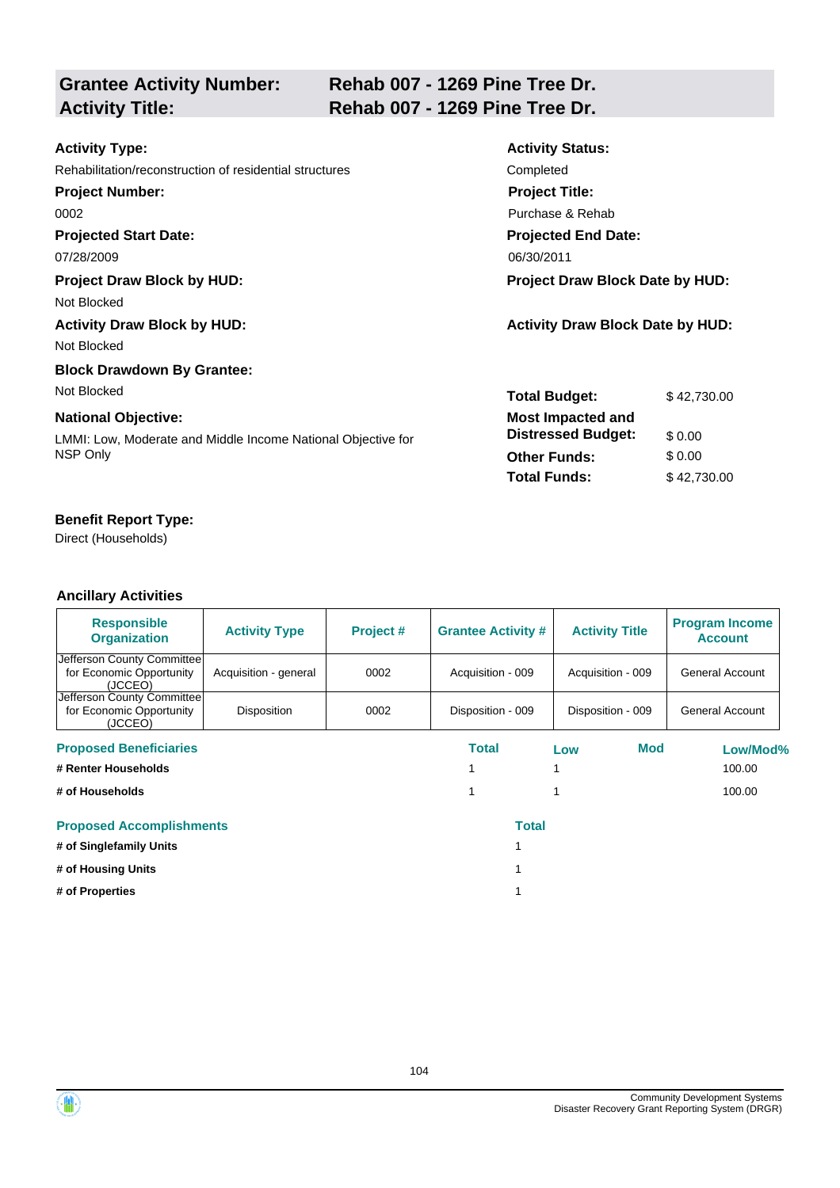## Grantee Activity Number: Rehab 007 - 1269 Pine Tree Dr.
## Activity Title: Rehab 007 - 1269 Pine Tree Dr.

**Activity Type:**
Rehabilitation/reconstruction of residential structures

**Activity Status:**
Completed

**Project Number:**
0002

**Project Title:**
Purchase & Rehab

**Projected Start Date:**
07/28/2009

**Projected End Date:**
06/30/2011

**Project Draw Block by HUD:**
Not Blocked

**Project Draw Block Date by HUD:**

**Activity Draw Block by HUD:**
Not Blocked

**Activity Draw Block Date by HUD:**

**Block Drawdown By Grantee:**
Not Blocked

**National Objective:**
LMMI: Low, Moderate and Middle Income National Objective for NSP Only

| | |
|---|---|
| **Total Budget:** | $ 42,730.00 |
| **Most Impacted and Distressed Budget:** | $ 0.00 |
| **Other Funds:** | $ 0.00 |
| **Total Funds:** | $ 42,730.00 |

**Benefit Report Type:**
Direct (Households)

### Ancillary Activities

| Responsible Organization | Activity Type | Project # | Grantee Activity # | Activity Title | Program Income Account |
|---|---|---|---|---|---|
| Jefferson County Committee for Economic Opportunity (JCCEO) | Acquisition - general | 0002 | Acquisition - 009 | Acquisition - 009 | General Account |
| Jefferson County Committee for Economic Opportunity (JCCEO) | Disposition | 0002 | Disposition - 009 | Disposition - 009 | General Account |

| Proposed Beneficiaries | Total | Low | Mod | Low/Mod% |
|---|---|---|---|---|
| # Renter Households | 1 | 1 | | 100.00 |
| # of Households | 1 | 1 | | 100.00 |

| Proposed Accomplishments | Total |
|---|---|
| # of Singlefamily Units | 1 |
| # of Housing Units | 1 |
| # of Properties | 1 |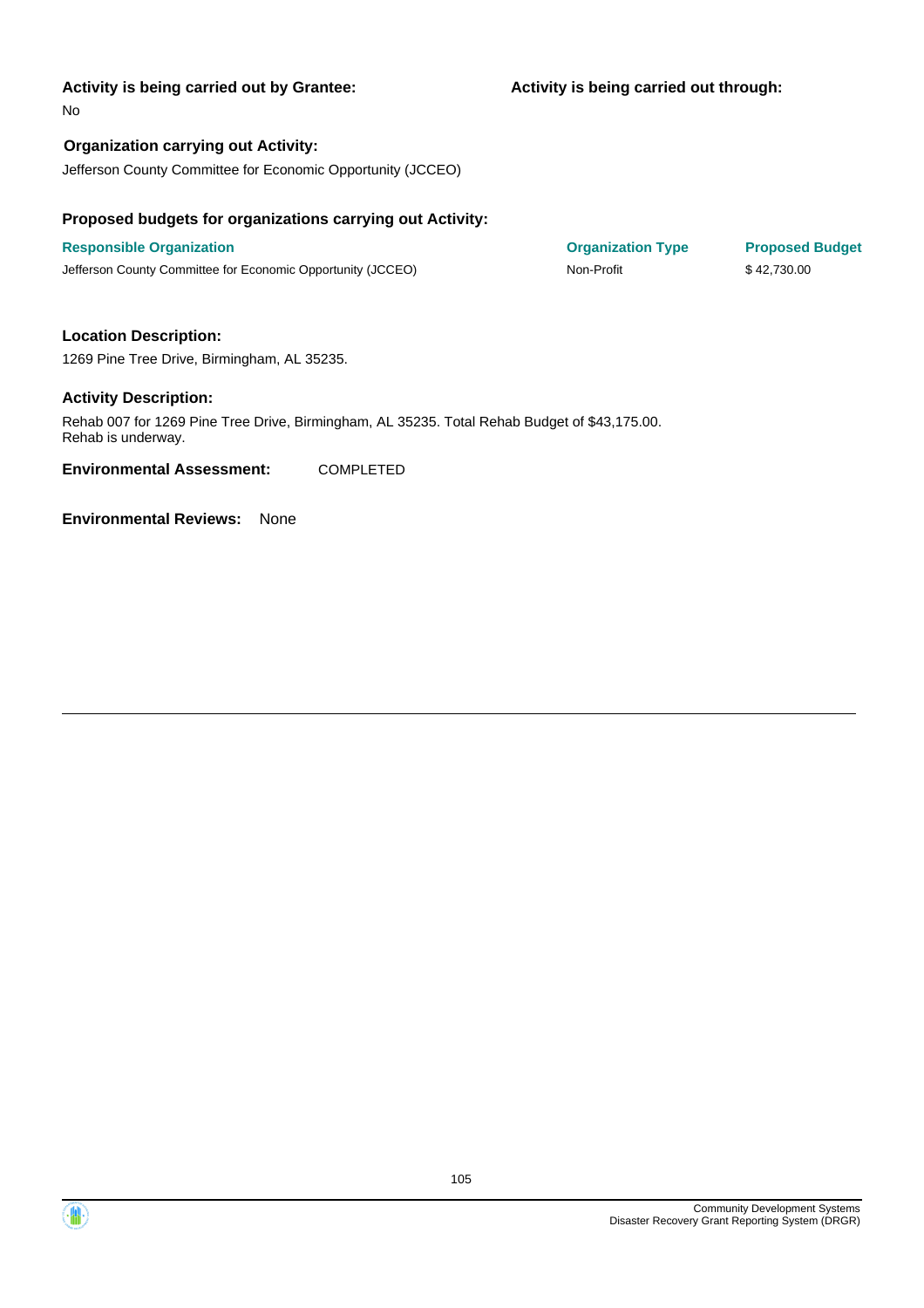**Activity is being carried out by Grantee:**

No

**Activity is being carried out through:**

**Organization carrying out Activity:**

Jefferson County Committee for Economic Opportunity (JCCEO)

**Proposed budgets for organizations carrying out Activity:**

| Responsible Organization | Organization Type | Proposed Budget |
|---|---|---|
| Jefferson County Committee for Economic Opportunity (JCCEO) | Non-Profit | $ 42,730.00 |

**Location Description:**

1269 Pine Tree Drive, Birmingham, AL 35235.

**Activity Description:**

Rehab 007 for 1269 Pine Tree Drive, Birmingham, AL 35235. Total Rehab Budget of $43,175.00. Rehab is underway.

**Environmental Assessment:** COMPLETED

**Environmental Reviews:** None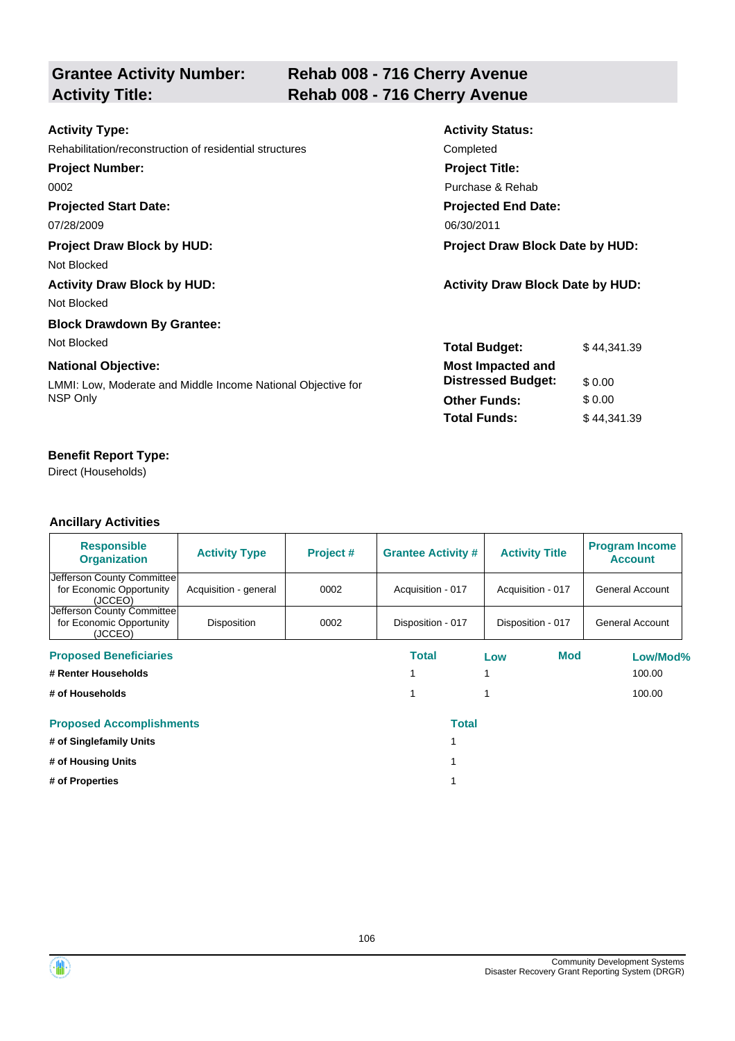## Grantee Activity Number: Rehab 008 - 716 Cherry Avenue
## Activity Title: Rehab 008 - 716 Cherry Avenue

**Activity Type:**
Rehabilitation/reconstruction of residential structures

**Activity Status:**
Completed

**Project Number:**
0002

**Project Title:**
Purchase & Rehab

**Projected Start Date:**
07/28/2009

**Projected End Date:**
06/30/2011

**Project Draw Block by HUD:**
Not Blocked

**Project Draw Block Date by HUD:**

**Activity Draw Block by HUD:**
Not Blocked

**Activity Draw Block Date by HUD:**

**Block Drawdown By Grantee:**
Not Blocked

**National Objective:**
LMMI: Low, Moderate and Middle Income National Objective for NSP Only

| | |
|---|---|
| **Total Budget:** | $ 44,341.39 |
| **Most Impacted and Distressed Budget:** | $ 0.00 |
| **Other Funds:** | $ 0.00 |
| **Total Funds:** | $ 44,341.39 |

**Benefit Report Type:**
Direct (Households)

### Ancillary Activities

| Responsible Organization | Activity Type | Project # | Grantee Activity # | Activity Title | Program Income Account |
|---|---|---|---|---|---|
| Jefferson County Committee for Economic Opportunity (JCCEO) | Acquisition - general | 0002 | Acquisition - 017 | Acquisition - 017 | General Account |
| Jefferson County Committee for Economic Opportunity (JCCEO) | Disposition | 0002 | Disposition - 017 | Disposition - 017 | General Account |

| Proposed Beneficiaries | Total | Low | Mod | Low/Mod% |
|---|---|---|---|---|
| # Renter Households | 1 | 1 | | 100.00 |
| # of Households | 1 | 1 | | 100.00 |

| Proposed Accomplishments | Total |
|---|---|
| # of Singlefamily Units | 1 |
| # of Housing Units | 1 |
| # of Properties | 1 |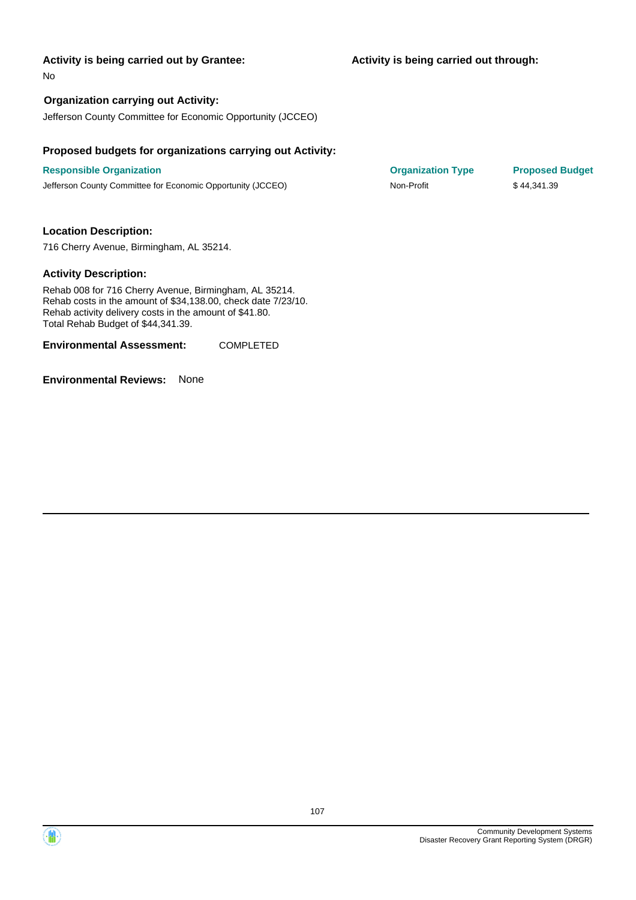**Activity is being carried out by Grantee:**

No

**Activity is being carried out through:**

**Organization carrying out Activity:**

Jefferson County Committee for Economic Opportunity (JCCEO)

**Proposed budgets for organizations carrying out Activity:**

| Responsible Organization | Organization Type | Proposed Budget |
|---|---|---|
| Jefferson County Committee for Economic Opportunity (JCCEO) | Non-Profit | $ 44,341.39 |

**Location Description:**

716 Cherry Avenue, Birmingham, AL 35214.

**Activity Description:**

Rehab 008 for 716 Cherry Avenue, Birmingham, AL 35214.
Rehab costs in the amount of $34,138.00, check date 7/23/10.
Rehab activity delivery costs in the amount of $41.80.
Total Rehab Budget of $44,341.39.

**Environmental Assessment:** COMPLETED

**Environmental Reviews:** None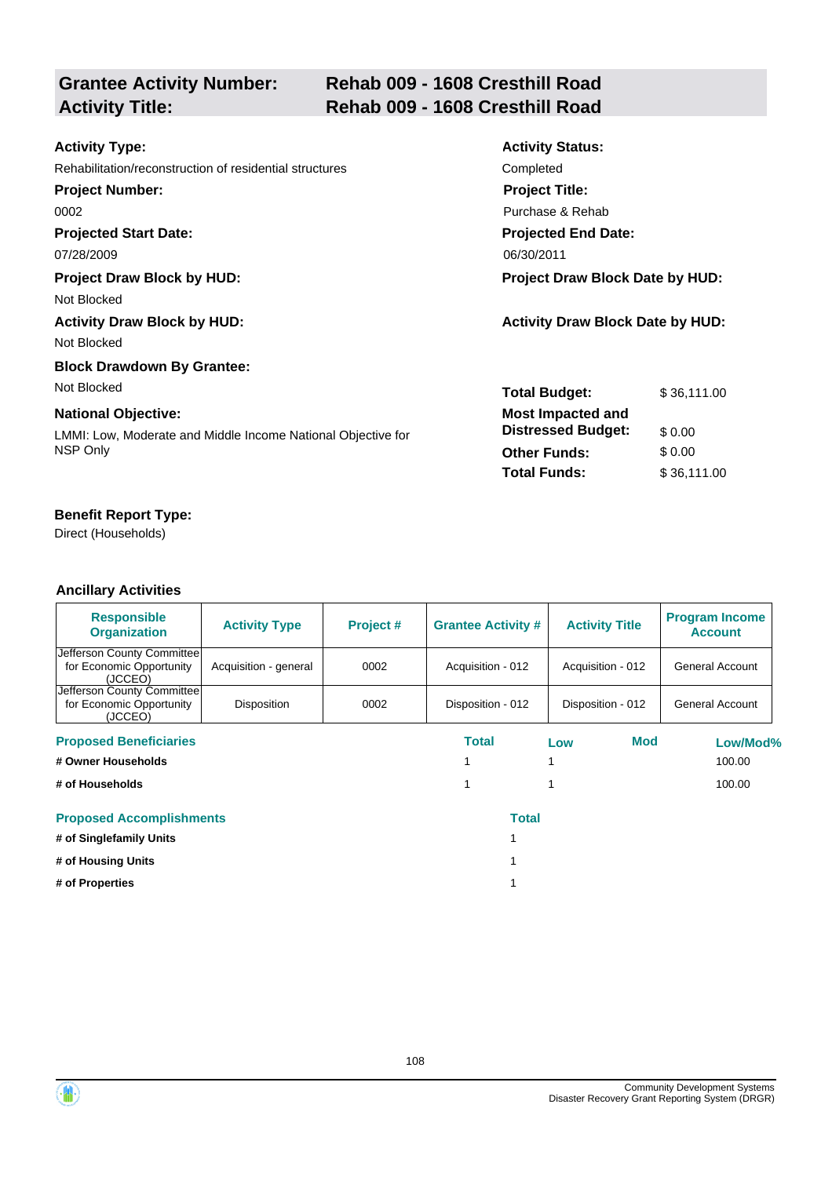## Grantee Activity Number: Rehab 009 - 1608 Cresthill Road
## Activity Title: Rehab 009 - 1608 Cresthill Road

**Activity Type:**
Rehabilitation/reconstruction of residential structures

**Activity Status:**
Completed

**Project Number:**
0002

**Project Title:**
Purchase & Rehab

**Projected Start Date:**
07/28/2009

**Projected End Date:**
06/30/2011

**Project Draw Block by HUD:**
Not Blocked

**Project Draw Block Date by HUD:**

**Activity Draw Block by HUD:**
Not Blocked

**Activity Draw Block Date by HUD:**

**Block Drawdown By Grantee:**
Not Blocked

**National Objective:**
LMMI: Low, Moderate and Middle Income National Objective for NSP Only

| | |
|---|---|
| **Total Budget:** | $ 36,111.00 |
| **Most Impacted and Distressed Budget:** | $ 0.00 |
| **Other Funds:** | $ 0.00 |
| **Total Funds:** | $ 36,111.00 |

**Benefit Report Type:**
Direct (Households)

### Ancillary Activities

| Responsible Organization | Activity Type | Project # | Grantee Activity # | Activity Title | Program Income Account |
|---|---|---|---|---|---|
| Jefferson County Committee for Economic Opportunity (JCCEO) | Acquisition - general | 0002 | Acquisition - 012 | Acquisition - 012 | General Account |
| Jefferson County Committee for Economic Opportunity (JCCEO) | Disposition | 0002 | Disposition - 012 | Disposition - 012 | General Account |

| Proposed Beneficiaries | Total | Low | Mod | Low/Mod% |
|---|---|---|---|---|
| # Owner Households | 1 | 1 | | 100.00 |
| # of Households | 1 | 1 | | 100.00 |

| Proposed Accomplishments | Total |
|---|---|
| # of Singlefamily Units | 1 |
| # of Housing Units | 1 |
| # of Properties | 1 |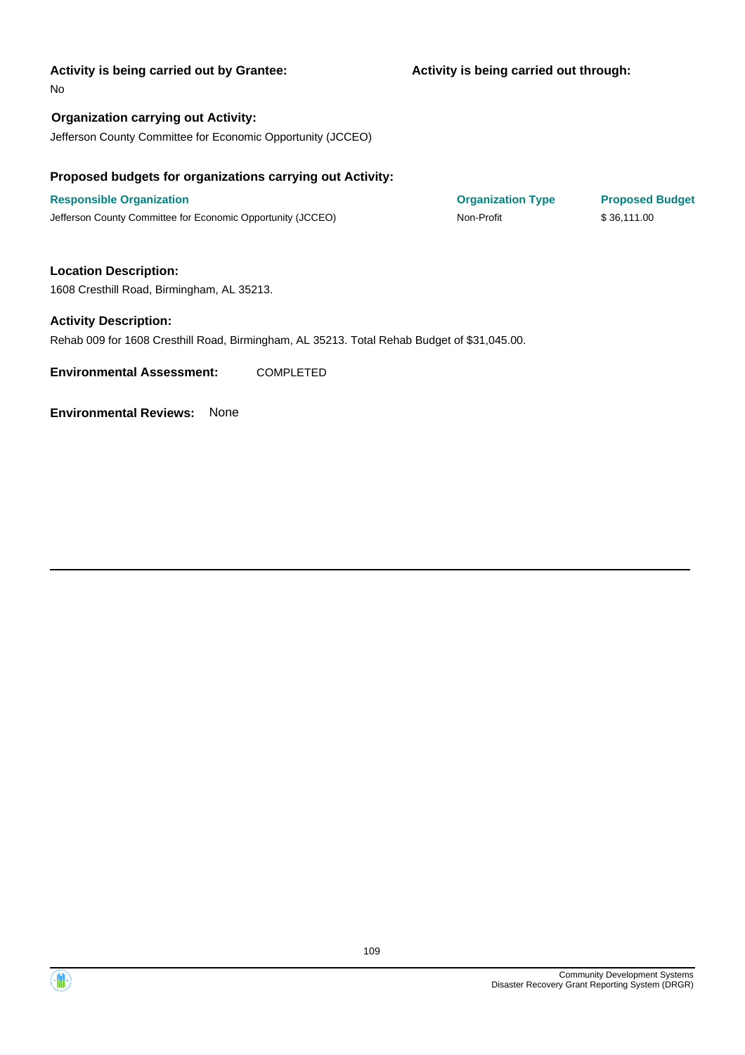**Activity is being carried out by Grantee:**

No

**Activity is being carried out through:**

**Organization carrying out Activity:**

Jefferson County Committee for Economic Opportunity (JCCEO)

**Proposed budgets for organizations carrying out Activity:**

| Responsible Organization | Organization Type | Proposed Budget |
|---|---|---|
| Jefferson County Committee for Economic Opportunity (JCCEO) | Non-Profit | $ 36,111.00 |

**Location Description:**

1608 Cresthill Road, Birmingham, AL 35213.

**Activity Description:**

Rehab 009 for 1608 Cresthill Road, Birmingham, AL 35213. Total Rehab Budget of $31,045.00.

**Environmental Assessment:** COMPLETED

**Environmental Reviews:** None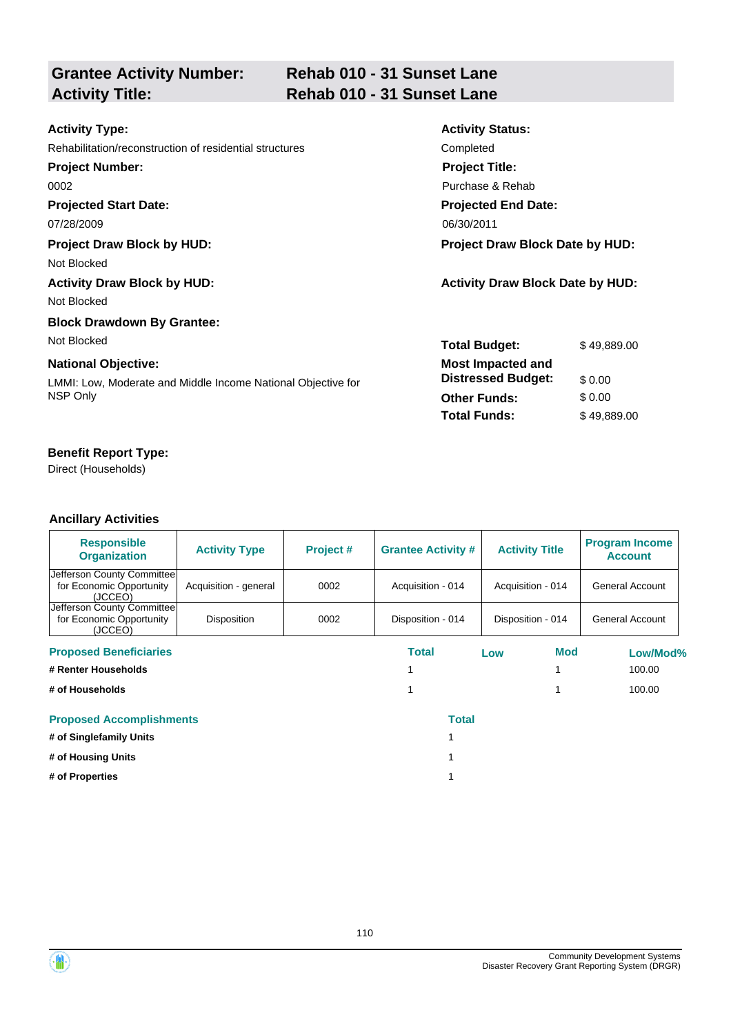| **Grantee Activity Number:** | **Rehab 010 - 31 Sunset Lane** |
|---|---|
| **Activity Title:** | **Rehab 010 - 31 Sunset Lane** |

**Activity Type:**

Rehabilitation/reconstruction of residential structures

**Activity Status:**

Completed

**Project Number:**

0002

**Project Title:**

Purchase & Rehab

**Projected Start Date:**

07/28/2009

**Projected End Date:**

06/30/2011

**Project Draw Block by HUD:**

Not Blocked

**Project Draw Block Date by HUD:**

**Activity Draw Block by HUD:**

Not Blocked

**Activity Draw Block Date by HUD:**

**Block Drawdown By Grantee:**

Not Blocked

**National Objective:**

LMMI: Low, Moderate and Middle Income National Objective for NSP Only

| | |
|---|---|
| **Total Budget:** | $ 49,889.00 |
| **Most Impacted and Distressed Budget:** | $ 0.00 |
| **Other Funds:** | $ 0.00 |
| **Total Funds:** | $ 49,889.00 |

**Benefit Report Type:**

Direct (Households)

**Ancillary Activities**

| Responsible Organization | Activity Type | Project # | Grantee Activity # | Activity Title | Program Income Account |
|---|---|---|---|---|---|
| Jefferson County Committee for Economic Opportunity (JCCEO) | Acquisition - general | 0002 | Acquisition - 014 | Acquisition - 014 | General Account |
| Jefferson County Committee for Economic Opportunity (JCCEO) | Disposition | 0002 | Disposition - 014 | Disposition - 014 | General Account |

| Proposed Beneficiaries | Total | Low | Mod | Low/Mod% |
|---|---|---|---|---|
| # Renter Households | 1 | | 1 | 100.00 |
| # of Households | 1 | | 1 | 100.00 |

| Proposed Accomplishments | Total |
|---|---|
| # of Singlefamily Units | 1 |
| # of Housing Units | 1 |
| # of Properties | 1 |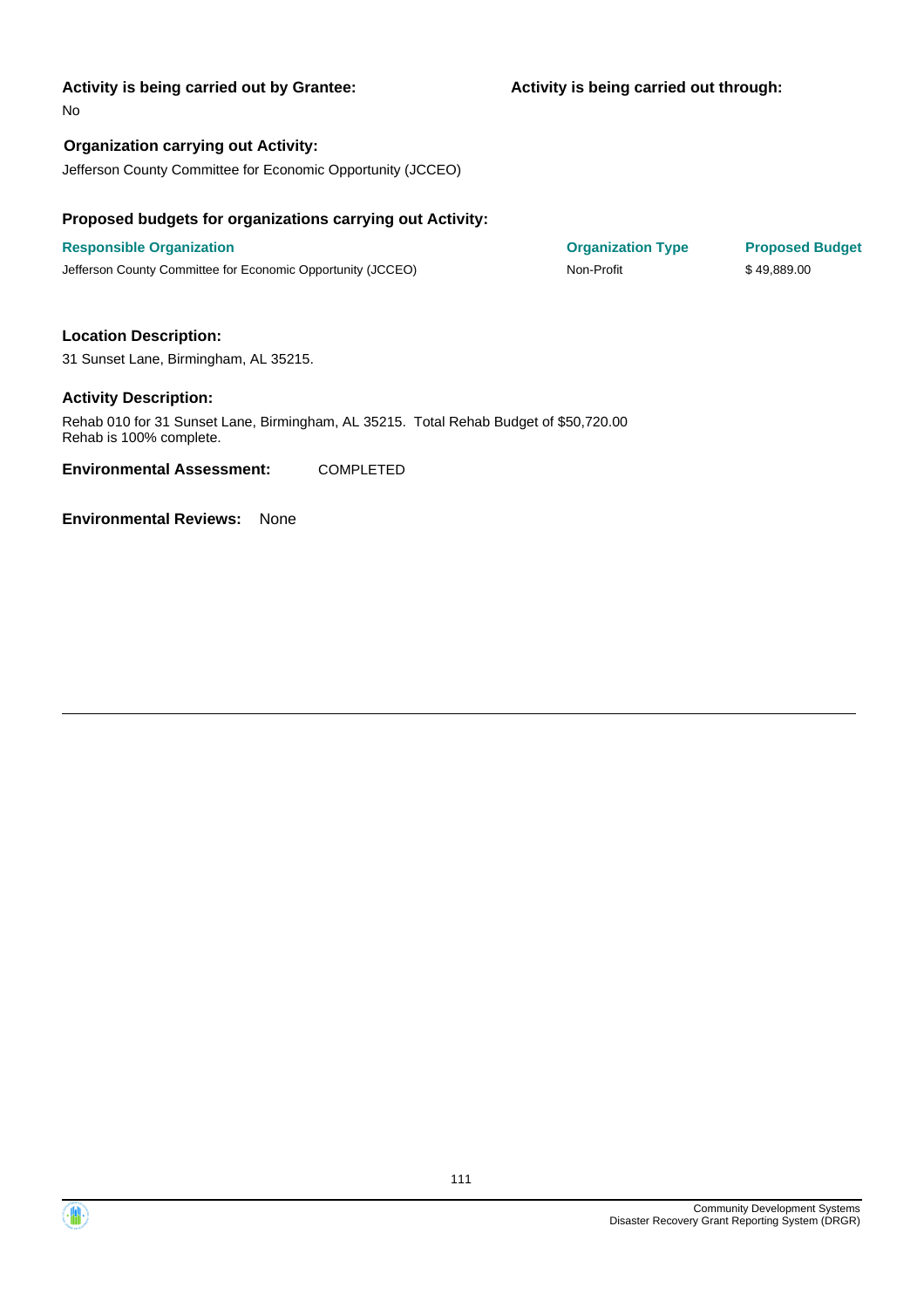**Activity is being carried out by Grantee:**

No

**Activity is being carried out through:**

**Organization carrying out Activity:**

Jefferson County Committee for Economic Opportunity (JCCEO)

**Proposed budgets for organizations carrying out Activity:**

| Responsible Organization | Organization Type | Proposed Budget |
| --- | --- | --- |
| Jefferson County Committee for Economic Opportunity (JCCEO) | Non-Profit | $ 49,889.00 |

**Location Description:**

31 Sunset Lane, Birmingham, AL 35215.

**Activity Description:**

Rehab 010 for 31 Sunset Lane, Birmingham, AL 35215. Total Rehab Budget of $50,720.00
Rehab is 100% complete.

**Environmental Assessment:** COMPLETED

**Environmental Reviews:** None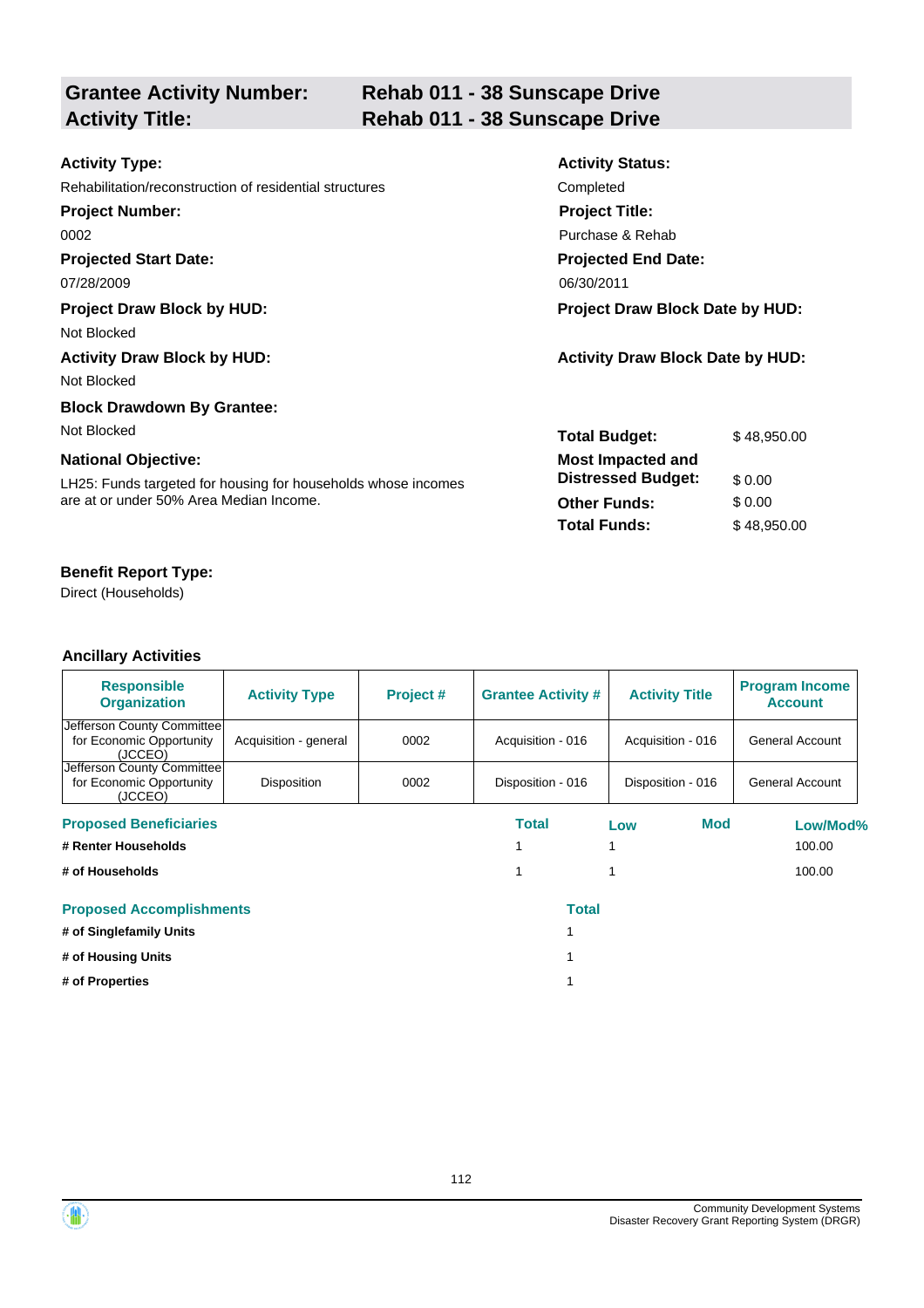## Grantee Activity Number: Rehab 011 - 38 Sunscape Drive
## Activity Title: Rehab 011 - 38 Sunscape Drive

**Activity Type:**
Rehabilitation/reconstruction of residential structures

**Activity Status:**
Completed

**Project Number:**
0002

**Project Title:**
Purchase & Rehab

**Projected Start Date:**
07/28/2009

**Projected End Date:**
06/30/2011

**Project Draw Block by HUD:**
Not Blocked

**Project Draw Block Date by HUD:**

**Activity Draw Block by HUD:**
Not Blocked

**Activity Draw Block Date by HUD:**

**Block Drawdown By Grantee:**
Not Blocked

**National Objective:**
LH25: Funds targeted for housing for households whose incomes are at or under 50% Area Median Income.

| | |
|---|---|
| **Total Budget:** | $ 48,950.00 |
| **Most Impacted and Distressed Budget:** | $ 0.00 |
| **Other Funds:** | $ 0.00 |
| **Total Funds:** | $ 48,950.00 |

**Benefit Report Type:**
Direct (Households)

### Ancillary Activities

| Responsible Organization | Activity Type | Project # | Grantee Activity # | Activity Title | Program Income Account |
|---|---|---|---|---|---|
| Jefferson County Committee for Economic Opportunity (JCCEO) | Acquisition - general | 0002 | Acquisition - 016 | Acquisition - 016 | General Account |
| Jefferson County Committee for Economic Opportunity (JCCEO) | Disposition | 0002 | Disposition - 016 | Disposition - 016 | General Account |

| Proposed Beneficiaries | Total | Low | Mod | Low/Mod% |
|---|---|---|---|---|
| # Renter Households | 1 | 1 | | 100.00 |
| # of Households | 1 | 1 | | 100.00 |

| Proposed Accomplishments | Total |
|---|---|
| # of Singlefamily Units | 1 |
| # of Housing Units | 1 |
| # of Properties | 1 |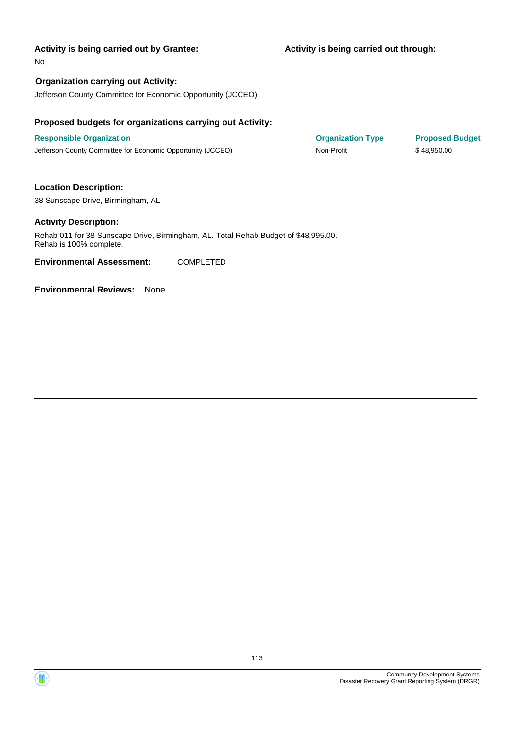**Activity is being carried out by Grantee:**

No

**Activity is being carried out through:**

**Organization carrying out Activity:**

Jefferson County Committee for Economic Opportunity (JCCEO)

**Proposed budgets for organizations carrying out Activity:**

| Responsible Organization | Organization Type | Proposed Budget |
|---|---|---|
| Jefferson County Committee for Economic Opportunity (JCCEO) | Non-Profit | $ 48,950.00 |

**Location Description:**

38 Sunscape Drive, Birmingham, AL

**Activity Description:**

Rehab 011 for 38 Sunscape Drive, Birmingham, AL. Total Rehab Budget of $48,995.00.
Rehab is 100% complete.

**Environmental Assessment:** COMPLETED

**Environmental Reviews:** None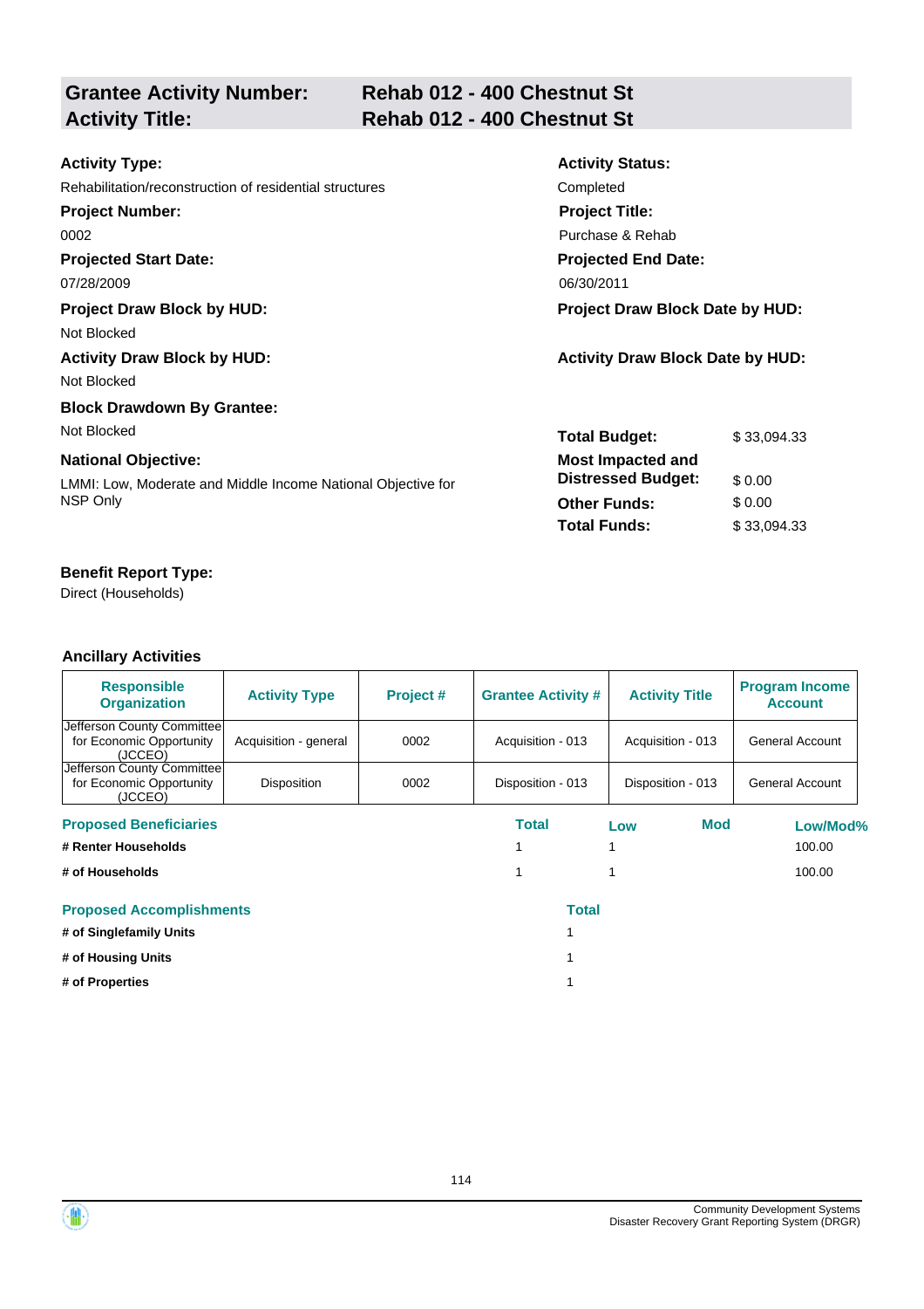## Grantee Activity Number: Rehab 012 - 400 Chestnut St
## Activity Title: Rehab 012 - 400 Chestnut St

**Activity Type:**
Rehabilitation/reconstruction of residential structures

**Activity Status:**
Completed

**Project Number:**
0002

**Project Title:**
Purchase & Rehab

**Projected Start Date:**
07/28/2009

**Projected End Date:**
06/30/2011

**Project Draw Block by HUD:**
Not Blocked

**Project Draw Block Date by HUD:**

**Activity Draw Block by HUD:**
Not Blocked

**Activity Draw Block Date by HUD:**

**Block Drawdown By Grantee:**
Not Blocked

**National Objective:**
LMMI: Low, Moderate and Middle Income National Objective for NSP Only

| | |
|---|---|
| **Total Budget:** | $ 33,094.33 |
| **Most Impacted and Distressed Budget:** | $ 0.00 |
| **Other Funds:** | $ 0.00 |
| **Total Funds:** | $ 33,094.33 |

**Benefit Report Type:**
Direct (Households)

### Ancillary Activities

| Responsible Organization | Activity Type | Project # | Grantee Activity # | Activity Title | Program Income Account |
|---|---|---|---|---|---|
| Jefferson County Committee for Economic Opportunity (JCCEO) | Acquisition - general | 0002 | Acquisition - 013 | Acquisition - 013 | General Account |
| Jefferson County Committee for Economic Opportunity (JCCEO) | Disposition | 0002 | Disposition - 013 | Disposition - 013 | General Account |

| Proposed Beneficiaries | Total | Low | Mod | Low/Mod% |
|---|---|---|---|---|
| # Renter Households | 1 | 1 | | 100.00 |
| # of Households | 1 | 1 | | 100.00 |

| Proposed Accomplishments | Total |
|---|---|
| # of Singlefamily Units | 1 |
| # of Housing Units | 1 |
| # of Properties | 1 |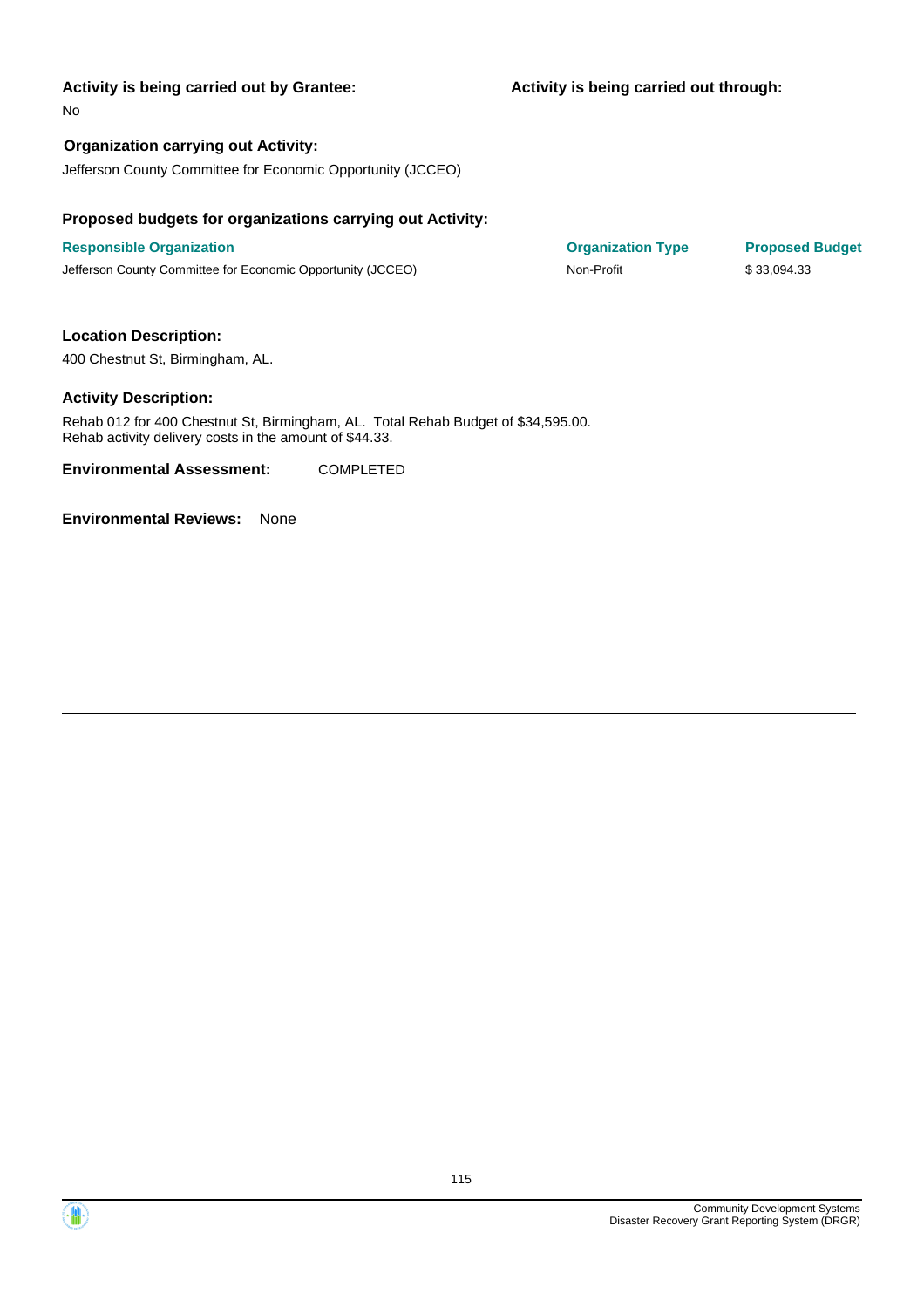**Activity is being carried out by Grantee:**

No

**Activity is being carried out through:**

**Organization carrying out Activity:**

Jefferson County Committee for Economic Opportunity (JCCEO)

**Proposed budgets for organizations carrying out Activity:**

| Responsible Organization | Organization Type | Proposed Budget |
| --- | --- | --- |
| Jefferson County Committee for Economic Opportunity (JCCEO) | Non-Profit | $ 33,094.33 |

**Location Description:**

400 Chestnut St, Birmingham, AL.

**Activity Description:**

Rehab 012 for 400 Chestnut St, Birmingham, AL. Total Rehab Budget of $34,595.00.
Rehab activity delivery costs in the amount of $44.33.

**Environmental Assessment:** COMPLETED

**Environmental Reviews:** None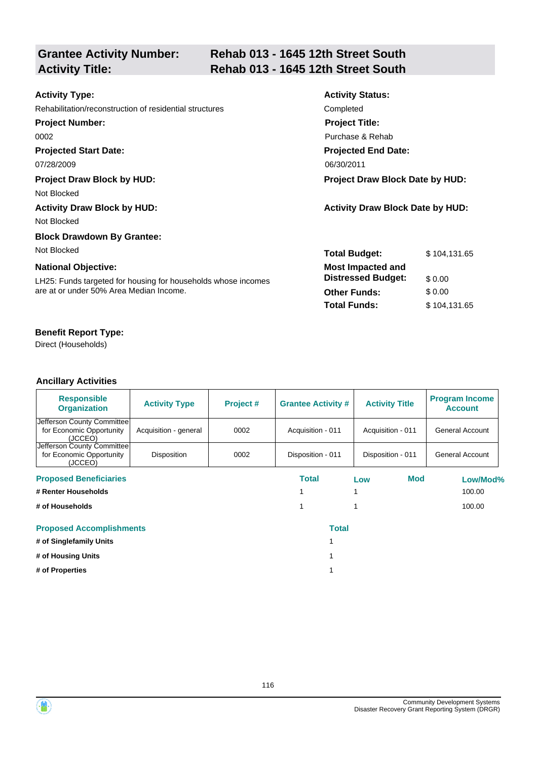## Grantee Activity Number: Rehab 013 - 1645 12th Street South
## Activity Title: Rehab 013 - 1645 12th Street South

**Activity Type:**
Rehabilitation/reconstruction of residential structures

**Activity Status:**
Completed

**Project Number:**
0002

**Project Title:**
Purchase & Rehab

**Projected Start Date:**
07/28/2009

**Projected End Date:**
06/30/2011

**Project Draw Block by HUD:**
Not Blocked

**Project Draw Block Date by HUD:**

**Activity Draw Block by HUD:**
Not Blocked

**Activity Draw Block Date by HUD:**

**Block Drawdown By Grantee:**
Not Blocked

**National Objective:**
LH25: Funds targeted for housing for households whose incomes are at or under 50% Area Median Income.

| | |
|---|---|
| **Total Budget:** | $ 104,131.65 |
| **Most Impacted and Distressed Budget:** | $ 0.00 |
| **Other Funds:** | $ 0.00 |
| **Total Funds:** | $ 104,131.65 |

**Benefit Report Type:**
Direct (Households)

### Ancillary Activities

| Responsible Organization | Activity Type | Project # | Grantee Activity # | Activity Title | Program Income Account |
|---|---|---|---|---|---|
| Jefferson County Committee for Economic Opportunity (JCCEO) | Acquisition - general | 0002 | Acquisition - 011 | Acquisition - 011 | General Account |
| Jefferson County Committee for Economic Opportunity (JCCEO) | Disposition | 0002 | Disposition - 011 | Disposition - 011 | General Account |

| Proposed Beneficiaries | Total | Low | Mod | Low/Mod% |
|---|---|---|---|---|
| # Renter Households | 1 | 1 | | 100.00 |
| # of Households | 1 | 1 | | 100.00 |

| Proposed Accomplishments | Total |
|---|---|
| # of Singlefamily Units | 1 |
| # of Housing Units | 1 |
| # of Properties | 1 |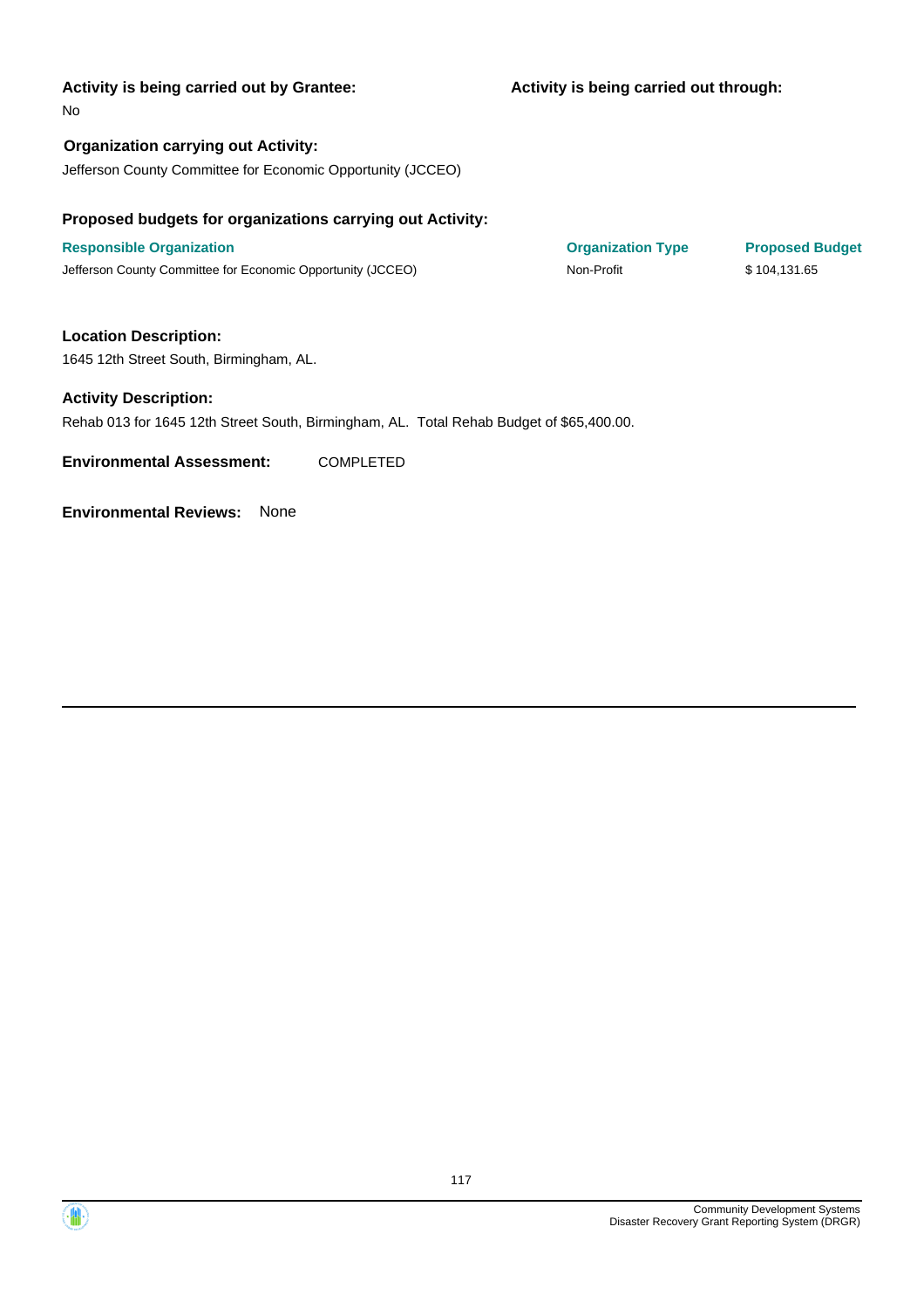**Activity is being carried out by Grantee:**

No

**Activity is being carried out through:**

**Organization carrying out Activity:**

Jefferson County Committee for Economic Opportunity (JCCEO)

**Proposed budgets for organizations carrying out Activity:**

| Responsible Organization | Organization Type | Proposed Budget |
| --- | --- | --- |
| Jefferson County Committee for Economic Opportunity (JCCEO) | Non-Profit | $ 104,131.65 |

**Location Description:**

1645 12th Street South, Birmingham, AL.

**Activity Description:**

Rehab 013 for 1645 12th Street South, Birmingham, AL. Total Rehab Budget of $65,400.00.

**Environmental Assessment:** COMPLETED

**Environmental Reviews:** None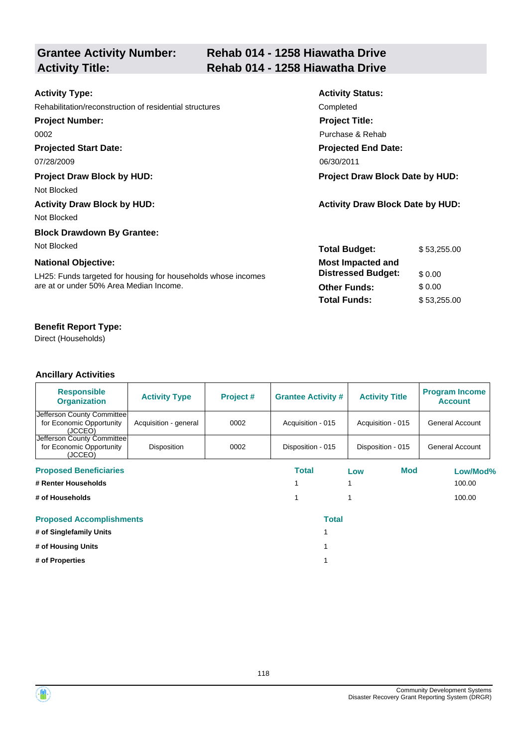## Grantee Activity Number: Rehab 014 - 1258 Hiawatha Drive
## Activity Title: Rehab 014 - 1258 Hiawatha Drive

**Activity Type:**
Rehabilitation/reconstruction of residential structures

**Activity Status:**
Completed

**Project Number:**
0002

**Project Title:**
Purchase & Rehab

**Projected Start Date:**
07/28/2009

**Projected End Date:**
06/30/2011

**Project Draw Block by HUD:**
Not Blocked

**Project Draw Block Date by HUD:**

**Activity Draw Block by HUD:**
Not Blocked

**Activity Draw Block Date by HUD:**

**Block Drawdown By Grantee:**
Not Blocked

**National Objective:**
LH25: Funds targeted for housing for households whose incomes are at or under 50% Area Median Income.

| | |
|---|---|
| **Total Budget:** | $ 53,255.00 |
| **Most Impacted and Distressed Budget:** | $ 0.00 |
| **Other Funds:** | $ 0.00 |
| **Total Funds:** | $ 53,255.00 |

**Benefit Report Type:**
Direct (Households)

### Ancillary Activities

| Responsible Organization | Activity Type | Project # | Grantee Activity # | Activity Title | Program Income Account |
|---|---|---|---|---|---|
| Jefferson County Committee for Economic Opportunity (JCCEO) | Acquisition - general | 0002 | Acquisition - 015 | Acquisition - 015 | General Account |
| Jefferson County Committee for Economic Opportunity (JCCEO) | Disposition | 0002 | Disposition - 015 | Disposition - 015 | General Account |

| Proposed Beneficiaries | Total | Low | Mod | Low/Mod% |
|---|---|---|---|---|
| # Renter Households | 1 | 1 | | 100.00 |
| # of Households | 1 | 1 | | 100.00 |

| Proposed Accomplishments | Total |
|---|---|
| # of Singlefamily Units | 1 |
| # of Housing Units | 1 |
| # of Properties | 1 |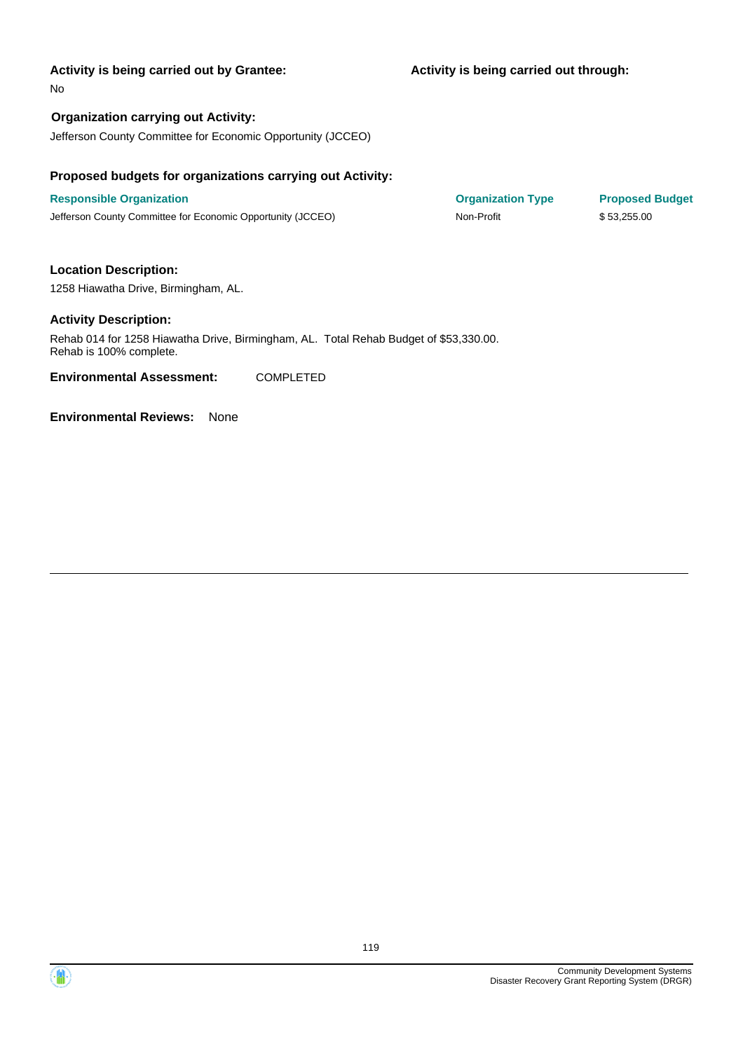**Activity is being carried out by Grantee:**

No

**Activity is being carried out through:**

**Organization carrying out Activity:**

Jefferson County Committee for Economic Opportunity (JCCEO)

**Proposed budgets for organizations carrying out Activity:**

| Responsible Organization | Organization Type | Proposed Budget |
|---|---|---|
| Jefferson County Committee for Economic Opportunity (JCCEO) | Non-Profit | $ 53,255.00 |

**Location Description:**

1258 Hiawatha Drive, Birmingham, AL.

**Activity Description:**

Rehab 014 for 1258 Hiawatha Drive, Birmingham, AL. Total Rehab Budget of $53,330.00.
Rehab is 100% complete.

**Environmental Assessment:** COMPLETED

**Environmental Reviews:** None

Community Development Systems
Disaster Recovery Grant Reporting System (DRGR)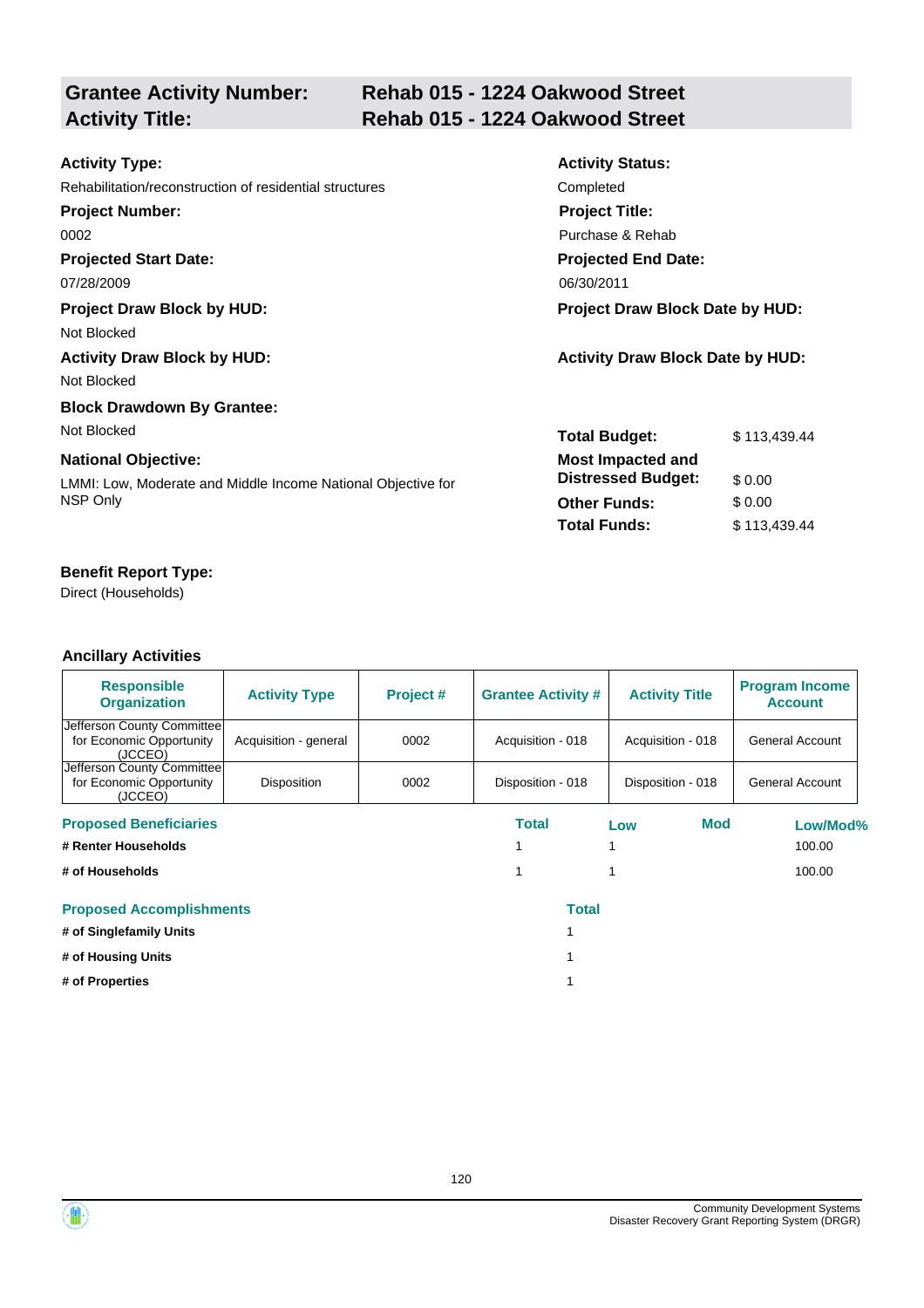## Grantee Activity Number: Rehab 015 - 1224 Oakwood Street
## Activity Title: Rehab 015 - 1224 Oakwood Street

**Activity Type:**
Rehabilitation/reconstruction of residential structures

**Activity Status:**
Completed

**Project Number:**
0002

**Project Title:**
Purchase & Rehab

**Projected Start Date:**
07/28/2009

**Projected End Date:**
06/30/2011

**Project Draw Block by HUD:**
Not Blocked

**Project Draw Block Date by HUD:**

**Activity Draw Block by HUD:**
Not Blocked

**Activity Draw Block Date by HUD:**

**Block Drawdown By Grantee:**
Not Blocked

**National Objective:**
LMMI: Low, Moderate and Middle Income National Objective for NSP Only

| | |
|---|---|
| **Total Budget:** | $ 113,439.44 |
| **Most Impacted and Distressed Budget:** | $ 0.00 |
| **Other Funds:** | $ 0.00 |
| **Total Funds:** | $ 113,439.44 |

**Benefit Report Type:**
Direct (Households)

### Ancillary Activities

| Responsible Organization | Activity Type | Project # | Grantee Activity # | Activity Title | Program Income Account |
|---|---|---|---|---|---|
| Jefferson County Committee for Economic Opportunity (JCCEO) | Acquisition - general | 0002 | Acquisition - 018 | Acquisition - 018 | General Account |
| Jefferson County Committee for Economic Opportunity (JCCEO) | Disposition | 0002 | Disposition - 018 | Disposition - 018 | General Account |

| Proposed Beneficiaries | Total | Low | Mod | Low/Mod% |
|---|---|---|---|---|
| # Renter Households | 1 | 1 | | 100.00 |
| # of Households | 1 | 1 | | 100.00 |

| Proposed Accomplishments | Total |
|---|---|
| # of Singlefamily Units | 1 |
| # of Housing Units | 1 |
| # of Properties | 1 |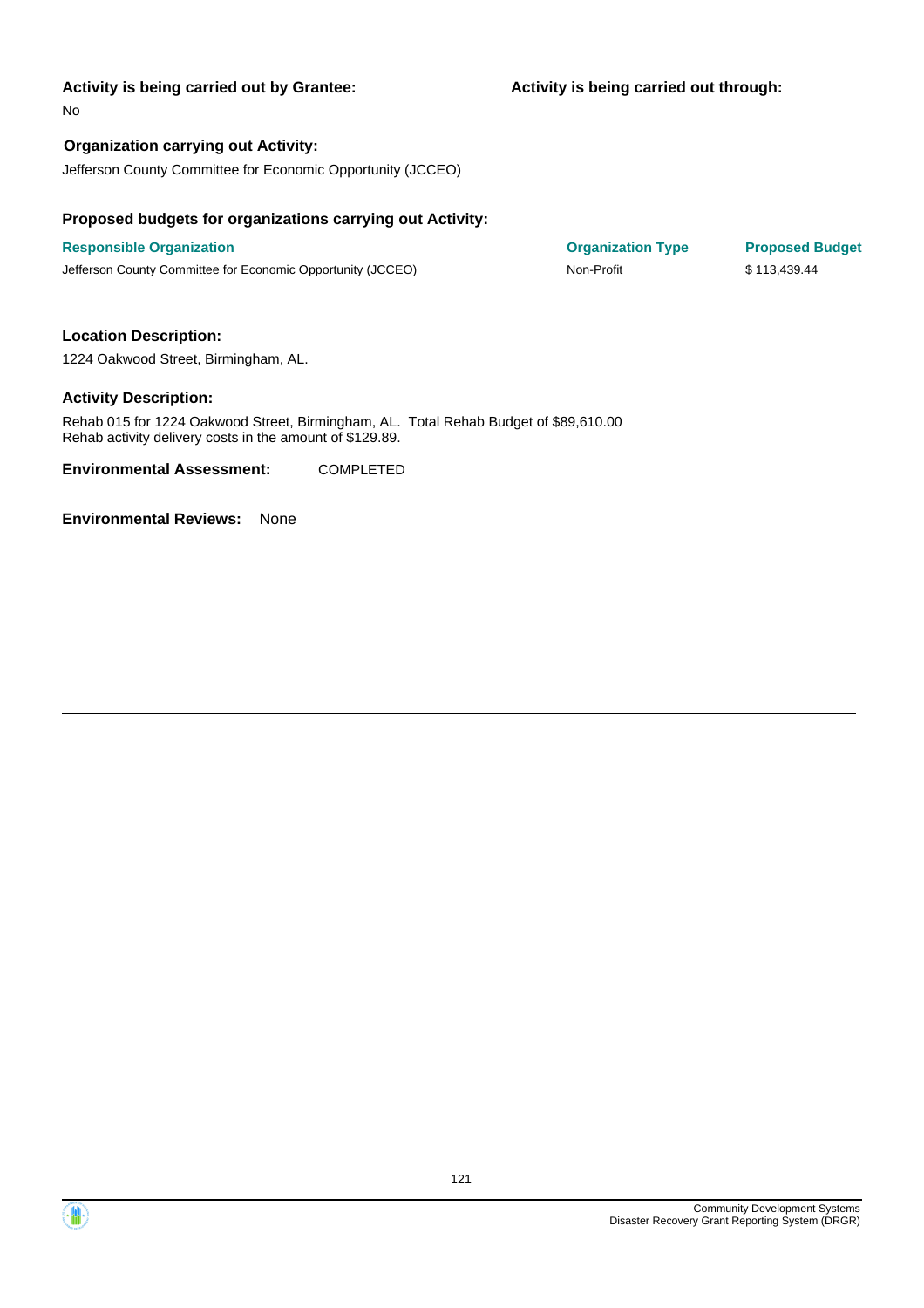**Activity is being carried out by Grantee:**

No

**Activity is being carried out through:**

**Organization carrying out Activity:**

Jefferson County Committee for Economic Opportunity (JCCEO)

**Proposed budgets for organizations carrying out Activity:**

| Responsible Organization | Organization Type | Proposed Budget |
| --- | --- | --- |
| Jefferson County Committee for Economic Opportunity (JCCEO) | Non-Profit | $ 113,439.44 |

**Location Description:**

1224 Oakwood Street, Birmingham, AL.

**Activity Description:**

Rehab 015 for 1224 Oakwood Street, Birmingham, AL. Total Rehab Budget of $89,610.00
Rehab activity delivery costs in the amount of $129.89.

**Environmental Assessment:** COMPLETED

**Environmental Reviews:** None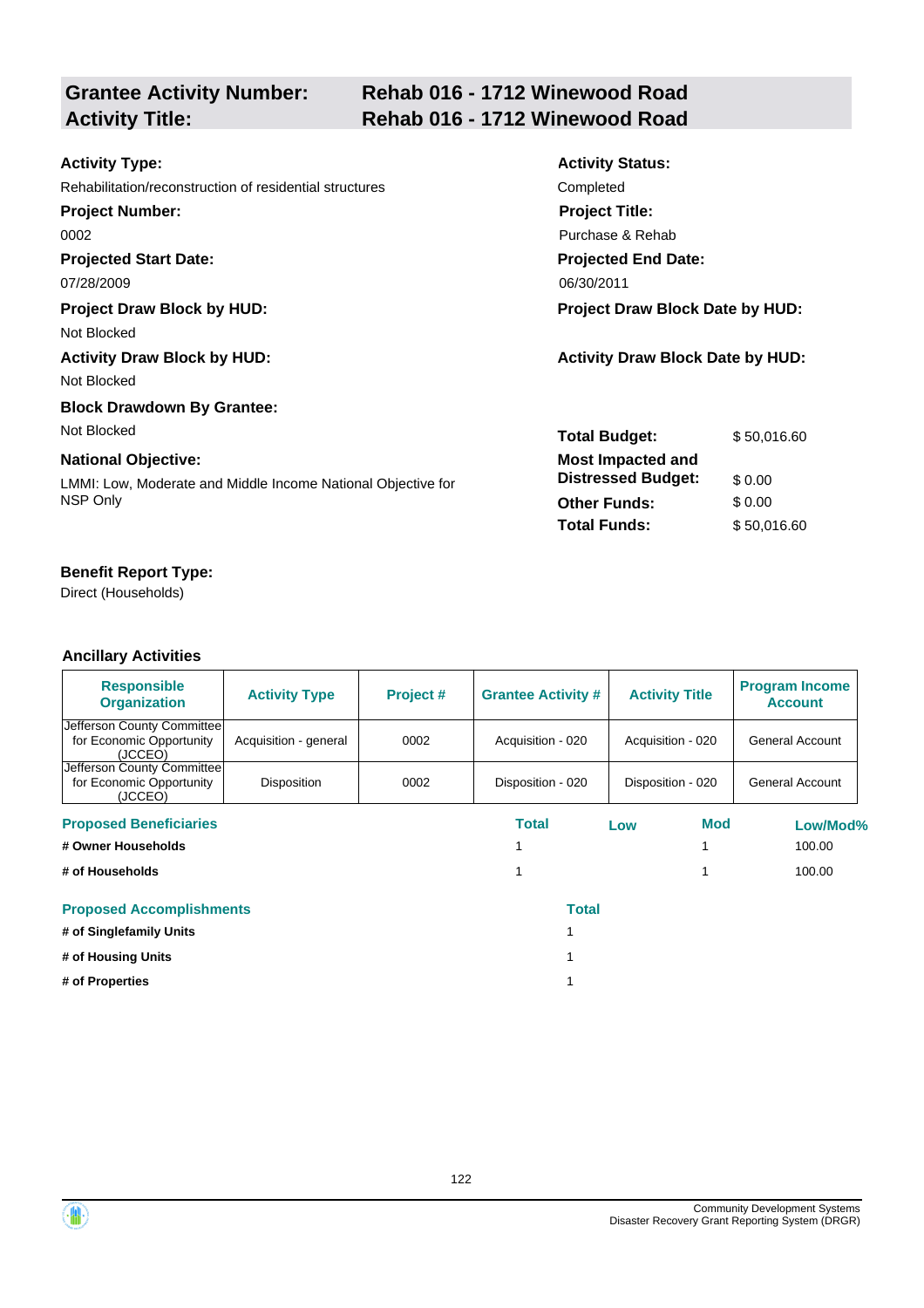## Grantee Activity Number: Rehab 016 - 1712 Winewood Road
## Activity Title: Rehab 016 - 1712 Winewood Road

**Activity Type:**
Rehabilitation/reconstruction of residential structures

**Activity Status:**
Completed

**Project Number:**
0002

**Project Title:**
Purchase & Rehab

**Projected Start Date:**
07/28/2009

**Projected End Date:**
06/30/2011

**Project Draw Block by HUD:**
Not Blocked

**Project Draw Block Date by HUD:**

**Activity Draw Block by HUD:**
Not Blocked

**Activity Draw Block Date by HUD:**

**Block Drawdown By Grantee:**
Not Blocked

**National Objective:**
LMMI: Low, Moderate and Middle Income National Objective for NSP Only

| | |
|---|---|
| **Total Budget:** | $ 50,016.60 |
| **Most Impacted and Distressed Budget:** | $ 0.00 |
| **Other Funds:** | $ 0.00 |
| **Total Funds:** | $ 50,016.60 |

**Benefit Report Type:**
Direct (Households)

### Ancillary Activities

| Responsible Organization | Activity Type | Project # | Grantee Activity # | Activity Title | Program Income Account |
|---|---|---|---|---|---|
| Jefferson County Committee for Economic Opportunity (JCCEO) | Acquisition - general | 0002 | Acquisition - 020 | Acquisition - 020 | General Account |
| Jefferson County Committee for Economic Opportunity (JCCEO) | Disposition | 0002 | Disposition - 020 | Disposition - 020 | General Account |

| Proposed Beneficiaries | Total | Low | Mod | Low/Mod% |
|---|---|---|---|---|
| # Owner Households | 1 | | 1 | 100.00 |
| # of Households | 1 | | 1 | 100.00 |

| Proposed Accomplishments | Total |
|---|---|
| # of Singlefamily Units | 1 |
| # of Housing Units | 1 |
| # of Properties | 1 |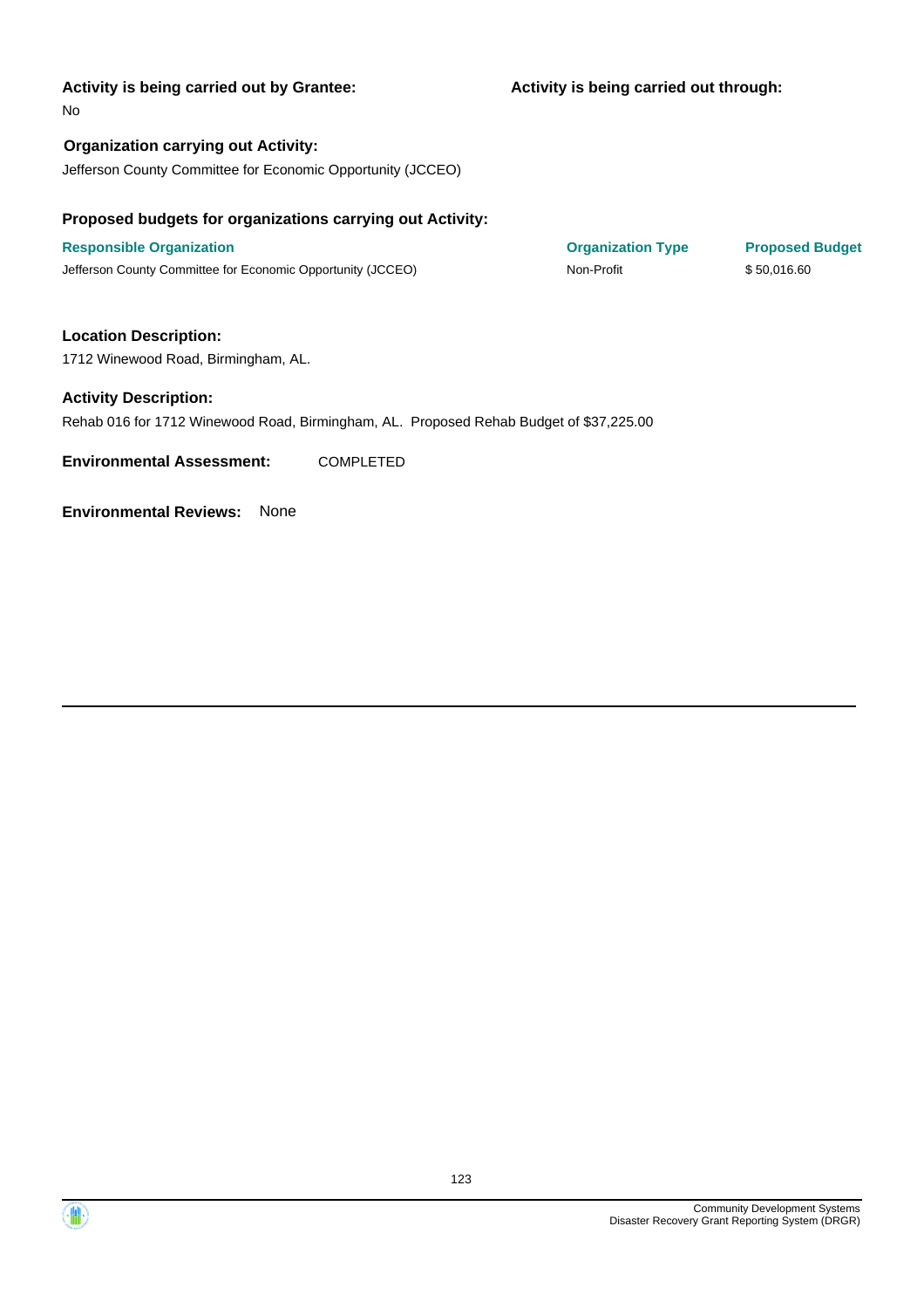**Activity is being carried out by Grantee:**

No

**Activity is being carried out through:**

**Organization carrying out Activity:**

Jefferson County Committee for Economic Opportunity (JCCEO)

**Proposed budgets for organizations carrying out Activity:**

| Responsible Organization | Organization Type | Proposed Budget |
|---|---|---|
| Jefferson County Committee for Economic Opportunity (JCCEO) | Non-Profit | $ 50,016.60 |

**Location Description:**

1712 Winewood Road, Birmingham, AL.

**Activity Description:**

Rehab 016 for 1712 Winewood Road, Birmingham, AL. Proposed Rehab Budget of $37,225.00

**Environmental Assessment:** COMPLETED

**Environmental Reviews:** None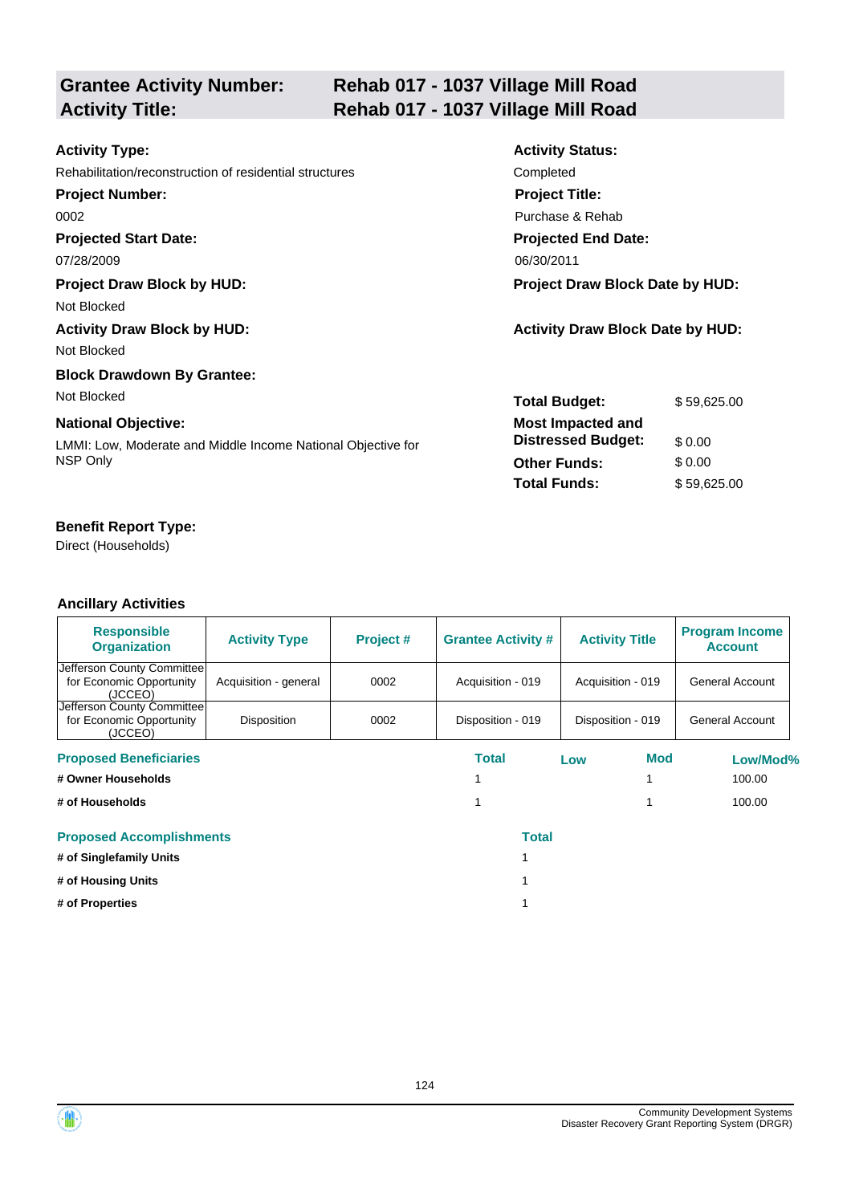## Grantee Activity Number: Rehab 017 - 1037 Village Mill Road
## Activity Title: Rehab 017 - 1037 Village Mill Road

**Activity Type:**
Rehabilitation/reconstruction of residential structures

**Activity Status:**
Completed

**Project Number:**
0002

**Project Title:**
Purchase & Rehab

**Projected Start Date:**
07/28/2009

**Projected End Date:**
06/30/2011

**Project Draw Block by HUD:**
Not Blocked

**Project Draw Block Date by HUD:**

**Activity Draw Block by HUD:**
Not Blocked

**Activity Draw Block Date by HUD:**

**Block Drawdown By Grantee:**
Not Blocked

**National Objective:**
LMMI: Low, Moderate and Middle Income National Objective for NSP Only

| | |
|---|---|
| **Total Budget:** | $ 59,625.00 |
| **Most Impacted and Distressed Budget:** | $ 0.00 |
| **Other Funds:** | $ 0.00 |
| **Total Funds:** | $ 59,625.00 |

**Benefit Report Type:**
Direct (Households)

### Ancillary Activities

| Responsible Organization | Activity Type | Project # | Grantee Activity # | Activity Title | Program Income Account |
|---|---|---|---|---|---|
| Jefferson County Committee for Economic Opportunity (JCCEO) | Acquisition - general | 0002 | Acquisition - 019 | Acquisition - 019 | General Account |
| Jefferson County Committee for Economic Opportunity (JCCEO) | Disposition | 0002 | Disposition - 019 | Disposition - 019 | General Account |

| Proposed Beneficiaries | Total | Low | Mod | Low/Mod% |
|---|---|---|---|---|
| # Owner Households | 1 | | 1 | 100.00 |
| # of Households | 1 | | 1 | 100.00 |

| Proposed Accomplishments | Total |
|---|---|
| # of Singlefamily Units | 1 |
| # of Housing Units | 1 |
| # of Properties | 1 |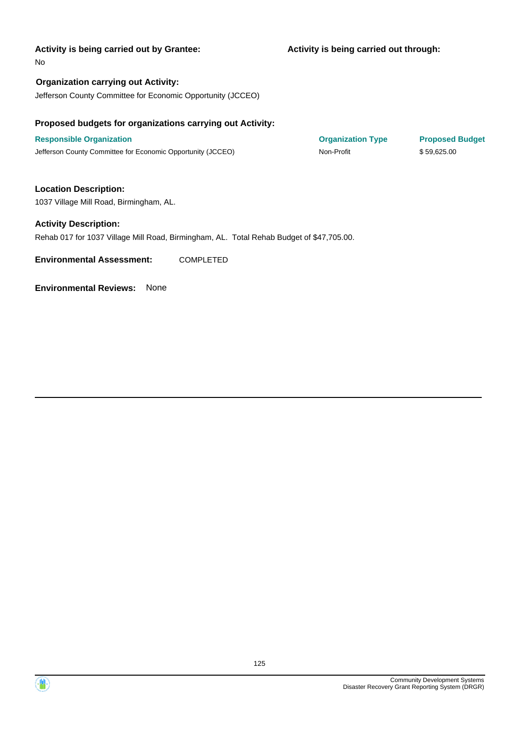**Activity is being carried out by Grantee:**

No

**Activity is being carried out through:**

**Organization carrying out Activity:**

Jefferson County Committee for Economic Opportunity (JCCEO)

**Proposed budgets for organizations carrying out Activity:**

| Responsible Organization | Organization Type | Proposed Budget |
|---|---|---|
| Jefferson County Committee for Economic Opportunity (JCCEO) | Non-Profit | $ 59,625.00 |

**Location Description:**

1037 Village Mill Road, Birmingham, AL.

**Activity Description:**

Rehab 017 for 1037 Village Mill Road, Birmingham, AL. Total Rehab Budget of $47,705.00.

**Environmental Assessment:** COMPLETED

**Environmental Reviews:** None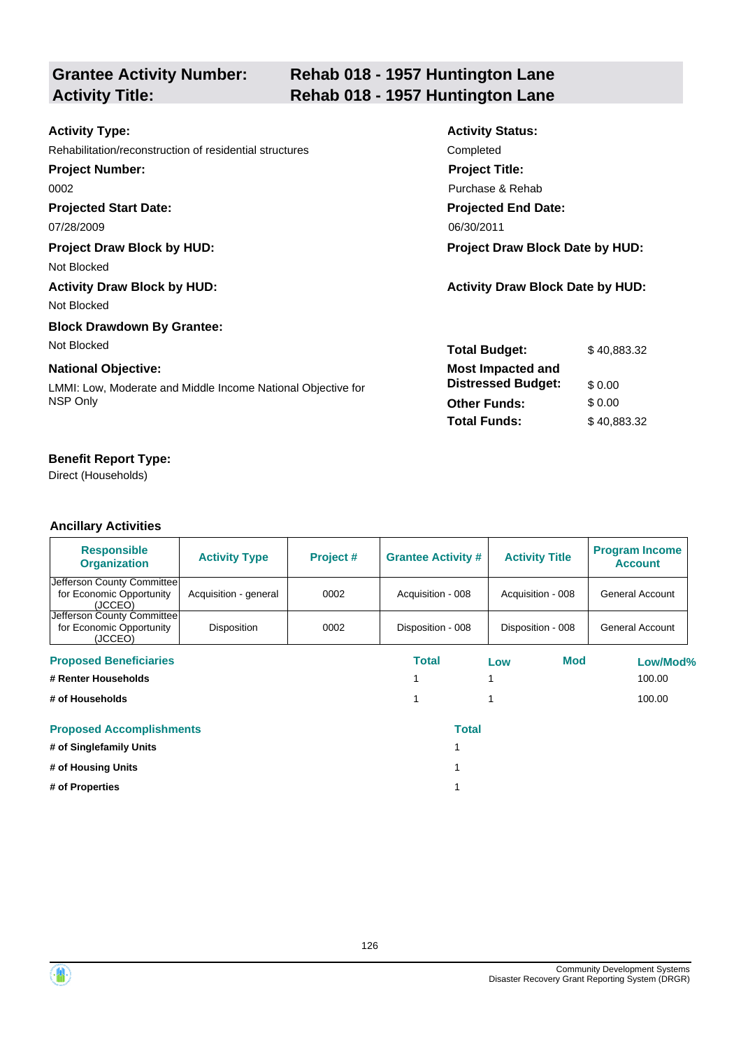## Grantee Activity Number: Rehab 018 - 1957 Huntington Lane
## Activity Title: Rehab 018 - 1957 Huntington Lane

**Activity Type:**
Rehabilitation/reconstruction of residential structures

**Activity Status:**
Completed

**Project Number:**
0002

**Project Title:**
Purchase & Rehab

**Projected Start Date:**
07/28/2009

**Projected End Date:**
06/30/2011

**Project Draw Block by HUD:**
Not Blocked

**Project Draw Block Date by HUD:**

**Activity Draw Block by HUD:**
Not Blocked

**Activity Draw Block Date by HUD:**

**Block Drawdown By Grantee:**
Not Blocked

**National Objective:**
LMMI: Low, Moderate and Middle Income National Objective for NSP Only

| | |
|---|---|
| **Total Budget:** | $ 40,883.32 |
| **Most Impacted and Distressed Budget:** | $ 0.00 |
| **Other Funds:** | $ 0.00 |
| **Total Funds:** | $ 40,883.32 |

**Benefit Report Type:**
Direct (Households)

### Ancillary Activities

| Responsible Organization | Activity Type | Project # | Grantee Activity # | Activity Title | Program Income Account |
|---|---|---|---|---|---|
| Jefferson County Committee for Economic Opportunity (JCCEO) | Acquisition - general | 0002 | Acquisition - 008 | Acquisition - 008 | General Account |
| Jefferson County Committee for Economic Opportunity (JCCEO) | Disposition | 0002 | Disposition - 008 | Disposition - 008 | General Account |

| Proposed Beneficiaries | Total | Low | Mod | Low/Mod% |
|---|---|---|---|---|
| # Renter Households | 1 | 1 | | 100.00 |
| # of Households | 1 | 1 | | 100.00 |

| Proposed Accomplishments | Total |
|---|---|
| # of Singlefamily Units | 1 |
| # of Housing Units | 1 |
| # of Properties | 1 |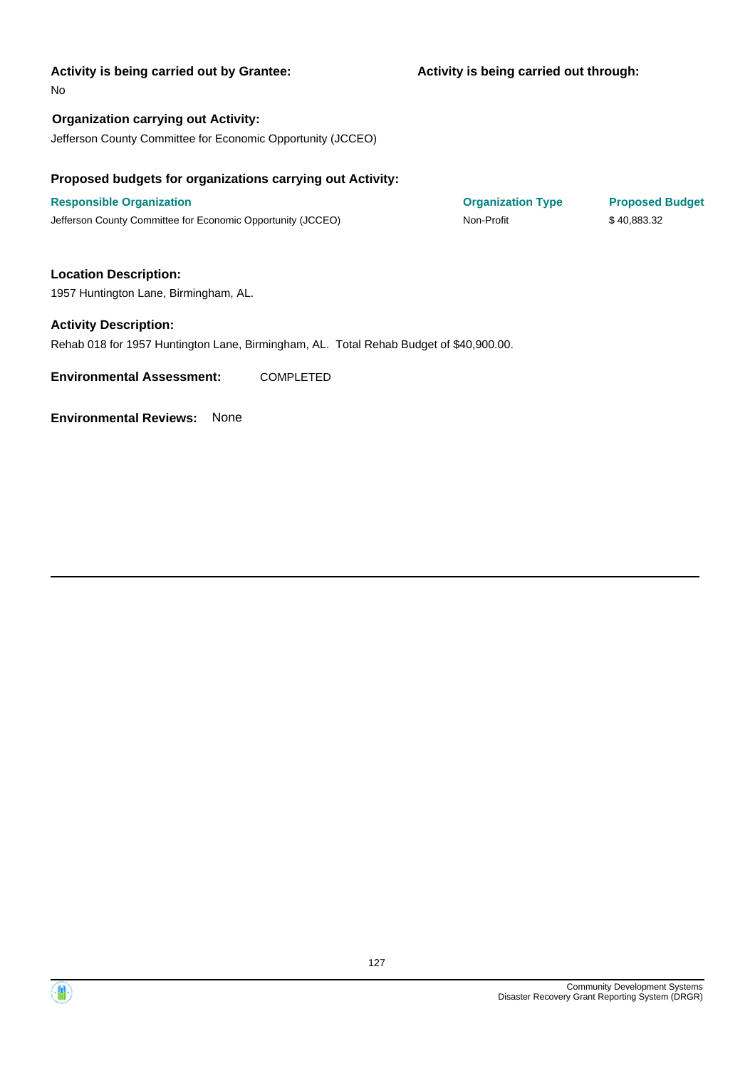**Activity is being carried out by Grantee:**

No

**Activity is being carried out through:**

**Organization carrying out Activity:**

Jefferson County Committee for Economic Opportunity (JCCEO)

**Proposed budgets for organizations carrying out Activity:**

| Responsible Organization | Organization Type | Proposed Budget |
| --- | --- | --- |
| Jefferson County Committee for Economic Opportunity (JCCEO) | Non-Profit | $ 40,883.32 |

**Location Description:**

1957 Huntington Lane, Birmingham, AL.

**Activity Description:**

Rehab 018 for 1957 Huntington Lane, Birmingham, AL. Total Rehab Budget of $40,900.00.

**Environmental Assessment:** COMPLETED

**Environmental Reviews:** None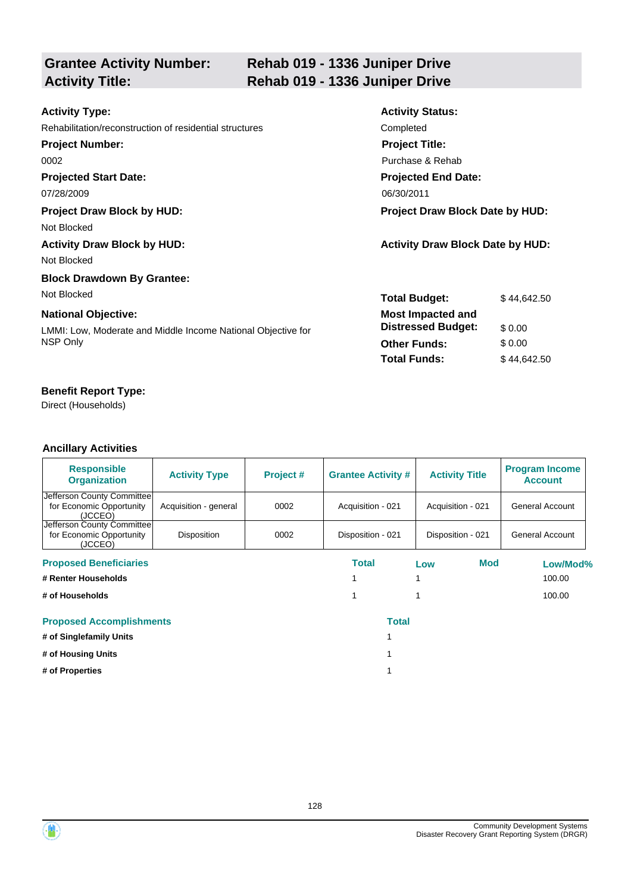## Grantee Activity Number: Rehab 019 - 1336 Juniper Drive
## Activity Title: Rehab 019 - 1336 Juniper Drive

**Activity Type:**
Rehabilitation/reconstruction of residential structures

**Activity Status:**
Completed

**Project Number:**
0002

**Project Title:**
Purchase & Rehab

**Projected Start Date:**
07/28/2009

**Projected End Date:**
06/30/2011

**Project Draw Block by HUD:**
Not Blocked

**Project Draw Block Date by HUD:**

**Activity Draw Block by HUD:**
Not Blocked

**Activity Draw Block Date by HUD:**

**Block Drawdown By Grantee:**
Not Blocked

**National Objective:**
LMMI: Low, Moderate and Middle Income National Objective for NSP Only

| | |
|---|---|
| **Total Budget:** | $ 44,642.50 |
| **Most Impacted and Distressed Budget:** | $ 0.00 |
| **Other Funds:** | $ 0.00 |
| **Total Funds:** | $ 44,642.50 |

**Benefit Report Type:**
Direct (Households)

### Ancillary Activities

| Responsible Organization | Activity Type | Project # | Grantee Activity # | Activity Title | Program Income Account |
|---|---|---|---|---|---|
| Jefferson County Committee for Economic Opportunity (JCCEO) | Acquisition - general | 0002 | Acquisition - 021 | Acquisition - 021 | General Account |
| Jefferson County Committee for Economic Opportunity (JCCEO) | Disposition | 0002 | Disposition - 021 | Disposition - 021 | General Account |

| Proposed Beneficiaries | Total | Low | Mod | Low/Mod% |
|---|---|---|---|---|
| # Renter Households | 1 | 1 | | 100.00 |
| # of Households | 1 | 1 | | 100.00 |

| Proposed Accomplishments | Total |
|---|---|
| # of Singlefamily Units | 1 |
| # of Housing Units | 1 |
| # of Properties | 1 |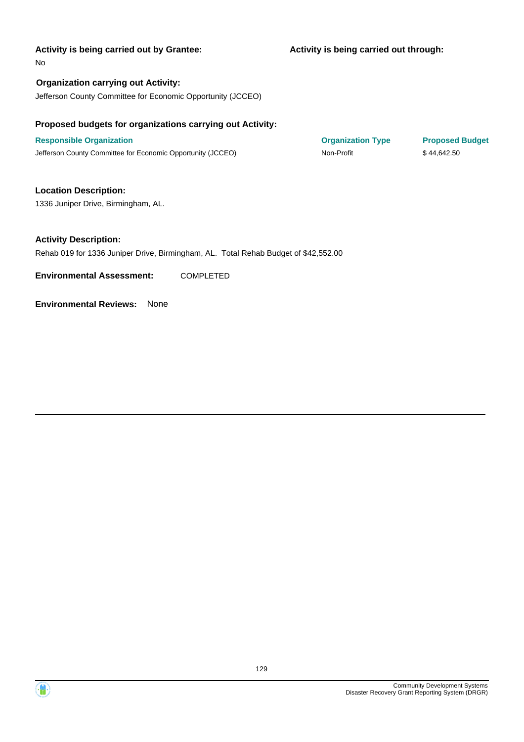**Activity is being carried out by Grantee:**

No

**Activity is being carried out through:**

**Organization carrying out Activity:**

Jefferson County Committee for Economic Opportunity (JCCEO)

**Proposed budgets for organizations carrying out Activity:**

| Responsible Organization | Organization Type | Proposed Budget |
| --- | --- | --- |
| Jefferson County Committee for Economic Opportunity (JCCEO) | Non-Profit | $ 44,642.50 |

**Location Description:**

1336 Juniper Drive, Birmingham, AL.

**Activity Description:**

Rehab 019 for 1336 Juniper Drive, Birmingham, AL. Total Rehab Budget of $42,552.00

**Environmental Assessment:** COMPLETED

**Environmental Reviews:** None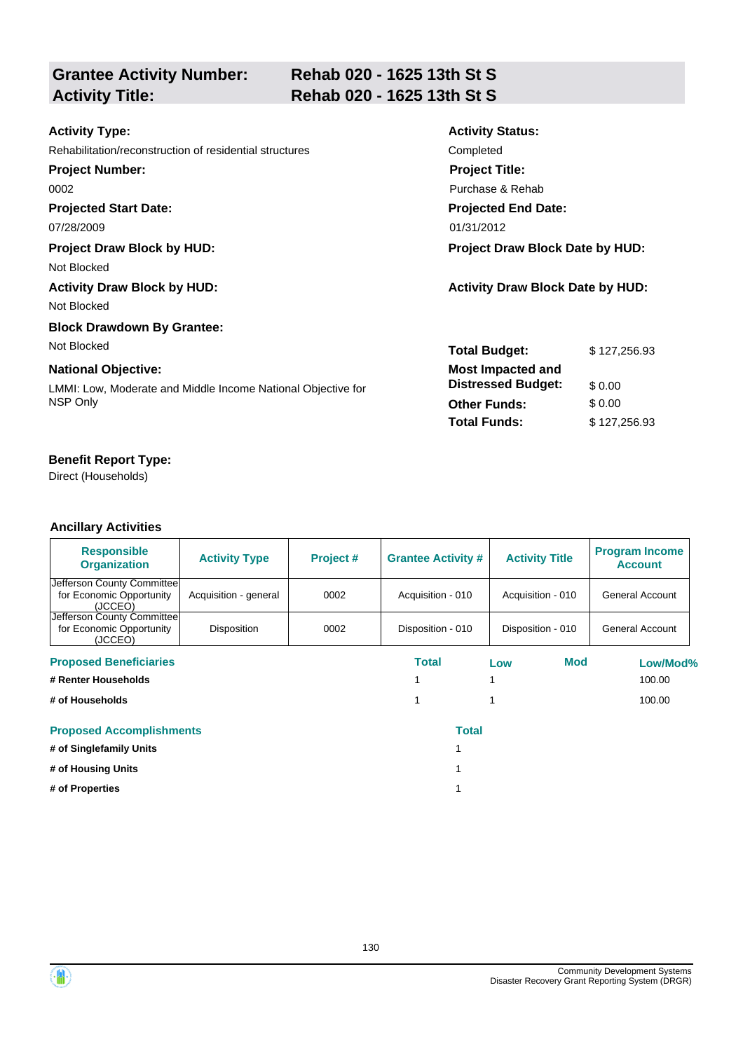**Grantee Activity Number:** Rehab 020 - 1625 13th St S
**Activity Title:** Rehab 020 - 1625 13th St S

**Activity Type:**
Rehabilitation/reconstruction of residential structures

**Activity Status:**
Completed

**Project Number:**
0002

**Project Title:**
Purchase & Rehab

**Projected Start Date:**
07/28/2009

**Projected End Date:**
01/31/2012

**Project Draw Block by HUD:**
Not Blocked

**Project Draw Block Date by HUD:**

**Activity Draw Block by HUD:**
Not Blocked

**Activity Draw Block Date by HUD:**

**Block Drawdown By Grantee:**
Not Blocked

**National Objective:**
LMMI: Low, Moderate and Middle Income National Objective for NSP Only

| | |
|---|---|
| **Total Budget:** | $ 127,256.93 |
| **Most Impacted and Distressed Budget:** | $ 0.00 |
| **Other Funds:** | $ 0.00 |
| **Total Funds:** | $ 127,256.93 |

**Benefit Report Type:**
Direct (Households)

**Ancillary Activities**

| Responsible Organization | Activity Type | Project # | Grantee Activity # | Activity Title | Program Income Account |
|---|---|---|---|---|---|
| Jefferson County Committee for Economic Opportunity (JCCEO) | Acquisition - general | 0002 | Acquisition - 010 | Acquisition - 010 | General Account |
| Jefferson County Committee for Economic Opportunity (JCCEO) | Disposition | 0002 | Disposition - 010 | Disposition - 010 | General Account |

| Proposed Beneficiaries | Total | Low | Mod | Low/Mod% |
|---|---|---|---|---|
| # Renter Households | 1 | 1 | | 100.00 |
| # of Households | 1 | 1 | | 100.00 |

| Proposed Accomplishments | Total |
|---|---|
| # of Singlefamily Units | 1 |
| # of Housing Units | 1 |
| # of Properties | 1 |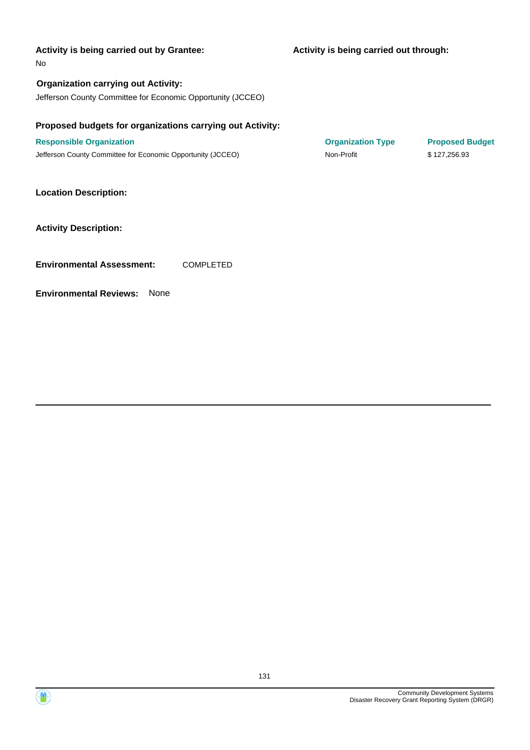**Activity is being carried out by Grantee:**

No

**Activity is being carried out through:**

**Organization carrying out Activity:**

Jefferson County Committee for Economic Opportunity (JCCEO)

**Proposed budgets for organizations carrying out Activity:**

| Responsible Organization | Organization Type | Proposed Budget |
| --- | --- | --- |
| Jefferson County Committee for Economic Opportunity (JCCEO) | Non-Profit | $ 127,256.93 |

**Location Description:**

**Activity Description:**

**Environmental Assessment:** COMPLETED

**Environmental Reviews:** None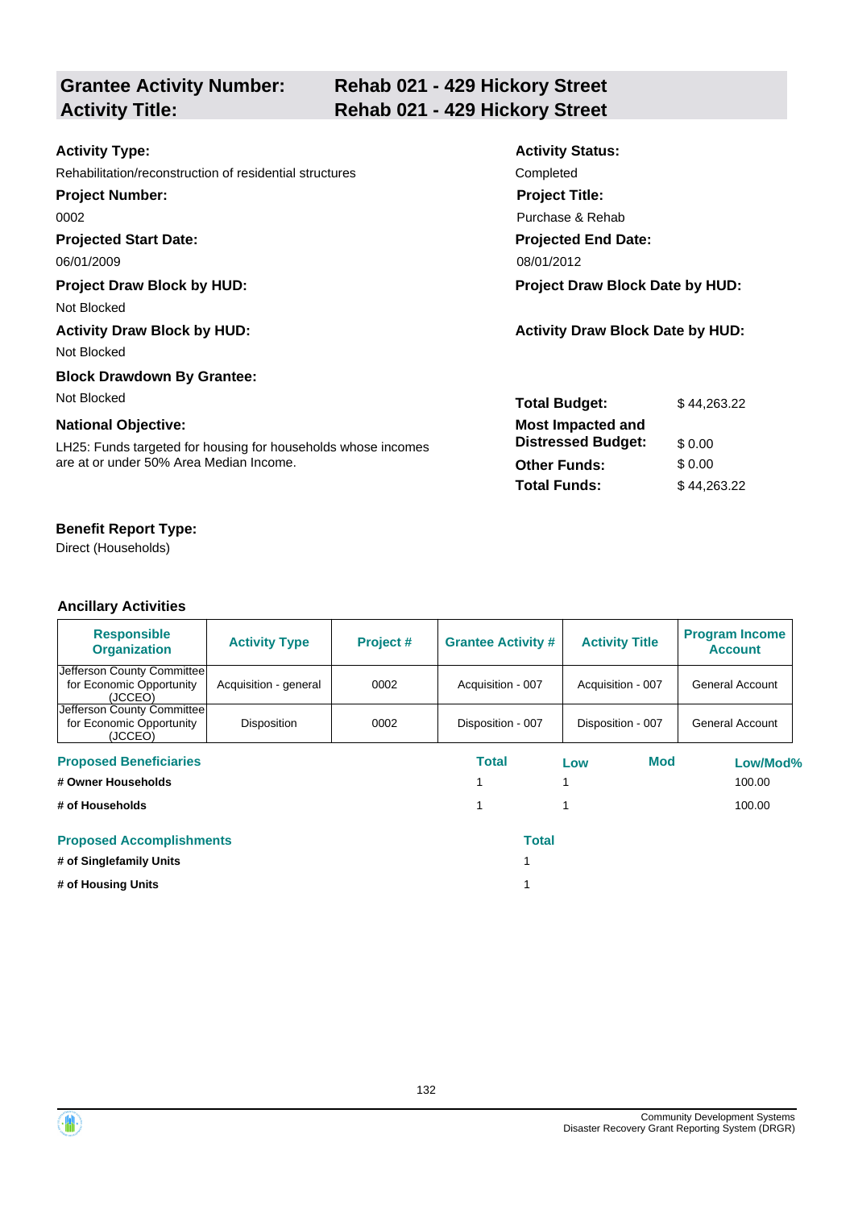| **Grantee Activity Number:** | **Rehab 021 - 429 Hickory Street** |
|---|---|
| **Activity Title:** | **Rehab 021 - 429 Hickory Street** |

**Activity Type:**
Rehabilitation/reconstruction of residential structures

**Activity Status:**
Completed

**Project Number:**
0002

**Project Title:**
Purchase & Rehab

**Projected Start Date:**
06/01/2009

**Projected End Date:**
08/01/2012

**Project Draw Block by HUD:**
Not Blocked

**Project Draw Block Date by HUD:**

**Activity Draw Block by HUD:**
Not Blocked

**Activity Draw Block Date by HUD:**

**Block Drawdown By Grantee:**
Not Blocked

**National Objective:**
LH25: Funds targeted for housing for households whose incomes are at or under 50% Area Median Income.

| | |
|---|---|
| **Total Budget:** | $ 44,263.22 |
| **Most Impacted and Distressed Budget:** | $ 0.00 |
| **Other Funds:** | $ 0.00 |
| **Total Funds:** | $ 44,263.22 |

**Benefit Report Type:**
Direct (Households)

### Ancillary Activities

| Responsible Organization | Activity Type | Project # | Grantee Activity # | Activity Title | Program Income Account |
|---|---|---|---|---|---|
| Jefferson County Committee for Economic Opportunity (JCCEO) | Acquisition - general | 0002 | Acquisition - 007 | Acquisition - 007 | General Account |
| Jefferson County Committee for Economic Opportunity (JCCEO) | Disposition | 0002 | Disposition - 007 | Disposition - 007 | General Account |

| Proposed Beneficiaries | Total | Low | Mod | Low/Mod% |
|---|---|---|---|---|
| # Owner Households | 1 | 1 | | 100.00 |
| # of Households | 1 | 1 | | 100.00 |

| Proposed Accomplishments | Total |
|---|---|
| # of Singlefamily Units | 1 |
| # of Housing Units | 1 |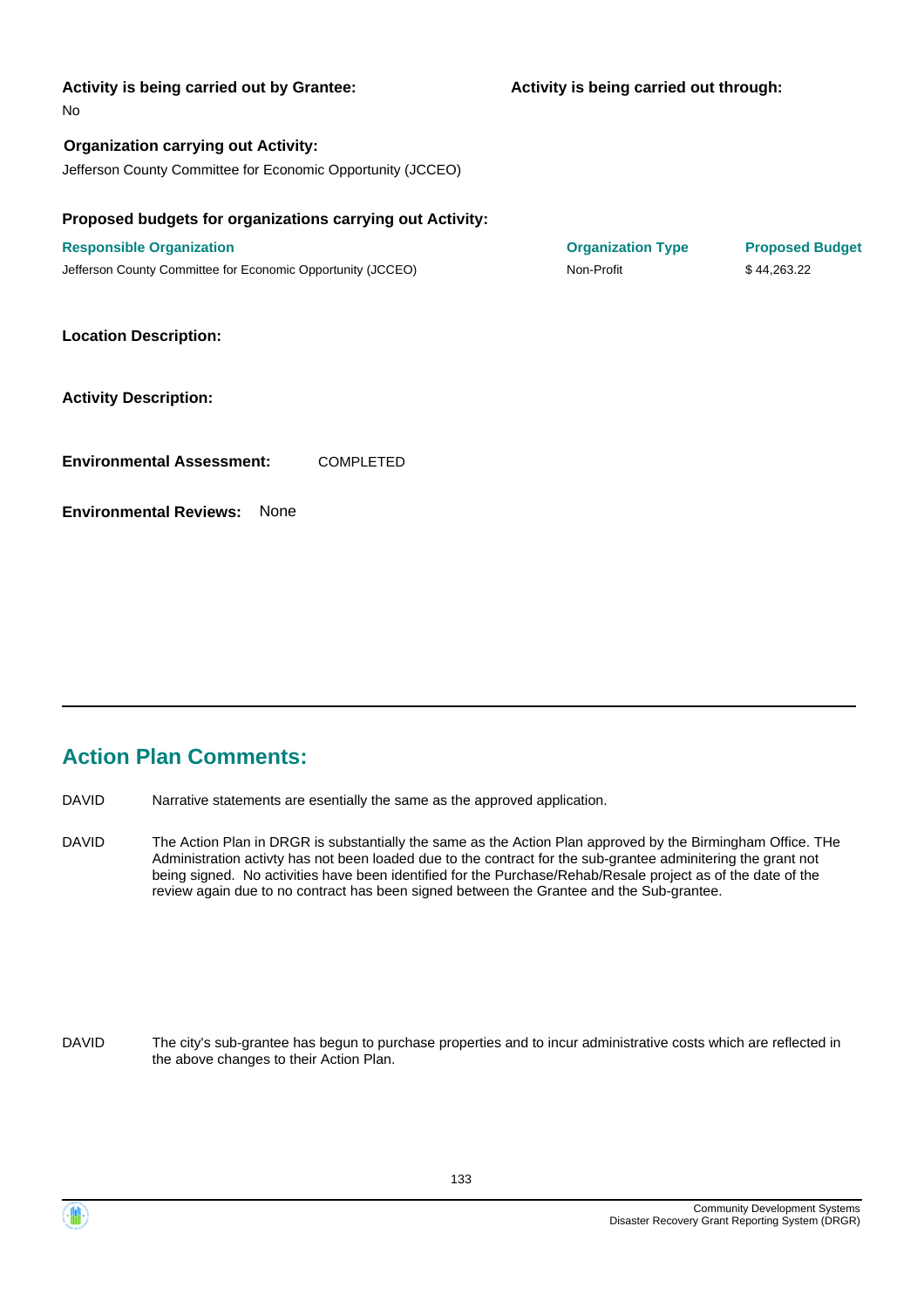**Activity is being carried out by Grantee:**

No

**Activity is being carried out through:**

**Organization carrying out Activity:**

Jefferson County Committee for Economic Opportunity (JCCEO)

**Proposed budgets for organizations carrying out Activity:**

| Responsible Organization | Organization Type | Proposed Budget |
|---|---|---|
| Jefferson County Committee for Economic Opportunity (JCCEO) | Non-Profit | $ 44,263.22 |

**Location Description:**

**Activity Description:**

**Environmental Assessment:** COMPLETED

**Environmental Reviews:** None

## Action Plan Comments:

DAVID Narrative statements are esentially the same as the approved application.

DAVID The Action Plan in DRGR is substantially the same as the Action Plan approved by the Birmingham Office. THe Administration activty has not been loaded due to the contract for the sub-grantee adminitering the grant not being signed. No activities have been identified for the Purchase/Rehab/Resale project as of the date of the review again due to no contract has been signed between the Grantee and the Sub-grantee.

DAVID The city's sub-grantee has begun to purchase properties and to incur administrative costs which are reflected in the above changes to their Action Plan.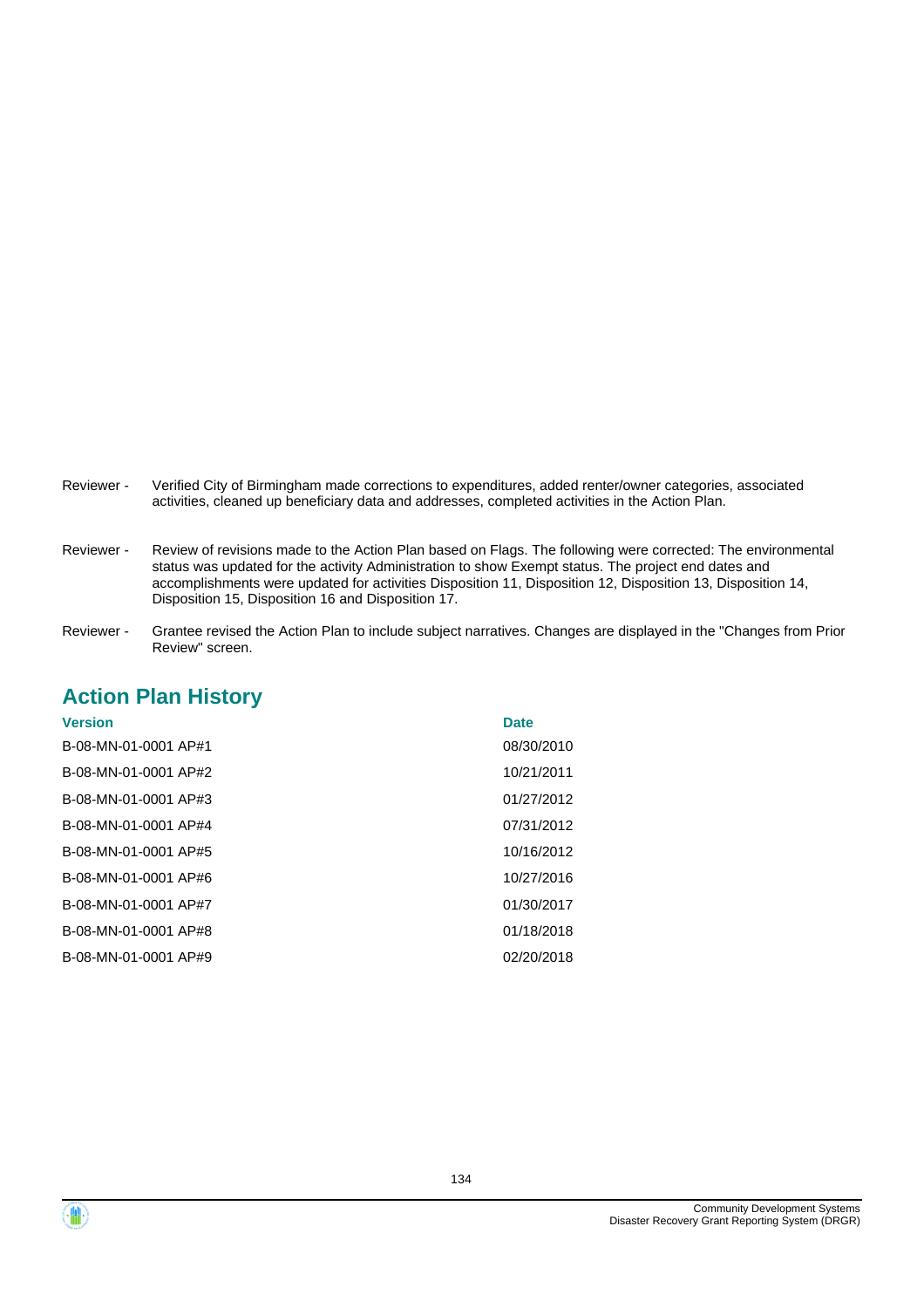| | |
|---|---|
| Reviewer - | Verified City of Birmingham made corrections to expenditures, added renter/owner categories, associated activities, cleaned up beneficiary data and addresses, completed activities in the Action Plan. |
| Reviewer - | Review of revisions made to the Action Plan based on Flags. The following were corrected: The environmental status was updated for the activity Administration to show Exempt status. The project end dates and accomplishments were updated for activities Disposition 11, Disposition 12, Disposition 13, Disposition 14, Disposition 15, Disposition 16 and Disposition 17. |
| Reviewer - | Grantee revised the Action Plan to include subject narratives. Changes are displayed in the "Changes from Prior Review" screen. |

## Action Plan History

| Version | Date |
|---|---|
| B-08-MN-01-0001 AP#1 | 08/30/2010 |
| B-08-MN-01-0001 AP#2 | 10/21/2011 |
| B-08-MN-01-0001 AP#3 | 01/27/2012 |
| B-08-MN-01-0001 AP#4 | 07/31/2012 |
| B-08-MN-01-0001 AP#5 | 10/16/2012 |
| B-08-MN-01-0001 AP#6 | 10/27/2016 |
| B-08-MN-01-0001 AP#7 | 01/30/2017 |
| B-08-MN-01-0001 AP#8 | 01/18/2018 |
| B-08-MN-01-0001 AP#9 | 02/20/2018 |